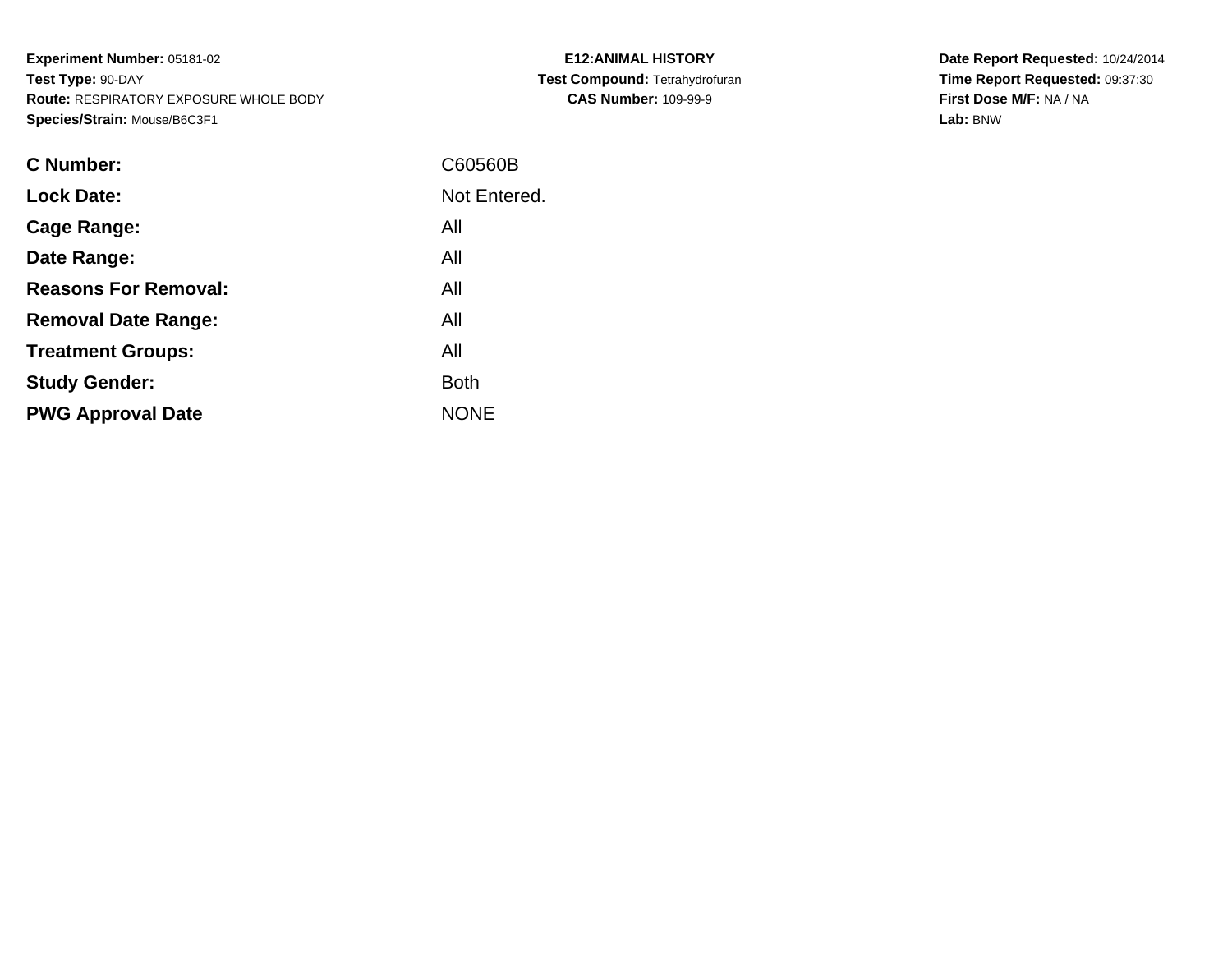**Experiment Number:** 05181-02
**Test Type:** 90-DAY
**Route:** RESPIRATORY EXPOSURE WHOLE BODY
**Species/Strain:** Mouse/B6C3F1

**E12:ANIMAL HISTORY**
**Test Compound:** Tetrahydrofuran
**CAS Number:** 109-99-9

**Date Report Requested:** 10/24/2014
**Time Report Requested:** 09:37:30
**First Dose M/F:** NA / NA
**Lab:** BNW

| | |
|---|---|
| **C Number:** | C60560B |
| **Lock Date:** | Not Entered. |
| **Cage Range:** | All |
| **Date Range:** | All |
| **Reasons For Removal:** | All |
| **Removal Date Range:** | All |
| **Treatment Groups:** | All |
| **Study Gender:** | Both |
| **PWG Approval Date** | NONE |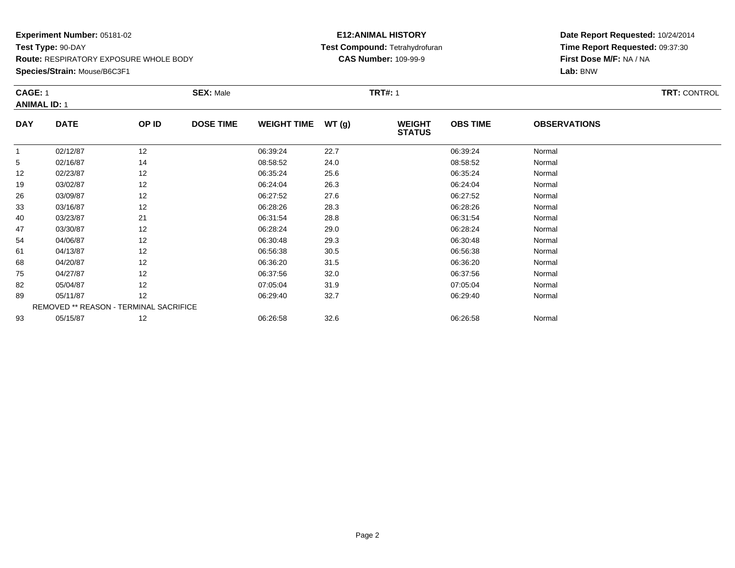**Experiment Number:** 05181-02
**Test Type:** 90-DAY
**Route:** RESPIRATORY EXPOSURE WHOLE BODY
**Species/Strain:** Mouse/B6C3F1

**E12:ANIMAL HISTORY**
**Test Compound:** Tetrahydrofuran
**CAS Number:** 109-99-9

**Date Report Requested:** 10/24/2014
**Time Report Requested:** 09:37:30
**First Dose M/F:** NA / NA
**Lab:** BNW

**CAGE:** 1 **SEX:** Male **TRT#:** 1 **TRT:** CONTROL
**ANIMAL ID:** 1

| DAY | DATE | OP ID | DOSE TIME | WEIGHT TIME | WT (g) | WEIGHT STATUS | OBS TIME | OBSERVATIONS |
|---|---|---|---|---|---|---|---|---|
| 1 | 02/12/87 | 12 | | 06:39:24 | 22.7 | | 06:39:24 | Normal |
| 5 | 02/16/87 | 14 | | 08:58:52 | 24.0 | | 08:58:52 | Normal |
| 12 | 02/23/87 | 12 | | 06:35:24 | 25.6 | | 06:35:24 | Normal |
| 19 | 03/02/87 | 12 | | 06:24:04 | 26.3 | | 06:24:04 | Normal |
| 26 | 03/09/87 | 12 | | 06:27:52 | 27.6 | | 06:27:52 | Normal |
| 33 | 03/16/87 | 12 | | 06:28:26 | 28.3 | | 06:28:26 | Normal |
| 40 | 03/23/87 | 21 | | 06:31:54 | 28.8 | | 06:31:54 | Normal |
| 47 | 03/30/87 | 12 | | 06:28:24 | 29.0 | | 06:28:24 | Normal |
| 54 | 04/06/87 | 12 | | 06:30:48 | 29.3 | | 06:30:48 | Normal |
| 61 | 04/13/87 | 12 | | 06:56:38 | 30.5 | | 06:56:38 | Normal |
| 68 | 04/20/87 | 12 | | 06:36:20 | 31.5 | | 06:36:20 | Normal |
| 75 | 04/27/87 | 12 | | 06:37:56 | 32.0 | | 06:37:56 | Normal |
| 82 | 05/04/87 | 12 | | 07:05:04 | 31.9 | | 07:05:04 | Normal |
| 89 | 05/11/87 | 12 | | 06:29:40 | 32.7 | | 06:29:40 | Normal |
| | REMOVED ** REASON - TERMINAL SACRIFICE | | | | | | | |
| 93 | 05/15/87 | 12 | | 06:26:58 | 32.6 | | 06:26:58 | Normal |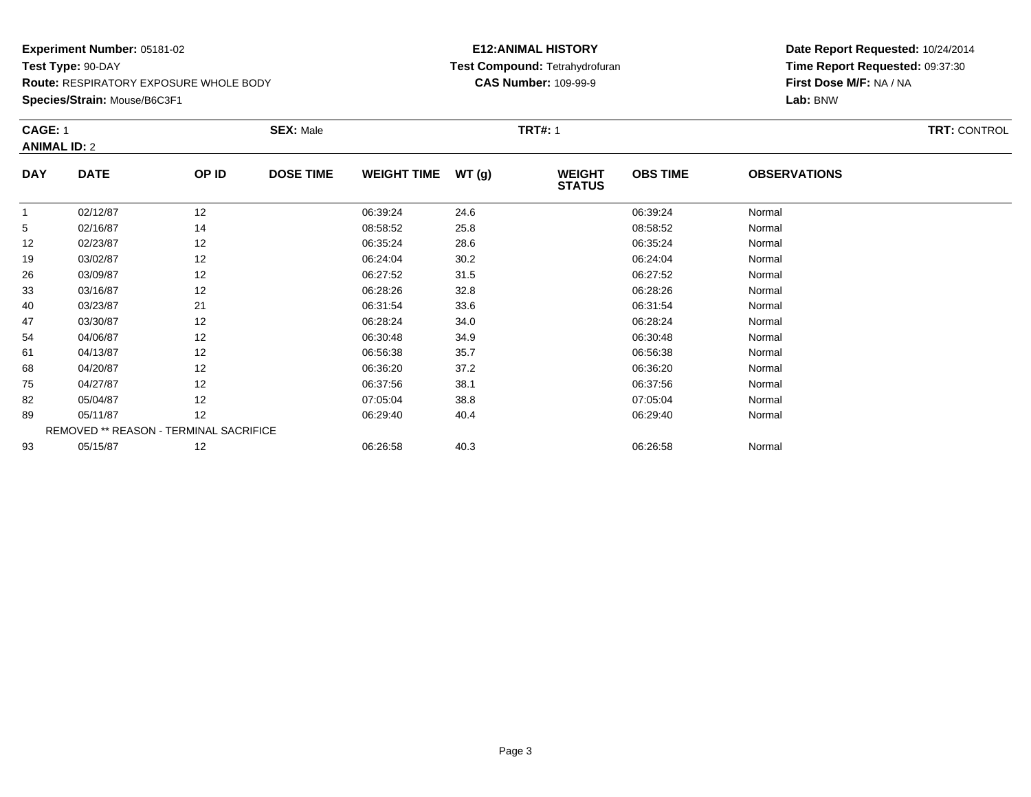**Experiment Number:** 05181-02
**Test Type:** 90-DAY
**Route:** RESPIRATORY EXPOSURE WHOLE BODY
**Species/Strain:** Mouse/B6C3F1

**E12:ANIMAL HISTORY**
**Test Compound:** Tetrahydrofuran
**CAS Number:** 109-99-9

**Date Report Requested:** 10/24/2014
**Time Report Requested:** 09:37:30
**First Dose M/F:** NA / NA
**Lab:** BNW

**CAGE:** 1 **SEX:** Male **TRT#:** 1 **TRT:** CONTROL
**ANIMAL ID:** 2

| DAY | DATE | OP ID | DOSE TIME | WEIGHT TIME | WT (g) | WEIGHT STATUS | OBS TIME | OBSERVATIONS |
|---|---|---|---|---|---|---|---|---|
| 1 | 02/12/87 | 12 | | 06:39:24 | 24.6 | | 06:39:24 | Normal |
| 5 | 02/16/87 | 14 | | 08:58:52 | 25.8 | | 08:58:52 | Normal |
| 12 | 02/23/87 | 12 | | 06:35:24 | 28.6 | | 06:35:24 | Normal |
| 19 | 03/02/87 | 12 | | 06:24:04 | 30.2 | | 06:24:04 | Normal |
| 26 | 03/09/87 | 12 | | 06:27:52 | 31.5 | | 06:27:52 | Normal |
| 33 | 03/16/87 | 12 | | 06:28:26 | 32.8 | | 06:28:26 | Normal |
| 40 | 03/23/87 | 21 | | 06:31:54 | 33.6 | | 06:31:54 | Normal |
| 47 | 03/30/87 | 12 | | 06:28:24 | 34.0 | | 06:28:24 | Normal |
| 54 | 04/06/87 | 12 | | 06:30:48 | 34.9 | | 06:30:48 | Normal |
| 61 | 04/13/87 | 12 | | 06:56:38 | 35.7 | | 06:56:38 | Normal |
| 68 | 04/20/87 | 12 | | 06:36:20 | 37.2 | | 06:36:20 | Normal |
| 75 | 04/27/87 | 12 | | 06:37:56 | 38.1 | | 06:37:56 | Normal |
| 82 | 05/04/87 | 12 | | 07:05:04 | 38.8 | | 07:05:04 | Normal |
| 89 | 05/11/87 | 12 | | 06:29:40 | 40.4 | | 06:29:40 | Normal |
| | REMOVED ** REASON - TERMINAL SACRIFICE | | | | | | | |
| 93 | 05/15/87 | 12 | | 06:26:58 | 40.3 | | 06:26:58 | Normal |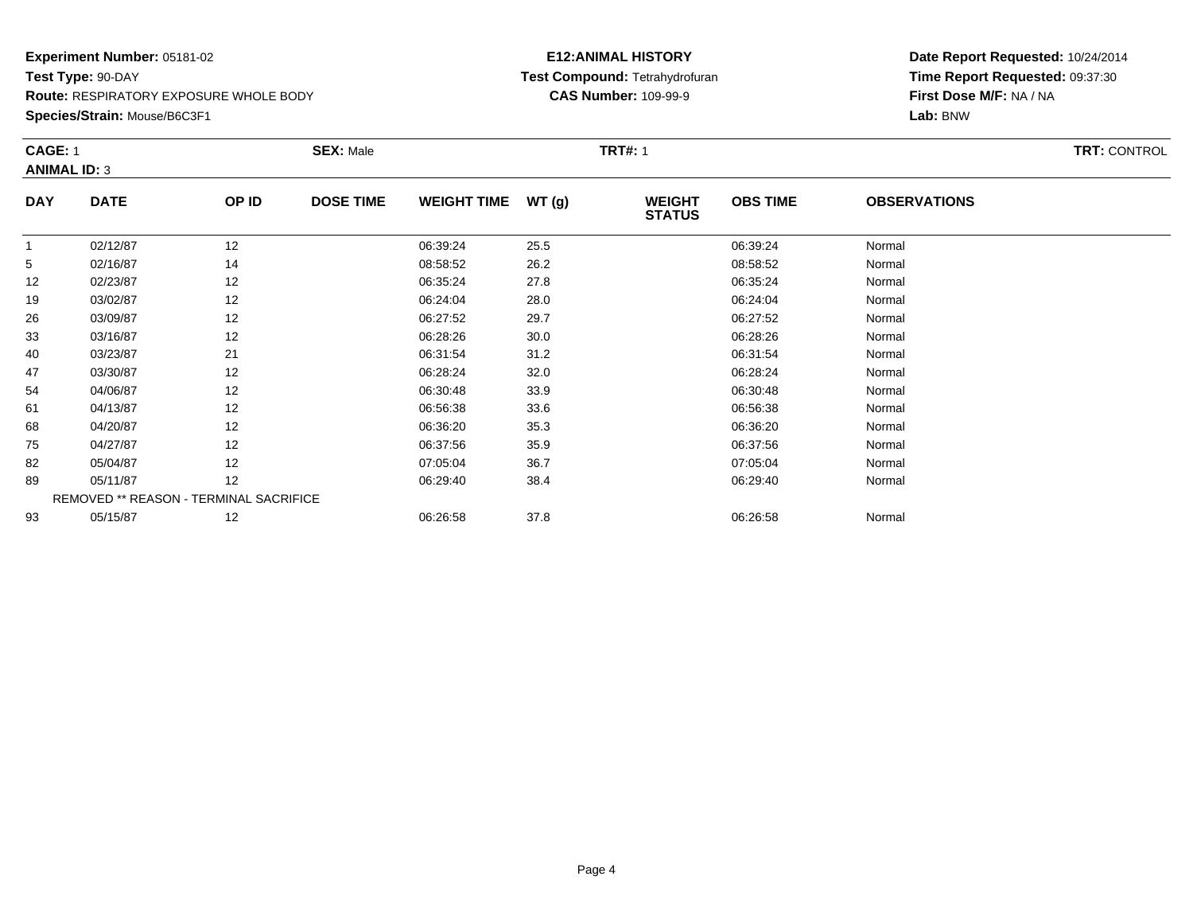**Experiment Number:** 05181-02
**Test Type:** 90-DAY
**Route:** RESPIRATORY EXPOSURE WHOLE BODY
**Species/Strain:** Mouse/B6C3F1

**E12:ANIMAL HISTORY**
**Test Compound:** Tetrahydrofuran
**CAS Number:** 109-99-9

**Date Report Requested:** 10/24/2014
**Time Report Requested:** 09:37:30
**First Dose M/F:** NA / NA
**Lab:** BNW

**CAGE:** 1 **SEX:** Male **TRT#:** 1 **TRT:** CONTROL
**ANIMAL ID:** 3

| DAY | DATE | OP ID | DOSE TIME | WEIGHT TIME | WT (g) | WEIGHT STATUS | OBS TIME | OBSERVATIONS |
|---|---|---|---|---|---|---|---|---|
| 1 | 02/12/87 | 12 | | 06:39:24 | 25.5 | | 06:39:24 | Normal |
| 5 | 02/16/87 | 14 | | 08:58:52 | 26.2 | | 08:58:52 | Normal |
| 12 | 02/23/87 | 12 | | 06:35:24 | 27.8 | | 06:35:24 | Normal |
| 19 | 03/02/87 | 12 | | 06:24:04 | 28.0 | | 06:24:04 | Normal |
| 26 | 03/09/87 | 12 | | 06:27:52 | 29.7 | | 06:27:52 | Normal |
| 33 | 03/16/87 | 12 | | 06:28:26 | 30.0 | | 06:28:26 | Normal |
| 40 | 03/23/87 | 21 | | 06:31:54 | 31.2 | | 06:31:54 | Normal |
| 47 | 03/30/87 | 12 | | 06:28:24 | 32.0 | | 06:28:24 | Normal |
| 54 | 04/06/87 | 12 | | 06:30:48 | 33.9 | | 06:30:48 | Normal |
| 61 | 04/13/87 | 12 | | 06:56:38 | 33.6 | | 06:56:38 | Normal |
| 68 | 04/20/87 | 12 | | 06:36:20 | 35.3 | | 06:36:20 | Normal |
| 75 | 04/27/87 | 12 | | 06:37:56 | 35.9 | | 06:37:56 | Normal |
| 82 | 05/04/87 | 12 | | 07:05:04 | 36.7 | | 07:05:04 | Normal |
| 89 | 05/11/87 | 12 | | 06:29:40 | 38.4 | | 06:29:40 | Normal |
| | REMOVED ** REASON - TERMINAL SACRIFICE | | | | | | | |
| 93 | 05/15/87 | 12 | | 06:26:58 | 37.8 | | 06:26:58 | Normal |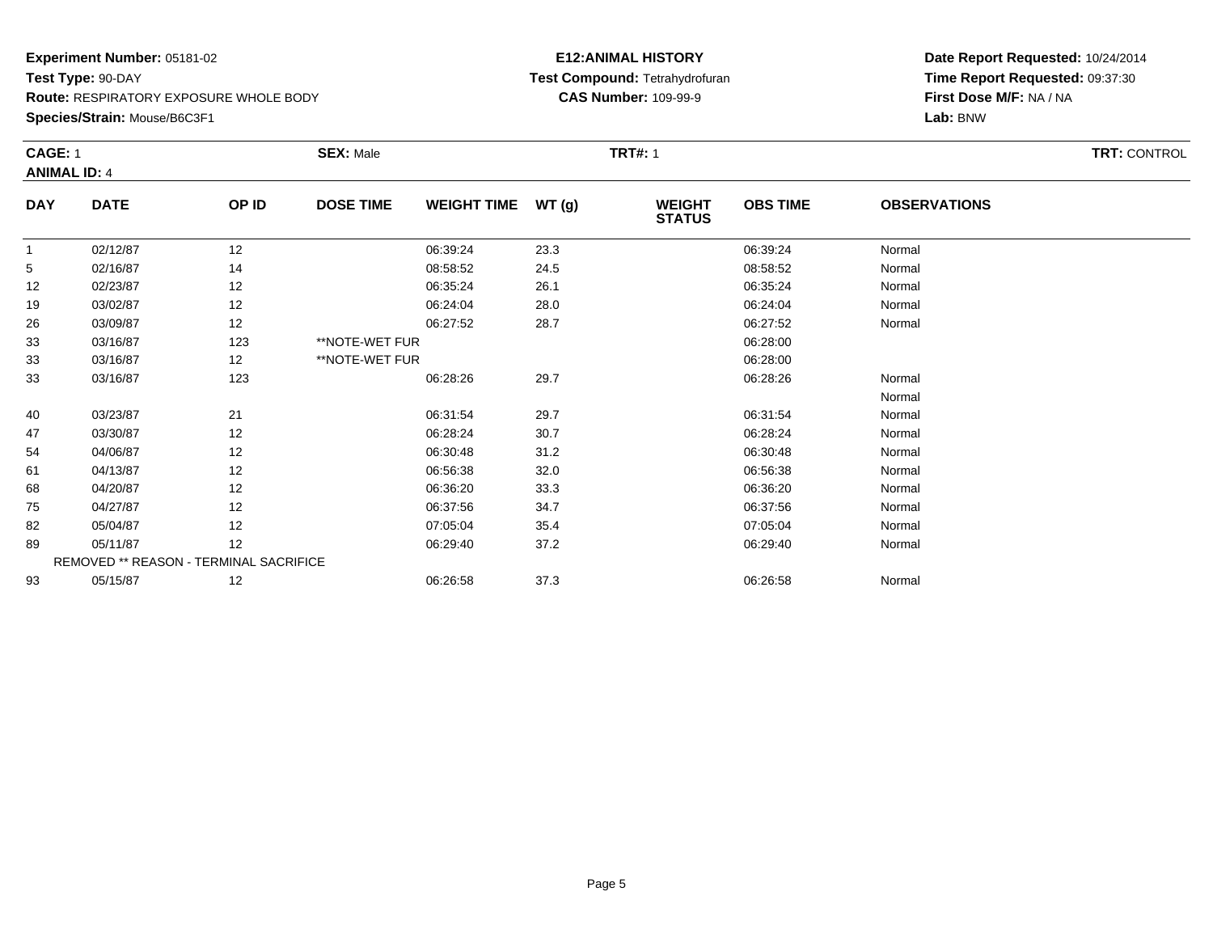**Experiment Number:** 05181-02
**Test Type:** 90-DAY
**Route:** RESPIRATORY EXPOSURE WHOLE BODY
**Species/Strain:** Mouse/B6C3F1

**E12:ANIMAL HISTORY**
**Test Compound:** Tetrahydrofuran
**CAS Number:** 109-99-9

**Date Report Requested:** 10/24/2014
**Time Report Requested:** 09:37:30
**First Dose M/F:** NA / NA
**Lab:** BNW

**CAGE:** 1 **SEX:** Male **TRT#:** 1 **TRT:** CONTROL
**ANIMAL ID:** 4

| DAY | DATE | OP ID | DOSE TIME | WEIGHT TIME | WT (g) | WEIGHT STATUS | OBS TIME | OBSERVATIONS |
|---|---|---|---|---|---|---|---|---|
| 1 | 02/12/87 | 12 | | 06:39:24 | 23.3 | | 06:39:24 | Normal |
| 5 | 02/16/87 | 14 | | 08:58:52 | 24.5 | | 08:58:52 | Normal |
| 12 | 02/23/87 | 12 | | 06:35:24 | 26.1 | | 06:35:24 | Normal |
| 19 | 03/02/87 | 12 | | 06:24:04 | 28.0 | | 06:24:04 | Normal |
| 26 | 03/09/87 | 12 | | 06:27:52 | 28.7 | | 06:27:52 | Normal |
| 33 | 03/16/87 | 123 | **NOTE-WET FUR | | | | 06:28:00 | |
| 33 | 03/16/87 | 12 | **NOTE-WET FUR | | | | 06:28:00 | |
| 33 | 03/16/87 | 123 | | 06:28:26 | 29.7 | | 06:28:26 | Normal |
| | | | | | | | | Normal |
| 40 | 03/23/87 | 21 | | 06:31:54 | 29.7 | | 06:31:54 | Normal |
| 47 | 03/30/87 | 12 | | 06:28:24 | 30.7 | | 06:28:24 | Normal |
| 54 | 04/06/87 | 12 | | 06:30:48 | 31.2 | | 06:30:48 | Normal |
| 61 | 04/13/87 | 12 | | 06:56:38 | 32.0 | | 06:56:38 | Normal |
| 68 | 04/20/87 | 12 | | 06:36:20 | 33.3 | | 06:36:20 | Normal |
| 75 | 04/27/87 | 12 | | 06:37:56 | 34.7 | | 06:37:56 | Normal |
| 82 | 05/04/87 | 12 | | 07:05:04 | 35.4 | | 07:05:04 | Normal |
| 89 | 05/11/87 | 12 | | 06:29:40 | 37.2 | | 06:29:40 | Normal |
| REMOVED ** REASON - TERMINAL SACRIFICE | | | | | | | | |
| 93 | 05/15/87 | 12 | | 06:26:58 | 37.3 | | 06:26:58 | Normal |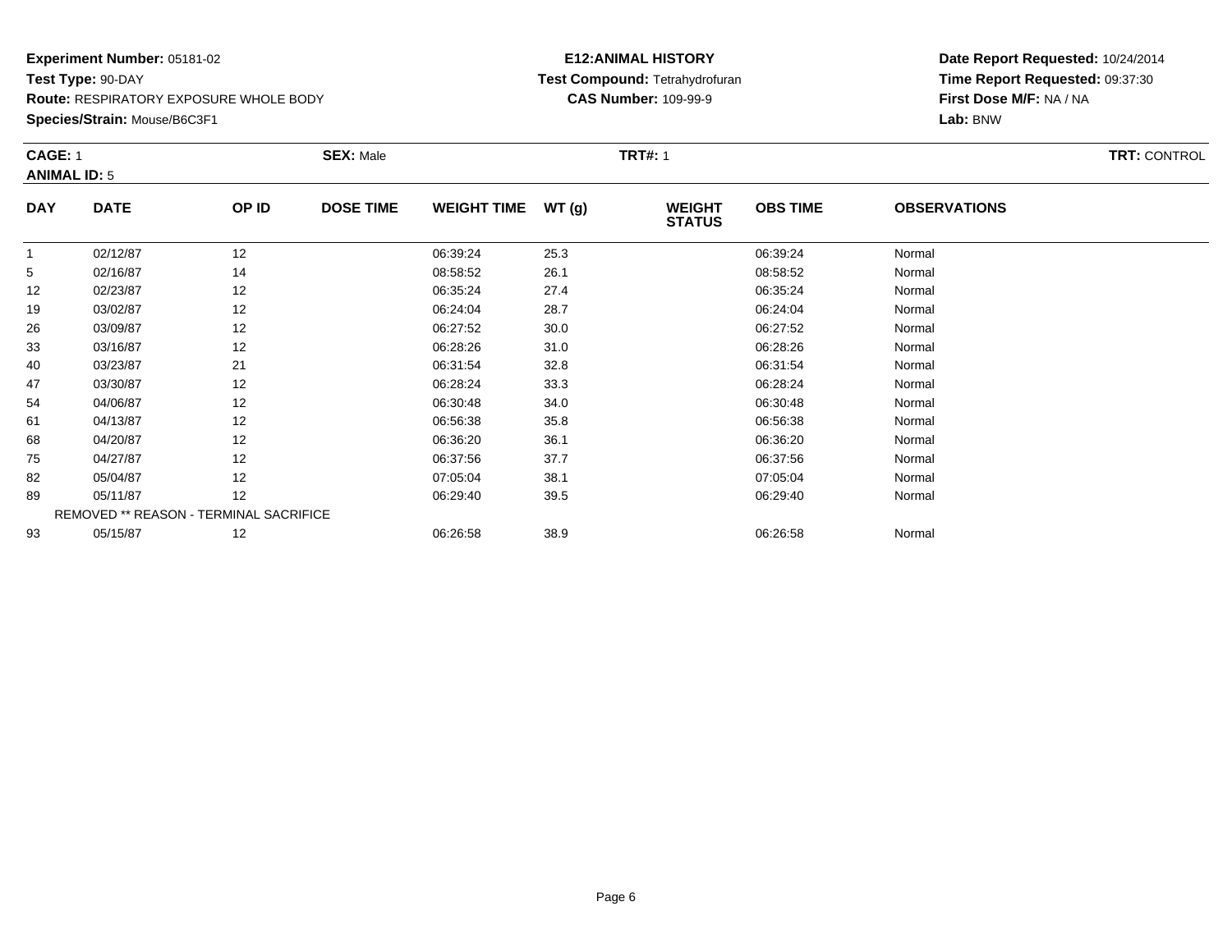**Experiment Number:** 05181-02
**Test Type:** 90-DAY
**Route:** RESPIRATORY EXPOSURE WHOLE BODY
**Species/Strain:** Mouse/B6C3F1

**E12:ANIMAL HISTORY**
**Test Compound:** Tetrahydrofuran
**CAS Number:** 109-99-9

**Date Report Requested:** 10/24/2014
**Time Report Requested:** 09:37:30
**First Dose M/F:** NA / NA
**Lab:** BNW

**CAGE:** 1 **SEX:** Male **TRT#:** 1 **TRT:** CONTROL
**ANIMAL ID:** 5

| DAY | DATE | OP ID | DOSE TIME | WEIGHT TIME | WT (g) | WEIGHT STATUS | OBS TIME | OBSERVATIONS |
|---|---|---|---|---|---|---|---|---|
| 1 | 02/12/87 | 12 | | 06:39:24 | 25.3 | | 06:39:24 | Normal |
| 5 | 02/16/87 | 14 | | 08:58:52 | 26.1 | | 08:58:52 | Normal |
| 12 | 02/23/87 | 12 | | 06:35:24 | 27.4 | | 06:35:24 | Normal |
| 19 | 03/02/87 | 12 | | 06:24:04 | 28.7 | | 06:24:04 | Normal |
| 26 | 03/09/87 | 12 | | 06:27:52 | 30.0 | | 06:27:52 | Normal |
| 33 | 03/16/87 | 12 | | 06:28:26 | 31.0 | | 06:28:26 | Normal |
| 40 | 03/23/87 | 21 | | 06:31:54 | 32.8 | | 06:31:54 | Normal |
| 47 | 03/30/87 | 12 | | 06:28:24 | 33.3 | | 06:28:24 | Normal |
| 54 | 04/06/87 | 12 | | 06:30:48 | 34.0 | | 06:30:48 | Normal |
| 61 | 04/13/87 | 12 | | 06:56:38 | 35.8 | | 06:56:38 | Normal |
| 68 | 04/20/87 | 12 | | 06:36:20 | 36.1 | | 06:36:20 | Normal |
| 75 | 04/27/87 | 12 | | 06:37:56 | 37.7 | | 06:37:56 | Normal |
| 82 | 05/04/87 | 12 | | 07:05:04 | 38.1 | | 07:05:04 | Normal |
| 89 | 05/11/87 | 12 | | 06:29:40 | 39.5 | | 06:29:40 | Normal |
| REMOVED ** REASON - TERMINAL SACRIFICE | | | | | | | | |
| 93 | 05/15/87 | 12 | | 06:26:58 | 38.9 | | 06:26:58 | Normal |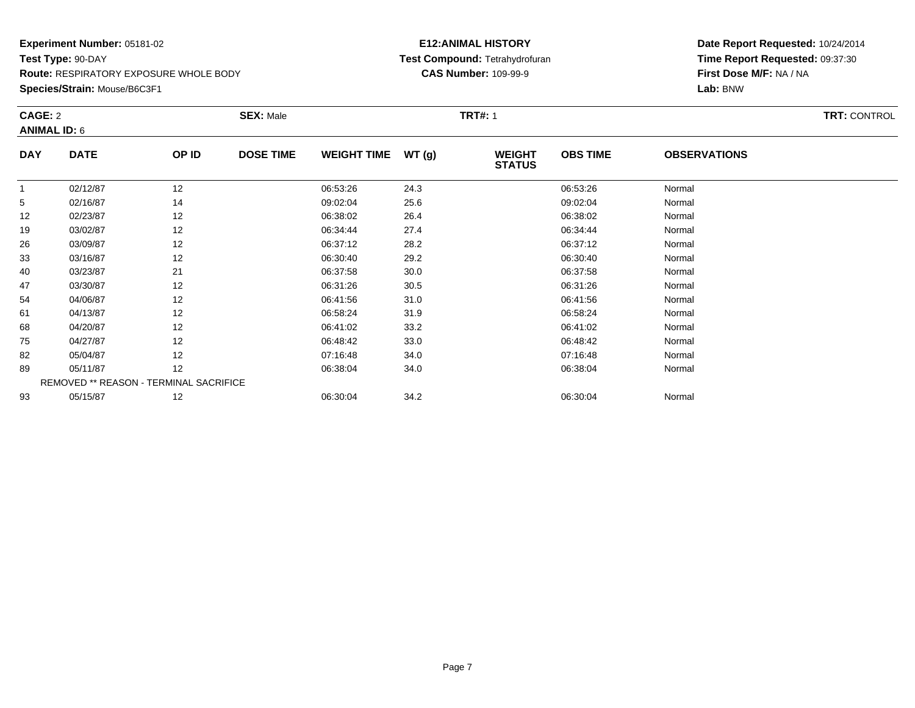**Experiment Number:** 05181-02
**Test Type:** 90-DAY
**Route:** RESPIRATORY EXPOSURE WHOLE BODY
**Species/Strain:** Mouse/B6C3F1

**E12:ANIMAL HISTORY**
**Test Compound:** Tetrahydrofuran
**CAS Number:** 109-99-9

**Date Report Requested:** 10/24/2014
**Time Report Requested:** 09:37:30
**First Dose M/F:** NA / NA
**Lab:** BNW

**CAGE:** 2 **SEX:** Male **TRT#:** 1 **TRT:** CONTROL
**ANIMAL ID:** 6

| DAY | DATE | OP ID | DOSE TIME | WEIGHT TIME | WT (g) | WEIGHT STATUS | OBS TIME | OBSERVATIONS |
|---|---|---|---|---|---|---|---|---|
| 1 | 02/12/87 | 12 | | 06:53:26 | 24.3 | | 06:53:26 | Normal |
| 5 | 02/16/87 | 14 | | 09:02:04 | 25.6 | | 09:02:04 | Normal |
| 12 | 02/23/87 | 12 | | 06:38:02 | 26.4 | | 06:38:02 | Normal |
| 19 | 03/02/87 | 12 | | 06:34:44 | 27.4 | | 06:34:44 | Normal |
| 26 | 03/09/87 | 12 | | 06:37:12 | 28.2 | | 06:37:12 | Normal |
| 33 | 03/16/87 | 12 | | 06:30:40 | 29.2 | | 06:30:40 | Normal |
| 40 | 03/23/87 | 21 | | 06:37:58 | 30.0 | | 06:37:58 | Normal |
| 47 | 03/30/87 | 12 | | 06:31:26 | 30.5 | | 06:31:26 | Normal |
| 54 | 04/06/87 | 12 | | 06:41:56 | 31.0 | | 06:41:56 | Normal |
| 61 | 04/13/87 | 12 | | 06:58:24 | 31.9 | | 06:58:24 | Normal |
| 68 | 04/20/87 | 12 | | 06:41:02 | 33.2 | | 06:41:02 | Normal |
| 75 | 04/27/87 | 12 | | 06:48:42 | 33.0 | | 06:48:42 | Normal |
| 82 | 05/04/87 | 12 | | 07:16:48 | 34.0 | | 07:16:48 | Normal |
| 89 | 05/11/87 | 12 | | 06:38:04 | 34.0 | | 06:38:04 | Normal |
| | REMOVED ** REASON - TERMINAL SACRIFICE | | | | | | | |
| 93 | 05/15/87 | 12 | | 06:30:04 | 34.2 | | 06:30:04 | Normal |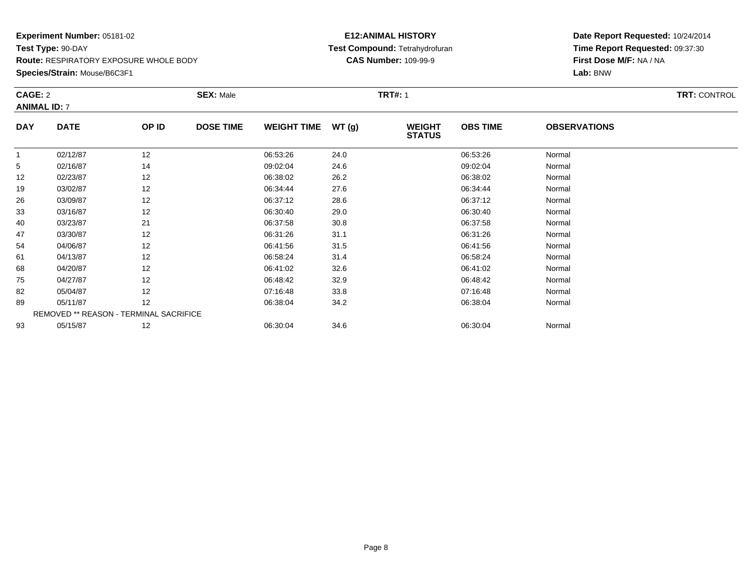**Experiment Number:** 05181-02
**Test Type:** 90-DAY
**Route:** RESPIRATORY EXPOSURE WHOLE BODY
**Species/Strain:** Mouse/B6C3F1

**E12:ANIMAL HISTORY**
**Test Compound:** Tetrahydrofuran
**CAS Number:** 109-99-9

**Date Report Requested:** 10/24/2014
**Time Report Requested:** 09:37:30
**First Dose M/F:** NA / NA
**Lab:** BNW

**CAGE:** 2 **SEX:** Male **TRT#:** 1 **TRT:** CONTROL
**ANIMAL ID:** 7

| DAY | DATE | OP ID | DOSE TIME | WEIGHT TIME | WT (g) | WEIGHT STATUS | OBS TIME | OBSERVATIONS |
|---|---|---|---|---|---|---|---|---|
| 1 | 02/12/87 | 12 | | 06:53:26 | 24.0 | | 06:53:26 | Normal |
| 5 | 02/16/87 | 14 | | 09:02:04 | 24.6 | | 09:02:04 | Normal |
| 12 | 02/23/87 | 12 | | 06:38:02 | 26.2 | | 06:38:02 | Normal |
| 19 | 03/02/87 | 12 | | 06:34:44 | 27.6 | | 06:34:44 | Normal |
| 26 | 03/09/87 | 12 | | 06:37:12 | 28.6 | | 06:37:12 | Normal |
| 33 | 03/16/87 | 12 | | 06:30:40 | 29.0 | | 06:30:40 | Normal |
| 40 | 03/23/87 | 21 | | 06:37:58 | 30.8 | | 06:37:58 | Normal |
| 47 | 03/30/87 | 12 | | 06:31:26 | 31.1 | | 06:31:26 | Normal |
| 54 | 04/06/87 | 12 | | 06:41:56 | 31.5 | | 06:41:56 | Normal |
| 61 | 04/13/87 | 12 | | 06:58:24 | 31.4 | | 06:58:24 | Normal |
| 68 | 04/20/87 | 12 | | 06:41:02 | 32.6 | | 06:41:02 | Normal |
| 75 | 04/27/87 | 12 | | 06:48:42 | 32.9 | | 06:48:42 | Normal |
| 82 | 05/04/87 | 12 | | 07:16:48 | 33.8 | | 07:16:48 | Normal |
| 89 | 05/11/87 | 12 | | 06:38:04 | 34.2 | | 06:38:04 | Normal |
| | REMOVED ** REASON - TERMINAL SACRIFICE | | | | | | | |
| 93 | 05/15/87 | 12 | | 06:30:04 | 34.6 | | 06:30:04 | Normal |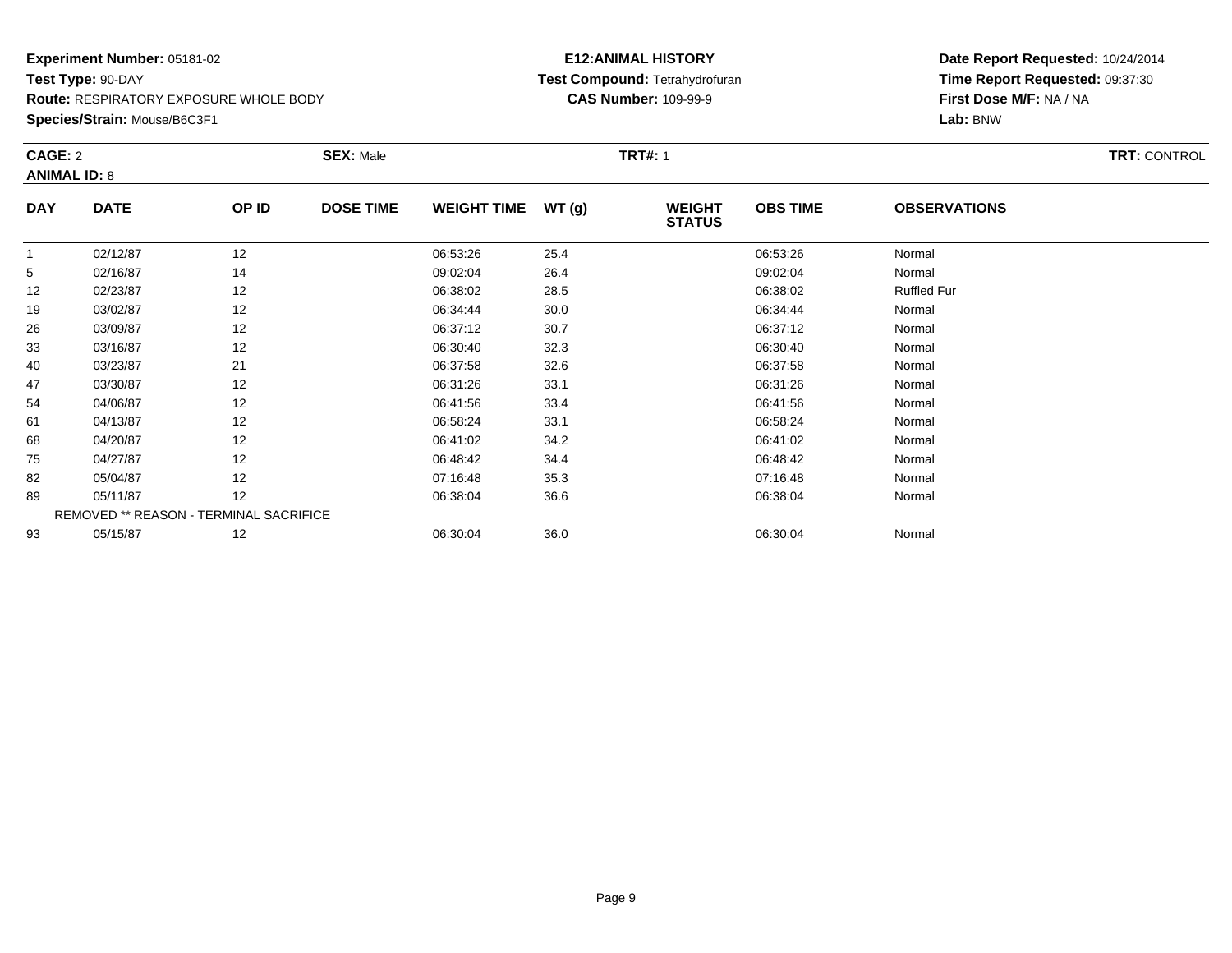**Experiment Number:** 05181-02
**Test Type:** 90-DAY
**Route:** RESPIRATORY EXPOSURE WHOLE BODY
**Species/Strain:** Mouse/B6C3F1

**E12:ANIMAL HISTORY**
**Test Compound:** Tetrahydrofuran
**CAS Number:** 109-99-9

**Date Report Requested:** 10/24/2014
**Time Report Requested:** 09:37:30
**First Dose M/F:** NA / NA
**Lab:** BNW

**CAGE:** 2 **SEX:** Male **TRT#:** 1 **TRT:** CONTROL
**ANIMAL ID:** 8

| DAY | DATE | OP ID | DOSE TIME | WEIGHT TIME | WT (g) | WEIGHT STATUS | OBS TIME | OBSERVATIONS |
|---|---|---|---|---|---|---|---|---|
| 1 | 02/12/87 | 12 | | 06:53:26 | 25.4 | | 06:53:26 | Normal |
| 5 | 02/16/87 | 14 | | 09:02:04 | 26.4 | | 09:02:04 | Normal |
| 12 | 02/23/87 | 12 | | 06:38:02 | 28.5 | | 06:38:02 | Ruffled Fur |
| 19 | 03/02/87 | 12 | | 06:34:44 | 30.0 | | 06:34:44 | Normal |
| 26 | 03/09/87 | 12 | | 06:37:12 | 30.7 | | 06:37:12 | Normal |
| 33 | 03/16/87 | 12 | | 06:30:40 | 32.3 | | 06:30:40 | Normal |
| 40 | 03/23/87 | 21 | | 06:37:58 | 32.6 | | 06:37:58 | Normal |
| 47 | 03/30/87 | 12 | | 06:31:26 | 33.1 | | 06:31:26 | Normal |
| 54 | 04/06/87 | 12 | | 06:41:56 | 33.4 | | 06:41:56 | Normal |
| 61 | 04/13/87 | 12 | | 06:58:24 | 33.1 | | 06:58:24 | Normal |
| 68 | 04/20/87 | 12 | | 06:41:02 | 34.2 | | 06:41:02 | Normal |
| 75 | 04/27/87 | 12 | | 06:48:42 | 34.4 | | 06:48:42 | Normal |
| 82 | 05/04/87 | 12 | | 07:16:48 | 35.3 | | 07:16:48 | Normal |
| 89 | 05/11/87 | 12 | | 06:38:04 | 36.6 | | 06:38:04 | Normal |
| | REMOVED ** REASON - TERMINAL SACRIFICE | | | | | | | |
| 93 | 05/15/87 | 12 | | 06:30:04 | 36.0 | | 06:30:04 | Normal |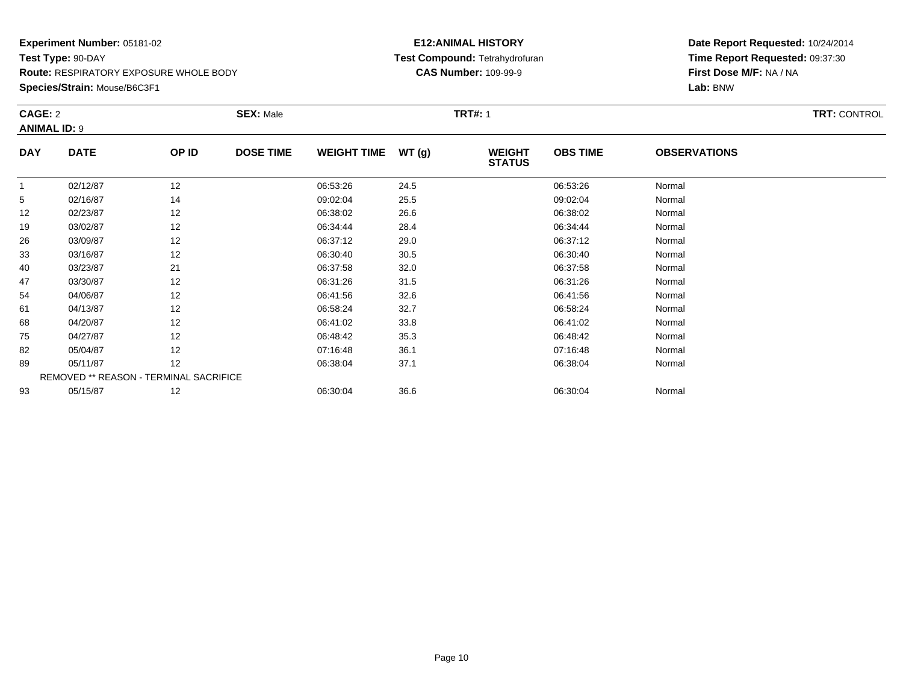**Experiment Number:** 05181-02
**Test Type:** 90-DAY
**Route:** RESPIRATORY EXPOSURE WHOLE BODY
**Species/Strain:** Mouse/B6C3F1

**E12:ANIMAL HISTORY**
**Test Compound:** Tetrahydrofuran
**CAS Number:** 109-99-9

**Date Report Requested:** 10/24/2014
**Time Report Requested:** 09:37:30
**First Dose M/F:** NA / NA
**Lab:** BNW

**CAGE:** 2 **SEX:** Male **TRT#:** 1 **TRT:** CONTROL
**ANIMAL ID:** 9

| DAY | DATE | OP ID | DOSE TIME | WEIGHT TIME | WT (g) | WEIGHT STATUS | OBS TIME | OBSERVATIONS |
|---|---|---|---|---|---|---|---|---|
| 1 | 02/12/87 | 12 | | 06:53:26 | 24.5 | | 06:53:26 | Normal |
| 5 | 02/16/87 | 14 | | 09:02:04 | 25.5 | | 09:02:04 | Normal |
| 12 | 02/23/87 | 12 | | 06:38:02 | 26.6 | | 06:38:02 | Normal |
| 19 | 03/02/87 | 12 | | 06:34:44 | 28.4 | | 06:34:44 | Normal |
| 26 | 03/09/87 | 12 | | 06:37:12 | 29.0 | | 06:37:12 | Normal |
| 33 | 03/16/87 | 12 | | 06:30:40 | 30.5 | | 06:30:40 | Normal |
| 40 | 03/23/87 | 21 | | 06:37:58 | 32.0 | | 06:37:58 | Normal |
| 47 | 03/30/87 | 12 | | 06:31:26 | 31.5 | | 06:31:26 | Normal |
| 54 | 04/06/87 | 12 | | 06:41:56 | 32.6 | | 06:41:56 | Normal |
| 61 | 04/13/87 | 12 | | 06:58:24 | 32.7 | | 06:58:24 | Normal |
| 68 | 04/20/87 | 12 | | 06:41:02 | 33.8 | | 06:41:02 | Normal |
| 75 | 04/27/87 | 12 | | 06:48:42 | 35.3 | | 06:48:42 | Normal |
| 82 | 05/04/87 | 12 | | 07:16:48 | 36.1 | | 07:16:48 | Normal |
| 89 | 05/11/87 | 12 | | 06:38:04 | 37.1 | | 06:38:04 | Normal |
| | REMOVED ** REASON - TERMINAL SACRIFICE | | | | | | | |
| 93 | 05/15/87 | 12 | | 06:30:04 | 36.6 | | 06:30:04 | Normal |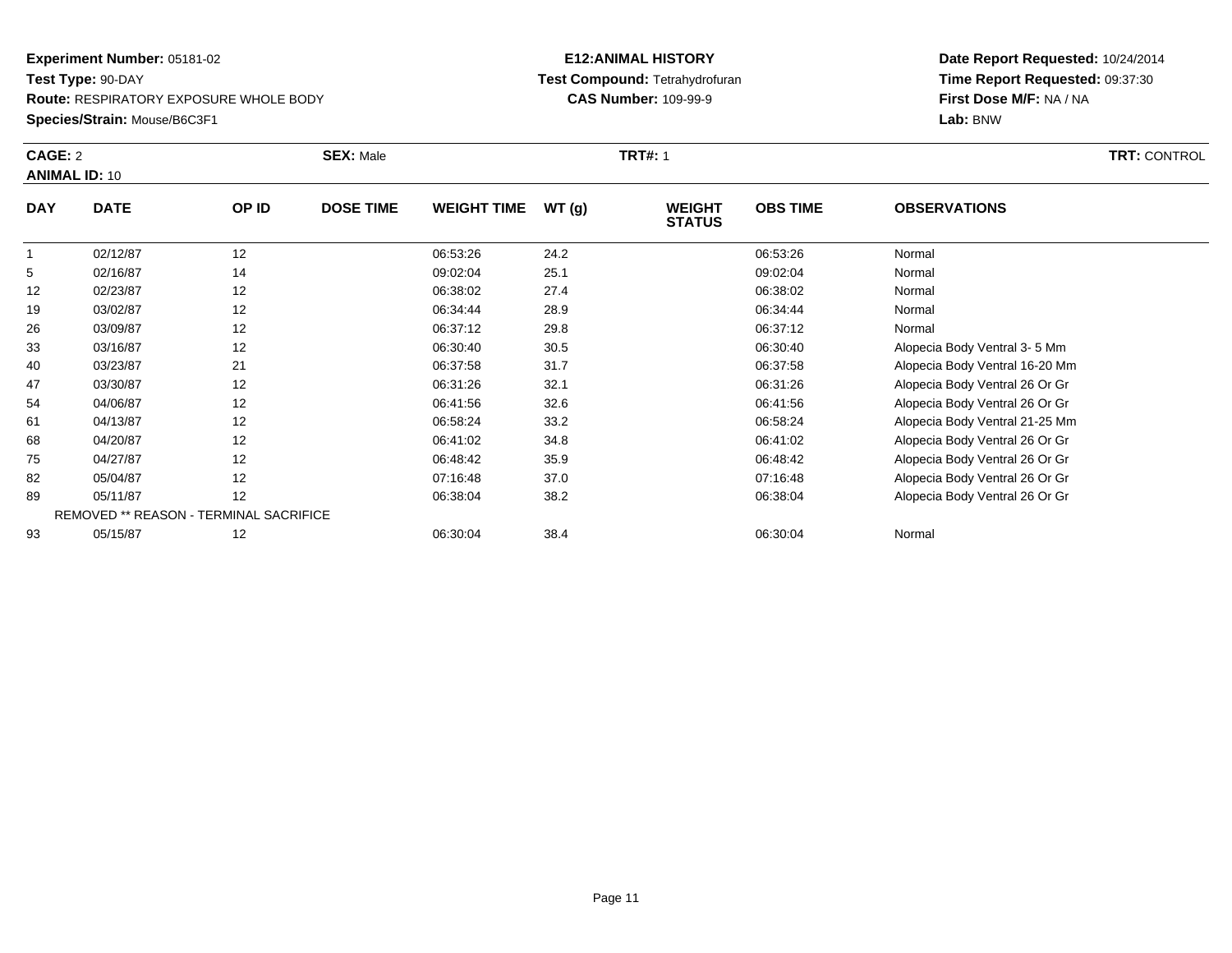**Experiment Number:** 05181-02
**Test Type:** 90-DAY
**Route:** RESPIRATORY EXPOSURE WHOLE BODY
**Species/Strain:** Mouse/B6C3F1

**E12:ANIMAL HISTORY**
**Test Compound:** Tetrahydrofuran
**CAS Number:** 109-99-9

**Date Report Requested:** 10/24/2014
**Time Report Requested:** 09:37:30
**First Dose M/F:** NA / NA
**Lab:** BNW

**CAGE:** 2 **SEX:** Male **TRT#:** 1 **TRT:** CONTROL
**ANIMAL ID:** 10

| DAY | DATE | OP ID | DOSE TIME | WEIGHT TIME | WT (g) | WEIGHT STATUS | OBS TIME | OBSERVATIONS |
|---|---|---|---|---|---|---|---|---|
| 1 | 02/12/87 | 12 | | 06:53:26 | 24.2 | | 06:53:26 | Normal |
| 5 | 02/16/87 | 14 | | 09:02:04 | 25.1 | | 09:02:04 | Normal |
| 12 | 02/23/87 | 12 | | 06:38:02 | 27.4 | | 06:38:02 | Normal |
| 19 | 03/02/87 | 12 | | 06:34:44 | 28.9 | | 06:34:44 | Normal |
| 26 | 03/09/87 | 12 | | 06:37:12 | 29.8 | | 06:37:12 | Normal |
| 33 | 03/16/87 | 12 | | 06:30:40 | 30.5 | | 06:30:40 | Alopecia Body Ventral 3- 5 Mm |
| 40 | 03/23/87 | 21 | | 06:37:58 | 31.7 | | 06:37:58 | Alopecia Body Ventral 16-20 Mm |
| 47 | 03/30/87 | 12 | | 06:31:26 | 32.1 | | 06:31:26 | Alopecia Body Ventral 26 Or Gr |
| 54 | 04/06/87 | 12 | | 06:41:56 | 32.6 | | 06:41:56 | Alopecia Body Ventral 26 Or Gr |
| 61 | 04/13/87 | 12 | | 06:58:24 | 33.2 | | 06:58:24 | Alopecia Body Ventral 21-25 Mm |
| 68 | 04/20/87 | 12 | | 06:41:02 | 34.8 | | 06:41:02 | Alopecia Body Ventral 26 Or Gr |
| 75 | 04/27/87 | 12 | | 06:48:42 | 35.9 | | 06:48:42 | Alopecia Body Ventral 26 Or Gr |
| 82 | 05/04/87 | 12 | | 07:16:48 | 37.0 | | 07:16:48 | Alopecia Body Ventral 26 Or Gr |
| 89 | 05/11/87 | 12 | | 06:38:04 | 38.2 | | 06:38:04 | Alopecia Body Ventral 26 Or Gr |
| | REMOVED ** REASON - TERMINAL SACRIFICE | | | | | | | |
| 93 | 05/15/87 | 12 | | 06:30:04 | 38.4 | | 06:30:04 | Normal |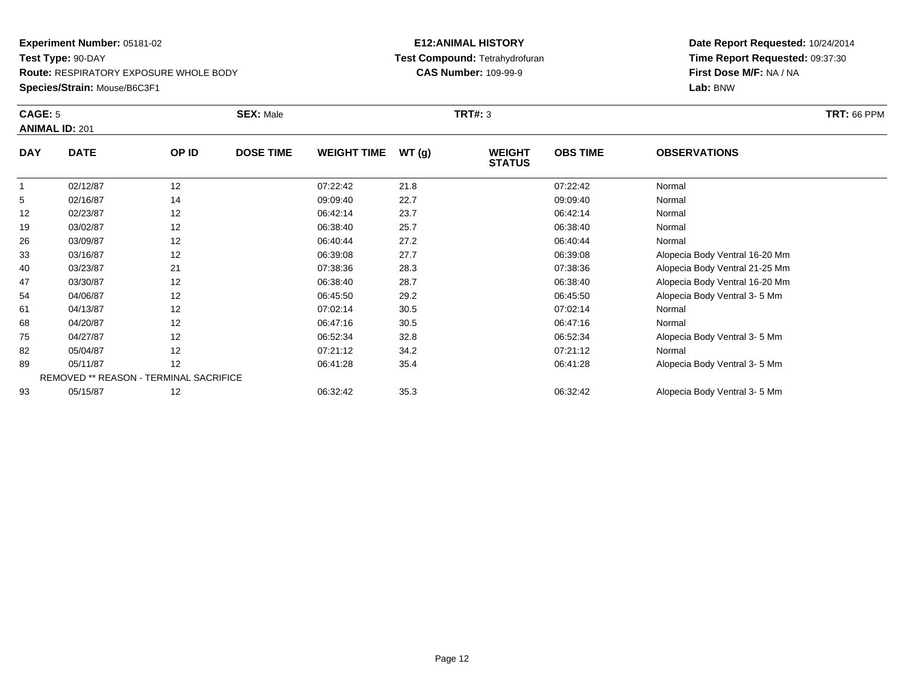**Experiment Number:** 05181-02
**Test Type:** 90-DAY
**Route:** RESPIRATORY EXPOSURE WHOLE BODY
**Species/Strain:** Mouse/B6C3F1

**E12:ANIMAL HISTORY**
**Test Compound:** Tetrahydrofuran
**CAS Number:** 109-99-9

**Date Report Requested:** 10/24/2014
**Time Report Requested:** 09:37:30
**First Dose M/F:** NA / NA
**Lab:** BNW

**CAGE:** 5 **SEX:** Male **TRT#:** 3 **TRT:** 66 PPM
**ANIMAL ID:** 201

| DAY | DATE | OP ID | DOSE TIME | WEIGHT TIME | WT (g) | WEIGHT STATUS | OBS TIME | OBSERVATIONS |
|---|---|---|---|---|---|---|---|---|
| 1 | 02/12/87 | 12 | | 07:22:42 | 21.8 | | 07:22:42 | Normal |
| 5 | 02/16/87 | 14 | | 09:09:40 | 22.7 | | 09:09:40 | Normal |
| 12 | 02/23/87 | 12 | | 06:42:14 | 23.7 | | 06:42:14 | Normal |
| 19 | 03/02/87 | 12 | | 06:38:40 | 25.7 | | 06:38:40 | Normal |
| 26 | 03/09/87 | 12 | | 06:40:44 | 27.2 | | 06:40:44 | Normal |
| 33 | 03/16/87 | 12 | | 06:39:08 | 27.7 | | 06:39:08 | Alopecia Body Ventral 16-20 Mm |
| 40 | 03/23/87 | 21 | | 07:38:36 | 28.3 | | 07:38:36 | Alopecia Body Ventral 21-25 Mm |
| 47 | 03/30/87 | 12 | | 06:38:40 | 28.7 | | 06:38:40 | Alopecia Body Ventral 16-20 Mm |
| 54 | 04/06/87 | 12 | | 06:45:50 | 29.2 | | 06:45:50 | Alopecia Body Ventral 3- 5 Mm |
| 61 | 04/13/87 | 12 | | 07:02:14 | 30.5 | | 07:02:14 | Normal |
| 68 | 04/20/87 | 12 | | 06:47:16 | 30.5 | | 06:47:16 | Normal |
| 75 | 04/27/87 | 12 | | 06:52:34 | 32.8 | | 06:52:34 | Alopecia Body Ventral 3- 5 Mm |
| 82 | 05/04/87 | 12 | | 07:21:12 | 34.2 | | 07:21:12 | Normal |
| 89 | 05/11/87 | 12 | | 06:41:28 | 35.4 | | 06:41:28 | Alopecia Body Ventral 3- 5 Mm |
| REMOVED ** REASON - TERMINAL SACRIFICE | | | | | | | | |
| 93 | 05/15/87 | 12 | | 06:32:42 | 35.3 | | 06:32:42 | Alopecia Body Ventral 3- 5 Mm |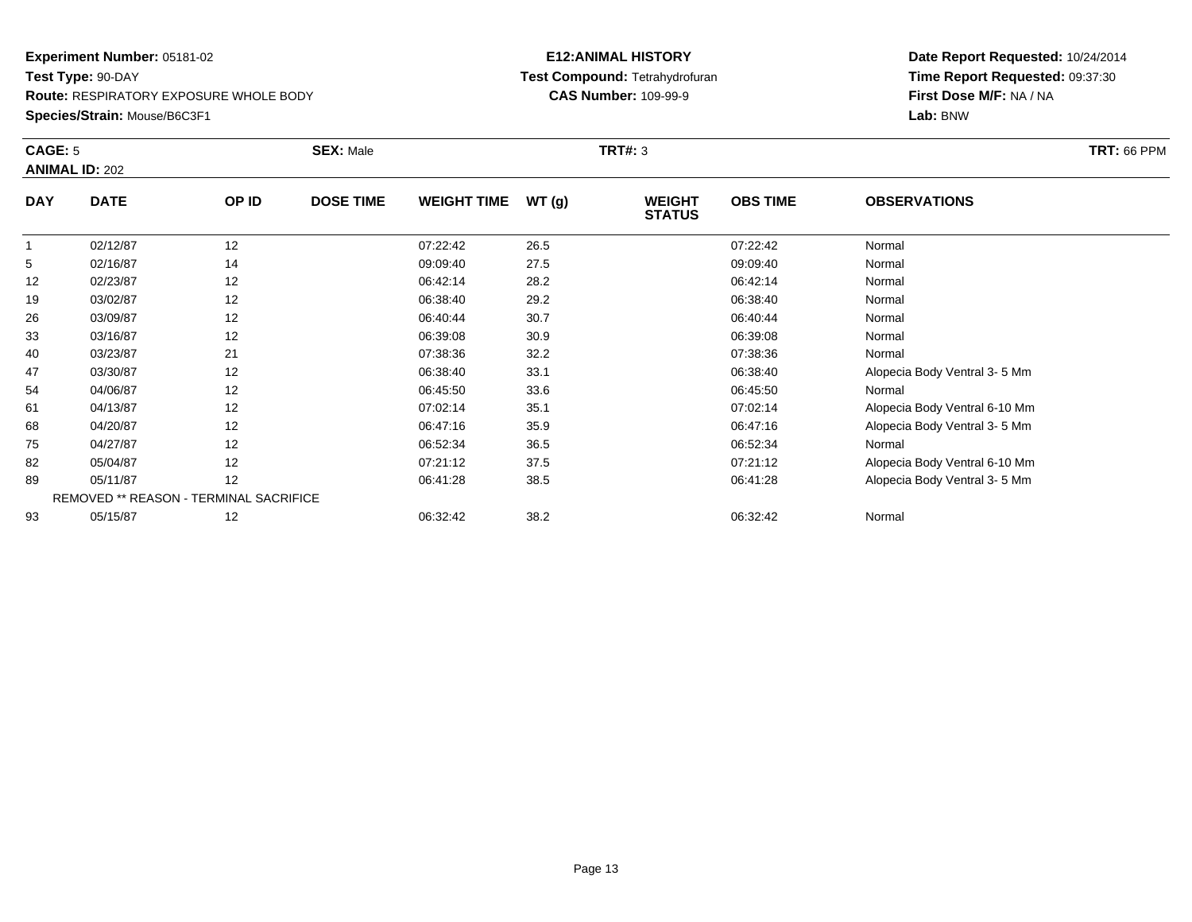**Experiment Number:** 05181-02
**Test Type:** 90-DAY
**Route:** RESPIRATORY EXPOSURE WHOLE BODY
**Species/Strain:** Mouse/B6C3F1

**E12:ANIMAL HISTORY**
**Test Compound:** Tetrahydrofuran
**CAS Number:** 109-99-9

**Date Report Requested:** 10/24/2014
**Time Report Requested:** 09:37:30
**First Dose M/F:** NA / NA
**Lab:** BNW

**CAGE:** 5 **SEX:** Male **TRT#:** 3 **TRT:** 66 PPM
**ANIMAL ID:** 202

| DAY | DATE | OP ID | DOSE TIME | WEIGHT TIME | WT (g) | WEIGHT STATUS | OBS TIME | OBSERVATIONS |
|---|---|---|---|---|---|---|---|---|
| 1 | 02/12/87 | 12 | | 07:22:42 | 26.5 | | 07:22:42 | Normal |
| 5 | 02/16/87 | 14 | | 09:09:40 | 27.5 | | 09:09:40 | Normal |
| 12 | 02/23/87 | 12 | | 06:42:14 | 28.2 | | 06:42:14 | Normal |
| 19 | 03/02/87 | 12 | | 06:38:40 | 29.2 | | 06:38:40 | Normal |
| 26 | 03/09/87 | 12 | | 06:40:44 | 30.7 | | 06:40:44 | Normal |
| 33 | 03/16/87 | 12 | | 06:39:08 | 30.9 | | 06:39:08 | Normal |
| 40 | 03/23/87 | 21 | | 07:38:36 | 32.2 | | 07:38:36 | Normal |
| 47 | 03/30/87 | 12 | | 06:38:40 | 33.1 | | 06:38:40 | Alopecia Body Ventral 3- 5 Mm |
| 54 | 04/06/87 | 12 | | 06:45:50 | 33.6 | | 06:45:50 | Normal |
| 61 | 04/13/87 | 12 | | 07:02:14 | 35.1 | | 07:02:14 | Alopecia Body Ventral 6-10 Mm |
| 68 | 04/20/87 | 12 | | 06:47:16 | 35.9 | | 06:47:16 | Alopecia Body Ventral 3- 5 Mm |
| 75 | 04/27/87 | 12 | | 06:52:34 | 36.5 | | 06:52:34 | Normal |
| 82 | 05/04/87 | 12 | | 07:21:12 | 37.5 | | 07:21:12 | Alopecia Body Ventral 6-10 Mm |
| 89 | 05/11/87 | 12 | | 06:41:28 | 38.5 | | 06:41:28 | Alopecia Body Ventral 3- 5 Mm |
| REMOVED ** REASON - TERMINAL SACRIFICE | | | | | | | | |
| 93 | 05/15/87 | 12 | | 06:32:42 | 38.2 | | 06:32:42 | Normal |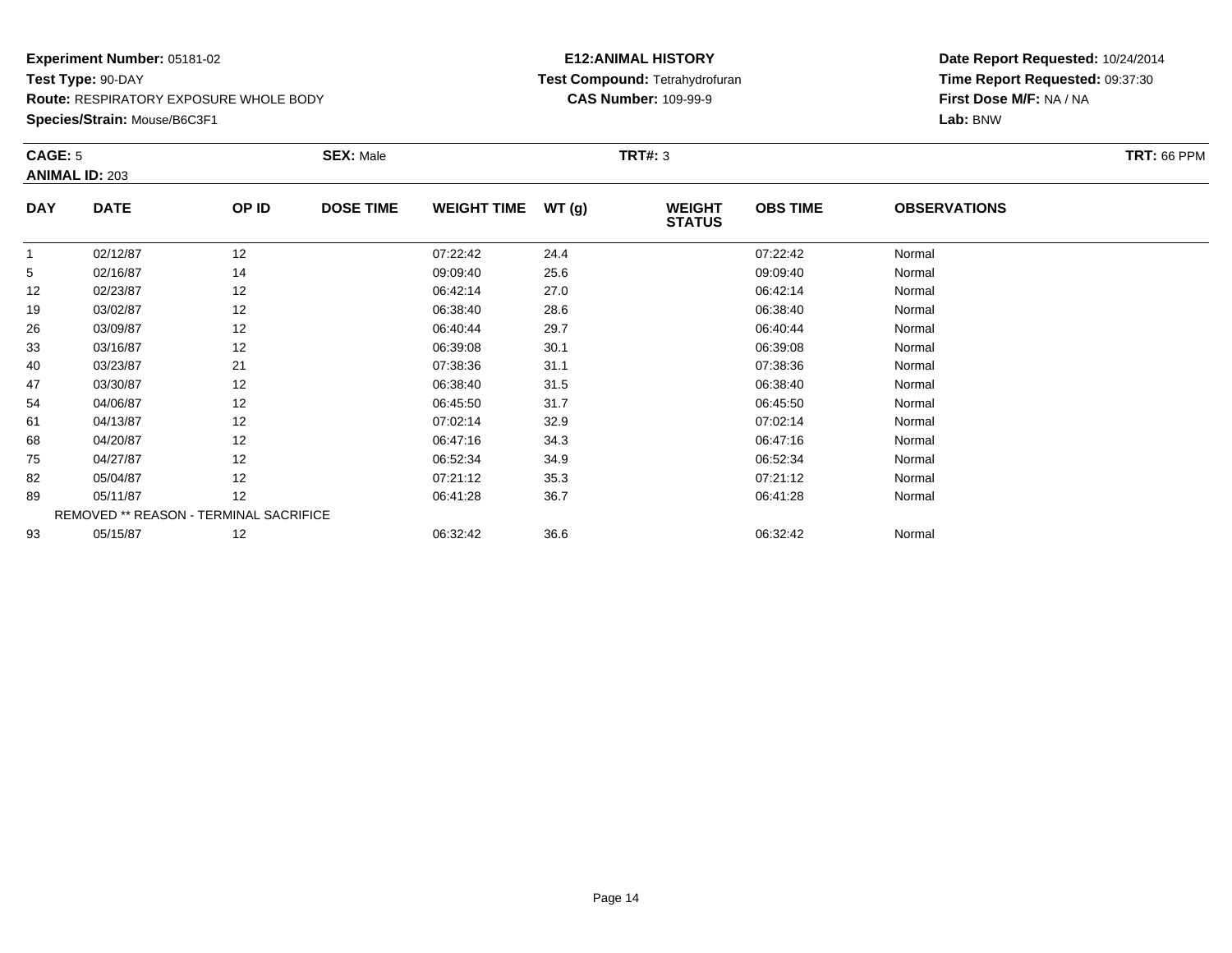**Experiment Number:** 05181-02
**Test Type:** 90-DAY
**Route:** RESPIRATORY EXPOSURE WHOLE BODY
**Species/Strain:** Mouse/B6C3F1

**E12:ANIMAL HISTORY**
**Test Compound:** Tetrahydrofuran
**CAS Number:** 109-99-9

**Date Report Requested:** 10/24/2014
**Time Report Requested:** 09:37:30
**First Dose M/F:** NA / NA
**Lab:** BNW

**CAGE:** 5 **SEX:** Male **TRT#:** 3 **TRT:** 66 PPM
**ANIMAL ID:** 203

| DAY | DATE | OP ID | DOSE TIME | WEIGHT TIME | WT (g) | WEIGHT STATUS | OBS TIME | OBSERVATIONS |
|---|---|---|---|---|---|---|---|---|
| 1 | 02/12/87 | 12 | | 07:22:42 | 24.4 | | 07:22:42 | Normal |
| 5 | 02/16/87 | 14 | | 09:09:40 | 25.6 | | 09:09:40 | Normal |
| 12 | 02/23/87 | 12 | | 06:42:14 | 27.0 | | 06:42:14 | Normal |
| 19 | 03/02/87 | 12 | | 06:38:40 | 28.6 | | 06:38:40 | Normal |
| 26 | 03/09/87 | 12 | | 06:40:44 | 29.7 | | 06:40:44 | Normal |
| 33 | 03/16/87 | 12 | | 06:39:08 | 30.1 | | 06:39:08 | Normal |
| 40 | 03/23/87 | 21 | | 07:38:36 | 31.1 | | 07:38:36 | Normal |
| 47 | 03/30/87 | 12 | | 06:38:40 | 31.5 | | 06:38:40 | Normal |
| 54 | 04/06/87 | 12 | | 06:45:50 | 31.7 | | 06:45:50 | Normal |
| 61 | 04/13/87 | 12 | | 07:02:14 | 32.9 | | 07:02:14 | Normal |
| 68 | 04/20/87 | 12 | | 06:47:16 | 34.3 | | 06:47:16 | Normal |
| 75 | 04/27/87 | 12 | | 06:52:34 | 34.9 | | 06:52:34 | Normal |
| 82 | 05/04/87 | 12 | | 07:21:12 | 35.3 | | 07:21:12 | Normal |
| 89 | 05/11/87 | 12 | | 06:41:28 | 36.7 | | 06:41:28 | Normal |
| REMOVED ** REASON - TERMINAL SACRIFICE | | | | | | | | |
| 93 | 05/15/87 | 12 | | 06:32:42 | 36.6 | | 06:32:42 | Normal |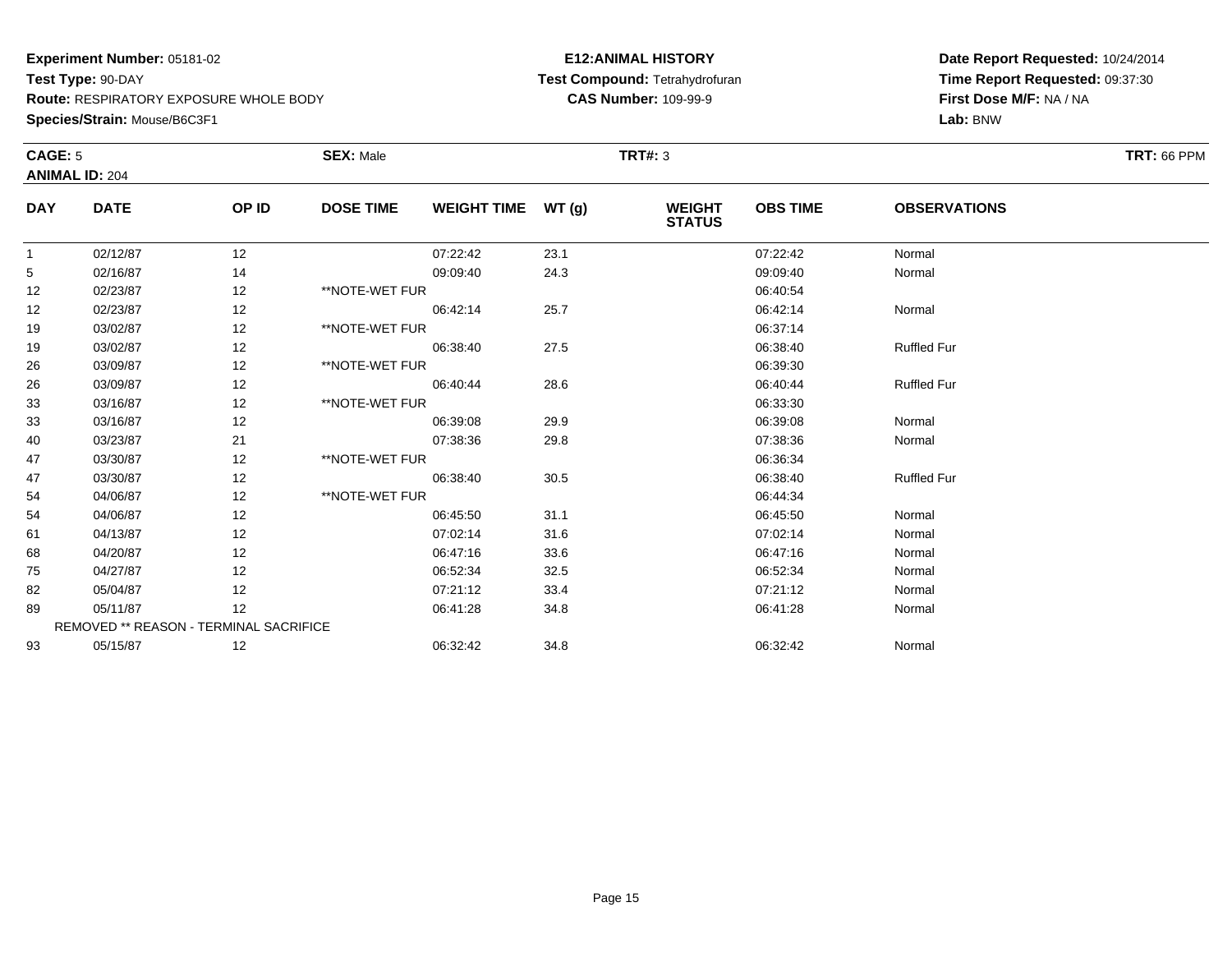**Experiment Number:** 05181-02
**Test Type:** 90-DAY
**Route:** RESPIRATORY EXPOSURE WHOLE BODY
**Species/Strain:** Mouse/B6C3F1

**E12:ANIMAL HISTORY**
**Test Compound:** Tetrahydrofuran
**CAS Number:** 109-99-9

**Date Report Requested:** 10/24/2014
**Time Report Requested:** 09:37:30
**First Dose M/F:** NA / NA
**Lab:** BNW

**CAGE:** 5 **SEX:** Male **TRT#:** 3 **TRT:** 66 PPM
**ANIMAL ID:** 204

| DAY | DATE | OP ID | DOSE TIME | WEIGHT TIME | WT (g) | WEIGHT STATUS | OBS TIME | OBSERVATIONS |
|---|---|---|---|---|---|---|---|---|
| 1 | 02/12/87 | 12 | | 07:22:42 | 23.1 | | 07:22:42 | Normal |
| 5 | 02/16/87 | 14 | | 09:09:40 | 24.3 | | 09:09:40 | Normal |
| 12 | 02/23/87 | 12 | **NOTE-WET FUR | | | | 06:40:54 | |
| 12 | 02/23/87 | 12 | | 06:42:14 | 25.7 | | 06:42:14 | Normal |
| 19 | 03/02/87 | 12 | **NOTE-WET FUR | | | | 06:37:14 | |
| 19 | 03/02/87 | 12 | | 06:38:40 | 27.5 | | 06:38:40 | Ruffled Fur |
| 26 | 03/09/87 | 12 | **NOTE-WET FUR | | | | 06:39:30 | |
| 26 | 03/09/87 | 12 | | 06:40:44 | 28.6 | | 06:40:44 | Ruffled Fur |
| 33 | 03/16/87 | 12 | **NOTE-WET FUR | | | | 06:33:30 | |
| 33 | 03/16/87 | 12 | | 06:39:08 | 29.9 | | 06:39:08 | Normal |
| 40 | 03/23/87 | 21 | | 07:38:36 | 29.8 | | 07:38:36 | Normal |
| 47 | 03/30/87 | 12 | **NOTE-WET FUR | | | | 06:36:34 | |
| 47 | 03/30/87 | 12 | | 06:38:40 | 30.5 | | 06:38:40 | Ruffled Fur |
| 54 | 04/06/87 | 12 | **NOTE-WET FUR | | | | 06:44:34 | |
| 54 | 04/06/87 | 12 | | 06:45:50 | 31.1 | | 06:45:50 | Normal |
| 61 | 04/13/87 | 12 | | 07:02:14 | 31.6 | | 07:02:14 | Normal |
| 68 | 04/20/87 | 12 | | 06:47:16 | 33.6 | | 06:47:16 | Normal |
| 75 | 04/27/87 | 12 | | 06:52:34 | 32.5 | | 06:52:34 | Normal |
| 82 | 05/04/87 | 12 | | 07:21:12 | 33.4 | | 07:21:12 | Normal |
| 89 | 05/11/87 | 12 | | 06:41:28 | 34.8 | | 06:41:28 | Normal |
| | REMOVED ** REASON - TERMINAL SACRIFICE | | | | | | | |
| 93 | 05/15/87 | 12 | | 06:32:42 | 34.8 | | 06:32:42 | Normal |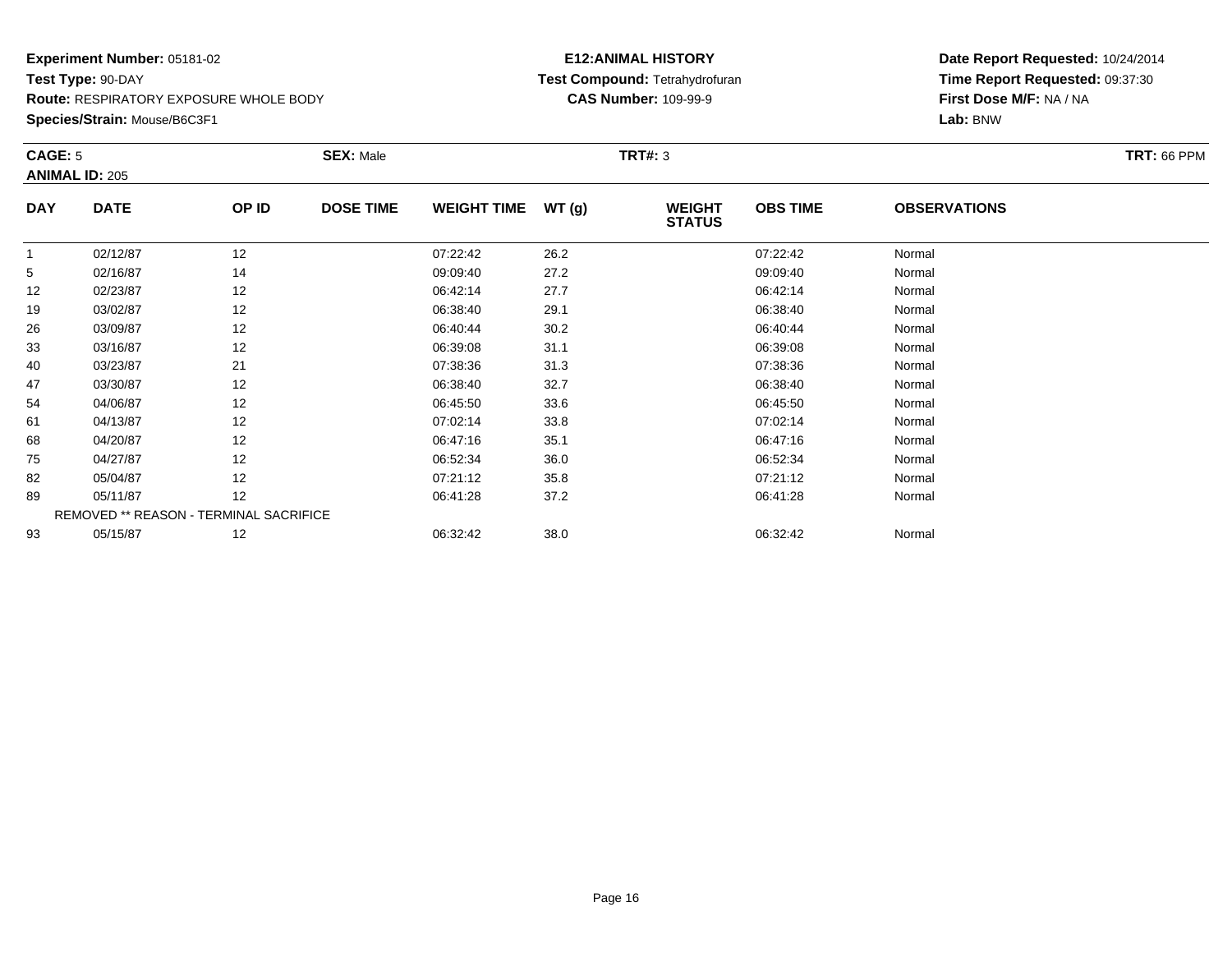**Experiment Number:** 05181-02
**Test Type:** 90-DAY
**Route:** RESPIRATORY EXPOSURE WHOLE BODY
**Species/Strain:** Mouse/B6C3F1

**E12:ANIMAL HISTORY**
**Test Compound:** Tetrahydrofuran
**CAS Number:** 109-99-9

**Date Report Requested:** 10/24/2014
**Time Report Requested:** 09:37:30
**First Dose M/F:** NA / NA
**Lab:** BNW

**CAGE:** 5 **SEX:** Male **TRT#:** 3 **TRT:** 66 PPM
**ANIMAL ID:** 205

| DAY | DATE | OP ID | DOSE TIME | WEIGHT TIME | WT (g) | WEIGHT STATUS | OBS TIME | OBSERVATIONS |
|---|---|---|---|---|---|---|---|---|
| 1 | 02/12/87 | 12 | | 07:22:42 | 26.2 | | 07:22:42 | Normal |
| 5 | 02/16/87 | 14 | | 09:09:40 | 27.2 | | 09:09:40 | Normal |
| 12 | 02/23/87 | 12 | | 06:42:14 | 27.7 | | 06:42:14 | Normal |
| 19 | 03/02/87 | 12 | | 06:38:40 | 29.1 | | 06:38:40 | Normal |
| 26 | 03/09/87 | 12 | | 06:40:44 | 30.2 | | 06:40:44 | Normal |
| 33 | 03/16/87 | 12 | | 06:39:08 | 31.1 | | 06:39:08 | Normal |
| 40 | 03/23/87 | 21 | | 07:38:36 | 31.3 | | 07:38:36 | Normal |
| 47 | 03/30/87 | 12 | | 06:38:40 | 32.7 | | 06:38:40 | Normal |
| 54 | 04/06/87 | 12 | | 06:45:50 | 33.6 | | 06:45:50 | Normal |
| 61 | 04/13/87 | 12 | | 07:02:14 | 33.8 | | 07:02:14 | Normal |
| 68 | 04/20/87 | 12 | | 06:47:16 | 35.1 | | 06:47:16 | Normal |
| 75 | 04/27/87 | 12 | | 06:52:34 | 36.0 | | 06:52:34 | Normal |
| 82 | 05/04/87 | 12 | | 07:21:12 | 35.8 | | 07:21:12 | Normal |
| 89 | 05/11/87 | 12 | | 06:41:28 | 37.2 | | 06:41:28 | Normal |
| REMOVED ** REASON - TERMINAL SACRIFICE | | | | | | | | |
| 93 | 05/15/87 | 12 | | 06:32:42 | 38.0 | | 06:32:42 | Normal |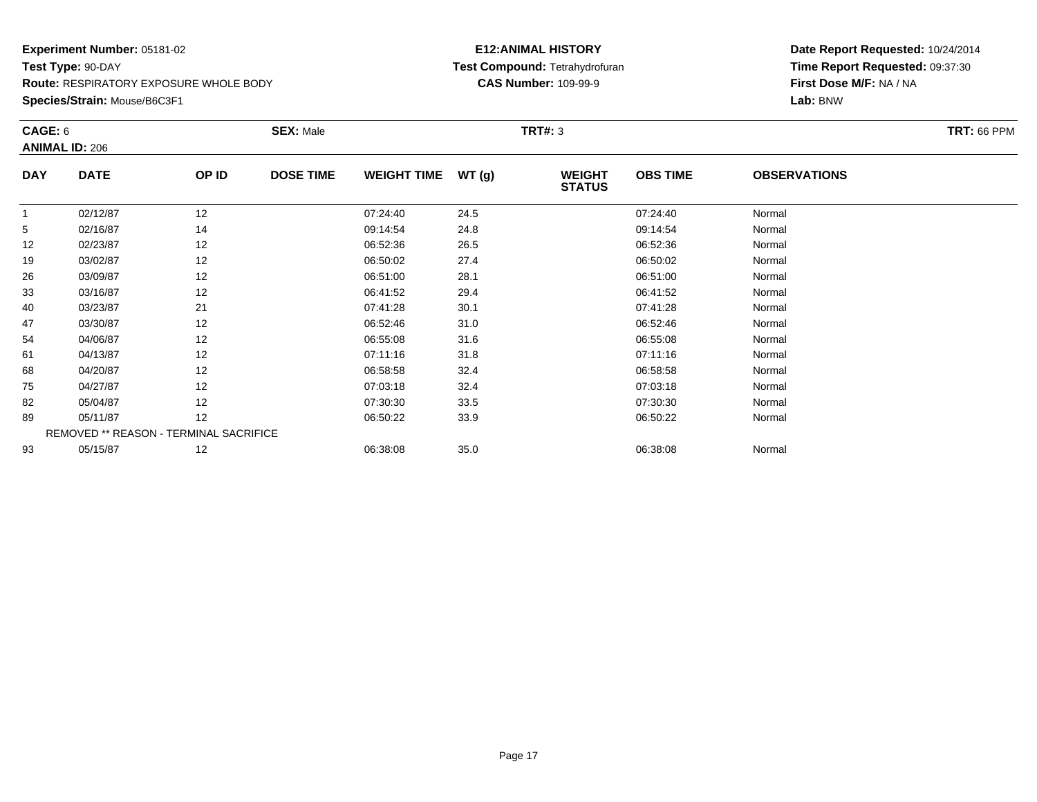**Experiment Number:** 05181-02
**Test Type:** 90-DAY
**Route:** RESPIRATORY EXPOSURE WHOLE BODY
**Species/Strain:** Mouse/B6C3F1

**E12:ANIMAL HISTORY**
**Test Compound:** Tetrahydrofuran
**CAS Number:** 109-99-9

**Date Report Requested:** 10/24/2014
**Time Report Requested:** 09:37:30
**First Dose M/F:** NA / NA
**Lab:** BNW

**CAGE:** 6 **SEX:** Male **TRT#:** 3 **TRT:** 66 PPM
**ANIMAL ID:** 206

| DAY | DATE | OP ID | DOSE TIME | WEIGHT TIME | WT (g) | WEIGHT STATUS | OBS TIME | OBSERVATIONS |
|---|---|---|---|---|---|---|---|---|
| 1 | 02/12/87 | 12 | | 07:24:40 | 24.5 | | 07:24:40 | Normal |
| 5 | 02/16/87 | 14 | | 09:14:54 | 24.8 | | 09:14:54 | Normal |
| 12 | 02/23/87 | 12 | | 06:52:36 | 26.5 | | 06:52:36 | Normal |
| 19 | 03/02/87 | 12 | | 06:50:02 | 27.4 | | 06:50:02 | Normal |
| 26 | 03/09/87 | 12 | | 06:51:00 | 28.1 | | 06:51:00 | Normal |
| 33 | 03/16/87 | 12 | | 06:41:52 | 29.4 | | 06:41:52 | Normal |
| 40 | 03/23/87 | 21 | | 07:41:28 | 30.1 | | 07:41:28 | Normal |
| 47 | 03/30/87 | 12 | | 06:52:46 | 31.0 | | 06:52:46 | Normal |
| 54 | 04/06/87 | 12 | | 06:55:08 | 31.6 | | 06:55:08 | Normal |
| 61 | 04/13/87 | 12 | | 07:11:16 | 31.8 | | 07:11:16 | Normal |
| 68 | 04/20/87 | 12 | | 06:58:58 | 32.4 | | 06:58:58 | Normal |
| 75 | 04/27/87 | 12 | | 07:03:18 | 32.4 | | 07:03:18 | Normal |
| 82 | 05/04/87 | 12 | | 07:30:30 | 33.5 | | 07:30:30 | Normal |
| 89 | 05/11/87 | 12 | | 06:50:22 | 33.9 | | 06:50:22 | Normal |
| REMOVED ** REASON - TERMINAL SACRIFICE | | | | | | | | |
| 93 | 05/15/87 | 12 | | 06:38:08 | 35.0 | | 06:38:08 | Normal |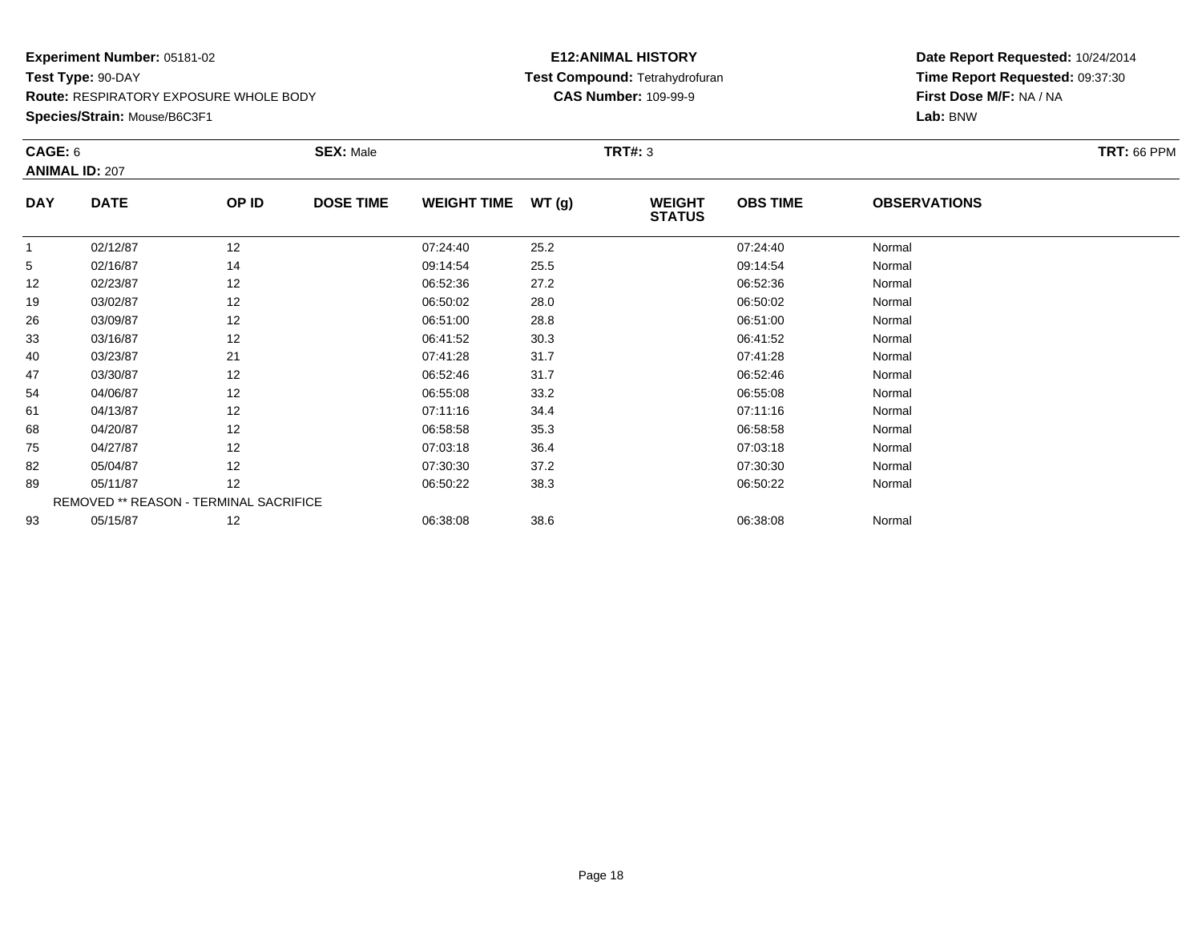**Experiment Number:** 05181-02
**Test Type:** 90-DAY
**Route:** RESPIRATORY EXPOSURE WHOLE BODY
**Species/Strain:** Mouse/B6C3F1

**E12:ANIMAL HISTORY**
**Test Compound:** Tetrahydrofuran
**CAS Number:** 109-99-9

**Date Report Requested:** 10/24/2014
**Time Report Requested:** 09:37:30
**First Dose M/F:** NA / NA
**Lab:** BNW

**CAGE:** 6
**ANIMAL ID:** 207
**SEX:** Male
**TRT#:** 3
**TRT:** 66 PPM

| DAY | DATE | OP ID | DOSE TIME | WEIGHT TIME | WT (g) | WEIGHT STATUS | OBS TIME | OBSERVATIONS |
|---|---|---|---|---|---|---|---|---|
| 1 | 02/12/87 | 12 | | 07:24:40 | 25.2 | | 07:24:40 | Normal |
| 5 | 02/16/87 | 14 | | 09:14:54 | 25.5 | | 09:14:54 | Normal |
| 12 | 02/23/87 | 12 | | 06:52:36 | 27.2 | | 06:52:36 | Normal |
| 19 | 03/02/87 | 12 | | 06:50:02 | 28.0 | | 06:50:02 | Normal |
| 26 | 03/09/87 | 12 | | 06:51:00 | 28.8 | | 06:51:00 | Normal |
| 33 | 03/16/87 | 12 | | 06:41:52 | 30.3 | | 06:41:52 | Normal |
| 40 | 03/23/87 | 21 | | 07:41:28 | 31.7 | | 07:41:28 | Normal |
| 47 | 03/30/87 | 12 | | 06:52:46 | 31.7 | | 06:52:46 | Normal |
| 54 | 04/06/87 | 12 | | 06:55:08 | 33.2 | | 06:55:08 | Normal |
| 61 | 04/13/87 | 12 | | 07:11:16 | 34.4 | | 07:11:16 | Normal |
| 68 | 04/20/87 | 12 | | 06:58:58 | 35.3 | | 06:58:58 | Normal |
| 75 | 04/27/87 | 12 | | 07:03:18 | 36.4 | | 07:03:18 | Normal |
| 82 | 05/04/87 | 12 | | 07:30:30 | 37.2 | | 07:30:30 | Normal |
| 89 | 05/11/87 | 12 | | 06:50:22 | 38.3 | | 06:50:22 | Normal |
| REMOVED ** REASON - TERMINAL SACRIFICE | | | | | | | | |
| 93 | 05/15/87 | 12 | | 06:38:08 | 38.6 | | 06:38:08 | Normal |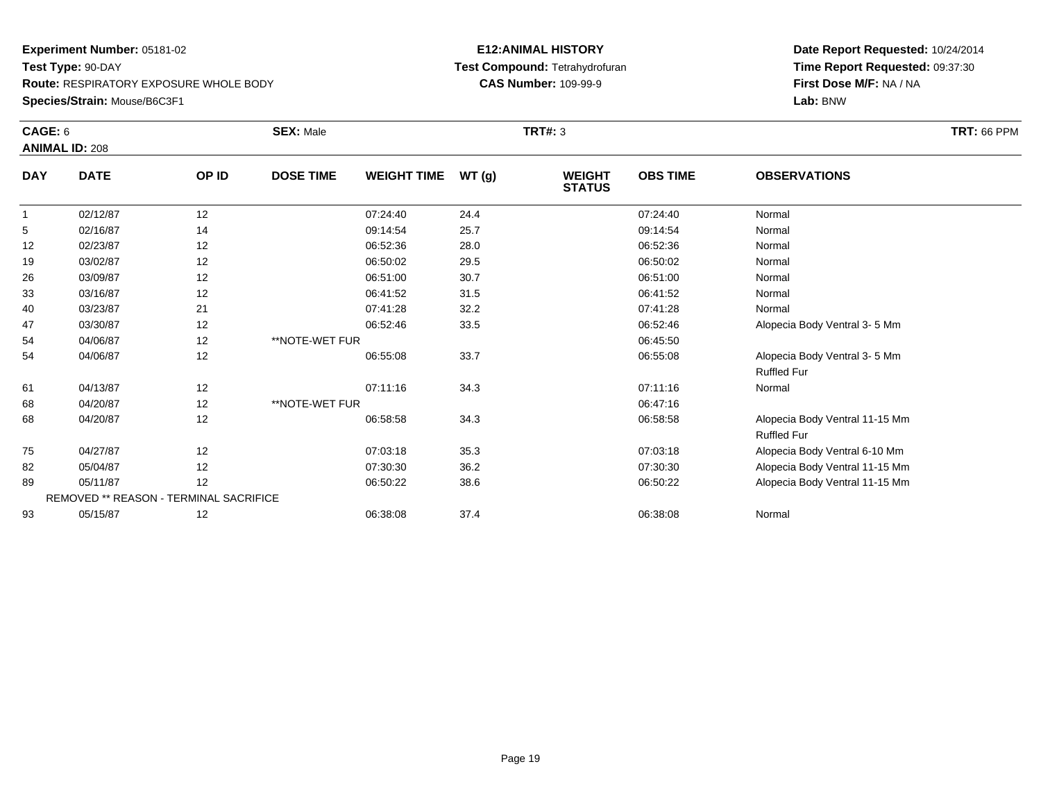**Experiment Number:** 05181-02
**Test Type:** 90-DAY
**Route:** RESPIRATORY EXPOSURE WHOLE BODY
**Species/Strain:** Mouse/B6C3F1

**E12:ANIMAL HISTORY**
**Test Compound:** Tetrahydrofuran
**CAS Number:** 109-99-9

**Date Report Requested:** 10/24/2014
**Time Report Requested:** 09:37:30
**First Dose M/F:** NA / NA
**Lab:** BNW

**CAGE:** 6 **SEX:** Male **TRT#:** 3 **TRT:** 66 PPM
**ANIMAL ID:** 208

| DAY | DATE | OP ID | DOSE TIME | WEIGHT TIME | WT (g) | WEIGHT STATUS | OBS TIME | OBSERVATIONS |
|---|---|---|---|---|---|---|---|---|
| 1 | 02/12/87 | 12 | | 07:24:40 | 24.4 | | 07:24:40 | Normal |
| 5 | 02/16/87 | 14 | | 09:14:54 | 25.7 | | 09:14:54 | Normal |
| 12 | 02/23/87 | 12 | | 06:52:36 | 28.0 | | 06:52:36 | Normal |
| 19 | 03/02/87 | 12 | | 06:50:02 | 29.5 | | 06:50:02 | Normal |
| 26 | 03/09/87 | 12 | | 06:51:00 | 30.7 | | 06:51:00 | Normal |
| 33 | 03/16/87 | 12 | | 06:41:52 | 31.5 | | 06:41:52 | Normal |
| 40 | 03/23/87 | 21 | | 07:41:28 | 32.2 | | 07:41:28 | Normal |
| 47 | 03/30/87 | 12 | | 06:52:46 | 33.5 | | 06:52:46 | Alopecia Body Ventral 3- 5 Mm |
| 54 | 04/06/87 | 12 | **NOTE-WET FUR | | | | 06:45:50 | |
| 54 | 04/06/87 | 12 | | 06:55:08 | 33.7 | | 06:55:08 | Alopecia Body Ventral 3- 5 Mm<br>Ruffled Fur |
| 61 | 04/13/87 | 12 | | 07:11:16 | 34.3 | | 07:11:16 | Normal |
| 68 | 04/20/87 | 12 | **NOTE-WET FUR | | | | 06:47:16 | |
| 68 | 04/20/87 | 12 | | 06:58:58 | 34.3 | | 06:58:58 | Alopecia Body Ventral 11-15 Mm<br>Ruffled Fur |
| 75 | 04/27/87 | 12 | | 07:03:18 | 35.3 | | 07:03:18 | Alopecia Body Ventral 6-10 Mm |
| 82 | 05/04/87 | 12 | | 07:30:30 | 36.2 | | 07:30:30 | Alopecia Body Ventral 11-15 Mm |
| 89 | 05/11/87 | 12 | | 06:50:22 | 38.6 | | 06:50:22 | Alopecia Body Ventral 11-15 Mm |
| | REMOVED ** REASON - TERMINAL SACRIFICE | | | | | | | |
| 93 | 05/15/87 | 12 | | 06:38:08 | 37.4 | | 06:38:08 | Normal |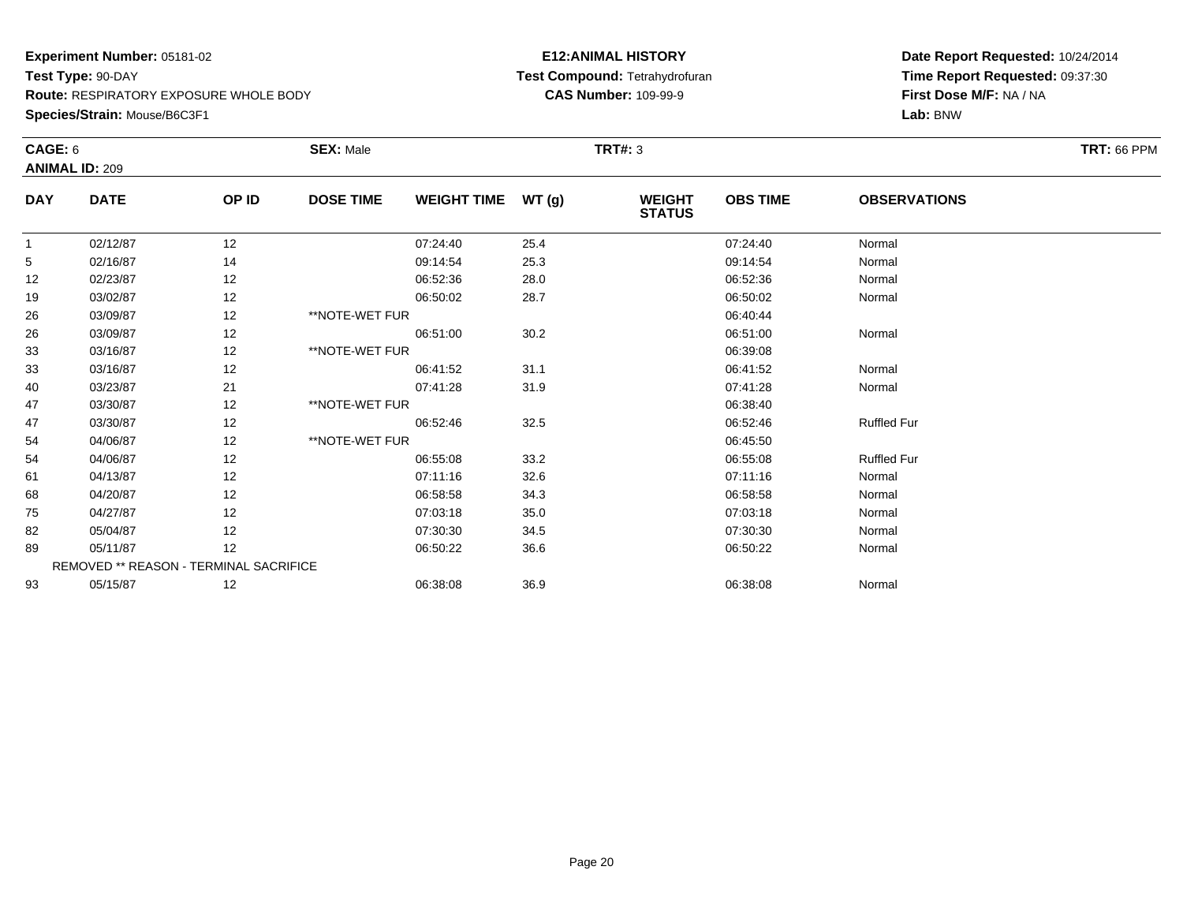**Experiment Number:** 05181-02
**Test Type:** 90-DAY
**Route:** RESPIRATORY EXPOSURE WHOLE BODY
**Species/Strain:** Mouse/B6C3F1

**E12:ANIMAL HISTORY**
**Test Compound:** Tetrahydrofuran
**CAS Number:** 109-99-9

**Date Report Requested:** 10/24/2014
**Time Report Requested:** 09:37:30
**First Dose M/F:** NA / NA
**Lab:** BNW

**CAGE:** 6 **SEX:** Male **TRT#:** 3 **TRT:** 66 PPM
**ANIMAL ID:** 209

| DAY | DATE | OP ID | DOSE TIME | WEIGHT TIME | WT (g) | WEIGHT STATUS | OBS TIME | OBSERVATIONS |
|---|---|---|---|---|---|---|---|---|
| 1 | 02/12/87 | 12 | | 07:24:40 | 25.4 | | 07:24:40 | Normal |
| 5 | 02/16/87 | 14 | | 09:14:54 | 25.3 | | 09:14:54 | Normal |
| 12 | 02/23/87 | 12 | | 06:52:36 | 28.0 | | 06:52:36 | Normal |
| 19 | 03/02/87 | 12 | | 06:50:02 | 28.7 | | 06:50:02 | Normal |
| 26 | 03/09/87 | 12 | **NOTE-WET FUR | | | | 06:40:44 | |
| 26 | 03/09/87 | 12 | | 06:51:00 | 30.2 | | 06:51:00 | Normal |
| 33 | 03/16/87 | 12 | **NOTE-WET FUR | | | | 06:39:08 | |
| 33 | 03/16/87 | 12 | | 06:41:52 | 31.1 | | 06:41:52 | Normal |
| 40 | 03/23/87 | 21 | | 07:41:28 | 31.9 | | 07:41:28 | Normal |
| 47 | 03/30/87 | 12 | **NOTE-WET FUR | | | | 06:38:40 | |
| 47 | 03/30/87 | 12 | | 06:52:46 | 32.5 | | 06:52:46 | Ruffled Fur |
| 54 | 04/06/87 | 12 | **NOTE-WET FUR | | | | 06:45:50 | |
| 54 | 04/06/87 | 12 | | 06:55:08 | 33.2 | | 06:55:08 | Ruffled Fur |
| 61 | 04/13/87 | 12 | | 07:11:16 | 32.6 | | 07:11:16 | Normal |
| 68 | 04/20/87 | 12 | | 06:58:58 | 34.3 | | 06:58:58 | Normal |
| 75 | 04/27/87 | 12 | | 07:03:18 | 35.0 | | 07:03:18 | Normal |
| 82 | 05/04/87 | 12 | | 07:30:30 | 34.5 | | 07:30:30 | Normal |
| 89 | 05/11/87 | 12 | | 06:50:22 | 36.6 | | 06:50:22 | Normal |
| | REMOVED ** REASON - TERMINAL SACRIFICE | | | | | | | |
| 93 | 05/15/87 | 12 | | 06:38:08 | 36.9 | | 06:38:08 | Normal |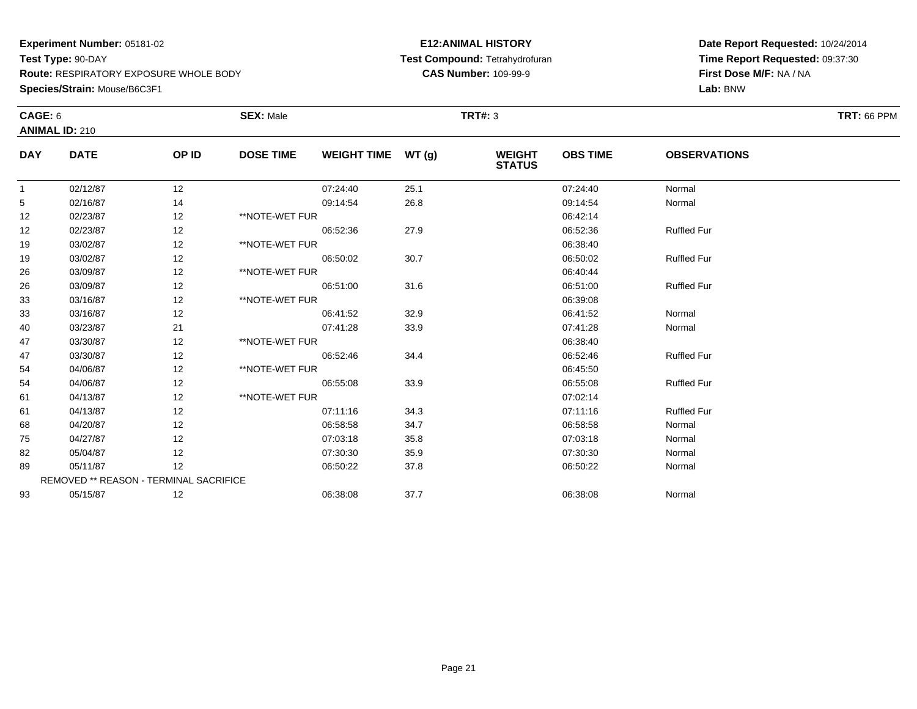**Experiment Number:** 05181-02
**Test Type:** 90-DAY
**Route:** RESPIRATORY EXPOSURE WHOLE BODY
**Species/Strain:** Mouse/B6C3F1

**E12:ANIMAL HISTORY**
**Test Compound:** Tetrahydrofuran
**CAS Number:** 109-99-9

**Date Report Requested:** 10/24/2014
**Time Report Requested:** 09:37:30
**First Dose M/F:** NA / NA
**Lab:** BNW

**CAGE:** 6
**ANIMAL ID:** 210
**SEX:** Male
**TRT#:** 3
**TRT:** 66 PPM

| DAY | DATE | OP ID | DOSE TIME | WEIGHT TIME | WT (g) | WEIGHT STATUS | OBS TIME | OBSERVATIONS |
|---|---|---|---|---|---|---|---|---|
| 1 | 02/12/87 | 12 | | 07:24:40 | 25.1 | | 07:24:40 | Normal |
| 5 | 02/16/87 | 14 | | 09:14:54 | 26.8 | | 09:14:54 | Normal |
| 12 | 02/23/87 | 12 | **NOTE-WET FUR | | | | 06:42:14 | |
| 12 | 02/23/87 | 12 | | 06:52:36 | 27.9 | | 06:52:36 | Ruffled Fur |
| 19 | 03/02/87 | 12 | **NOTE-WET FUR | | | | 06:38:40 | |
| 19 | 03/02/87 | 12 | | 06:50:02 | 30.7 | | 06:50:02 | Ruffled Fur |
| 26 | 03/09/87 | 12 | **NOTE-WET FUR | | | | 06:40:44 | |
| 26 | 03/09/87 | 12 | | 06:51:00 | 31.6 | | 06:51:00 | Ruffled Fur |
| 33 | 03/16/87 | 12 | **NOTE-WET FUR | | | | 06:39:08 | |
| 33 | 03/16/87 | 12 | | 06:41:52 | 32.9 | | 06:41:52 | Normal |
| 40 | 03/23/87 | 21 | | 07:41:28 | 33.9 | | 07:41:28 | Normal |
| 47 | 03/30/87 | 12 | **NOTE-WET FUR | | | | 06:38:40 | |
| 47 | 03/30/87 | 12 | | 06:52:46 | 34.4 | | 06:52:46 | Ruffled Fur |
| 54 | 04/06/87 | 12 | **NOTE-WET FUR | | | | 06:45:50 | |
| 54 | 04/06/87 | 12 | | 06:55:08 | 33.9 | | 06:55:08 | Ruffled Fur |
| 61 | 04/13/87 | 12 | **NOTE-WET FUR | | | | 07:02:14 | |
| 61 | 04/13/87 | 12 | | 07:11:16 | 34.3 | | 07:11:16 | Ruffled Fur |
| 68 | 04/20/87 | 12 | | 06:58:58 | 34.7 | | 06:58:58 | Normal |
| 75 | 04/27/87 | 12 | | 07:03:18 | 35.8 | | 07:03:18 | Normal |
| 82 | 05/04/87 | 12 | | 07:30:30 | 35.9 | | 07:30:30 | Normal |
| 89 | 05/11/87 | 12 | | 06:50:22 | 37.8 | | 06:50:22 | Normal |
| | REMOVED ** REASON - TERMINAL SACRIFICE | | | | | | | |
| 93 | 05/15/87 | 12 | | 06:38:08 | 37.7 | | 06:38:08 | Normal |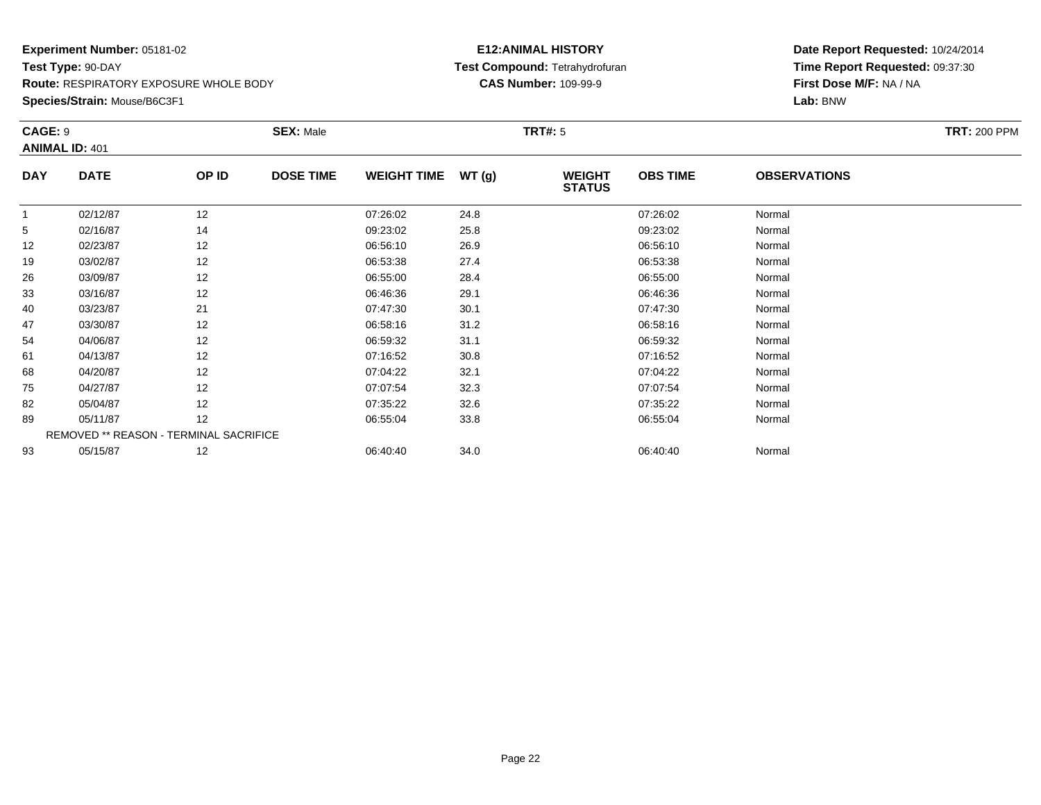**Experiment Number:** 05181-02
**Test Type:** 90-DAY
**Route:** RESPIRATORY EXPOSURE WHOLE BODY
**Species/Strain:** Mouse/B6C3F1

**E12:ANIMAL HISTORY**
**Test Compound:** Tetrahydrofuran
**CAS Number:** 109-99-9

**Date Report Requested:** 10/24/2014
**Time Report Requested:** 09:37:30
**First Dose M/F:** NA / NA
**Lab:** BNW

**CAGE:** 9 **SEX:** Male **TRT#:** 5 **TRT:** 200 PPM
**ANIMAL ID:** 401

| DAY | DATE | OP ID | DOSE TIME | WEIGHT TIME | WT (g) | WEIGHT STATUS | OBS TIME | OBSERVATIONS |
|---|---|---|---|---|---|---|---|---|
| 1 | 02/12/87 | 12 | | 07:26:02 | 24.8 | | 07:26:02 | Normal |
| 5 | 02/16/87 | 14 | | 09:23:02 | 25.8 | | 09:23:02 | Normal |
| 12 | 02/23/87 | 12 | | 06:56:10 | 26.9 | | 06:56:10 | Normal |
| 19 | 03/02/87 | 12 | | 06:53:38 | 27.4 | | 06:53:38 | Normal |
| 26 | 03/09/87 | 12 | | 06:55:00 | 28.4 | | 06:55:00 | Normal |
| 33 | 03/16/87 | 12 | | 06:46:36 | 29.1 | | 06:46:36 | Normal |
| 40 | 03/23/87 | 21 | | 07:47:30 | 30.1 | | 07:47:30 | Normal |
| 47 | 03/30/87 | 12 | | 06:58:16 | 31.2 | | 06:58:16 | Normal |
| 54 | 04/06/87 | 12 | | 06:59:32 | 31.1 | | 06:59:32 | Normal |
| 61 | 04/13/87 | 12 | | 07:16:52 | 30.8 | | 07:16:52 | Normal |
| 68 | 04/20/87 | 12 | | 07:04:22 | 32.1 | | 07:04:22 | Normal |
| 75 | 04/27/87 | 12 | | 07:07:54 | 32.3 | | 07:07:54 | Normal |
| 82 | 05/04/87 | 12 | | 07:35:22 | 32.6 | | 07:35:22 | Normal |
| 89 | 05/11/87 | 12 | | 06:55:04 | 33.8 | | 06:55:04 | Normal |
| REMOVED ** REASON - TERMINAL SACRIFICE | | | | | | | | |
| 93 | 05/15/87 | 12 | | 06:40:40 | 34.0 | | 06:40:40 | Normal |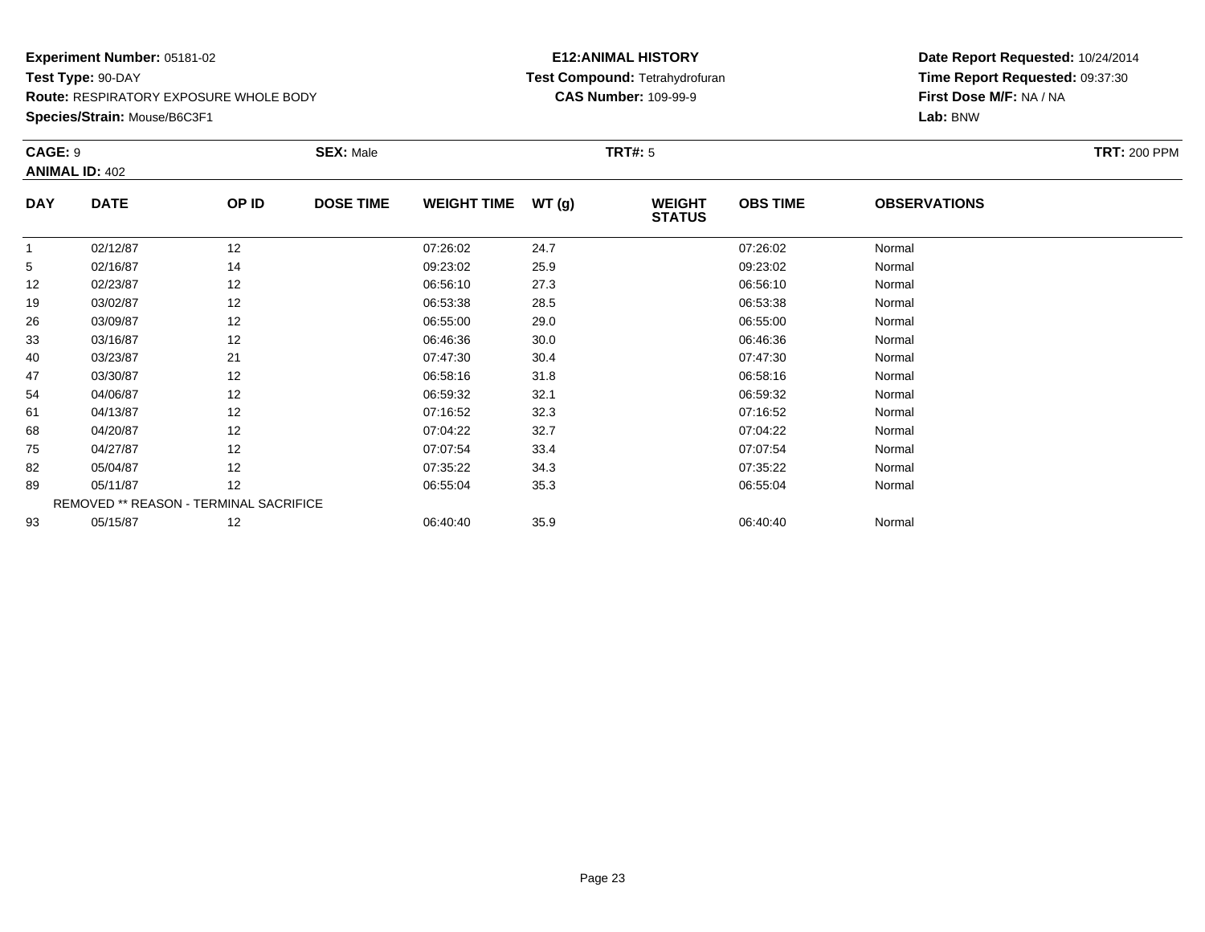**Experiment Number:** 05181-02
**Test Type:** 90-DAY
**Route:** RESPIRATORY EXPOSURE WHOLE BODY
**Species/Strain:** Mouse/B6C3F1

**E12:ANIMAL HISTORY**
**Test Compound:** Tetrahydrofuran
**CAS Number:** 109-99-9

**Date Report Requested:** 10/24/2014
**Time Report Requested:** 09:37:30
**First Dose M/F:** NA / NA
**Lab:** BNW

**CAGE:** 9 **SEX:** Male **TRT#:** 5 **TRT:** 200 PPM
**ANIMAL ID:** 402

| DAY | DATE | OP ID | DOSE TIME | WEIGHT TIME | WT (g) | WEIGHT STATUS | OBS TIME | OBSERVATIONS |
|---|---|---|---|---|---|---|---|---|
| 1 | 02/12/87 | 12 | | 07:26:02 | 24.7 | | 07:26:02 | Normal |
| 5 | 02/16/87 | 14 | | 09:23:02 | 25.9 | | 09:23:02 | Normal |
| 12 | 02/23/87 | 12 | | 06:56:10 | 27.3 | | 06:56:10 | Normal |
| 19 | 03/02/87 | 12 | | 06:53:38 | 28.5 | | 06:53:38 | Normal |
| 26 | 03/09/87 | 12 | | 06:55:00 | 29.0 | | 06:55:00 | Normal |
| 33 | 03/16/87 | 12 | | 06:46:36 | 30.0 | | 06:46:36 | Normal |
| 40 | 03/23/87 | 21 | | 07:47:30 | 30.4 | | 07:47:30 | Normal |
| 47 | 03/30/87 | 12 | | 06:58:16 | 31.8 | | 06:58:16 | Normal |
| 54 | 04/06/87 | 12 | | 06:59:32 | 32.1 | | 06:59:32 | Normal |
| 61 | 04/13/87 | 12 | | 07:16:52 | 32.3 | | 07:16:52 | Normal |
| 68 | 04/20/87 | 12 | | 07:04:22 | 32.7 | | 07:04:22 | Normal |
| 75 | 04/27/87 | 12 | | 07:07:54 | 33.4 | | 07:07:54 | Normal |
| 82 | 05/04/87 | 12 | | 07:35:22 | 34.3 | | 07:35:22 | Normal |
| 89 | 05/11/87 | 12 | | 06:55:04 | 35.3 | | 06:55:04 | Normal |
| REMOVED ** REASON - TERMINAL SACRIFICE | | | | | | | | |
| 93 | 05/15/87 | 12 | | 06:40:40 | 35.9 | | 06:40:40 | Normal |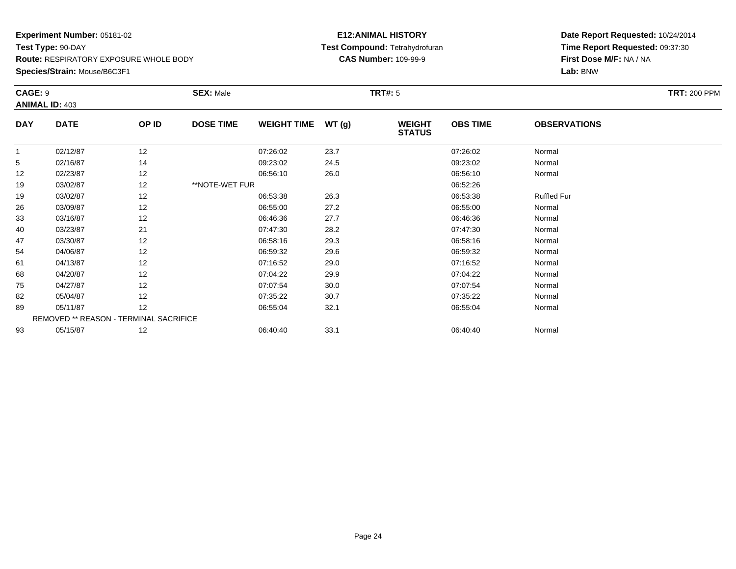**Experiment Number:** 05181-02
**Test Type:** 90-DAY
**Route:** RESPIRATORY EXPOSURE WHOLE BODY
**Species/Strain:** Mouse/B6C3F1

**E12:ANIMAL HISTORY**
**Test Compound:** Tetrahydrofuran
**CAS Number:** 109-99-9

**Date Report Requested:** 10/24/2014
**Time Report Requested:** 09:37:30
**First Dose M/F:** NA / NA
**Lab:** BNW

**CAGE:** 9
**ANIMAL ID:** 403
**SEX:** Male
**TRT#:** 5
**TRT:** 200 PPM

| DAY | DATE | OP ID | DOSE TIME | WEIGHT TIME | WT (g) | WEIGHT STATUS | OBS TIME | OBSERVATIONS |
|---|---|---|---|---|---|---|---|---|
| 1 | 02/12/87 | 12 | | 07:26:02 | 23.7 | | 07:26:02 | Normal |
| 5 | 02/16/87 | 14 | | 09:23:02 | 24.5 | | 09:23:02 | Normal |
| 12 | 02/23/87 | 12 | | 06:56:10 | 26.0 | | 06:56:10 | Normal |
| 19 | 03/02/87 | 12 | **NOTE-WET FUR | | | | 06:52:26 | |
| 19 | 03/02/87 | 12 | | 06:53:38 | 26.3 | | 06:53:38 | Ruffled Fur |
| 26 | 03/09/87 | 12 | | 06:55:00 | 27.2 | | 06:55:00 | Normal |
| 33 | 03/16/87 | 12 | | 06:46:36 | 27.7 | | 06:46:36 | Normal |
| 40 | 03/23/87 | 21 | | 07:47:30 | 28.2 | | 07:47:30 | Normal |
| 47 | 03/30/87 | 12 | | 06:58:16 | 29.3 | | 06:58:16 | Normal |
| 54 | 04/06/87 | 12 | | 06:59:32 | 29.6 | | 06:59:32 | Normal |
| 61 | 04/13/87 | 12 | | 07:16:52 | 29.0 | | 07:16:52 | Normal |
| 68 | 04/20/87 | 12 | | 07:04:22 | 29.9 | | 07:04:22 | Normal |
| 75 | 04/27/87 | 12 | | 07:07:54 | 30.0 | | 07:07:54 | Normal |
| 82 | 05/04/87 | 12 | | 07:35:22 | 30.7 | | 07:35:22 | Normal |
| 89 | 05/11/87 | 12 | | 06:55:04 | 32.1 | | 06:55:04 | Normal |
| | REMOVED ** REASON - TERMINAL SACRIFICE | | | | | | | |
| 93 | 05/15/87 | 12 | | 06:40:40 | 33.1 | | 06:40:40 | Normal |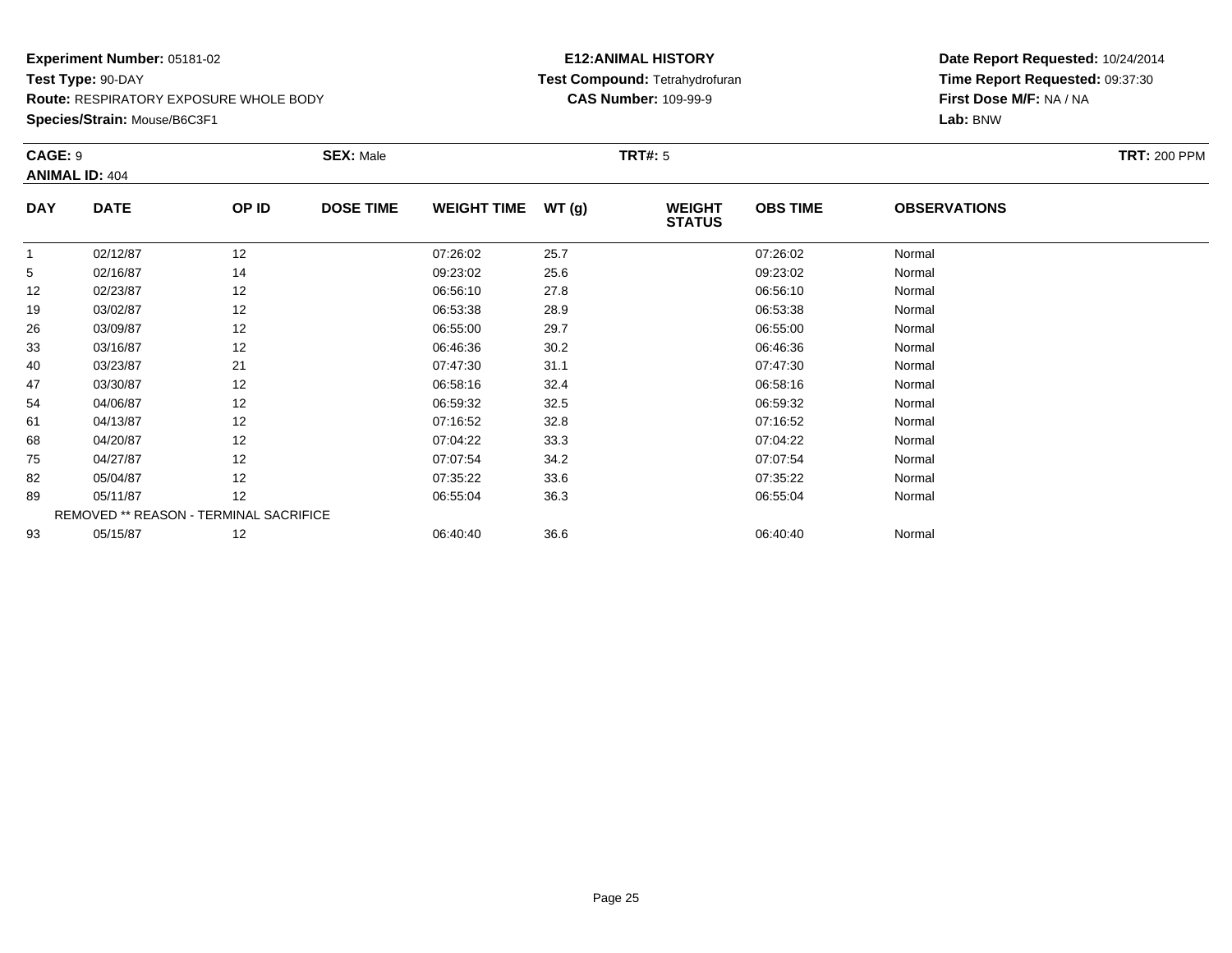**Experiment Number:** 05181-02
**Test Type:** 90-DAY
**Route:** RESPIRATORY EXPOSURE WHOLE BODY
**Species/Strain:** Mouse/B6C3F1

**E12:ANIMAL HISTORY**
**Test Compound:** Tetrahydrofuran
**CAS Number:** 109-99-9

**Date Report Requested:** 10/24/2014
**Time Report Requested:** 09:37:30
**First Dose M/F:** NA / NA
**Lab:** BNW

**CAGE:** 9 **SEX:** Male **TRT#:** 5 **TRT:** 200 PPM
**ANIMAL ID:** 404

| DAY | DATE | OP ID | DOSE TIME | WEIGHT TIME | WT (g) | WEIGHT STATUS | OBS TIME | OBSERVATIONS |
|---|---|---|---|---|---|---|---|---|
| 1 | 02/12/87 | 12 | | 07:26:02 | 25.7 | | 07:26:02 | Normal |
| 5 | 02/16/87 | 14 | | 09:23:02 | 25.6 | | 09:23:02 | Normal |
| 12 | 02/23/87 | 12 | | 06:56:10 | 27.8 | | 06:56:10 | Normal |
| 19 | 03/02/87 | 12 | | 06:53:38 | 28.9 | | 06:53:38 | Normal |
| 26 | 03/09/87 | 12 | | 06:55:00 | 29.7 | | 06:55:00 | Normal |
| 33 | 03/16/87 | 12 | | 06:46:36 | 30.2 | | 06:46:36 | Normal |
| 40 | 03/23/87 | 21 | | 07:47:30 | 31.1 | | 07:47:30 | Normal |
| 47 | 03/30/87 | 12 | | 06:58:16 | 32.4 | | 06:58:16 | Normal |
| 54 | 04/06/87 | 12 | | 06:59:32 | 32.5 | | 06:59:32 | Normal |
| 61 | 04/13/87 | 12 | | 07:16:52 | 32.8 | | 07:16:52 | Normal |
| 68 | 04/20/87 | 12 | | 07:04:22 | 33.3 | | 07:04:22 | Normal |
| 75 | 04/27/87 | 12 | | 07:07:54 | 34.2 | | 07:07:54 | Normal |
| 82 | 05/04/87 | 12 | | 07:35:22 | 33.6 | | 07:35:22 | Normal |
| 89 | 05/11/87 | 12 | | 06:55:04 | 36.3 | | 06:55:04 | Normal |
| REMOVED ** REASON - TERMINAL SACRIFICE | | | | | | | | |
| 93 | 05/15/87 | 12 | | 06:40:40 | 36.6 | | 06:40:40 | Normal |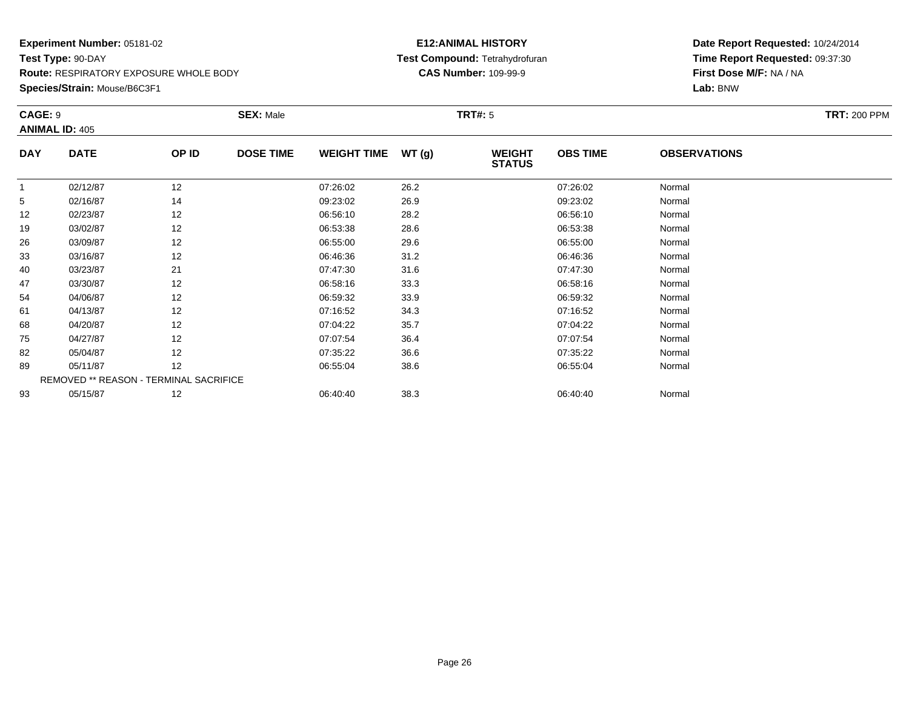**Experiment Number:** 05181-02
**Test Type:** 90-DAY
**Route:** RESPIRATORY EXPOSURE WHOLE BODY
**Species/Strain:** Mouse/B6C3F1

**E12:ANIMAL HISTORY**
**Test Compound:** Tetrahydrofuran
**CAS Number:** 109-99-9

**Date Report Requested:** 10/24/2014
**Time Report Requested:** 09:37:30
**First Dose M/F:** NA / NA
**Lab:** BNW

**CAGE:** 9 **SEX:** Male **TRT#:** 5 **TRT:** 200 PPM
**ANIMAL ID:** 405

| DAY | DATE | OP ID | DOSE TIME | WEIGHT TIME | WT (g) | WEIGHT STATUS | OBS TIME | OBSERVATIONS |
|---|---|---|---|---|---|---|---|---|
| 1 | 02/12/87 | 12 | | 07:26:02 | 26.2 | | 07:26:02 | Normal |
| 5 | 02/16/87 | 14 | | 09:23:02 | 26.9 | | 09:23:02 | Normal |
| 12 | 02/23/87 | 12 | | 06:56:10 | 28.2 | | 06:56:10 | Normal |
| 19 | 03/02/87 | 12 | | 06:53:38 | 28.6 | | 06:53:38 | Normal |
| 26 | 03/09/87 | 12 | | 06:55:00 | 29.6 | | 06:55:00 | Normal |
| 33 | 03/16/87 | 12 | | 06:46:36 | 31.2 | | 06:46:36 | Normal |
| 40 | 03/23/87 | 21 | | 07:47:30 | 31.6 | | 07:47:30 | Normal |
| 47 | 03/30/87 | 12 | | 06:58:16 | 33.3 | | 06:58:16 | Normal |
| 54 | 04/06/87 | 12 | | 06:59:32 | 33.9 | | 06:59:32 | Normal |
| 61 | 04/13/87 | 12 | | 07:16:52 | 34.3 | | 07:16:52 | Normal |
| 68 | 04/20/87 | 12 | | 07:04:22 | 35.7 | | 07:04:22 | Normal |
| 75 | 04/27/87 | 12 | | 07:07:54 | 36.4 | | 07:07:54 | Normal |
| 82 | 05/04/87 | 12 | | 07:35:22 | 36.6 | | 07:35:22 | Normal |
| 89 | 05/11/87 | 12 | | 06:55:04 | 38.6 | | 06:55:04 | Normal |
| REMOVED ** REASON - TERMINAL SACRIFICE | | | | | | | | |
| 93 | 05/15/87 | 12 | | 06:40:40 | 38.3 | | 06:40:40 | Normal |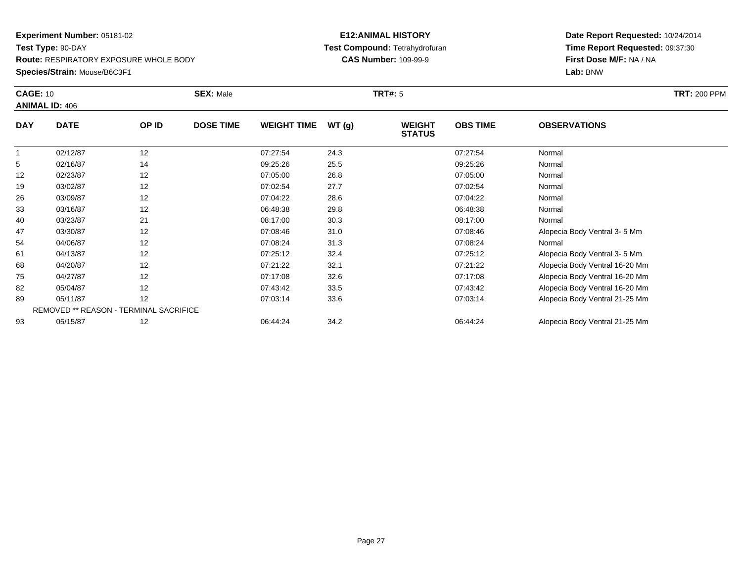**Experiment Number:** 05181-02
**Test Type:** 90-DAY
**Route:** RESPIRATORY EXPOSURE WHOLE BODY
**Species/Strain:** Mouse/B6C3F1

**E12:ANIMAL HISTORY**
**Test Compound:** Tetrahydrofuran
**CAS Number:** 109-99-9

**Date Report Requested:** 10/24/2014
**Time Report Requested:** 09:37:30
**First Dose M/F:** NA / NA
**Lab:** BNW

**CAGE:** 10 **SEX:** Male **TRT#:** 5 **TRT:** 200 PPM
**ANIMAL ID:** 406

| DAY | DATE | OP ID | DOSE TIME | WEIGHT TIME | WT (g) | WEIGHT STATUS | OBS TIME | OBSERVATIONS |
|---|---|---|---|---|---|---|---|---|
| 1 | 02/12/87 | 12 | | 07:27:54 | 24.3 | | 07:27:54 | Normal |
| 5 | 02/16/87 | 14 | | 09:25:26 | 25.5 | | 09:25:26 | Normal |
| 12 | 02/23/87 | 12 | | 07:05:00 | 26.8 | | 07:05:00 | Normal |
| 19 | 03/02/87 | 12 | | 07:02:54 | 27.7 | | 07:02:54 | Normal |
| 26 | 03/09/87 | 12 | | 07:04:22 | 28.6 | | 07:04:22 | Normal |
| 33 | 03/16/87 | 12 | | 06:48:38 | 29.8 | | 06:48:38 | Normal |
| 40 | 03/23/87 | 21 | | 08:17:00 | 30.3 | | 08:17:00 | Normal |
| 47 | 03/30/87 | 12 | | 07:08:46 | 31.0 | | 07:08:46 | Alopecia Body Ventral 3- 5 Mm |
| 54 | 04/06/87 | 12 | | 07:08:24 | 31.3 | | 07:08:24 | Normal |
| 61 | 04/13/87 | 12 | | 07:25:12 | 32.4 | | 07:25:12 | Alopecia Body Ventral 3- 5 Mm |
| 68 | 04/20/87 | 12 | | 07:21:22 | 32.1 | | 07:21:22 | Alopecia Body Ventral 16-20 Mm |
| 75 | 04/27/87 | 12 | | 07:17:08 | 32.6 | | 07:17:08 | Alopecia Body Ventral 16-20 Mm |
| 82 | 05/04/87 | 12 | | 07:43:42 | 33.5 | | 07:43:42 | Alopecia Body Ventral 16-20 Mm |
| 89 | 05/11/87 | 12 | | 07:03:14 | 33.6 | | 07:03:14 | Alopecia Body Ventral 21-25 Mm |
| | REMOVED ** REASON - TERMINAL SACRIFICE | | | | | | | |
| 93 | 05/15/87 | 12 | | 06:44:24 | 34.2 | | 06:44:24 | Alopecia Body Ventral 21-25 Mm |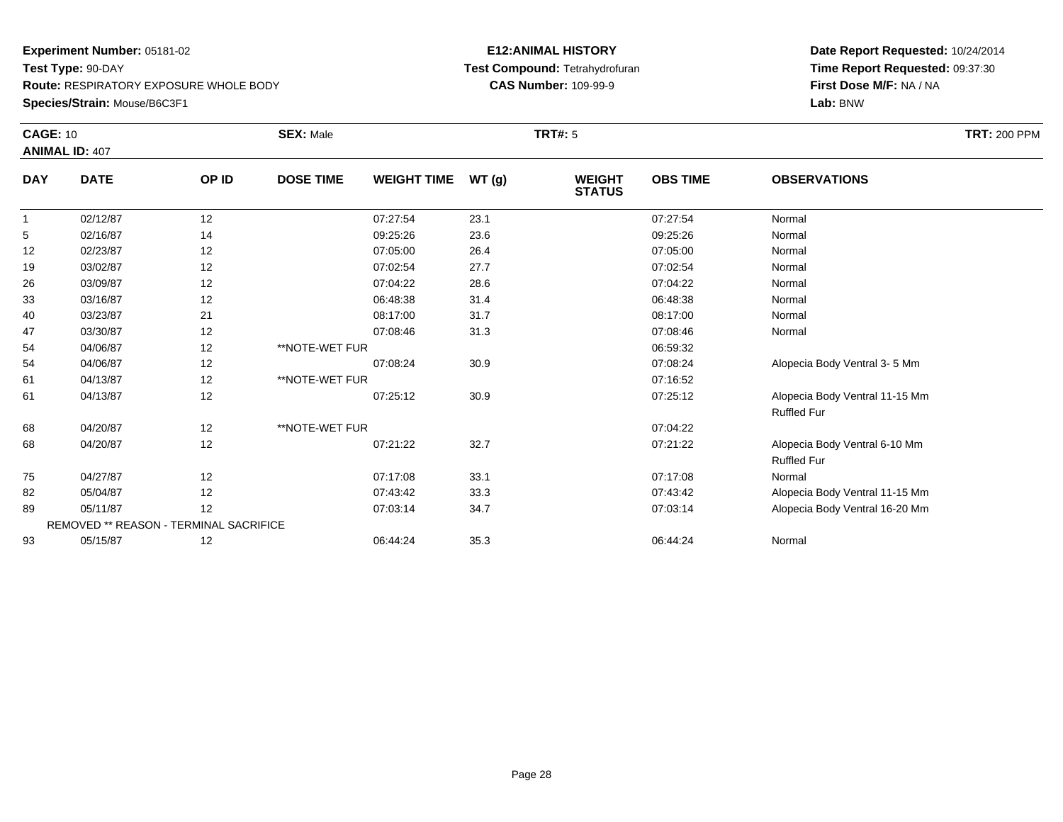**Experiment Number:** 05181-02
**Test Type:** 90-DAY
**Route:** RESPIRATORY EXPOSURE WHOLE BODY
**Species/Strain:** Mouse/B6C3F1

**E12:ANIMAL HISTORY**
**Test Compound:** Tetrahydrofuran
**CAS Number:** 109-99-9

**Date Report Requested:** 10/24/2014
**Time Report Requested:** 09:37:30
**First Dose M/F:** NA / NA
**Lab:** BNW

**CAGE:** 10 **SEX:** Male **TRT#:** 5 **TRT:** 200 PPM
**ANIMAL ID:** 407

| DAY | DATE | OP ID | DOSE TIME | WEIGHT TIME | WT (g) | WEIGHT STATUS | OBS TIME | OBSERVATIONS |
|---|---|---|---|---|---|---|---|---|
| 1 | 02/12/87 | 12 | | 07:27:54 | 23.1 | | 07:27:54 | Normal |
| 5 | 02/16/87 | 14 | | 09:25:26 | 23.6 | | 09:25:26 | Normal |
| 12 | 02/23/87 | 12 | | 07:05:00 | 26.4 | | 07:05:00 | Normal |
| 19 | 03/02/87 | 12 | | 07:02:54 | 27.7 | | 07:02:54 | Normal |
| 26 | 03/09/87 | 12 | | 07:04:22 | 28.6 | | 07:04:22 | Normal |
| 33 | 03/16/87 | 12 | | 06:48:38 | 31.4 | | 06:48:38 | Normal |
| 40 | 03/23/87 | 21 | | 08:17:00 | 31.7 | | 08:17:00 | Normal |
| 47 | 03/30/87 | 12 | | 07:08:46 | 31.3 | | 07:08:46 | Normal |
| 54 | 04/06/87 | 12 | **NOTE-WET FUR | | | | 06:59:32 | |
| 54 | 04/06/87 | 12 | | 07:08:24 | 30.9 | | 07:08:24 | Alopecia Body Ventral 3- 5 Mm |
| 61 | 04/13/87 | 12 | **NOTE-WET FUR | | | | 07:16:52 | |
| 61 | 04/13/87 | 12 | | 07:25:12 | 30.9 | | 07:25:12 | Alopecia Body Ventral 11-15 Mm<br>Ruffled Fur |
| 68 | 04/20/87 | 12 | **NOTE-WET FUR | | | | 07:04:22 | |
| 68 | 04/20/87 | 12 | | 07:21:22 | 32.7 | | 07:21:22 | Alopecia Body Ventral 6-10 Mm<br>Ruffled Fur |
| 75 | 04/27/87 | 12 | | 07:17:08 | 33.1 | | 07:17:08 | Normal |
| 82 | 05/04/87 | 12 | | 07:43:42 | 33.3 | | 07:43:42 | Alopecia Body Ventral 11-15 Mm |
| 89 | 05/11/87 | 12 | | 07:03:14 | 34.7 | | 07:03:14 | Alopecia Body Ventral 16-20 Mm |
| REMOVED ** REASON - TERMINAL SACRIFICE | | | | | | | | |
| 93 | 05/15/87 | 12 | | 06:44:24 | 35.3 | | 06:44:24 | Normal |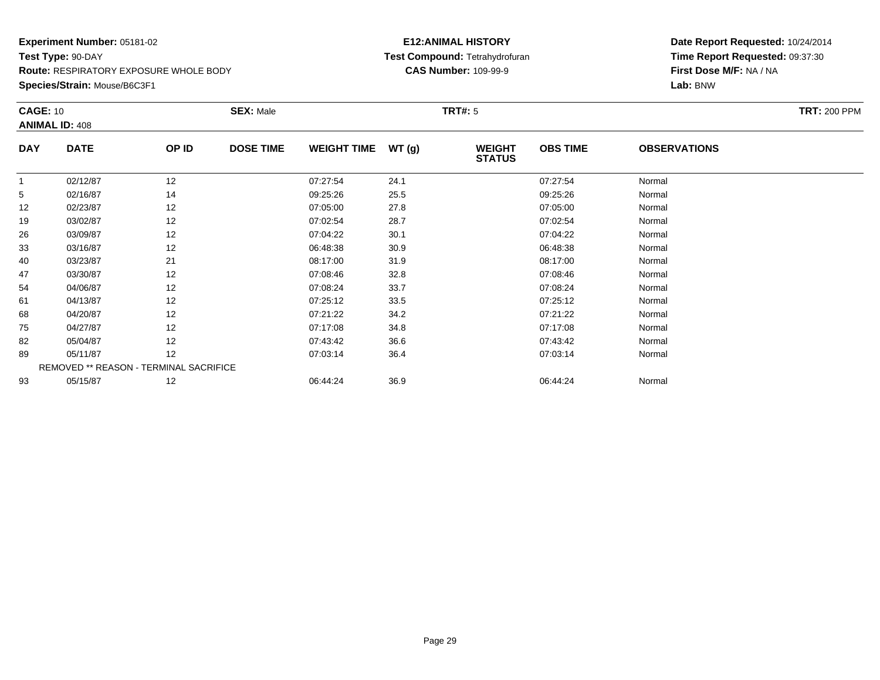**Experiment Number:** 05181-02
**Test Type:** 90-DAY
**Route:** RESPIRATORY EXPOSURE WHOLE BODY
**Species/Strain:** Mouse/B6C3F1

**E12:ANIMAL HISTORY**
**Test Compound:** Tetrahydrofuran
**CAS Number:** 109-99-9

**Date Report Requested:** 10/24/2014
**Time Report Requested:** 09:37:30
**First Dose M/F:** NA / NA
**Lab:** BNW

**CAGE:** 10 **SEX:** Male **TRT#:** 5 **TRT:** 200 PPM
**ANIMAL ID:** 408

| DAY | DATE | OP ID | DOSE TIME | WEIGHT TIME | WT (g) | WEIGHT STATUS | OBS TIME | OBSERVATIONS |
|---|---|---|---|---|---|---|---|---|
| 1 | 02/12/87 | 12 | | 07:27:54 | 24.1 | | 07:27:54 | Normal |
| 5 | 02/16/87 | 14 | | 09:25:26 | 25.5 | | 09:25:26 | Normal |
| 12 | 02/23/87 | 12 | | 07:05:00 | 27.8 | | 07:05:00 | Normal |
| 19 | 03/02/87 | 12 | | 07:02:54 | 28.7 | | 07:02:54 | Normal |
| 26 | 03/09/87 | 12 | | 07:04:22 | 30.1 | | 07:04:22 | Normal |
| 33 | 03/16/87 | 12 | | 06:48:38 | 30.9 | | 06:48:38 | Normal |
| 40 | 03/23/87 | 21 | | 08:17:00 | 31.9 | | 08:17:00 | Normal |
| 47 | 03/30/87 | 12 | | 07:08:46 | 32.8 | | 07:08:46 | Normal |
| 54 | 04/06/87 | 12 | | 07:08:24 | 33.7 | | 07:08:24 | Normal |
| 61 | 04/13/87 | 12 | | 07:25:12 | 33.5 | | 07:25:12 | Normal |
| 68 | 04/20/87 | 12 | | 07:21:22 | 34.2 | | 07:21:22 | Normal |
| 75 | 04/27/87 | 12 | | 07:17:08 | 34.8 | | 07:17:08 | Normal |
| 82 | 05/04/87 | 12 | | 07:43:42 | 36.6 | | 07:43:42 | Normal |
| 89 | 05/11/87 | 12 | | 07:03:14 | 36.4 | | 07:03:14 | Normal |
| REMOVED ** REASON - TERMINAL SACRIFICE | | | | | | | | |
| 93 | 05/15/87 | 12 | | 06:44:24 | 36.9 | | 06:44:24 | Normal |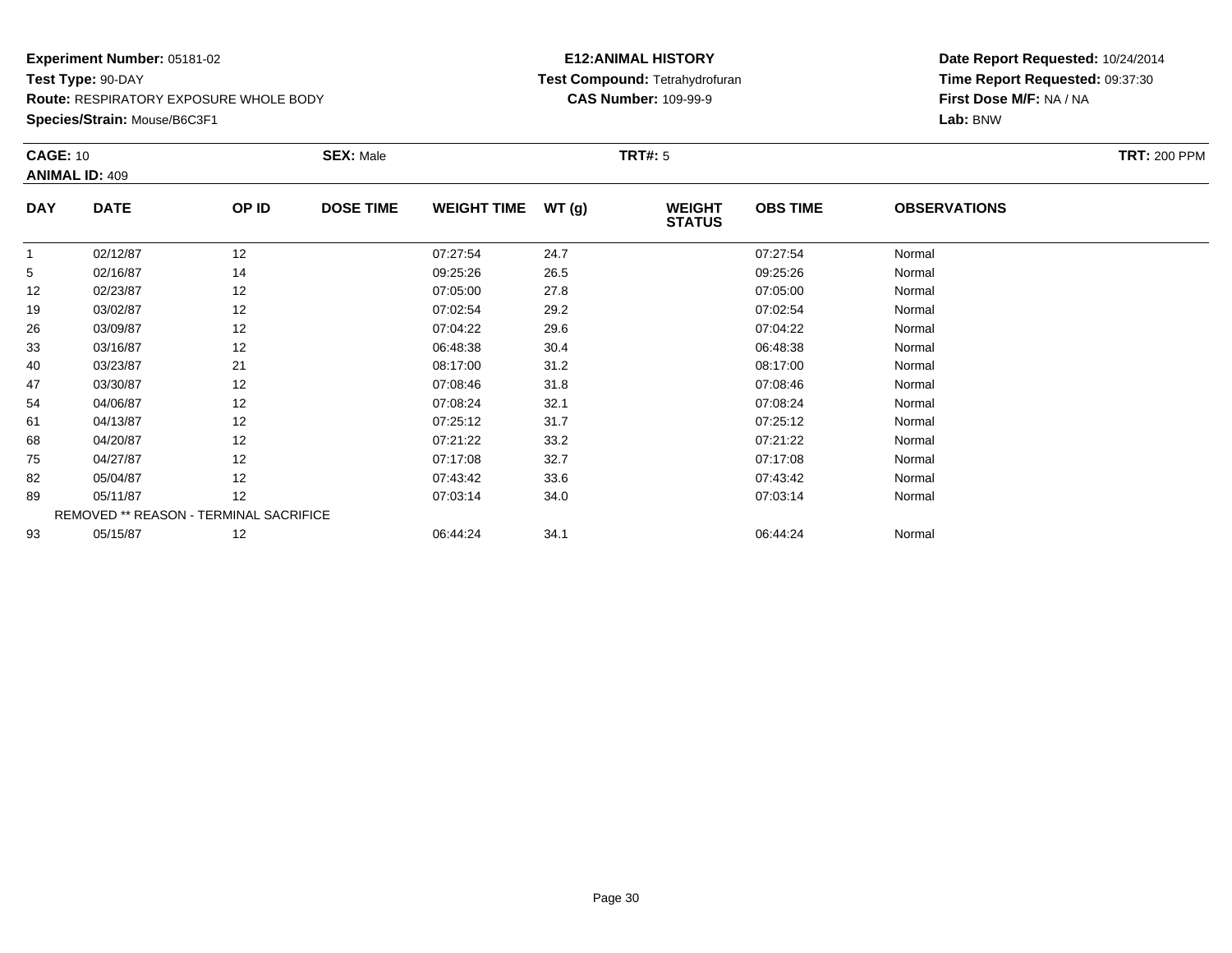**Experiment Number:** 05181-02
**Test Type:** 90-DAY
**Route:** RESPIRATORY EXPOSURE WHOLE BODY
**Species/Strain:** Mouse/B6C3F1

**E12:ANIMAL HISTORY**
**Test Compound:** Tetrahydrofuran
**CAS Number:** 109-99-9

**Date Report Requested:** 10/24/2014
**Time Report Requested:** 09:37:30
**First Dose M/F:** NA / NA
**Lab:** BNW

**CAGE:** 10 **SEX:** Male **TRT#:** 5 **TRT:** 200 PPM
**ANIMAL ID:** 409

| DAY | DATE | OP ID | DOSE TIME | WEIGHT TIME | WT (g) | WEIGHT STATUS | OBS TIME | OBSERVATIONS |
|---|---|---|---|---|---|---|---|---|
| 1 | 02/12/87 | 12 | | 07:27:54 | 24.7 | | 07:27:54 | Normal |
| 5 | 02/16/87 | 14 | | 09:25:26 | 26.5 | | 09:25:26 | Normal |
| 12 | 02/23/87 | 12 | | 07:05:00 | 27.8 | | 07:05:00 | Normal |
| 19 | 03/02/87 | 12 | | 07:02:54 | 29.2 | | 07:02:54 | Normal |
| 26 | 03/09/87 | 12 | | 07:04:22 | 29.6 | | 07:04:22 | Normal |
| 33 | 03/16/87 | 12 | | 06:48:38 | 30.4 | | 06:48:38 | Normal |
| 40 | 03/23/87 | 21 | | 08:17:00 | 31.2 | | 08:17:00 | Normal |
| 47 | 03/30/87 | 12 | | 07:08:46 | 31.8 | | 07:08:46 | Normal |
| 54 | 04/06/87 | 12 | | 07:08:24 | 32.1 | | 07:08:24 | Normal |
| 61 | 04/13/87 | 12 | | 07:25:12 | 31.7 | | 07:25:12 | Normal |
| 68 | 04/20/87 | 12 | | 07:21:22 | 33.2 | | 07:21:22 | Normal |
| 75 | 04/27/87 | 12 | | 07:17:08 | 32.7 | | 07:17:08 | Normal |
| 82 | 05/04/87 | 12 | | 07:43:42 | 33.6 | | 07:43:42 | Normal |
| 89 | 05/11/87 | 12 | | 07:03:14 | 34.0 | | 07:03:14 | Normal |
| | REMOVED ** REASON - TERMINAL SACRIFICE | | | | | | | |
| 93 | 05/15/87 | 12 | | 06:44:24 | 34.1 | | 06:44:24 | Normal |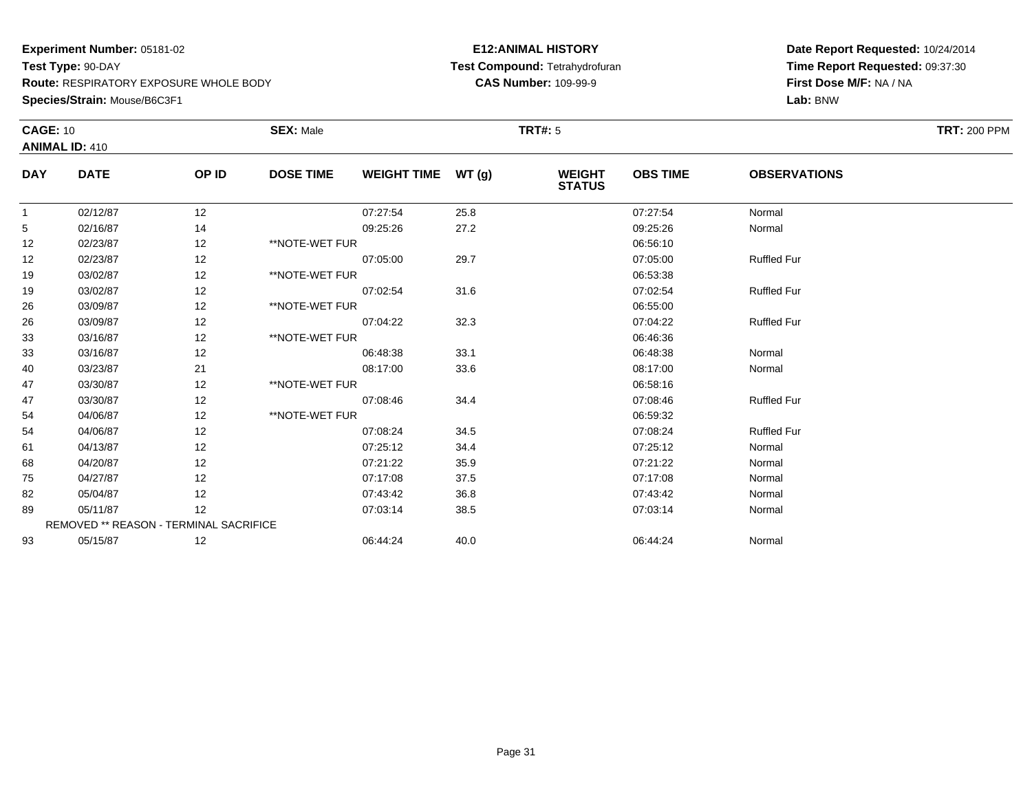**Experiment Number:** 05181-02
**Test Type:** 90-DAY
**Route:** RESPIRATORY EXPOSURE WHOLE BODY
**Species/Strain:** Mouse/B6C3F1

**E12:ANIMAL HISTORY**
**Test Compound:** Tetrahydrofuran
**CAS Number:** 109-99-9

**Date Report Requested:** 10/24/2014
**Time Report Requested:** 09:37:30
**First Dose M/F:** NA / NA
**Lab:** BNW

**CAGE:** 10 **SEX:** Male **TRT#:** 5 **TRT:** 200 PPM
**ANIMAL ID:** 410

| DAY | DATE | OP ID | DOSE TIME | WEIGHT TIME | WT (g) | WEIGHT STATUS | OBS TIME | OBSERVATIONS |
|---|---|---|---|---|---|---|---|---|
| 1 | 02/12/87 | 12 | | 07:27:54 | 25.8 | | 07:27:54 | Normal |
| 5 | 02/16/87 | 14 | | 09:25:26 | 27.2 | | 09:25:26 | Normal |
| 12 | 02/23/87 | 12 | **NOTE-WET FUR | | | | 06:56:10 | |
| 12 | 02/23/87 | 12 | | 07:05:00 | 29.7 | | 07:05:00 | Ruffled Fur |
| 19 | 03/02/87 | 12 | **NOTE-WET FUR | | | | 06:53:38 | |
| 19 | 03/02/87 | 12 | | 07:02:54 | 31.6 | | 07:02:54 | Ruffled Fur |
| 26 | 03/09/87 | 12 | **NOTE-WET FUR | | | | 06:55:00 | |
| 26 | 03/09/87 | 12 | | 07:04:22 | 32.3 | | 07:04:22 | Ruffled Fur |
| 33 | 03/16/87 | 12 | **NOTE-WET FUR | | | | 06:46:36 | |
| 33 | 03/16/87 | 12 | | 06:48:38 | 33.1 | | 06:48:38 | Normal |
| 40 | 03/23/87 | 21 | | 08:17:00 | 33.6 | | 08:17:00 | Normal |
| 47 | 03/30/87 | 12 | **NOTE-WET FUR | | | | 06:58:16 | |
| 47 | 03/30/87 | 12 | | 07:08:46 | 34.4 | | 07:08:46 | Ruffled Fur |
| 54 | 04/06/87 | 12 | **NOTE-WET FUR | | | | 06:59:32 | |
| 54 | 04/06/87 | 12 | | 07:08:24 | 34.5 | | 07:08:24 | Ruffled Fur |
| 61 | 04/13/87 | 12 | | 07:25:12 | 34.4 | | 07:25:12 | Normal |
| 68 | 04/20/87 | 12 | | 07:21:22 | 35.9 | | 07:21:22 | Normal |
| 75 | 04/27/87 | 12 | | 07:17:08 | 37.5 | | 07:17:08 | Normal |
| 82 | 05/04/87 | 12 | | 07:43:42 | 36.8 | | 07:43:42 | Normal |
| 89 | 05/11/87 | 12 | | 07:03:14 | 38.5 | | 07:03:14 | Normal |
| | REMOVED ** REASON - TERMINAL SACRIFICE | | | | | | | |
| 93 | 05/15/87 | 12 | | 06:44:24 | 40.0 | | 06:44:24 | Normal |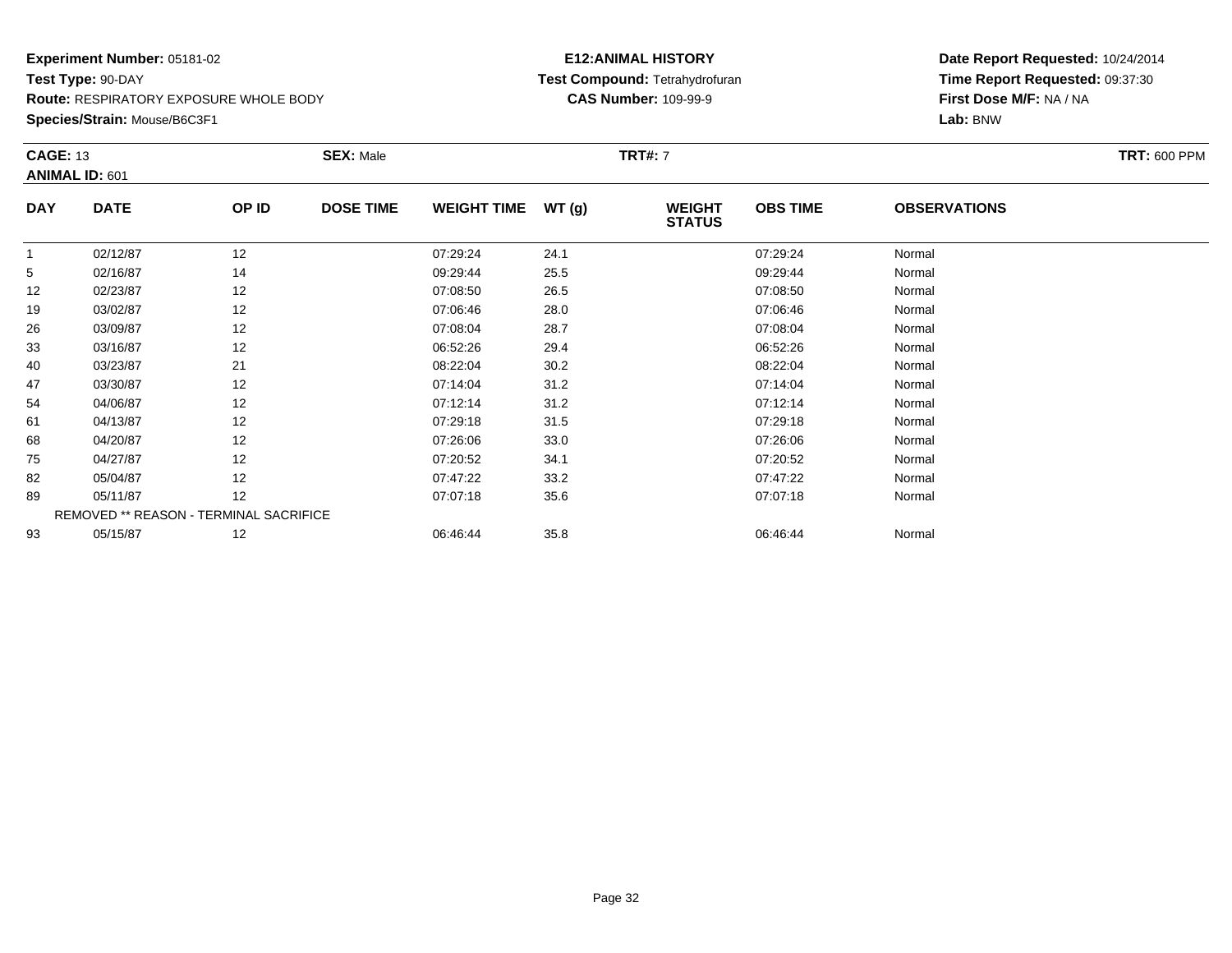**Experiment Number:** 05181-02
**Test Type:** 90-DAY
**Route:** RESPIRATORY EXPOSURE WHOLE BODY
**Species/Strain:** Mouse/B6C3F1

**E12:ANIMAL HISTORY**
**Test Compound:** Tetrahydrofuran
**CAS Number:** 109-99-9

**Date Report Requested:** 10/24/2014
**Time Report Requested:** 09:37:30
**First Dose M/F:** NA / NA
**Lab:** BNW

**CAGE:** 13 **SEX:** Male **TRT#:** 7 **TRT:** 600 PPM
**ANIMAL ID:** 601

| DAY | DATE | OP ID | DOSE TIME | WEIGHT TIME | WT (g) | WEIGHT STATUS | OBS TIME | OBSERVATIONS |
|---|---|---|---|---|---|---|---|---|
| 1 | 02/12/87 | 12 | | 07:29:24 | 24.1 | | 07:29:24 | Normal |
| 5 | 02/16/87 | 14 | | 09:29:44 | 25.5 | | 09:29:44 | Normal |
| 12 | 02/23/87 | 12 | | 07:08:50 | 26.5 | | 07:08:50 | Normal |
| 19 | 03/02/87 | 12 | | 07:06:46 | 28.0 | | 07:06:46 | Normal |
| 26 | 03/09/87 | 12 | | 07:08:04 | 28.7 | | 07:08:04 | Normal |
| 33 | 03/16/87 | 12 | | 06:52:26 | 29.4 | | 06:52:26 | Normal |
| 40 | 03/23/87 | 21 | | 08:22:04 | 30.2 | | 08:22:04 | Normal |
| 47 | 03/30/87 | 12 | | 07:14:04 | 31.2 | | 07:14:04 | Normal |
| 54 | 04/06/87 | 12 | | 07:12:14 | 31.2 | | 07:12:14 | Normal |
| 61 | 04/13/87 | 12 | | 07:29:18 | 31.5 | | 07:29:18 | Normal |
| 68 | 04/20/87 | 12 | | 07:26:06 | 33.0 | | 07:26:06 | Normal |
| 75 | 04/27/87 | 12 | | 07:20:52 | 34.1 | | 07:20:52 | Normal |
| 82 | 05/04/87 | 12 | | 07:47:22 | 33.2 | | 07:47:22 | Normal |
| 89 | 05/11/87 | 12 | | 07:07:18 | 35.6 | | 07:07:18 | Normal |
| REMOVED ** REASON - TERMINAL SACRIFICE | | | | | | | | |
| 93 | 05/15/87 | 12 | | 06:46:44 | 35.8 | | 06:46:44 | Normal |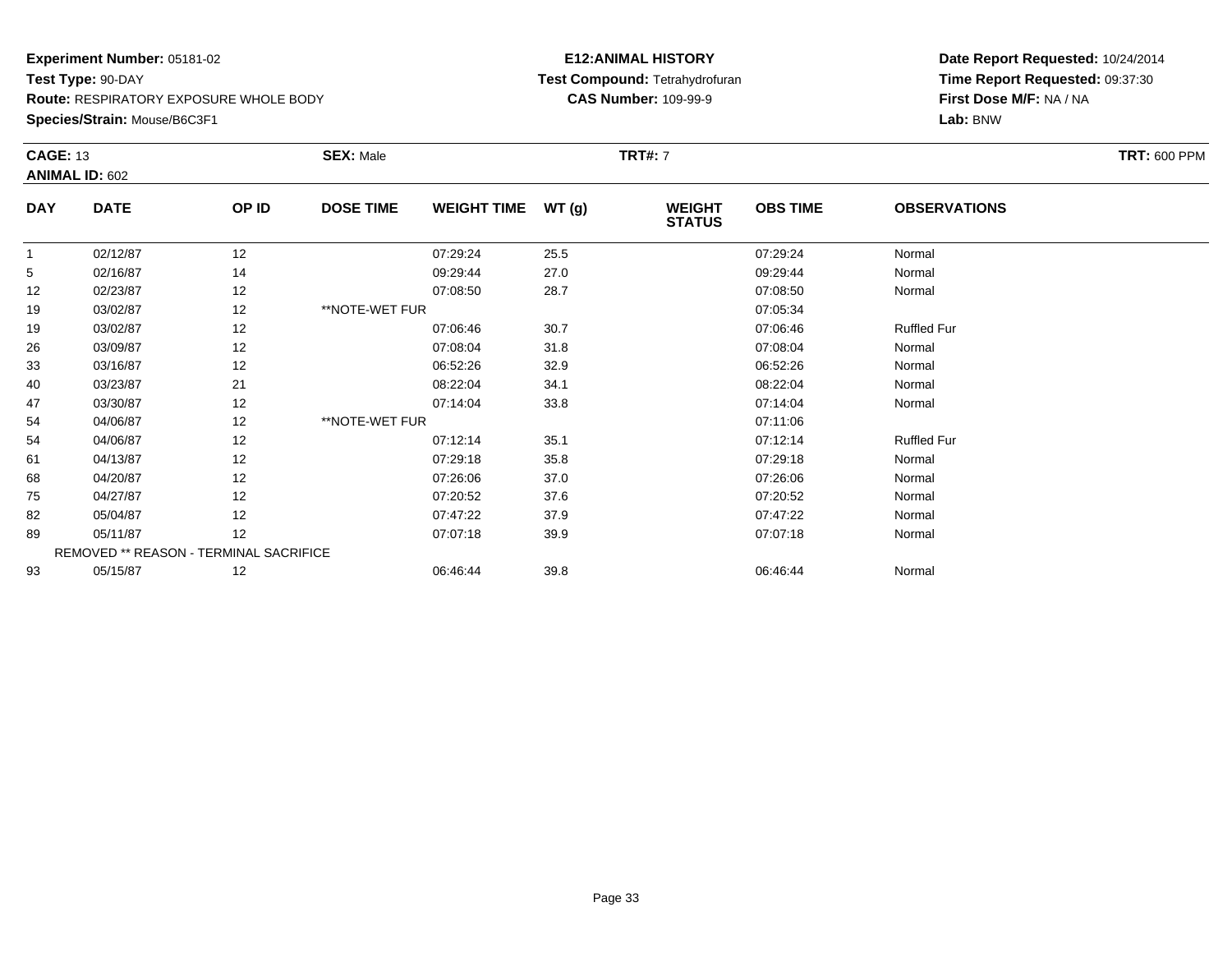**Experiment Number:** 05181-02
**Test Type:** 90-DAY
**Route:** RESPIRATORY EXPOSURE WHOLE BODY
**Species/Strain:** Mouse/B6C3F1

**E12:ANIMAL HISTORY**
**Test Compound:** Tetrahydrofuran
**CAS Number:** 109-99-9

**Date Report Requested:** 10/24/2014
**Time Report Requested:** 09:37:30
**First Dose M/F:** NA / NA
**Lab:** BNW

**CAGE:** 13 **SEX:** Male **TRT#:** 7 **TRT:** 600 PPM
**ANIMAL ID:** 602

| DAY | DATE | OP ID | DOSE TIME | WEIGHT TIME | WT (g) | WEIGHT STATUS | OBS TIME | OBSERVATIONS |
|---|---|---|---|---|---|---|---|---|
| 1 | 02/12/87 | 12 | | 07:29:24 | 25.5 | | 07:29:24 | Normal |
| 5 | 02/16/87 | 14 | | 09:29:44 | 27.0 | | 09:29:44 | Normal |
| 12 | 02/23/87 | 12 | | 07:08:50 | 28.7 | | 07:08:50 | Normal |
| 19 | 03/02/87 | 12 | **NOTE-WET FUR | | | | 07:05:34 | |
| 19 | 03/02/87 | 12 | | 07:06:46 | 30.7 | | 07:06:46 | Ruffled Fur |
| 26 | 03/09/87 | 12 | | 07:08:04 | 31.8 | | 07:08:04 | Normal |
| 33 | 03/16/87 | 12 | | 06:52:26 | 32.9 | | 06:52:26 | Normal |
| 40 | 03/23/87 | 21 | | 08:22:04 | 34.1 | | 08:22:04 | Normal |
| 47 | 03/30/87 | 12 | | 07:14:04 | 33.8 | | 07:14:04 | Normal |
| 54 | 04/06/87 | 12 | **NOTE-WET FUR | | | | 07:11:06 | |
| 54 | 04/06/87 | 12 | | 07:12:14 | 35.1 | | 07:12:14 | Ruffled Fur |
| 61 | 04/13/87 | 12 | | 07:29:18 | 35.8 | | 07:29:18 | Normal |
| 68 | 04/20/87 | 12 | | 07:26:06 | 37.0 | | 07:26:06 | Normal |
| 75 | 04/27/87 | 12 | | 07:20:52 | 37.6 | | 07:20:52 | Normal |
| 82 | 05/04/87 | 12 | | 07:47:22 | 37.9 | | 07:47:22 | Normal |
| 89 | 05/11/87 | 12 | | 07:07:18 | 39.9 | | 07:07:18 | Normal |
| REMOVED ** REASON - TERMINAL SACRIFICE | | | | | | | | |
| 93 | 05/15/87 | 12 | | 06:46:44 | 39.8 | | 06:46:44 | Normal |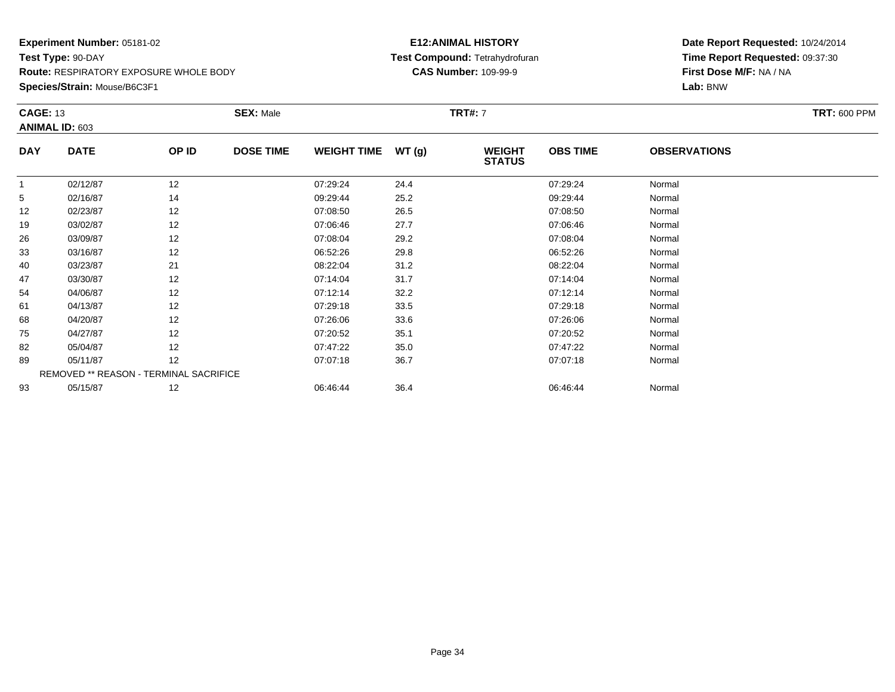**Experiment Number:** 05181-02
**Test Type:** 90-DAY
**Route:** RESPIRATORY EXPOSURE WHOLE BODY
**Species/Strain:** Mouse/B6C3F1

**E12:ANIMAL HISTORY**
**Test Compound:** Tetrahydrofuran
**CAS Number:** 109-99-9

**Date Report Requested:** 10/24/2014
**Time Report Requested:** 09:37:30
**First Dose M/F:** NA / NA
**Lab:** BNW

**CAGE:** 13 **SEX:** Male **TRT#:** 7 **TRT:** 600 PPM
**ANIMAL ID:** 603

| DAY | DATE | OP ID | DOSE TIME | WEIGHT TIME | WT (g) | WEIGHT STATUS | OBS TIME | OBSERVATIONS |
|---|---|---|---|---|---|---|---|---|
| 1 | 02/12/87 | 12 | | 07:29:24 | 24.4 | | 07:29:24 | Normal |
| 5 | 02/16/87 | 14 | | 09:29:44 | 25.2 | | 09:29:44 | Normal |
| 12 | 02/23/87 | 12 | | 07:08:50 | 26.5 | | 07:08:50 | Normal |
| 19 | 03/02/87 | 12 | | 07:06:46 | 27.7 | | 07:06:46 | Normal |
| 26 | 03/09/87 | 12 | | 07:08:04 | 29.2 | | 07:08:04 | Normal |
| 33 | 03/16/87 | 12 | | 06:52:26 | 29.8 | | 06:52:26 | Normal |
| 40 | 03/23/87 | 21 | | 08:22:04 | 31.2 | | 08:22:04 | Normal |
| 47 | 03/30/87 | 12 | | 07:14:04 | 31.7 | | 07:14:04 | Normal |
| 54 | 04/06/87 | 12 | | 07:12:14 | 32.2 | | 07:12:14 | Normal |
| 61 | 04/13/87 | 12 | | 07:29:18 | 33.5 | | 07:29:18 | Normal |
| 68 | 04/20/87 | 12 | | 07:26:06 | 33.6 | | 07:26:06 | Normal |
| 75 | 04/27/87 | 12 | | 07:20:52 | 35.1 | | 07:20:52 | Normal |
| 82 | 05/04/87 | 12 | | 07:47:22 | 35.0 | | 07:47:22 | Normal |
| 89 | 05/11/87 | 12 | | 07:07:18 | 36.7 | | 07:07:18 | Normal |
| REMOVED ** REASON - TERMINAL SACRIFICE | | | | | | | | |
| 93 | 05/15/87 | 12 | | 06:46:44 | 36.4 | | 06:46:44 | Normal |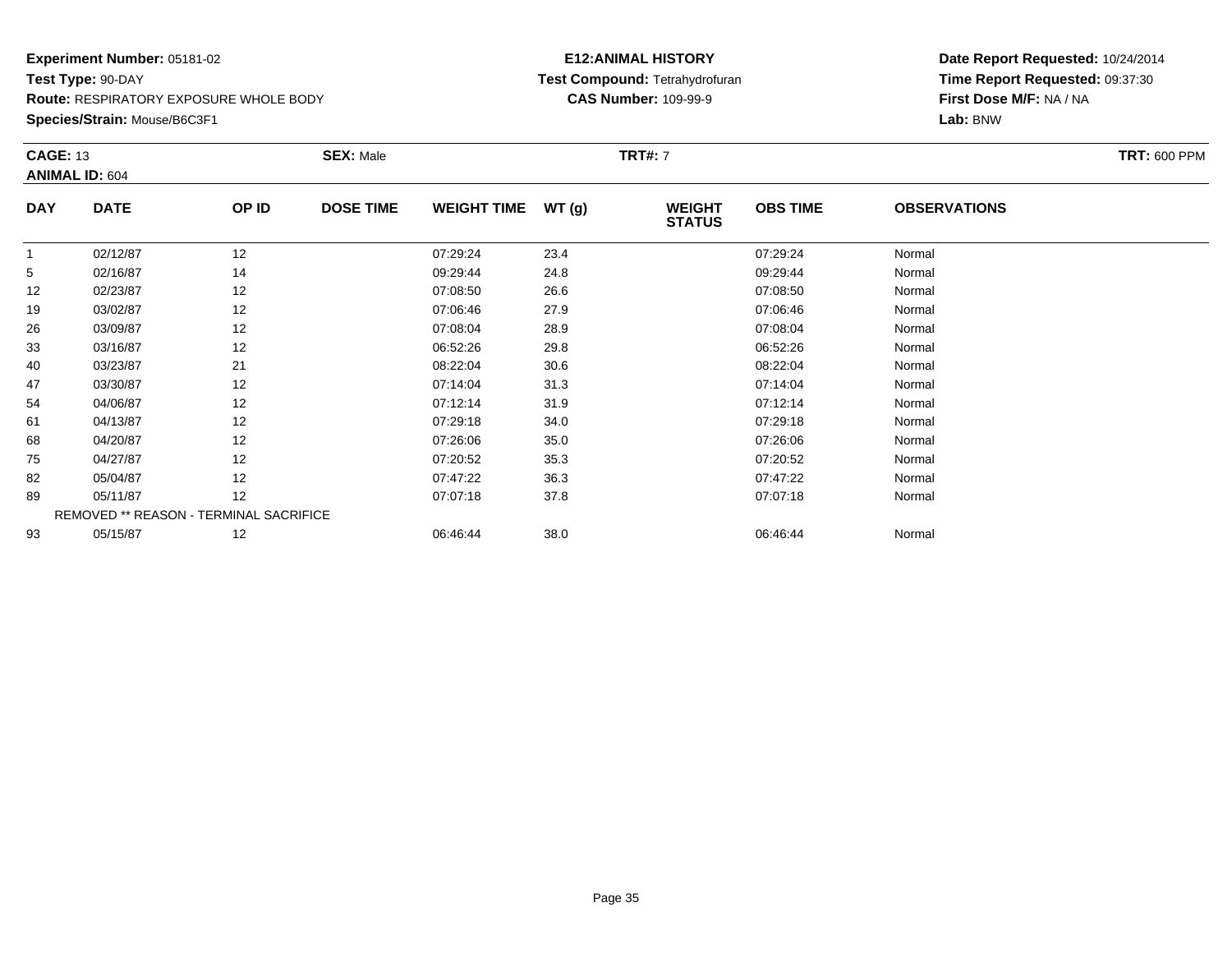**Experiment Number:** 05181-02
**Test Type:** 90-DAY
**Route:** RESPIRATORY EXPOSURE WHOLE BODY
**Species/Strain:** Mouse/B6C3F1

**E12:ANIMAL HISTORY**
**Test Compound:** Tetrahydrofuran
**CAS Number:** 109-99-9

**Date Report Requested:** 10/24/2014
**Time Report Requested:** 09:37:30
**First Dose M/F:** NA / NA
**Lab:** BNW

**CAGE:** 13 **SEX:** Male **TRT#:** 7 **TRT:** 600 PPM
**ANIMAL ID:** 604

| DAY | DATE | OP ID | DOSE TIME | WEIGHT TIME | WT (g) | WEIGHT STATUS | OBS TIME | OBSERVATIONS |
|---|---|---|---|---|---|---|---|---|
| 1 | 02/12/87 | 12 | | 07:29:24 | 23.4 | | 07:29:24 | Normal |
| 5 | 02/16/87 | 14 | | 09:29:44 | 24.8 | | 09:29:44 | Normal |
| 12 | 02/23/87 | 12 | | 07:08:50 | 26.6 | | 07:08:50 | Normal |
| 19 | 03/02/87 | 12 | | 07:06:46 | 27.9 | | 07:06:46 | Normal |
| 26 | 03/09/87 | 12 | | 07:08:04 | 28.9 | | 07:08:04 | Normal |
| 33 | 03/16/87 | 12 | | 06:52:26 | 29.8 | | 06:52:26 | Normal |
| 40 | 03/23/87 | 21 | | 08:22:04 | 30.6 | | 08:22:04 | Normal |
| 47 | 03/30/87 | 12 | | 07:14:04 | 31.3 | | 07:14:04 | Normal |
| 54 | 04/06/87 | 12 | | 07:12:14 | 31.9 | | 07:12:14 | Normal |
| 61 | 04/13/87 | 12 | | 07:29:18 | 34.0 | | 07:29:18 | Normal |
| 68 | 04/20/87 | 12 | | 07:26:06 | 35.0 | | 07:26:06 | Normal |
| 75 | 04/27/87 | 12 | | 07:20:52 | 35.3 | | 07:20:52 | Normal |
| 82 | 05/04/87 | 12 | | 07:47:22 | 36.3 | | 07:47:22 | Normal |
| 89 | 05/11/87 | 12 | | 07:07:18 | 37.8 | | 07:07:18 | Normal |
| REMOVED ** REASON - TERMINAL SACRIFICE | | | | | | | | |
| 93 | 05/15/87 | 12 | | 06:46:44 | 38.0 | | 06:46:44 | Normal |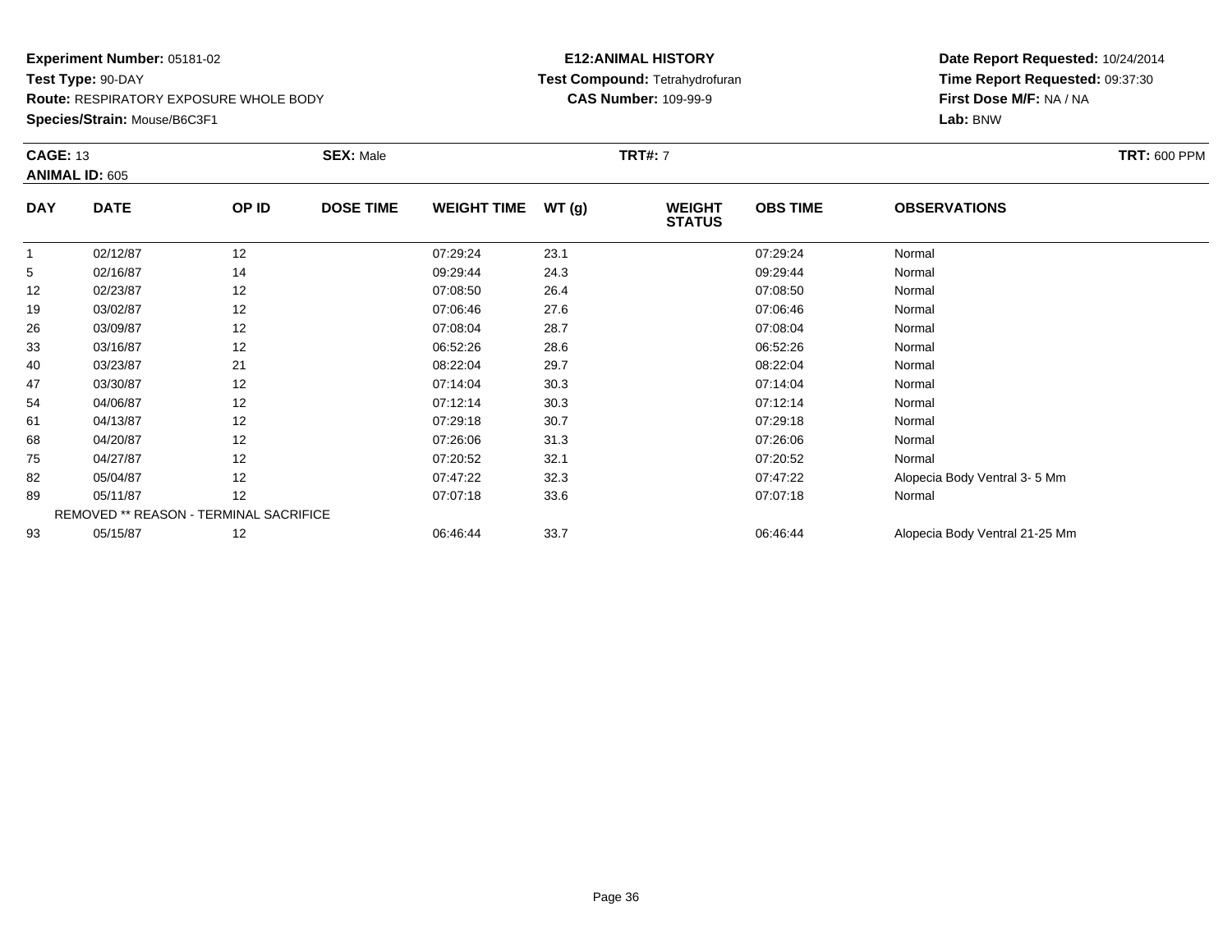**Experiment Number:** 05181-02
**Test Type:** 90-DAY
**Route:** RESPIRATORY EXPOSURE WHOLE BODY
**Species/Strain:** Mouse/B6C3F1

**E12:ANIMAL HISTORY**
**Test Compound:** Tetrahydrofuran
**CAS Number:** 109-99-9

**Date Report Requested:** 10/24/2014
**Time Report Requested:** 09:37:30
**First Dose M/F:** NA / NA
**Lab:** BNW

**CAGE:** 13 **SEX:** Male **TRT#:** 7 **TRT:** 600 PPM
**ANIMAL ID:** 605

| DAY | DATE | OP ID | DOSE TIME | WEIGHT TIME | WT (g) | WEIGHT STATUS | OBS TIME | OBSERVATIONS |
|---|---|---|---|---|---|---|---|---|
| 1 | 02/12/87 | 12 | | 07:29:24 | 23.1 | | 07:29:24 | Normal |
| 5 | 02/16/87 | 14 | | 09:29:44 | 24.3 | | 09:29:44 | Normal |
| 12 | 02/23/87 | 12 | | 07:08:50 | 26.4 | | 07:08:50 | Normal |
| 19 | 03/02/87 | 12 | | 07:06:46 | 27.6 | | 07:06:46 | Normal |
| 26 | 03/09/87 | 12 | | 07:08:04 | 28.7 | | 07:08:04 | Normal |
| 33 | 03/16/87 | 12 | | 06:52:26 | 28.6 | | 06:52:26 | Normal |
| 40 | 03/23/87 | 21 | | 08:22:04 | 29.7 | | 08:22:04 | Normal |
| 47 | 03/30/87 | 12 | | 07:14:04 | 30.3 | | 07:14:04 | Normal |
| 54 | 04/06/87 | 12 | | 07:12:14 | 30.3 | | 07:12:14 | Normal |
| 61 | 04/13/87 | 12 | | 07:29:18 | 30.7 | | 07:29:18 | Normal |
| 68 | 04/20/87 | 12 | | 07:26:06 | 31.3 | | 07:26:06 | Normal |
| 75 | 04/27/87 | 12 | | 07:20:52 | 32.1 | | 07:20:52 | Normal |
| 82 | 05/04/87 | 12 | | 07:47:22 | 32.3 | | 07:47:22 | Alopecia Body Ventral 3- 5 Mm |
| 89 | 05/11/87 | 12 | | 07:07:18 | 33.6 | | 07:07:18 | Normal |
| REMOVED ** REASON - TERMINAL SACRIFICE | | | | | | | | |
| 93 | 05/15/87 | 12 | | 06:46:44 | 33.7 | | 06:46:44 | Alopecia Body Ventral 21-25 Mm |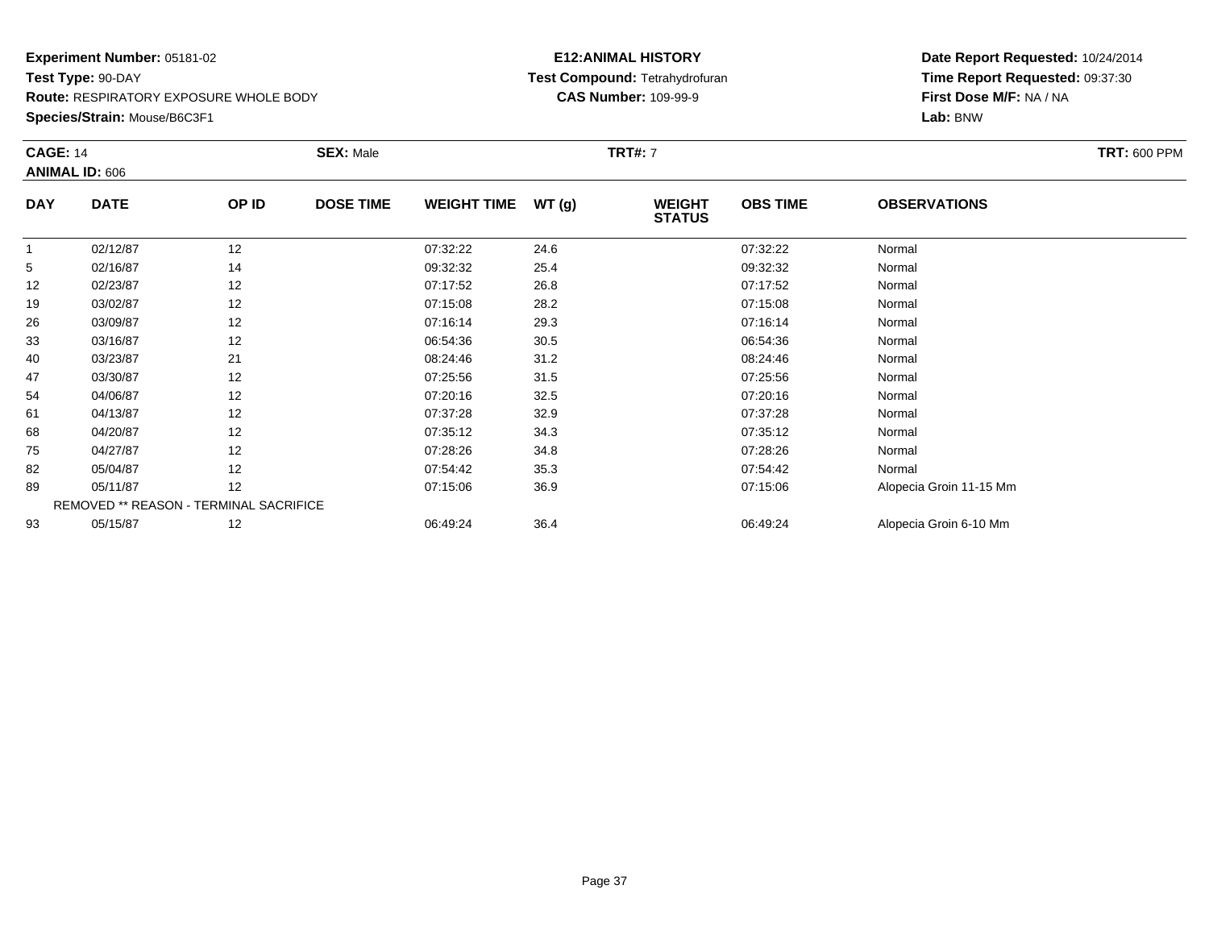**Experiment Number:** 05181-02
**Test Type:** 90-DAY
**Route:** RESPIRATORY EXPOSURE WHOLE BODY
**Species/Strain:** Mouse/B6C3F1

**E12:ANIMAL HISTORY**
**Test Compound:** Tetrahydrofuran
**CAS Number:** 109-99-9

**Date Report Requested:** 10/24/2014
**Time Report Requested:** 09:37:30
**First Dose M/F:** NA / NA
**Lab:** BNW

**CAGE:** 14 **SEX:** Male **TRT#:** 7 **TRT:** 600 PPM
**ANIMAL ID:** 606

| DAY | DATE | OP ID | DOSE TIME | WEIGHT TIME | WT (g) | WEIGHT STATUS | OBS TIME | OBSERVATIONS |
|---|---|---|---|---|---|---|---|---|
| 1 | 02/12/87 | 12 | | 07:32:22 | 24.6 | | 07:32:22 | Normal |
| 5 | 02/16/87 | 14 | | 09:32:32 | 25.4 | | 09:32:32 | Normal |
| 12 | 02/23/87 | 12 | | 07:17:52 | 26.8 | | 07:17:52 | Normal |
| 19 | 03/02/87 | 12 | | 07:15:08 | 28.2 | | 07:15:08 | Normal |
| 26 | 03/09/87 | 12 | | 07:16:14 | 29.3 | | 07:16:14 | Normal |
| 33 | 03/16/87 | 12 | | 06:54:36 | 30.5 | | 06:54:36 | Normal |
| 40 | 03/23/87 | 21 | | 08:24:46 | 31.2 | | 08:24:46 | Normal |
| 47 | 03/30/87 | 12 | | 07:25:56 | 31.5 | | 07:25:56 | Normal |
| 54 | 04/06/87 | 12 | | 07:20:16 | 32.5 | | 07:20:16 | Normal |
| 61 | 04/13/87 | 12 | | 07:37:28 | 32.9 | | 07:37:28 | Normal |
| 68 | 04/20/87 | 12 | | 07:35:12 | 34.3 | | 07:35:12 | Normal |
| 75 | 04/27/87 | 12 | | 07:28:26 | 34.8 | | 07:28:26 | Normal |
| 82 | 05/04/87 | 12 | | 07:54:42 | 35.3 | | 07:54:42 | Normal |
| 89 | 05/11/87 | 12 | | 07:15:06 | 36.9 | | 07:15:06 | Alopecia Groin 11-15 Mm |
| REMOVED ** REASON - TERMINAL SACRIFICE | | | | | | | | |
| 93 | 05/15/87 | 12 | | 06:49:24 | 36.4 | | 06:49:24 | Alopecia Groin 6-10 Mm |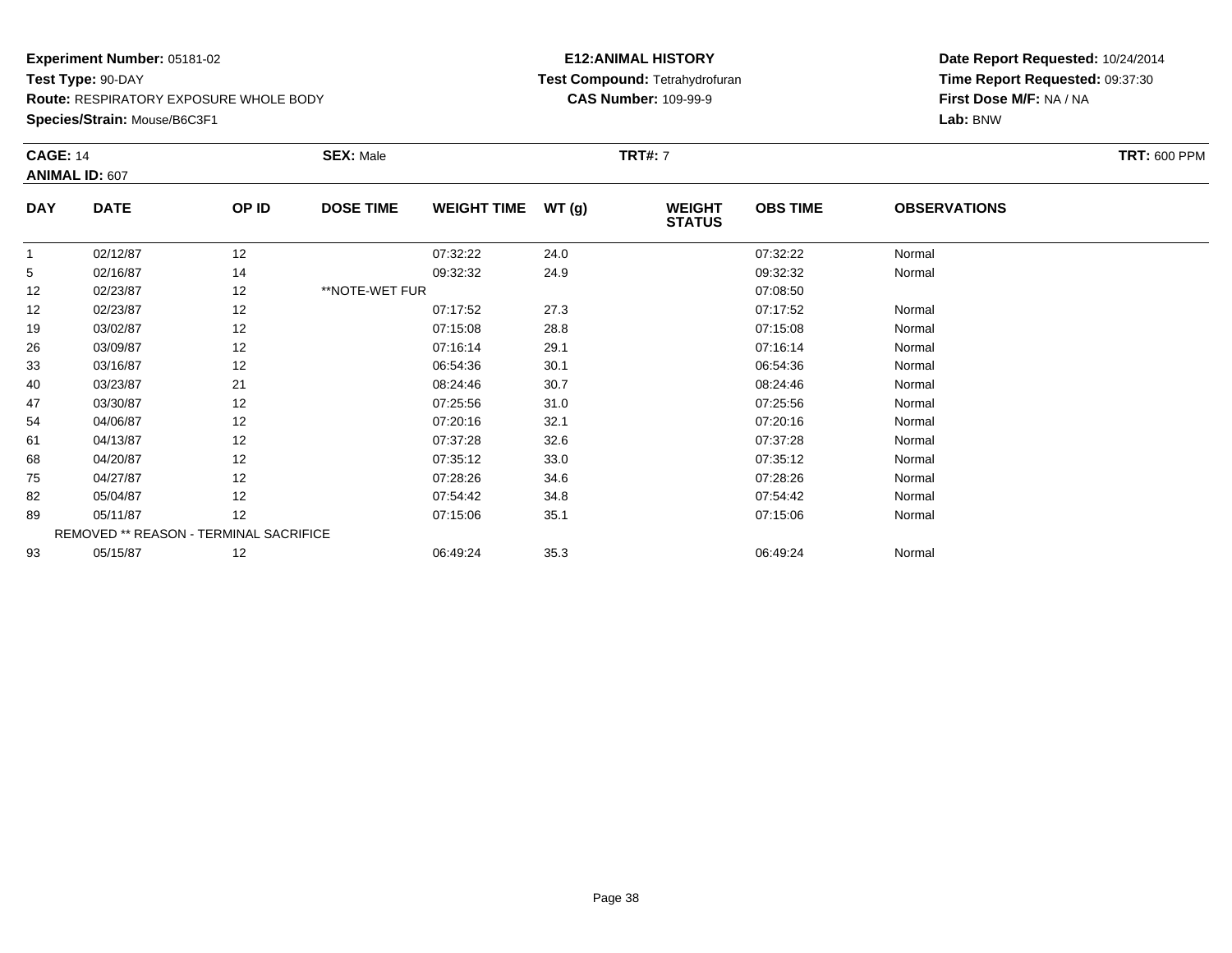**Experiment Number:** 05181-02
**Test Type:** 90-DAY
**Route:** RESPIRATORY EXPOSURE WHOLE BODY
**Species/Strain:** Mouse/B6C3F1

**E12:ANIMAL HISTORY**
**Test Compound:** Tetrahydrofuran
**CAS Number:** 109-99-9

**Date Report Requested:** 10/24/2014
**Time Report Requested:** 09:37:30
**First Dose M/F:** NA / NA
**Lab:** BNW

**CAGE:** 14 **SEX:** Male **TRT#:** 7 **TRT:** 600 PPM
**ANIMAL ID:** 607

| DAY | DATE | OP ID | DOSE TIME | WEIGHT TIME | WT (g) | WEIGHT STATUS | OBS TIME | OBSERVATIONS |
|---|---|---|---|---|---|---|---|---|
| 1 | 02/12/87 | 12 | | 07:32:22 | 24.0 | | 07:32:22 | Normal |
| 5 | 02/16/87 | 14 | | 09:32:32 | 24.9 | | 09:32:32 | Normal |
| 12 | 02/23/87 | 12 | **NOTE-WET FUR | | | | 07:08:50 | |
| 12 | 02/23/87 | 12 | | 07:17:52 | 27.3 | | 07:17:52 | Normal |
| 19 | 03/02/87 | 12 | | 07:15:08 | 28.8 | | 07:15:08 | Normal |
| 26 | 03/09/87 | 12 | | 07:16:14 | 29.1 | | 07:16:14 | Normal |
| 33 | 03/16/87 | 12 | | 06:54:36 | 30.1 | | 06:54:36 | Normal |
| 40 | 03/23/87 | 21 | | 08:24:46 | 30.7 | | 08:24:46 | Normal |
| 47 | 03/30/87 | 12 | | 07:25:56 | 31.0 | | 07:25:56 | Normal |
| 54 | 04/06/87 | 12 | | 07:20:16 | 32.1 | | 07:20:16 | Normal |
| 61 | 04/13/87 | 12 | | 07:37:28 | 32.6 | | 07:37:28 | Normal |
| 68 | 04/20/87 | 12 | | 07:35:12 | 33.0 | | 07:35:12 | Normal |
| 75 | 04/27/87 | 12 | | 07:28:26 | 34.6 | | 07:28:26 | Normal |
| 82 | 05/04/87 | 12 | | 07:54:42 | 34.8 | | 07:54:42 | Normal |
| 89 | 05/11/87 | 12 | | 07:15:06 | 35.1 | | 07:15:06 | Normal |
| | REMOVED ** REASON - TERMINAL SACRIFICE | | | | | | | |
| 93 | 05/15/87 | 12 | | 06:49:24 | 35.3 | | 06:49:24 | Normal |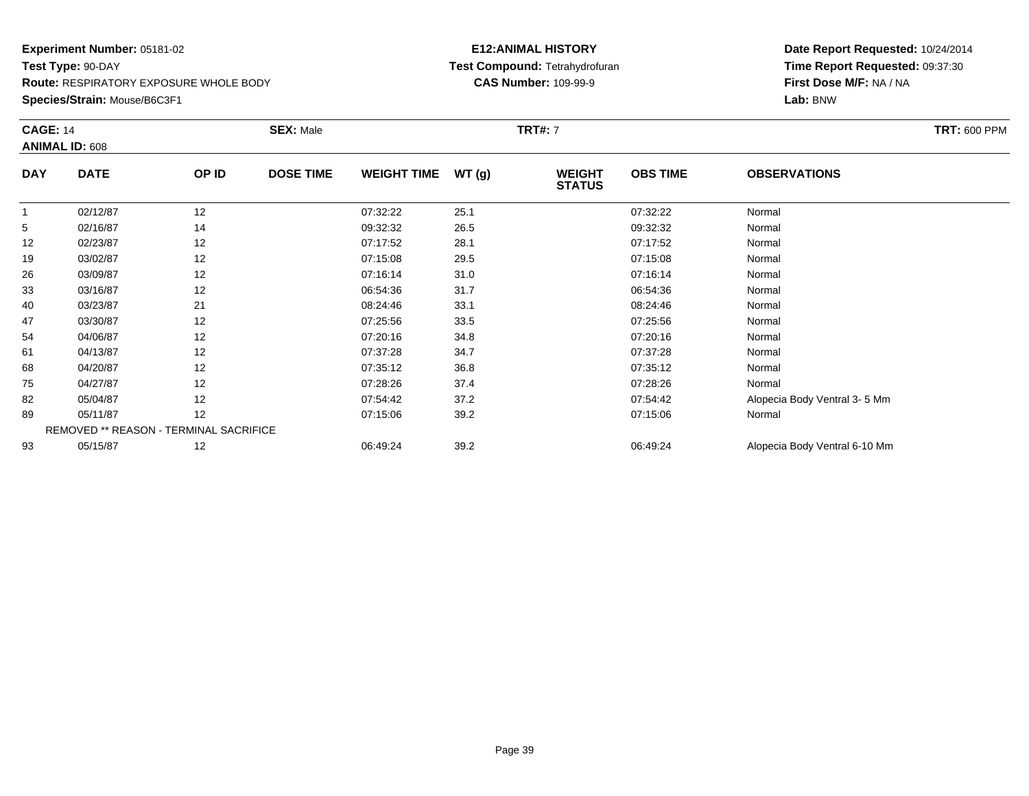**Experiment Number:** 05181-02
**Test Type:** 90-DAY
**Route:** RESPIRATORY EXPOSURE WHOLE BODY
**Species/Strain:** Mouse/B6C3F1

**E12:ANIMAL HISTORY**
**Test Compound:** Tetrahydrofuran
**CAS Number:** 109-99-9

**Date Report Requested:** 10/24/2014
**Time Report Requested:** 09:37:30
**First Dose M/F:** NA / NA
**Lab:** BNW

**CAGE:** 14 **SEX:** Male **TRT#:** 7 **TRT:** 600 PPM
**ANIMAL ID:** 608

| DAY | DATE | OP ID | DOSE TIME | WEIGHT TIME | WT (g) | WEIGHT STATUS | OBS TIME | OBSERVATIONS |
|---|---|---|---|---|---|---|---|---|
| 1 | 02/12/87 | 12 | | 07:32:22 | 25.1 | | 07:32:22 | Normal |
| 5 | 02/16/87 | 14 | | 09:32:32 | 26.5 | | 09:32:32 | Normal |
| 12 | 02/23/87 | 12 | | 07:17:52 | 28.1 | | 07:17:52 | Normal |
| 19 | 03/02/87 | 12 | | 07:15:08 | 29.5 | | 07:15:08 | Normal |
| 26 | 03/09/87 | 12 | | 07:16:14 | 31.0 | | 07:16:14 | Normal |
| 33 | 03/16/87 | 12 | | 06:54:36 | 31.7 | | 06:54:36 | Normal |
| 40 | 03/23/87 | 21 | | 08:24:46 | 33.1 | | 08:24:46 | Normal |
| 47 | 03/30/87 | 12 | | 07:25:56 | 33.5 | | 07:25:56 | Normal |
| 54 | 04/06/87 | 12 | | 07:20:16 | 34.8 | | 07:20:16 | Normal |
| 61 | 04/13/87 | 12 | | 07:37:28 | 34.7 | | 07:37:28 | Normal |
| 68 | 04/20/87 | 12 | | 07:35:12 | 36.8 | | 07:35:12 | Normal |
| 75 | 04/27/87 | 12 | | 07:28:26 | 37.4 | | 07:28:26 | Normal |
| 82 | 05/04/87 | 12 | | 07:54:42 | 37.2 | | 07:54:42 | Alopecia Body Ventral 3- 5 Mm |
| 89 | 05/11/87 | 12 | | 07:15:06 | 39.2 | | 07:15:06 | Normal |
| REMOVED ** REASON - TERMINAL SACRIFICE | | | | | | | | |
| 93 | 05/15/87 | 12 | | 06:49:24 | 39.2 | | 06:49:24 | Alopecia Body Ventral 6-10 Mm |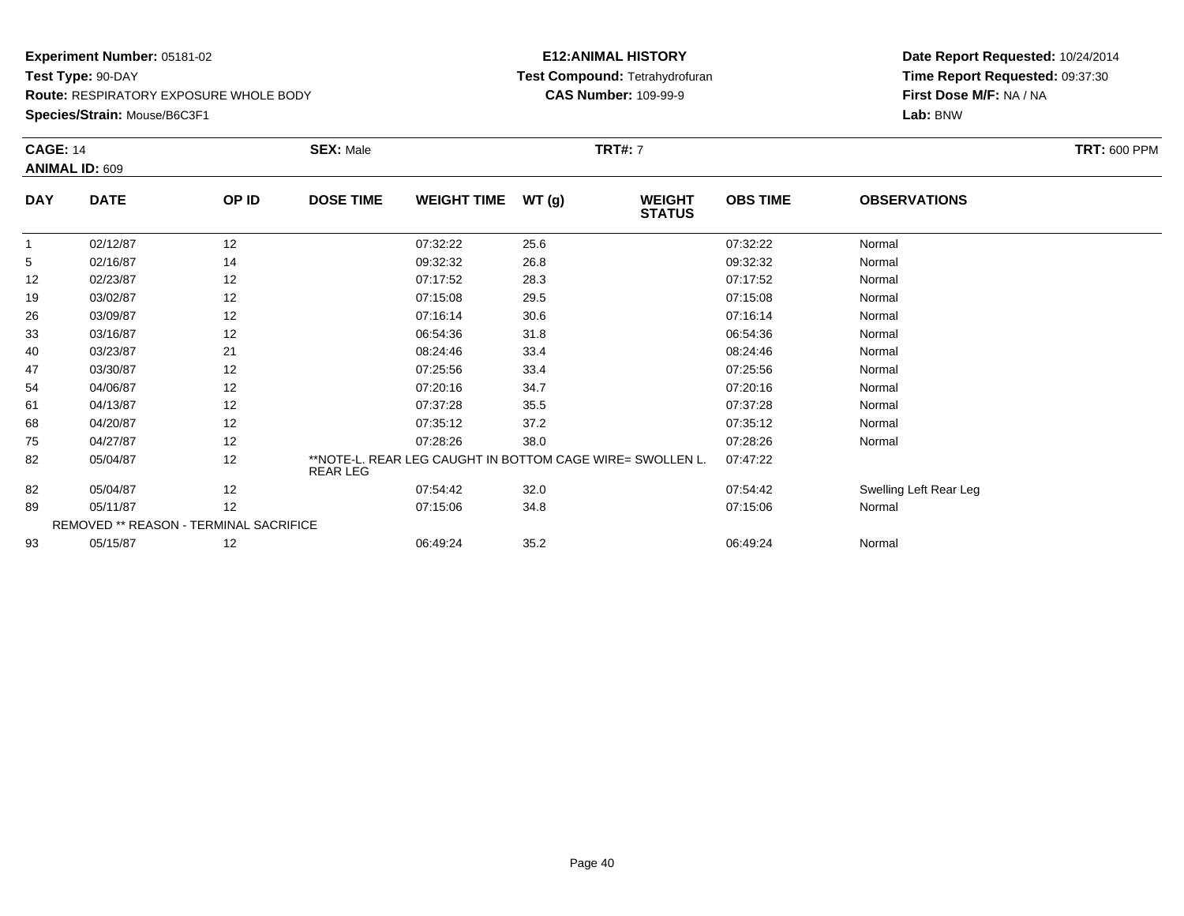**Experiment Number:** 05181-02
**Test Type:** 90-DAY
**Route:** RESPIRATORY EXPOSURE WHOLE BODY
**Species/Strain:** Mouse/B6C3F1

**E12:ANIMAL HISTORY**
**Test Compound:** Tetrahydrofuran
**CAS Number:** 109-99-9

**Date Report Requested:** 10/24/2014
**Time Report Requested:** 09:37:30
**First Dose M/F:** NA / NA
**Lab:** BNW

**CAGE:** 14 **SEX:** Male **TRT#:** 7 **TRT:** 600 PPM
**ANIMAL ID:** 609

| DAY | DATE | OP ID | DOSE TIME | WEIGHT TIME | WT (g) | WEIGHT STATUS | OBS TIME | OBSERVATIONS |
|---|---|---|---|---|---|---|---|---|
| 1 | 02/12/87 | 12 | | 07:32:22 | 25.6 | | 07:32:22 | Normal |
| 5 | 02/16/87 | 14 | | 09:32:32 | 26.8 | | 09:32:32 | Normal |
| 12 | 02/23/87 | 12 | | 07:17:52 | 28.3 | | 07:17:52 | Normal |
| 19 | 03/02/87 | 12 | | 07:15:08 | 29.5 | | 07:15:08 | Normal |
| 26 | 03/09/87 | 12 | | 07:16:14 | 30.6 | | 07:16:14 | Normal |
| 33 | 03/16/87 | 12 | | 06:54:36 | 31.8 | | 06:54:36 | Normal |
| 40 | 03/23/87 | 21 | | 08:24:46 | 33.4 | | 08:24:46 | Normal |
| 47 | 03/30/87 | 12 | | 07:25:56 | 33.4 | | 07:25:56 | Normal |
| 54 | 04/06/87 | 12 | | 07:20:16 | 34.7 | | 07:20:16 | Normal |
| 61 | 04/13/87 | 12 | | 07:37:28 | 35.5 | | 07:37:28 | Normal |
| 68 | 04/20/87 | 12 | | 07:35:12 | 37.2 | | 07:35:12 | Normal |
| 75 | 04/27/87 | 12 | | 07:28:26 | 38.0 | | 07:28:26 | Normal |
| 82 | 05/04/87 | 12 | **NOTE-L. REAR LEG CAUGHT IN BOTTOM CAGE WIRE= SWOLLEN L. REAR LEG | | | | 07:47:22 | |
| 82 | 05/04/87 | 12 | | 07:54:42 | 32.0 | | 07:54:42 | Swelling Left Rear Leg |
| 89 | 05/11/87 | 12 | | 07:15:06 | 34.8 | | 07:15:06 | Normal |
| REMOVED ** REASON - TERMINAL SACRIFICE | | | | | | | | |
| 93 | 05/15/87 | 12 | | 06:49:24 | 35.2 | | 06:49:24 | Normal |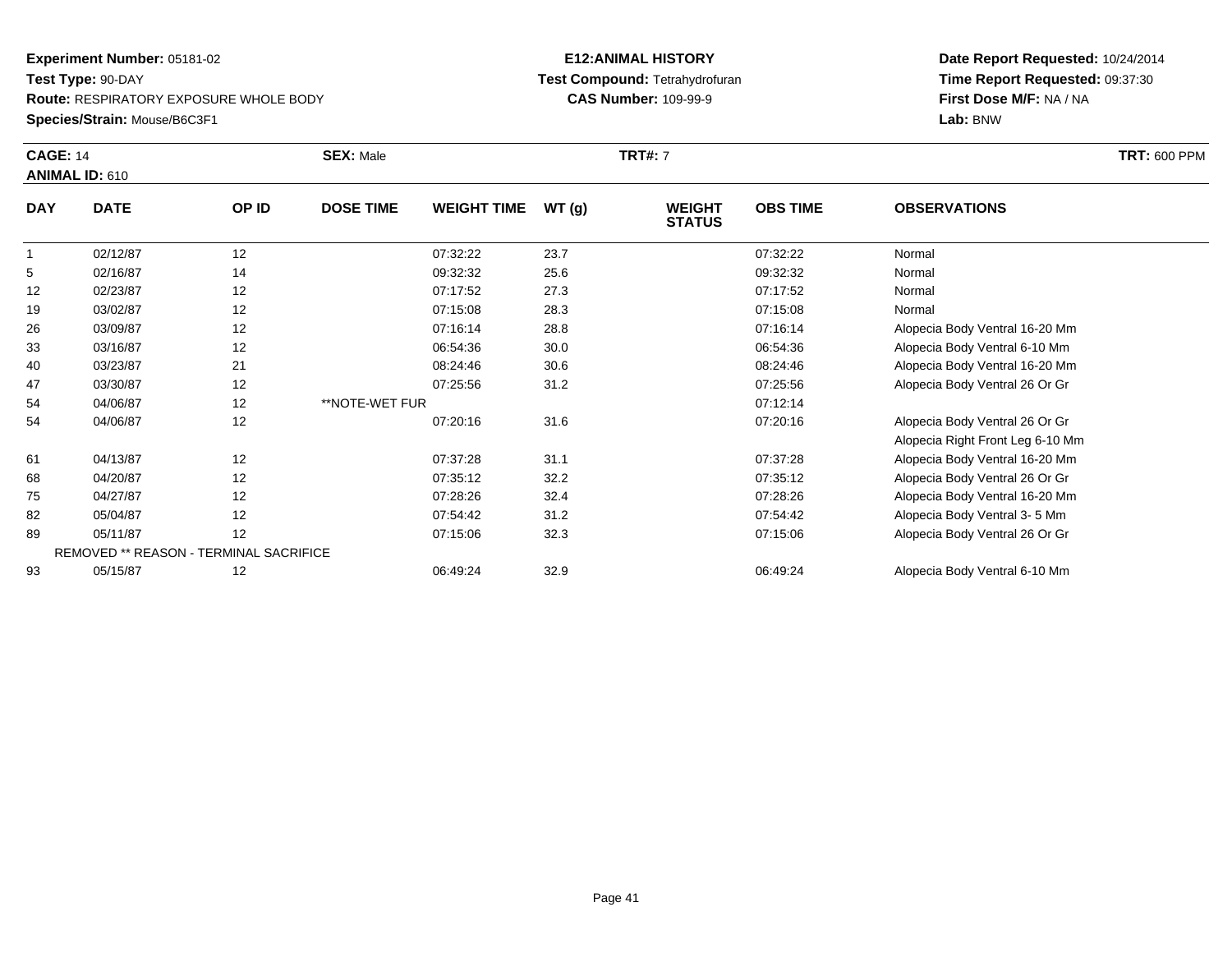**Experiment Number:** 05181-02
**Test Type:** 90-DAY
**Route:** RESPIRATORY EXPOSURE WHOLE BODY
**Species/Strain:** Mouse/B6C3F1

**E12:ANIMAL HISTORY**
**Test Compound:** Tetrahydrofuran
**CAS Number:** 109-99-9

**Date Report Requested:** 10/24/2014
**Time Report Requested:** 09:37:30
**First Dose M/F:** NA / NA
**Lab:** BNW

**CAGE:** 14 **SEX:** Male **TRT#:** 7 **TRT:** 600 PPM
**ANIMAL ID:** 610

| DAY | DATE | OP ID | DOSE TIME | WEIGHT TIME | WT (g) | WEIGHT STATUS | OBS TIME | OBSERVATIONS |
|---|---|---|---|---|---|---|---|---|
| 1 | 02/12/87 | 12 | | 07:32:22 | 23.7 | | 07:32:22 | Normal |
| 5 | 02/16/87 | 14 | | 09:32:32 | 25.6 | | 09:32:32 | Normal |
| 12 | 02/23/87 | 12 | | 07:17:52 | 27.3 | | 07:17:52 | Normal |
| 19 | 03/02/87 | 12 | | 07:15:08 | 28.3 | | 07:15:08 | Normal |
| 26 | 03/09/87 | 12 | | 07:16:14 | 28.8 | | 07:16:14 | Alopecia Body Ventral 16-20 Mm |
| 33 | 03/16/87 | 12 | | 06:54:36 | 30.0 | | 06:54:36 | Alopecia Body Ventral 6-10 Mm |
| 40 | 03/23/87 | 21 | | 08:24:46 | 30.6 | | 08:24:46 | Alopecia Body Ventral 16-20 Mm |
| 47 | 03/30/87 | 12 | | 07:25:56 | 31.2 | | 07:25:56 | Alopecia Body Ventral 26 Or Gr |
| 54 | 04/06/87 | 12 | **NOTE-WET FUR | | | | 07:12:14 | |
| 54 | 04/06/87 | 12 | | 07:20:16 | 31.6 | | 07:20:16 | Alopecia Body Ventral 26 Or Gr<br>Alopecia Right Front Leg 6-10 Mm |
| 61 | 04/13/87 | 12 | | 07:37:28 | 31.1 | | 07:37:28 | Alopecia Body Ventral 16-20 Mm |
| 68 | 04/20/87 | 12 | | 07:35:12 | 32.2 | | 07:35:12 | Alopecia Body Ventral 26 Or Gr |
| 75 | 04/27/87 | 12 | | 07:28:26 | 32.4 | | 07:28:26 | Alopecia Body Ventral 16-20 Mm |
| 82 | 05/04/87 | 12 | | 07:54:42 | 31.2 | | 07:54:42 | Alopecia Body Ventral 3- 5 Mm |
| 89 | 05/11/87 | 12 | | 07:15:06 | 32.3 | | 07:15:06 | Alopecia Body Ventral 26 Or Gr |
| REMOVED ** REASON - TERMINAL SACRIFICE | | | | | | | | |
| 93 | 05/15/87 | 12 | | 06:49:24 | 32.9 | | 06:49:24 | Alopecia Body Ventral 6-10 Mm |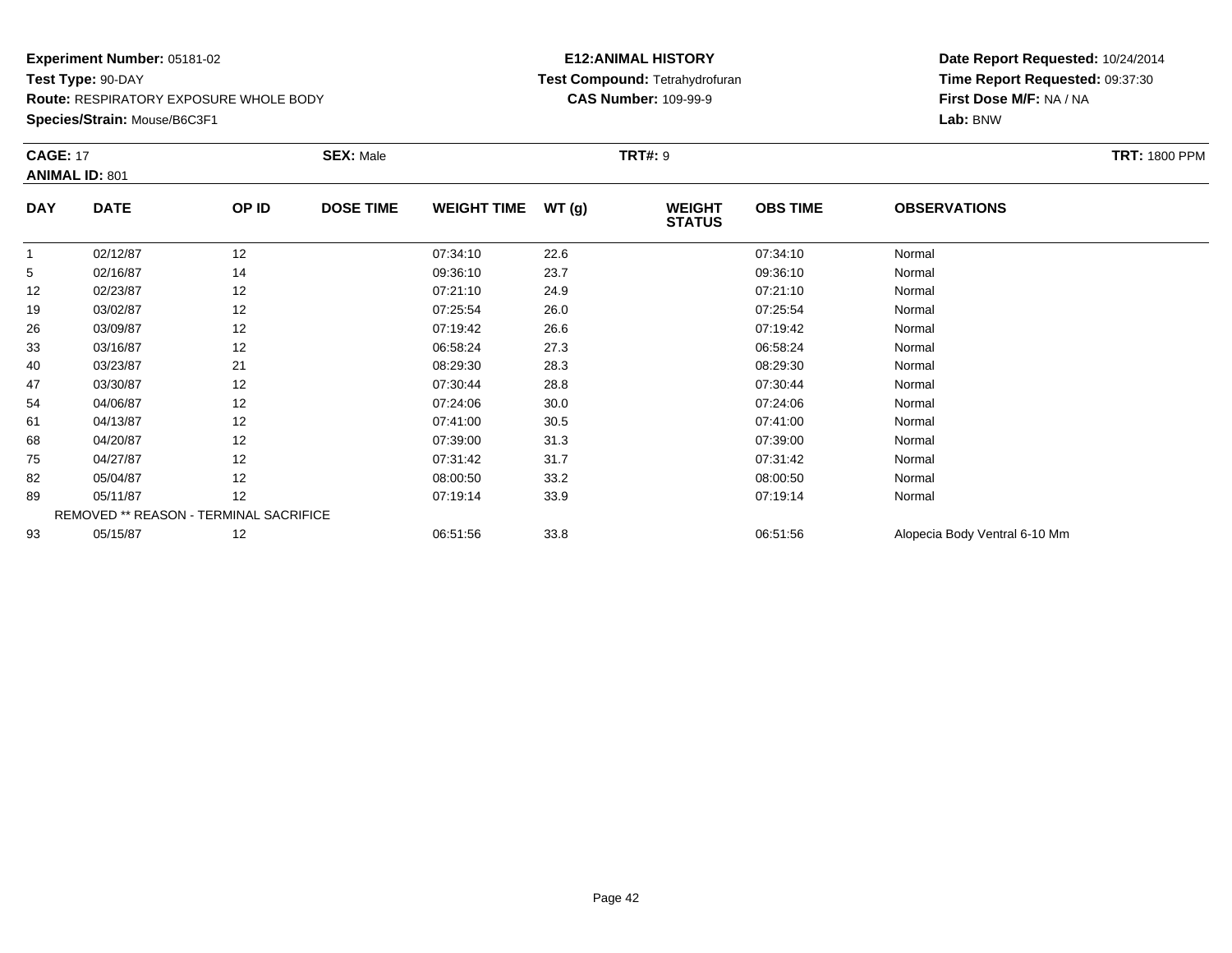**Experiment Number:** 05181-02
**Test Type:** 90-DAY
**Route:** RESPIRATORY EXPOSURE WHOLE BODY
**Species/Strain:** Mouse/B6C3F1

**E12:ANIMAL HISTORY**
**Test Compound:** Tetrahydrofuran
**CAS Number:** 109-99-9

**Date Report Requested:** 10/24/2014
**Time Report Requested:** 09:37:30
**First Dose M/F:** NA / NA
**Lab:** BNW

**CAGE:** 17 **SEX:** Male **TRT#:** 9 **TRT:** 1800 PPM
**ANIMAL ID:** 801

| DAY | DATE | OP ID | DOSE TIME | WEIGHT TIME | WT (g) | WEIGHT STATUS | OBS TIME | OBSERVATIONS |
|---|---|---|---|---|---|---|---|---|
| 1 | 02/12/87 | 12 | | 07:34:10 | 22.6 | | 07:34:10 | Normal |
| 5 | 02/16/87 | 14 | | 09:36:10 | 23.7 | | 09:36:10 | Normal |
| 12 | 02/23/87 | 12 | | 07:21:10 | 24.9 | | 07:21:10 | Normal |
| 19 | 03/02/87 | 12 | | 07:25:54 | 26.0 | | 07:25:54 | Normal |
| 26 | 03/09/87 | 12 | | 07:19:42 | 26.6 | | 07:19:42 | Normal |
| 33 | 03/16/87 | 12 | | 06:58:24 | 27.3 | | 06:58:24 | Normal |
| 40 | 03/23/87 | 21 | | 08:29:30 | 28.3 | | 08:29:30 | Normal |
| 47 | 03/30/87 | 12 | | 07:30:44 | 28.8 | | 07:30:44 | Normal |
| 54 | 04/06/87 | 12 | | 07:24:06 | 30.0 | | 07:24:06 | Normal |
| 61 | 04/13/87 | 12 | | 07:41:00 | 30.5 | | 07:41:00 | Normal |
| 68 | 04/20/87 | 12 | | 07:39:00 | 31.3 | | 07:39:00 | Normal |
| 75 | 04/27/87 | 12 | | 07:31:42 | 31.7 | | 07:31:42 | Normal |
| 82 | 05/04/87 | 12 | | 08:00:50 | 33.2 | | 08:00:50 | Normal |
| 89 | 05/11/87 | 12 | | 07:19:14 | 33.9 | | 07:19:14 | Normal |
| REMOVED ** REASON - TERMINAL SACRIFICE | | | | | | | | |
| 93 | 05/15/87 | 12 | | 06:51:56 | 33.8 | | 06:51:56 | Alopecia Body Ventral 6-10 Mm |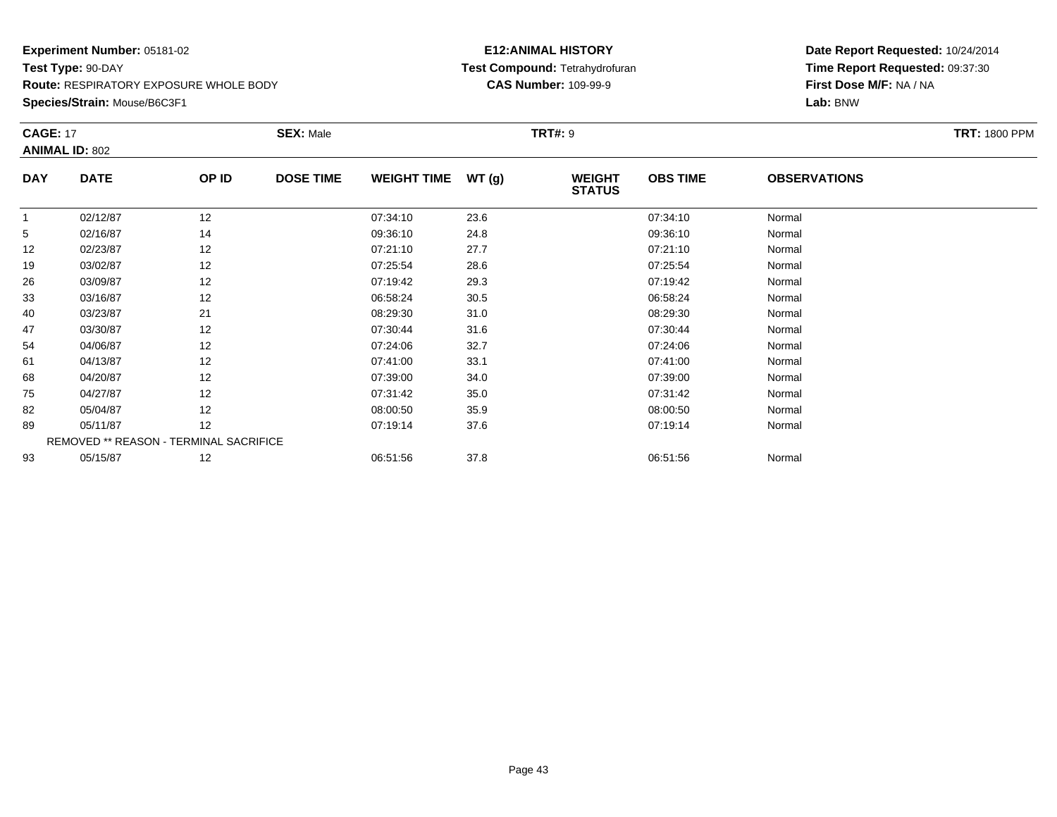**Experiment Number:** 05181-02
**Test Type:** 90-DAY
**Route:** RESPIRATORY EXPOSURE WHOLE BODY
**Species/Strain:** Mouse/B6C3F1

**E12:ANIMAL HISTORY**
**Test Compound:** Tetrahydrofuran
**CAS Number:** 109-99-9

**Date Report Requested:** 10/24/2014
**Time Report Requested:** 09:37:30
**First Dose M/F:** NA / NA
**Lab:** BNW

**CAGE:** 17 **SEX:** Male **TRT#:** 9 **TRT:** 1800 PPM
**ANIMAL ID:** 802

| DAY | DATE | OP ID | DOSE TIME | WEIGHT TIME | WT (g) | WEIGHT STATUS | OBS TIME | OBSERVATIONS |
|---|---|---|---|---|---|---|---|---|
| 1 | 02/12/87 | 12 | | 07:34:10 | 23.6 | | 07:34:10 | Normal |
| 5 | 02/16/87 | 14 | | 09:36:10 | 24.8 | | 09:36:10 | Normal |
| 12 | 02/23/87 | 12 | | 07:21:10 | 27.7 | | 07:21:10 | Normal |
| 19 | 03/02/87 | 12 | | 07:25:54 | 28.6 | | 07:25:54 | Normal |
| 26 | 03/09/87 | 12 | | 07:19:42 | 29.3 | | 07:19:42 | Normal |
| 33 | 03/16/87 | 12 | | 06:58:24 | 30.5 | | 06:58:24 | Normal |
| 40 | 03/23/87 | 21 | | 08:29:30 | 31.0 | | 08:29:30 | Normal |
| 47 | 03/30/87 | 12 | | 07:30:44 | 31.6 | | 07:30:44 | Normal |
| 54 | 04/06/87 | 12 | | 07:24:06 | 32.7 | | 07:24:06 | Normal |
| 61 | 04/13/87 | 12 | | 07:41:00 | 33.1 | | 07:41:00 | Normal |
| 68 | 04/20/87 | 12 | | 07:39:00 | 34.0 | | 07:39:00 | Normal |
| 75 | 04/27/87 | 12 | | 07:31:42 | 35.0 | | 07:31:42 | Normal |
| 82 | 05/04/87 | 12 | | 08:00:50 | 35.9 | | 08:00:50 | Normal |
| 89 | 05/11/87 | 12 | | 07:19:14 | 37.6 | | 07:19:14 | Normal |
| REMOVED ** REASON - TERMINAL SACRIFICE | | | | | | | | |
| 93 | 05/15/87 | 12 | | 06:51:56 | 37.8 | | 06:51:56 | Normal |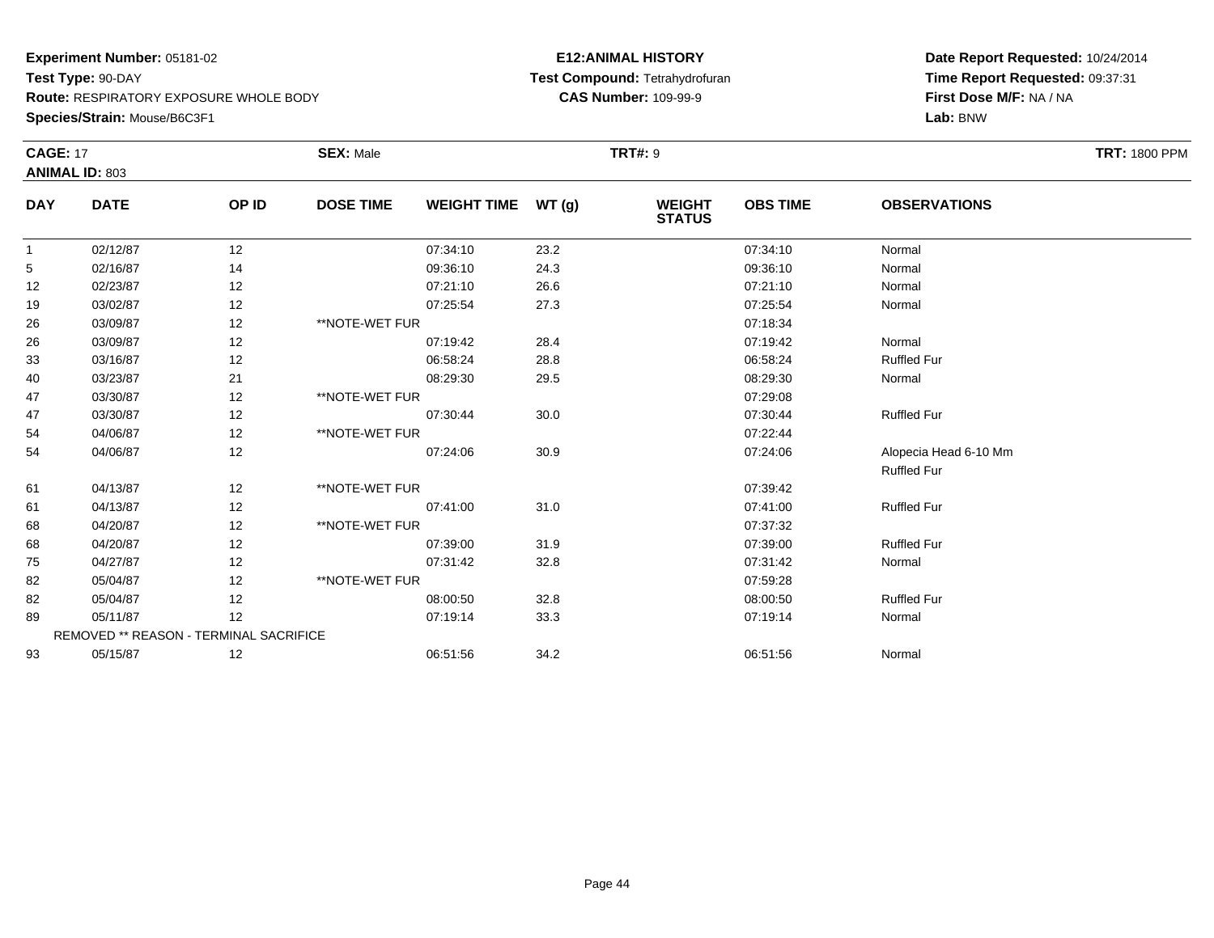**Experiment Number:** 05181-02
**Test Type:** 90-DAY
**Route:** RESPIRATORY EXPOSURE WHOLE BODY
**Species/Strain:** Mouse/B6C3F1

**E12:ANIMAL HISTORY**
**Test Compound:** Tetrahydrofuran
**CAS Number:** 109-99-9

**Date Report Requested:** 10/24/2014
**Time Report Requested:** 09:37:31
**First Dose M/F:** NA / NA
**Lab:** BNW

**CAGE:** 17 **SEX:** Male **TRT#:** 9 **TRT:** 1800 PPM
**ANIMAL ID:** 803

| DAY | DATE | OP ID | DOSE TIME | WEIGHT TIME | WT (g) | WEIGHT STATUS | OBS TIME | OBSERVATIONS |
|---|---|---|---|---|---|---|---|---|
| 1 | 02/12/87 | 12 | | 07:34:10 | 23.2 | | 07:34:10 | Normal |
| 5 | 02/16/87 | 14 | | 09:36:10 | 24.3 | | 09:36:10 | Normal |
| 12 | 02/23/87 | 12 | | 07:21:10 | 26.6 | | 07:21:10 | Normal |
| 19 | 03/02/87 | 12 | | 07:25:54 | 27.3 | | 07:25:54 | Normal |
| 26 | 03/09/87 | 12 | **NOTE-WET FUR | | | | 07:18:34 | |
| 26 | 03/09/87 | 12 | | 07:19:42 | 28.4 | | 07:19:42 | Normal |
| 33 | 03/16/87 | 12 | | 06:58:24 | 28.8 | | 06:58:24 | Ruffled Fur |
| 40 | 03/23/87 | 21 | | 08:29:30 | 29.5 | | 08:29:30 | Normal |
| 47 | 03/30/87 | 12 | **NOTE-WET FUR | | | | 07:29:08 | |
| 47 | 03/30/87 | 12 | | 07:30:44 | 30.0 | | 07:30:44 | Ruffled Fur |
| 54 | 04/06/87 | 12 | **NOTE-WET FUR | | | | 07:22:44 | |
| 54 | 04/06/87 | 12 | | 07:24:06 | 30.9 | | 07:24:06 | Alopecia Head 6-10 Mm<br>Ruffled Fur |
| 61 | 04/13/87 | 12 | **NOTE-WET FUR | | | | 07:39:42 | |
| 61 | 04/13/87 | 12 | | 07:41:00 | 31.0 | | 07:41:00 | Ruffled Fur |
| 68 | 04/20/87 | 12 | **NOTE-WET FUR | | | | 07:37:32 | |
| 68 | 04/20/87 | 12 | | 07:39:00 | 31.9 | | 07:39:00 | Ruffled Fur |
| 75 | 04/27/87 | 12 | | 07:31:42 | 32.8 | | 07:31:42 | Normal |
| 82 | 05/04/87 | 12 | **NOTE-WET FUR | | | | 07:59:28 | |
| 82 | 05/04/87 | 12 | | 08:00:50 | 32.8 | | 08:00:50 | Ruffled Fur |
| 89 | 05/11/87 | 12 | | 07:19:14 | 33.3 | | 07:19:14 | Normal |
| | REMOVED ** REASON - TERMINAL SACRIFICE | | | | | | | |
| 93 | 05/15/87 | 12 | | 06:51:56 | 34.2 | | 06:51:56 | Normal |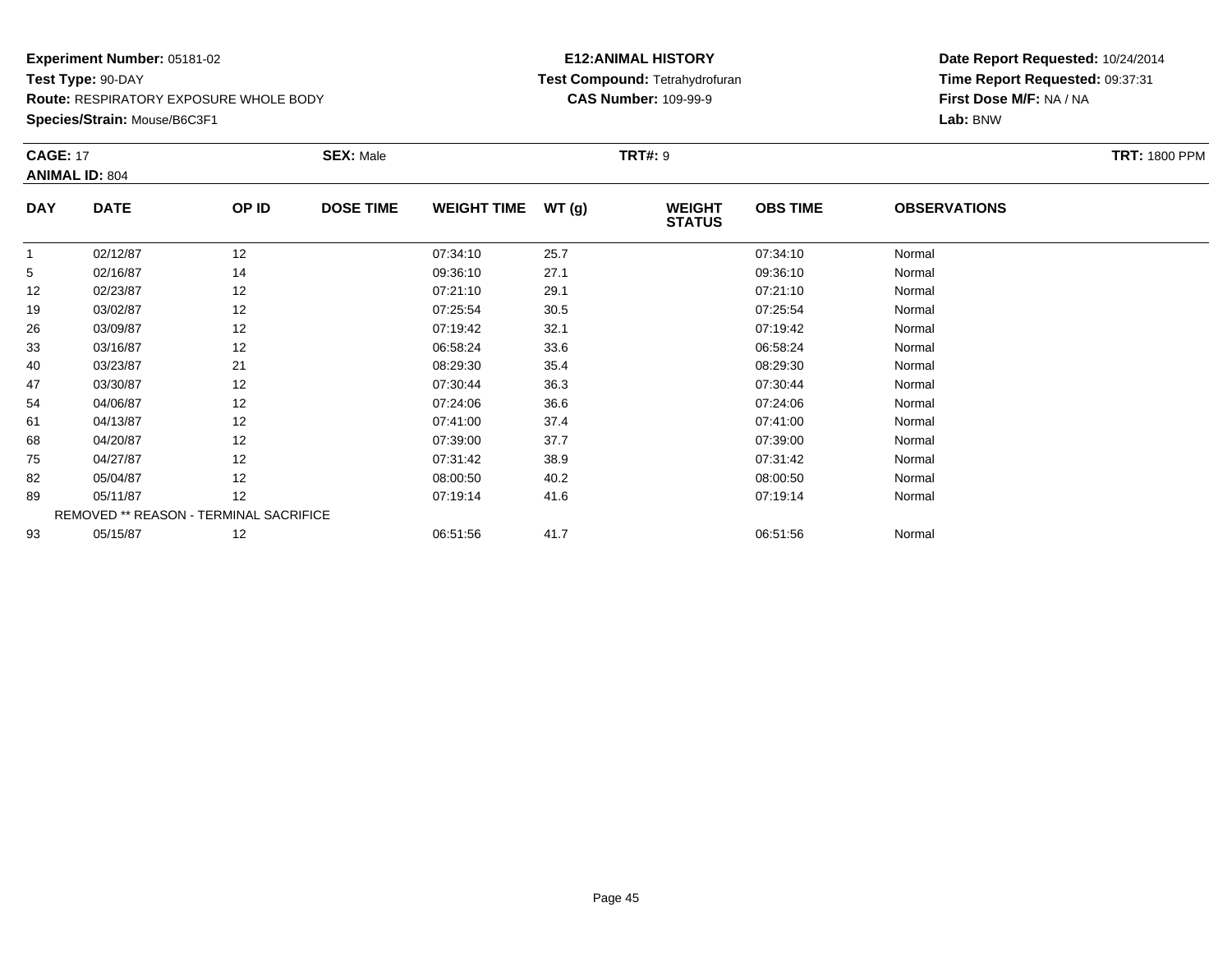**Experiment Number:** 05181-02
**Test Type:** 90-DAY
**Route:** RESPIRATORY EXPOSURE WHOLE BODY
**Species/Strain:** Mouse/B6C3F1

**E12:ANIMAL HISTORY**
**Test Compound:** Tetrahydrofuran
**CAS Number:** 109-99-9

**Date Report Requested:** 10/24/2014
**Time Report Requested:** 09:37:31
**First Dose M/F:** NA / NA
**Lab:** BNW

**CAGE:** 17 **SEX:** Male **TRT#:** 9 **TRT:** 1800 PPM
**ANIMAL ID:** 804

| DAY | DATE | OP ID | DOSE TIME | WEIGHT TIME | WT (g) | WEIGHT STATUS | OBS TIME | OBSERVATIONS |
|---|---|---|---|---|---|---|---|---|
| 1 | 02/12/87 | 12 | | 07:34:10 | 25.7 | | 07:34:10 | Normal |
| 5 | 02/16/87 | 14 | | 09:36:10 | 27.1 | | 09:36:10 | Normal |
| 12 | 02/23/87 | 12 | | 07:21:10 | 29.1 | | 07:21:10 | Normal |
| 19 | 03/02/87 | 12 | | 07:25:54 | 30.5 | | 07:25:54 | Normal |
| 26 | 03/09/87 | 12 | | 07:19:42 | 32.1 | | 07:19:42 | Normal |
| 33 | 03/16/87 | 12 | | 06:58:24 | 33.6 | | 06:58:24 | Normal |
| 40 | 03/23/87 | 21 | | 08:29:30 | 35.4 | | 08:29:30 | Normal |
| 47 | 03/30/87 | 12 | | 07:30:44 | 36.3 | | 07:30:44 | Normal |
| 54 | 04/06/87 | 12 | | 07:24:06 | 36.6 | | 07:24:06 | Normal |
| 61 | 04/13/87 | 12 | | 07:41:00 | 37.4 | | 07:41:00 | Normal |
| 68 | 04/20/87 | 12 | | 07:39:00 | 37.7 | | 07:39:00 | Normal |
| 75 | 04/27/87 | 12 | | 07:31:42 | 38.9 | | 07:31:42 | Normal |
| 82 | 05/04/87 | 12 | | 08:00:50 | 40.2 | | 08:00:50 | Normal |
| 89 | 05/11/87 | 12 | | 07:19:14 | 41.6 | | 07:19:14 | Normal |
| | REMOVED ** REASON - TERMINAL SACRIFICE | | | | | | | |
| 93 | 05/15/87 | 12 | | 06:51:56 | 41.7 | | 06:51:56 | Normal |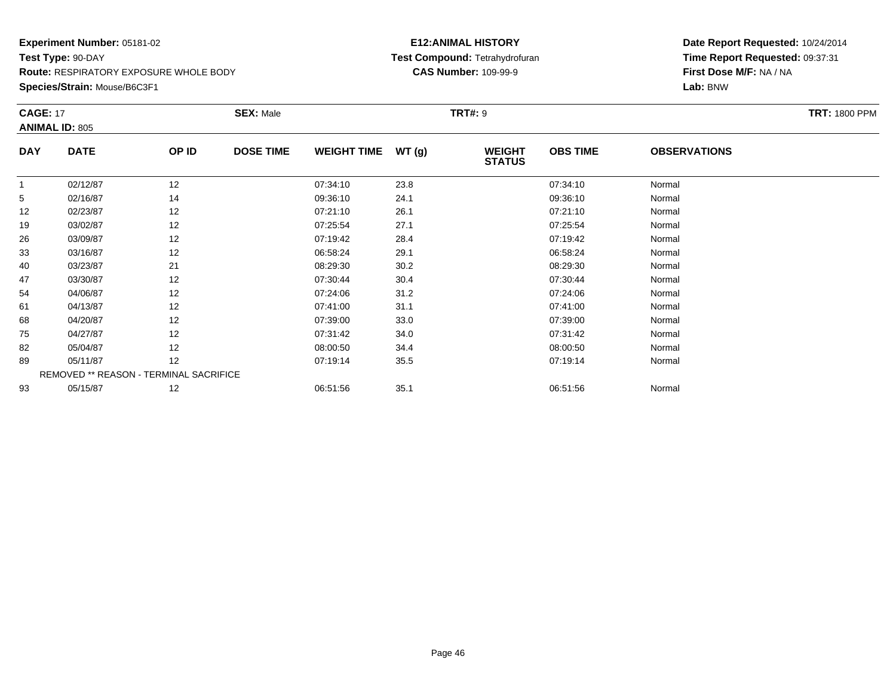**Experiment Number:** 05181-02
**Test Type:** 90-DAY
**Route:** RESPIRATORY EXPOSURE WHOLE BODY
**Species/Strain:** Mouse/B6C3F1

**E12:ANIMAL HISTORY**
**Test Compound:** Tetrahydrofuran
**CAS Number:** 109-99-9

**Date Report Requested:** 10/24/2014
**Time Report Requested:** 09:37:31
**First Dose M/F:** NA / NA
**Lab:** BNW

**CAGE:** 17 **SEX:** Male **TRT#:** 9 **TRT:** 1800 PPM
**ANIMAL ID:** 805

| DAY | DATE | OP ID | DOSE TIME | WEIGHT TIME | WT (g) | WEIGHT STATUS | OBS TIME | OBSERVATIONS |
|---|---|---|---|---|---|---|---|---|
| 1 | 02/12/87 | 12 | | 07:34:10 | 23.8 | | 07:34:10 | Normal |
| 5 | 02/16/87 | 14 | | 09:36:10 | 24.1 | | 09:36:10 | Normal |
| 12 | 02/23/87 | 12 | | 07:21:10 | 26.1 | | 07:21:10 | Normal |
| 19 | 03/02/87 | 12 | | 07:25:54 | 27.1 | | 07:25:54 | Normal |
| 26 | 03/09/87 | 12 | | 07:19:42 | 28.4 | | 07:19:42 | Normal |
| 33 | 03/16/87 | 12 | | 06:58:24 | 29.1 | | 06:58:24 | Normal |
| 40 | 03/23/87 | 21 | | 08:29:30 | 30.2 | | 08:29:30 | Normal |
| 47 | 03/30/87 | 12 | | 07:30:44 | 30.4 | | 07:30:44 | Normal |
| 54 | 04/06/87 | 12 | | 07:24:06 | 31.2 | | 07:24:06 | Normal |
| 61 | 04/13/87 | 12 | | 07:41:00 | 31.1 | | 07:41:00 | Normal |
| 68 | 04/20/87 | 12 | | 07:39:00 | 33.0 | | 07:39:00 | Normal |
| 75 | 04/27/87 | 12 | | 07:31:42 | 34.0 | | 07:31:42 | Normal |
| 82 | 05/04/87 | 12 | | 08:00:50 | 34.4 | | 08:00:50 | Normal |
| 89 | 05/11/87 | 12 | | 07:19:14 | 35.5 | | 07:19:14 | Normal |
| REMOVED ** REASON - TERMINAL SACRIFICE | | | | | | | | |
| 93 | 05/15/87 | 12 | | 06:51:56 | 35.1 | | 06:51:56 | Normal |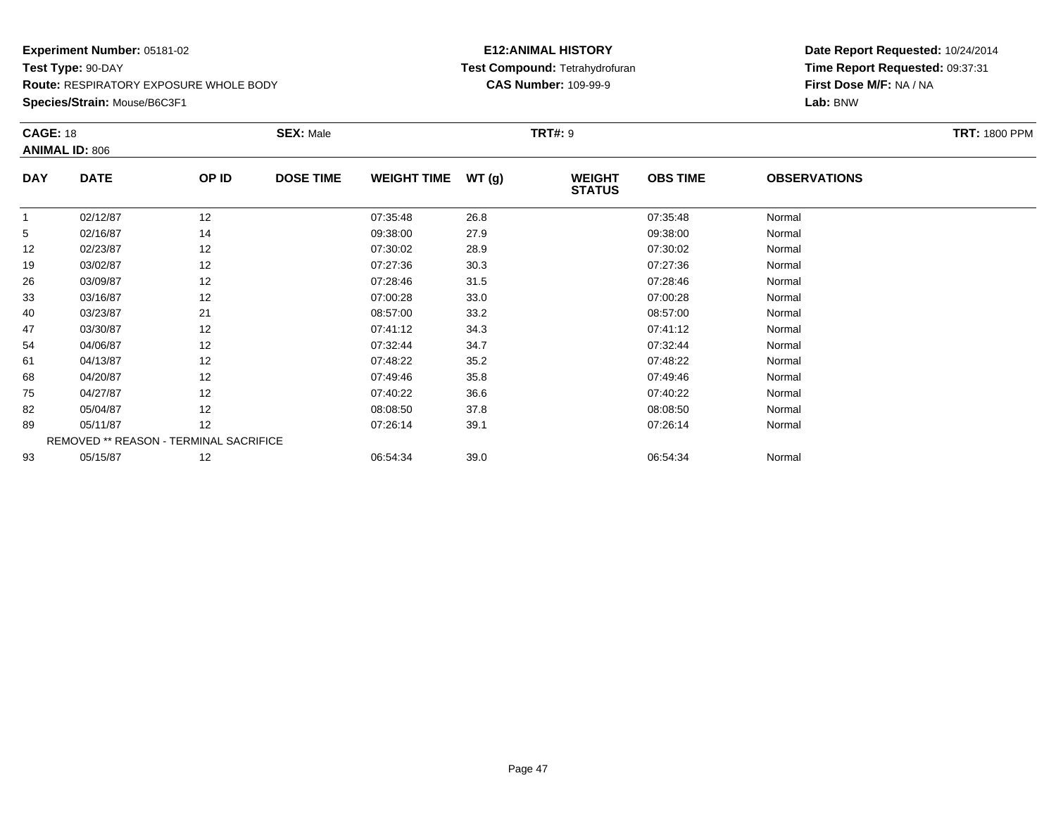**Experiment Number:** 05181-02
**Test Type:** 90-DAY
**Route:** RESPIRATORY EXPOSURE WHOLE BODY
**Species/Strain:** Mouse/B6C3F1

**E12:ANIMAL HISTORY**
**Test Compound:** Tetrahydrofuran
**CAS Number:** 109-99-9

**Date Report Requested:** 10/24/2014
**Time Report Requested:** 09:37:31
**First Dose M/F:** NA / NA
**Lab:** BNW

**CAGE:** 18 **SEX:** Male **TRT#:** 9 **TRT:** 1800 PPM
**ANIMAL ID:** 806

| DAY | DATE | OP ID | DOSE TIME | WEIGHT TIME | WT (g) | WEIGHT STATUS | OBS TIME | OBSERVATIONS |
|---|---|---|---|---|---|---|---|---|
| 1 | 02/12/87 | 12 | | 07:35:48 | 26.8 | | 07:35:48 | Normal |
| 5 | 02/16/87 | 14 | | 09:38:00 | 27.9 | | 09:38:00 | Normal |
| 12 | 02/23/87 | 12 | | 07:30:02 | 28.9 | | 07:30:02 | Normal |
| 19 | 03/02/87 | 12 | | 07:27:36 | 30.3 | | 07:27:36 | Normal |
| 26 | 03/09/87 | 12 | | 07:28:46 | 31.5 | | 07:28:46 | Normal |
| 33 | 03/16/87 | 12 | | 07:00:28 | 33.0 | | 07:00:28 | Normal |
| 40 | 03/23/87 | 21 | | 08:57:00 | 33.2 | | 08:57:00 | Normal |
| 47 | 03/30/87 | 12 | | 07:41:12 | 34.3 | | 07:41:12 | Normal |
| 54 | 04/06/87 | 12 | | 07:32:44 | 34.7 | | 07:32:44 | Normal |
| 61 | 04/13/87 | 12 | | 07:48:22 | 35.2 | | 07:48:22 | Normal |
| 68 | 04/20/87 | 12 | | 07:49:46 | 35.8 | | 07:49:46 | Normal |
| 75 | 04/27/87 | 12 | | 07:40:22 | 36.6 | | 07:40:22 | Normal |
| 82 | 05/04/87 | 12 | | 08:08:50 | 37.8 | | 08:08:50 | Normal |
| 89 | 05/11/87 | 12 | | 07:26:14 | 39.1 | | 07:26:14 | Normal |
| REMOVED ** REASON - TERMINAL SACRIFICE | | | | | | | | |
| 93 | 05/15/87 | 12 | | 06:54:34 | 39.0 | | 06:54:34 | Normal |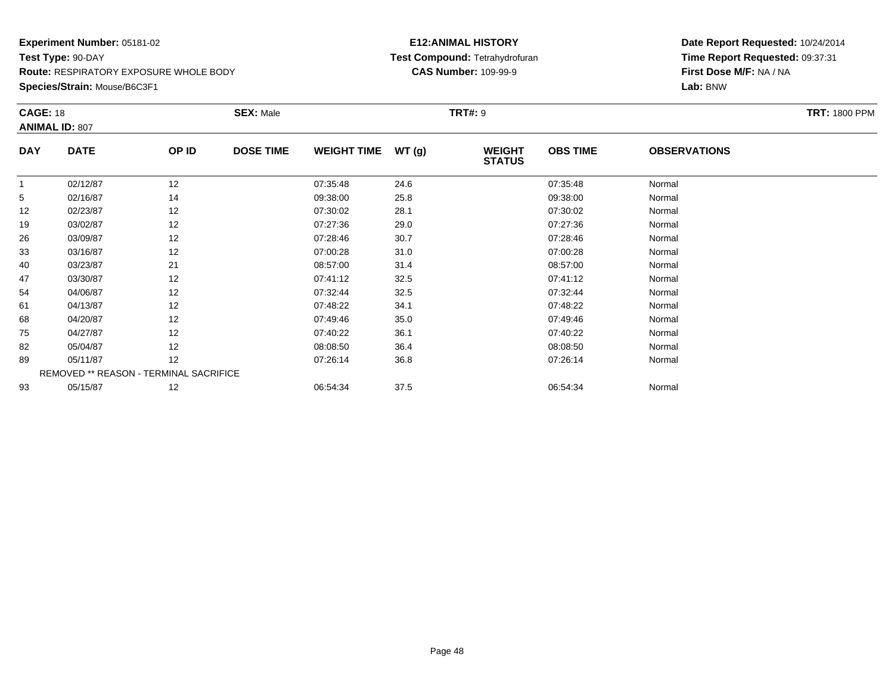**Experiment Number:** 05181-02
**Test Type:** 90-DAY
**Route:** RESPIRATORY EXPOSURE WHOLE BODY
**Species/Strain:** Mouse/B6C3F1

**E12:ANIMAL HISTORY**
**Test Compound:** Tetrahydrofuran
**CAS Number:** 109-99-9

**Date Report Requested:** 10/24/2014
**Time Report Requested:** 09:37:31
**First Dose M/F:** NA / NA
**Lab:** BNW

**CAGE:** 18 **SEX:** Male **TRT#:** 9 **TRT:** 1800 PPM
**ANIMAL ID:** 807

| DAY | DATE | OP ID | DOSE TIME | WEIGHT TIME | WT (g) | WEIGHT STATUS | OBS TIME | OBSERVATIONS |
|---|---|---|---|---|---|---|---|---|
| 1 | 02/12/87 | 12 | | 07:35:48 | 24.6 | | 07:35:48 | Normal |
| 5 | 02/16/87 | 14 | | 09:38:00 | 25.8 | | 09:38:00 | Normal |
| 12 | 02/23/87 | 12 | | 07:30:02 | 28.1 | | 07:30:02 | Normal |
| 19 | 03/02/87 | 12 | | 07:27:36 | 29.0 | | 07:27:36 | Normal |
| 26 | 03/09/87 | 12 | | 07:28:46 | 30.7 | | 07:28:46 | Normal |
| 33 | 03/16/87 | 12 | | 07:00:28 | 31.0 | | 07:00:28 | Normal |
| 40 | 03/23/87 | 21 | | 08:57:00 | 31.4 | | 08:57:00 | Normal |
| 47 | 03/30/87 | 12 | | 07:41:12 | 32.5 | | 07:41:12 | Normal |
| 54 | 04/06/87 | 12 | | 07:32:44 | 32.5 | | 07:32:44 | Normal |
| 61 | 04/13/87 | 12 | | 07:48:22 | 34.1 | | 07:48:22 | Normal |
| 68 | 04/20/87 | 12 | | 07:49:46 | 35.0 | | 07:49:46 | Normal |
| 75 | 04/27/87 | 12 | | 07:40:22 | 36.1 | | 07:40:22 | Normal |
| 82 | 05/04/87 | 12 | | 08:08:50 | 36.4 | | 08:08:50 | Normal |
| 89 | 05/11/87 | 12 | | 07:26:14 | 36.8 | | 07:26:14 | Normal |
| REMOVED ** REASON - TERMINAL SACRIFICE | | | | | | | | |
| 93 | 05/15/87 | 12 | | 06:54:34 | 37.5 | | 06:54:34 | Normal |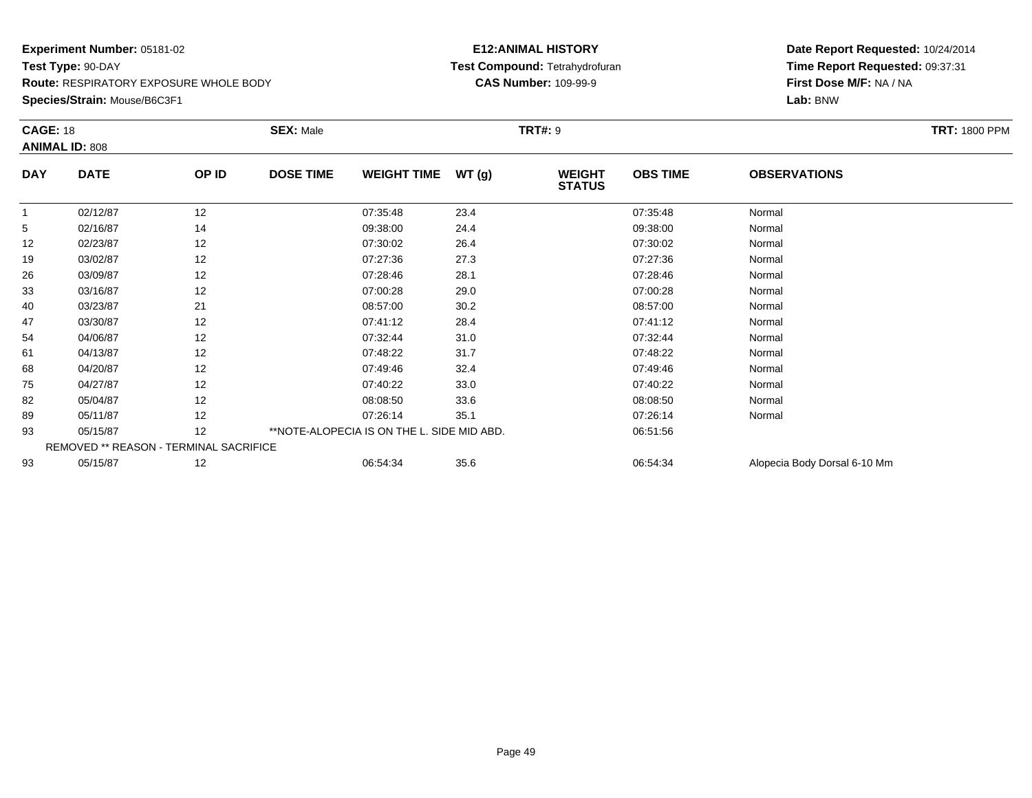**Experiment Number:** 05181-02
**Test Type:** 90-DAY
**Route:** RESPIRATORY EXPOSURE WHOLE BODY
**Species/Strain:** Mouse/B6C3F1

**E12:ANIMAL HISTORY**
**Test Compound:** Tetrahydrofuran
**CAS Number:** 109-99-9

**Date Report Requested:** 10/24/2014
**Time Report Requested:** 09:37:31
**First Dose M/F:** NA / NA
**Lab:** BNW

**CAGE:** 18 **SEX:** Male **TRT#:** 9 **TRT:** 1800 PPM
**ANIMAL ID:** 808

| DAY | DATE | OP ID | DOSE TIME | WEIGHT TIME | WT (g) | WEIGHT STATUS | OBS TIME | OBSERVATIONS |
|---|---|---|---|---|---|---|---|---|
| 1 | 02/12/87 | 12 | | 07:35:48 | 23.4 | | 07:35:48 | Normal |
| 5 | 02/16/87 | 14 | | 09:38:00 | 24.4 | | 09:38:00 | Normal |
| 12 | 02/23/87 | 12 | | 07:30:02 | 26.4 | | 07:30:02 | Normal |
| 19 | 03/02/87 | 12 | | 07:27:36 | 27.3 | | 07:27:36 | Normal |
| 26 | 03/09/87 | 12 | | 07:28:46 | 28.1 | | 07:28:46 | Normal |
| 33 | 03/16/87 | 12 | | 07:00:28 | 29.0 | | 07:00:28 | Normal |
| 40 | 03/23/87 | 21 | | 08:57:00 | 30.2 | | 08:57:00 | Normal |
| 47 | 03/30/87 | 12 | | 07:41:12 | 28.4 | | 07:41:12 | Normal |
| 54 | 04/06/87 | 12 | | 07:32:44 | 31.0 | | 07:32:44 | Normal |
| 61 | 04/13/87 | 12 | | 07:48:22 | 31.7 | | 07:48:22 | Normal |
| 68 | 04/20/87 | 12 | | 07:49:46 | 32.4 | | 07:49:46 | Normal |
| 75 | 04/27/87 | 12 | | 07:40:22 | 33.0 | | 07:40:22 | Normal |
| 82 | 05/04/87 | 12 | | 08:08:50 | 33.6 | | 08:08:50 | Normal |
| 89 | 05/11/87 | 12 | | 07:26:14 | 35.1 | | 07:26:14 | Normal |
| 93 | 05/15/87 | 12 | **NOTE-ALOPECIA IS ON THE L. SIDE MID ABD. | | | | 06:51:56 | |
| REMOVED ** REASON - TERMINAL SACRIFICE | | | | | | | | |
| 93 | 05/15/87 | 12 | | 06:54:34 | 35.6 | | 06:54:34 | Alopecia Body Dorsal 6-10 Mm |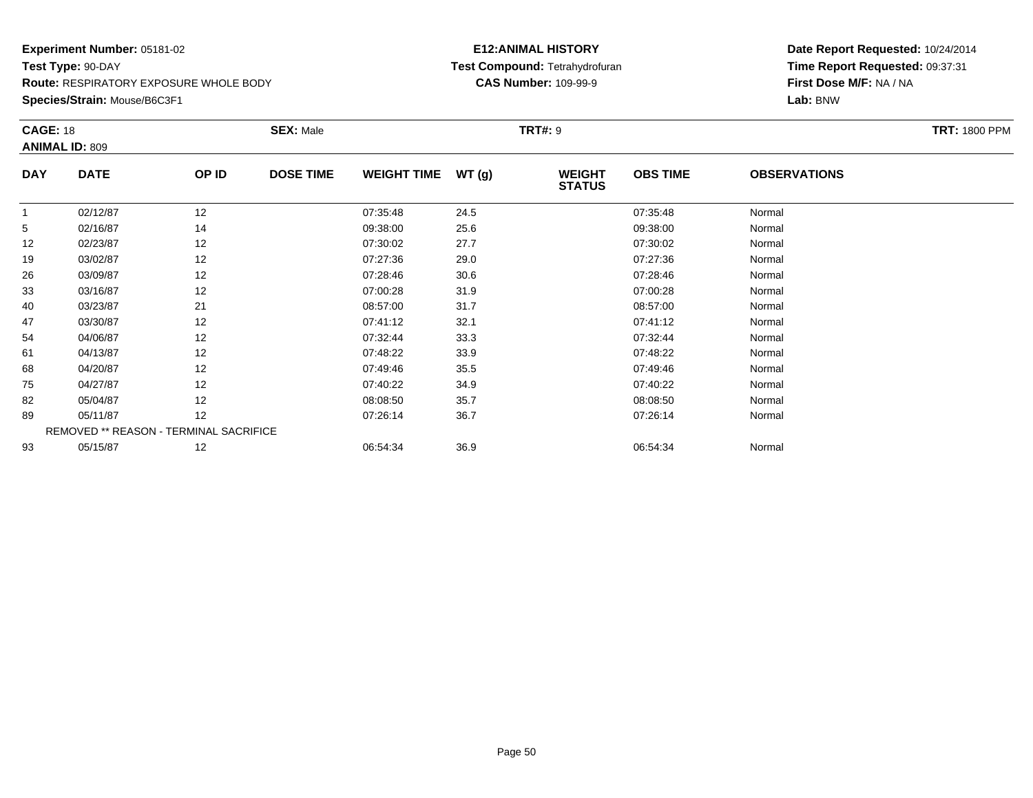**Experiment Number:** 05181-02
**Test Type:** 90-DAY
**Route:** RESPIRATORY EXPOSURE WHOLE BODY
**Species/Strain:** Mouse/B6C3F1

**E12:ANIMAL HISTORY**
**Test Compound:** Tetrahydrofuran
**CAS Number:** 109-99-9

**Date Report Requested:** 10/24/2014
**Time Report Requested:** 09:37:31
**First Dose M/F:** NA / NA
**Lab:** BNW

**CAGE:** 18 **SEX:** Male **TRT#:** 9 **TRT:** 1800 PPM
**ANIMAL ID:** 809

| DAY | DATE | OP ID | DOSE TIME | WEIGHT TIME | WT (g) | WEIGHT STATUS | OBS TIME | OBSERVATIONS |
|---|---|---|---|---|---|---|---|---|
| 1 | 02/12/87 | 12 | | 07:35:48 | 24.5 | | 07:35:48 | Normal |
| 5 | 02/16/87 | 14 | | 09:38:00 | 25.6 | | 09:38:00 | Normal |
| 12 | 02/23/87 | 12 | | 07:30:02 | 27.7 | | 07:30:02 | Normal |
| 19 | 03/02/87 | 12 | | 07:27:36 | 29.0 | | 07:27:36 | Normal |
| 26 | 03/09/87 | 12 | | 07:28:46 | 30.6 | | 07:28:46 | Normal |
| 33 | 03/16/87 | 12 | | 07:00:28 | 31.9 | | 07:00:28 | Normal |
| 40 | 03/23/87 | 21 | | 08:57:00 | 31.7 | | 08:57:00 | Normal |
| 47 | 03/30/87 | 12 | | 07:41:12 | 32.1 | | 07:41:12 | Normal |
| 54 | 04/06/87 | 12 | | 07:32:44 | 33.3 | | 07:32:44 | Normal |
| 61 | 04/13/87 | 12 | | 07:48:22 | 33.9 | | 07:48:22 | Normal |
| 68 | 04/20/87 | 12 | | 07:49:46 | 35.5 | | 07:49:46 | Normal |
| 75 | 04/27/87 | 12 | | 07:40:22 | 34.9 | | 07:40:22 | Normal |
| 82 | 05/04/87 | 12 | | 08:08:50 | 35.7 | | 08:08:50 | Normal |
| 89 | 05/11/87 | 12 | | 07:26:14 | 36.7 | | 07:26:14 | Normal |
| REMOVED ** REASON - TERMINAL SACRIFICE | | | | | | | | |
| 93 | 05/15/87 | 12 | | 06:54:34 | 36.9 | | 06:54:34 | Normal |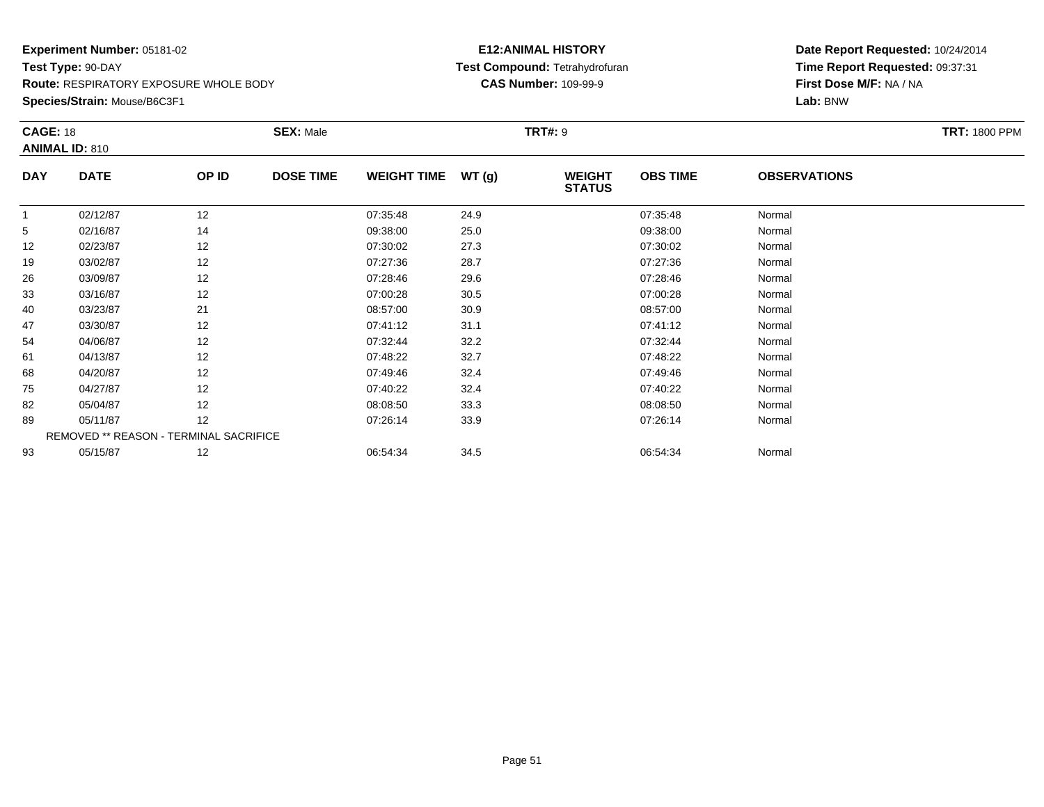**Experiment Number:** 05181-02
**Test Type:** 90-DAY
**Route:** RESPIRATORY EXPOSURE WHOLE BODY
**Species/Strain:** Mouse/B6C3F1

**E12:ANIMAL HISTORY**
**Test Compound:** Tetrahydrofuran
**CAS Number:** 109-99-9

**Date Report Requested:** 10/24/2014
**Time Report Requested:** 09:37:31
**First Dose M/F:** NA / NA
**Lab:** BNW

**CAGE:** 18
**ANIMAL ID:** 810
**SEX:** Male
**TRT#:** 9
**TRT:** 1800 PPM

| DAY | DATE | OP ID | DOSE TIME | WEIGHT TIME | WT (g) | WEIGHT STATUS | OBS TIME | OBSERVATIONS |
|---|---|---|---|---|---|---|---|---|
| 1 | 02/12/87 | 12 | | 07:35:48 | 24.9 | | 07:35:48 | Normal |
| 5 | 02/16/87 | 14 | | 09:38:00 | 25.0 | | 09:38:00 | Normal |
| 12 | 02/23/87 | 12 | | 07:30:02 | 27.3 | | 07:30:02 | Normal |
| 19 | 03/02/87 | 12 | | 07:27:36 | 28.7 | | 07:27:36 | Normal |
| 26 | 03/09/87 | 12 | | 07:28:46 | 29.6 | | 07:28:46 | Normal |
| 33 | 03/16/87 | 12 | | 07:00:28 | 30.5 | | 07:00:28 | Normal |
| 40 | 03/23/87 | 21 | | 08:57:00 | 30.9 | | 08:57:00 | Normal |
| 47 | 03/30/87 | 12 | | 07:41:12 | 31.1 | | 07:41:12 | Normal |
| 54 | 04/06/87 | 12 | | 07:32:44 | 32.2 | | 07:32:44 | Normal |
| 61 | 04/13/87 | 12 | | 07:48:22 | 32.7 | | 07:48:22 | Normal |
| 68 | 04/20/87 | 12 | | 07:49:46 | 32.4 | | 07:49:46 | Normal |
| 75 | 04/27/87 | 12 | | 07:40:22 | 32.4 | | 07:40:22 | Normal |
| 82 | 05/04/87 | 12 | | 08:08:50 | 33.3 | | 08:08:50 | Normal |
| 89 | 05/11/87 | 12 | | 07:26:14 | 33.9 | | 07:26:14 | Normal |
| | REMOVED ** REASON - TERMINAL SACRIFICE | | | | | | | |
| 93 | 05/15/87 | 12 | | 06:54:34 | 34.5 | | 06:54:34 | Normal |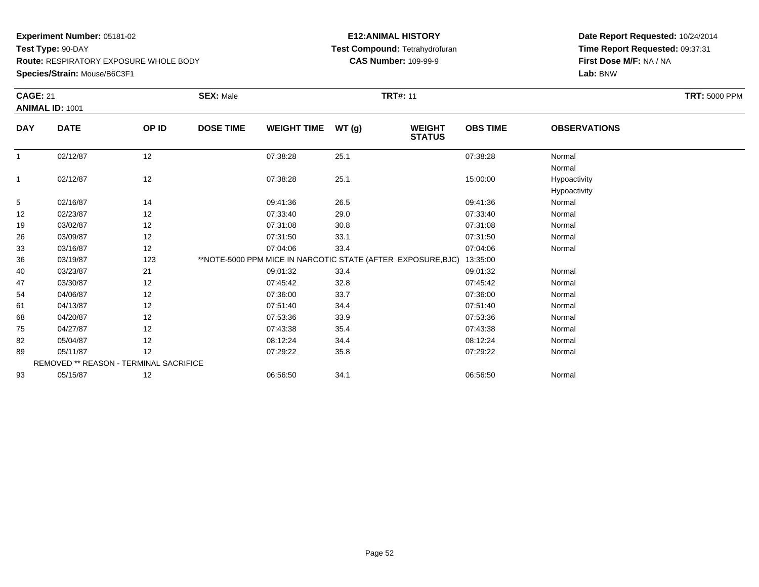**Experiment Number:** 05181-02
**Test Type:** 90-DAY
**Route:** RESPIRATORY EXPOSURE WHOLE BODY
**Species/Strain:** Mouse/B6C3F1

**E12:ANIMAL HISTORY**
**Test Compound:** Tetrahydrofuran
**CAS Number:** 109-99-9

**Date Report Requested:** 10/24/2014
**Time Report Requested:** 09:37:31
**First Dose M/F:** NA / NA
**Lab:** BNW

**CAGE:** 21 **SEX:** Male **TRT#:** 11 **TRT:** 5000 PPM
**ANIMAL ID:** 1001

| DAY | DATE | OP ID | DOSE TIME | WEIGHT TIME | WT (g) | WEIGHT STATUS | OBS TIME | OBSERVATIONS |
|---|---|---|---|---|---|---|---|---|
| 1 | 02/12/87 | 12 | | 07:38:28 | 25.1 | | 07:38:28 | Normal<br>Normal |
| 1 | 02/12/87 | 12 | | 07:38:28 | 25.1 | | 15:00:00 | Hypoactivity<br>Hypoactivity |
| 5 | 02/16/87 | 14 | | 09:41:36 | 26.5 | | 09:41:36 | Normal |
| 12 | 02/23/87 | 12 | | 07:33:40 | 29.0 | | 07:33:40 | Normal |
| 19 | 03/02/87 | 12 | | 07:31:08 | 30.8 | | 07:31:08 | Normal |
| 26 | 03/09/87 | 12 | | 07:31:50 | 33.1 | | 07:31:50 | Normal |
| 33 | 03/16/87 | 12 | | 07:04:06 | 33.4 | | 07:04:06 | Normal |
| 36 | 03/19/87 | 123 | **NOTE-5000 PPM MICE IN NARCOTIC STATE (AFTER EXPOSURE,BJC) | | | | 13:35:00 | |
| 40 | 03/23/87 | 21 | | 09:01:32 | 33.4 | | 09:01:32 | Normal |
| 47 | 03/30/87 | 12 | | 07:45:42 | 32.8 | | 07:45:42 | Normal |
| 54 | 04/06/87 | 12 | | 07:36:00 | 33.7 | | 07:36:00 | Normal |
| 61 | 04/13/87 | 12 | | 07:51:40 | 34.4 | | 07:51:40 | Normal |
| 68 | 04/20/87 | 12 | | 07:53:36 | 33.9 | | 07:53:36 | Normal |
| 75 | 04/27/87 | 12 | | 07:43:38 | 35.4 | | 07:43:38 | Normal |
| 82 | 05/04/87 | 12 | | 08:12:24 | 34.4 | | 08:12:24 | Normal |
| 89 | 05/11/87 | 12 | | 07:29:22 | 35.8 | | 07:29:22 | Normal |
| | REMOVED ** REASON - TERMINAL SACRIFICE | | | | | | | |
| 93 | 05/15/87 | 12 | | 06:56:50 | 34.1 | | 06:56:50 | Normal |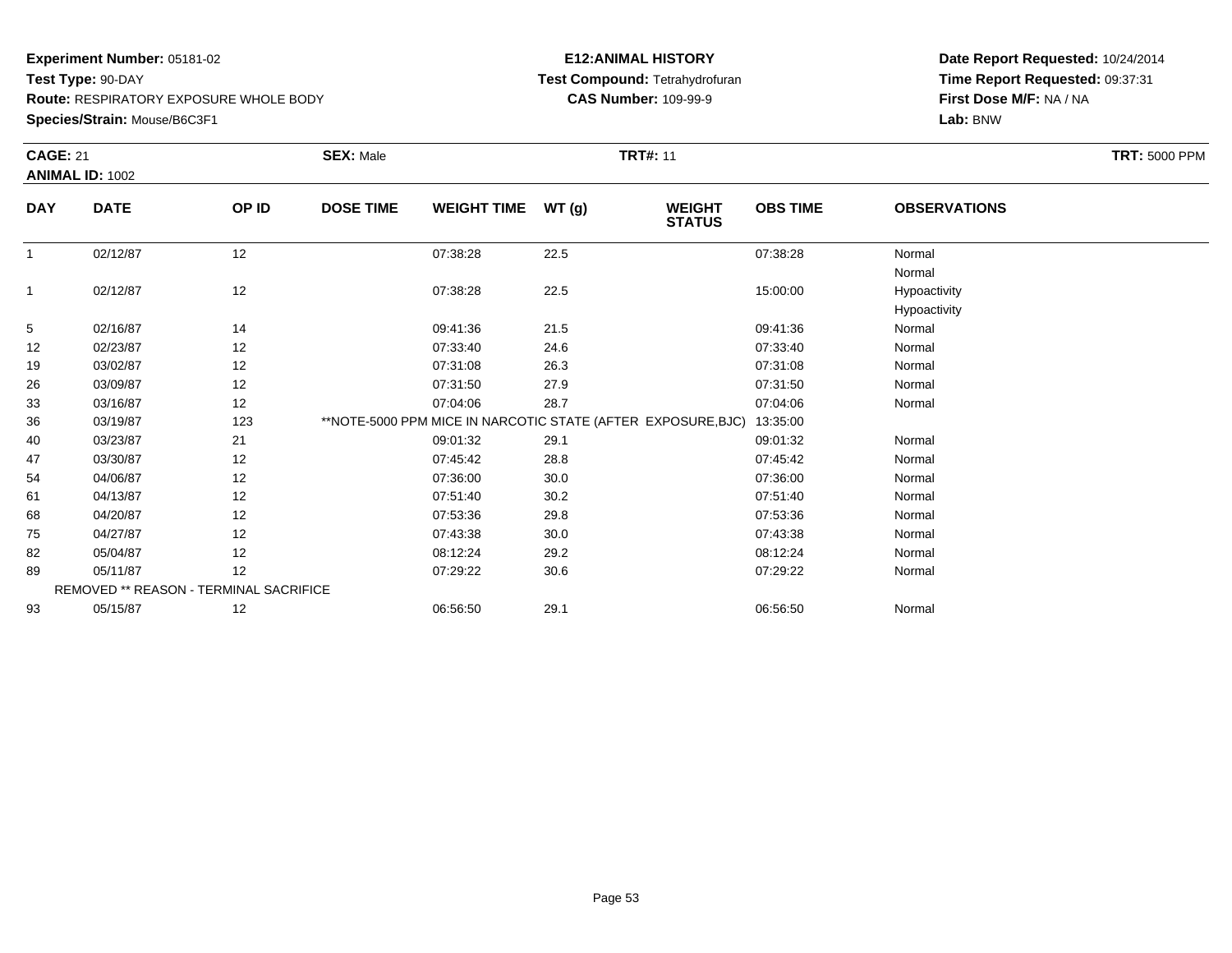**Experiment Number:** 05181-02
**Test Type:** 90-DAY
**Route:** RESPIRATORY EXPOSURE WHOLE BODY
**Species/Strain:** Mouse/B6C3F1

**E12:ANIMAL HISTORY**
**Test Compound:** Tetrahydrofuran
**CAS Number:** 109-99-9

**Date Report Requested:** 10/24/2014
**Time Report Requested:** 09:37:31
**First Dose M/F:** NA / NA
**Lab:** BNW

**CAGE:** 21 **SEX:** Male **TRT#:** 11 **TRT:** 5000 PPM
**ANIMAL ID:** 1002

| DAY | DATE | OP ID | DOSE TIME | WEIGHT TIME | WT (g) | WEIGHT STATUS | OBS TIME | OBSERVATIONS |
|---|---|---|---|---|---|---|---|---|
| 1 | 02/12/87 | 12 | | 07:38:28 | 22.5 | | 07:38:28 | Normal<br>Normal |
| 1 | 02/12/87 | 12 | | 07:38:28 | 22.5 | | 15:00:00 | Hypoactivity<br>Hypoactivity |
| 5 | 02/16/87 | 14 | | 09:41:36 | 21.5 | | 09:41:36 | Normal |
| 12 | 02/23/87 | 12 | | 07:33:40 | 24.6 | | 07:33:40 | Normal |
| 19 | 03/02/87 | 12 | | 07:31:08 | 26.3 | | 07:31:08 | Normal |
| 26 | 03/09/87 | 12 | | 07:31:50 | 27.9 | | 07:31:50 | Normal |
| 33 | 03/16/87 | 12 | | 07:04:06 | 28.7 | | 07:04:06 | Normal |
| 36 | 03/19/87 | 123 | **NOTE-5000 PPM MICE IN NARCOTIC STATE (AFTER EXPOSURE,BJC) | | | | 13:35:00 | |
| 40 | 03/23/87 | 21 | | 09:01:32 | 29.1 | | 09:01:32 | Normal |
| 47 | 03/30/87 | 12 | | 07:45:42 | 28.8 | | 07:45:42 | Normal |
| 54 | 04/06/87 | 12 | | 07:36:00 | 30.0 | | 07:36:00 | Normal |
| 61 | 04/13/87 | 12 | | 07:51:40 | 30.2 | | 07:51:40 | Normal |
| 68 | 04/20/87 | 12 | | 07:53:36 | 29.8 | | 07:53:36 | Normal |
| 75 | 04/27/87 | 12 | | 07:43:38 | 30.0 | | 07:43:38 | Normal |
| 82 | 05/04/87 | 12 | | 08:12:24 | 29.2 | | 08:12:24 | Normal |
| 89 | 05/11/87 | 12 | | 07:29:22 | 30.6 | | 07:29:22 | Normal |
| | REMOVED ** REASON - TERMINAL SACRIFICE | | | | | | | |
| 93 | 05/15/87 | 12 | | 06:56:50 | 29.1 | | 06:56:50 | Normal |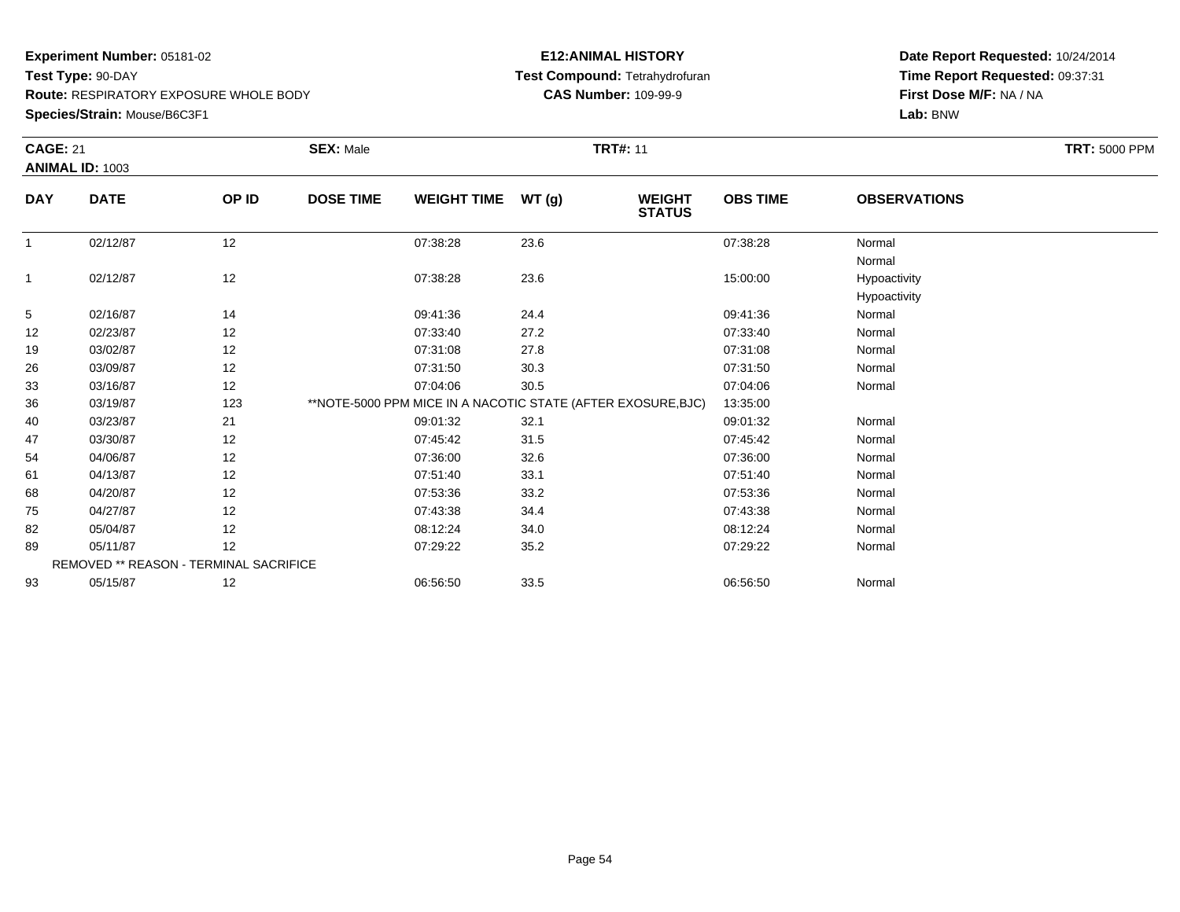**Experiment Number:** 05181-02
**Test Type:** 90-DAY
**Route:** RESPIRATORY EXPOSURE WHOLE BODY
**Species/Strain:** Mouse/B6C3F1

**E12:ANIMAL HISTORY**
**Test Compound:** Tetrahydrofuran
**CAS Number:** 109-99-9

**Date Report Requested:** 10/24/2014
**Time Report Requested:** 09:37:31
**First Dose M/F:** NA / NA
**Lab:** BNW

**CAGE:** 21 **SEX:** Male **TRT#:** 11 **TRT:** 5000 PPM
**ANIMAL ID:** 1003

| DAY | DATE | OP ID | DOSE TIME | WEIGHT TIME | WT (g) | WEIGHT STATUS | OBS TIME | OBSERVATIONS |
|---|---|---|---|---|---|---|---|---|
| 1 | 02/12/87 | 12 | | 07:38:28 | 23.6 | | 07:38:28 | Normal |
| | | | | | | | | Normal |
| 1 | 02/12/87 | 12 | | 07:38:28 | 23.6 | | 15:00:00 | Hypoactivity |
| | | | | | | | | Hypoactivity |
| 5 | 02/16/87 | 14 | | 09:41:36 | 24.4 | | 09:41:36 | Normal |
| 12 | 02/23/87 | 12 | | 07:33:40 | 27.2 | | 07:33:40 | Normal |
| 19 | 03/02/87 | 12 | | 07:31:08 | 27.8 | | 07:31:08 | Normal |
| 26 | 03/09/87 | 12 | | 07:31:50 | 30.3 | | 07:31:50 | Normal |
| 33 | 03/16/87 | 12 | | 07:04:06 | 30.5 | | 07:04:06 | Normal |
| 36 | 03/19/87 | 123 | **NOTE-5000 PPM MICE IN A NACOTIC STATE (AFTER EXOSURE,BJC) | | | | 13:35:00 | |
| 40 | 03/23/87 | 21 | | 09:01:32 | 32.1 | | 09:01:32 | Normal |
| 47 | 03/30/87 | 12 | | 07:45:42 | 31.5 | | 07:45:42 | Normal |
| 54 | 04/06/87 | 12 | | 07:36:00 | 32.6 | | 07:36:00 | Normal |
| 61 | 04/13/87 | 12 | | 07:51:40 | 33.1 | | 07:51:40 | Normal |
| 68 | 04/20/87 | 12 | | 07:53:36 | 33.2 | | 07:53:36 | Normal |
| 75 | 04/27/87 | 12 | | 07:43:38 | 34.4 | | 07:43:38 | Normal |
| 82 | 05/04/87 | 12 | | 08:12:24 | 34.0 | | 08:12:24 | Normal |
| 89 | 05/11/87 | 12 | | 07:29:22 | 35.2 | | 07:29:22 | Normal |
| | REMOVED ** REASON - TERMINAL SACRIFICE | | | | | | | |
| 93 | 05/15/87 | 12 | | 06:56:50 | 33.5 | | 06:56:50 | Normal |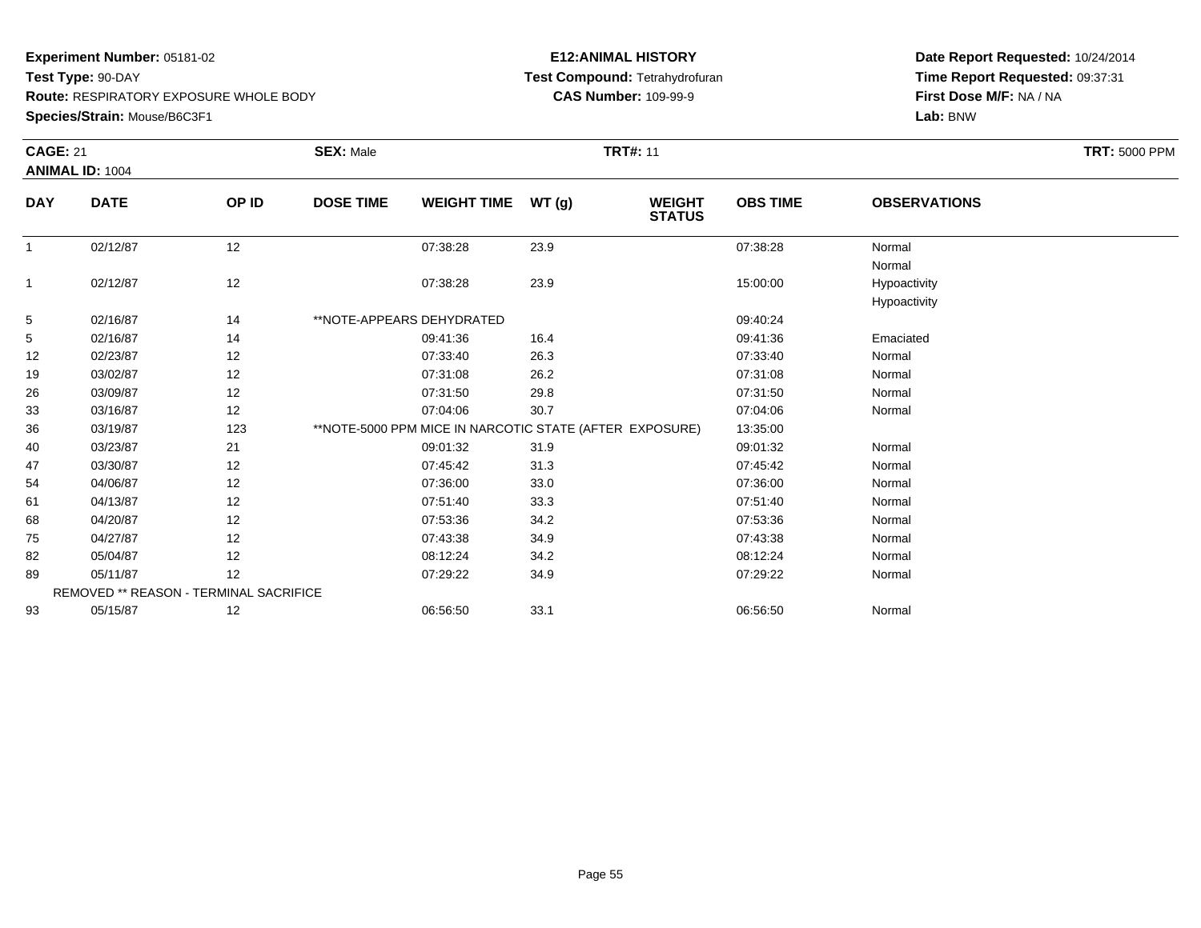**Experiment Number:** 05181-02
**Test Type:** 90-DAY
**Route:** RESPIRATORY EXPOSURE WHOLE BODY
**Species/Strain:** Mouse/B6C3F1

**E12:ANIMAL HISTORY**
**Test Compound:** Tetrahydrofuran
**CAS Number:** 109-99-9

**Date Report Requested:** 10/24/2014
**Time Report Requested:** 09:37:31
**First Dose M/F:** NA / NA
**Lab:** BNW

**CAGE:** 21 **SEX:** Male **TRT#:** 11 **TRT:** 5000 PPM
**ANIMAL ID:** 1004

| DAY | DATE | OP ID | DOSE TIME | WEIGHT TIME | WT (g) | WEIGHT STATUS | OBS TIME | OBSERVATIONS |
|---|---|---|---|---|---|---|---|---|
| 1 | 02/12/87 | 12 | | 07:38:28 | 23.9 | | 07:38:28 | Normal<br>Normal |
| 1 | 02/12/87 | 12 | | 07:38:28 | 23.9 | | 15:00:00 | Hypoactivity<br>Hypoactivity |
| 5 | 02/16/87 | 14 | **NOTE-APPEARS DEHYDRATED | | | | 09:40:24 | |
| 5 | 02/16/87 | 14 | | 09:41:36 | 16.4 | | 09:41:36 | Emaciated |
| 12 | 02/23/87 | 12 | | 07:33:40 | 26.3 | | 07:33:40 | Normal |
| 19 | 03/02/87 | 12 | | 07:31:08 | 26.2 | | 07:31:08 | Normal |
| 26 | 03/09/87 | 12 | | 07:31:50 | 29.8 | | 07:31:50 | Normal |
| 33 | 03/16/87 | 12 | | 07:04:06 | 30.7 | | 07:04:06 | Normal |
| 36 | 03/19/87 | 123 | **NOTE-5000 PPM MICE IN NARCOTIC STATE (AFTER EXPOSURE) | | | | 13:35:00 | |
| 40 | 03/23/87 | 21 | | 09:01:32 | 31.9 | | 09:01:32 | Normal |
| 47 | 03/30/87 | 12 | | 07:45:42 | 31.3 | | 07:45:42 | Normal |
| 54 | 04/06/87 | 12 | | 07:36:00 | 33.0 | | 07:36:00 | Normal |
| 61 | 04/13/87 | 12 | | 07:51:40 | 33.3 | | 07:51:40 | Normal |
| 68 | 04/20/87 | 12 | | 07:53:36 | 34.2 | | 07:53:36 | Normal |
| 75 | 04/27/87 | 12 | | 07:43:38 | 34.9 | | 07:43:38 | Normal |
| 82 | 05/04/87 | 12 | | 08:12:24 | 34.2 | | 08:12:24 | Normal |
| 89 | 05/11/87 | 12 | | 07:29:22 | 34.9 | | 07:29:22 | Normal |
| REMOVED ** REASON - TERMINAL SACRIFICE | | | | | | | | |
| 93 | 05/15/87 | 12 | | 06:56:50 | 33.1 | | 06:56:50 | Normal |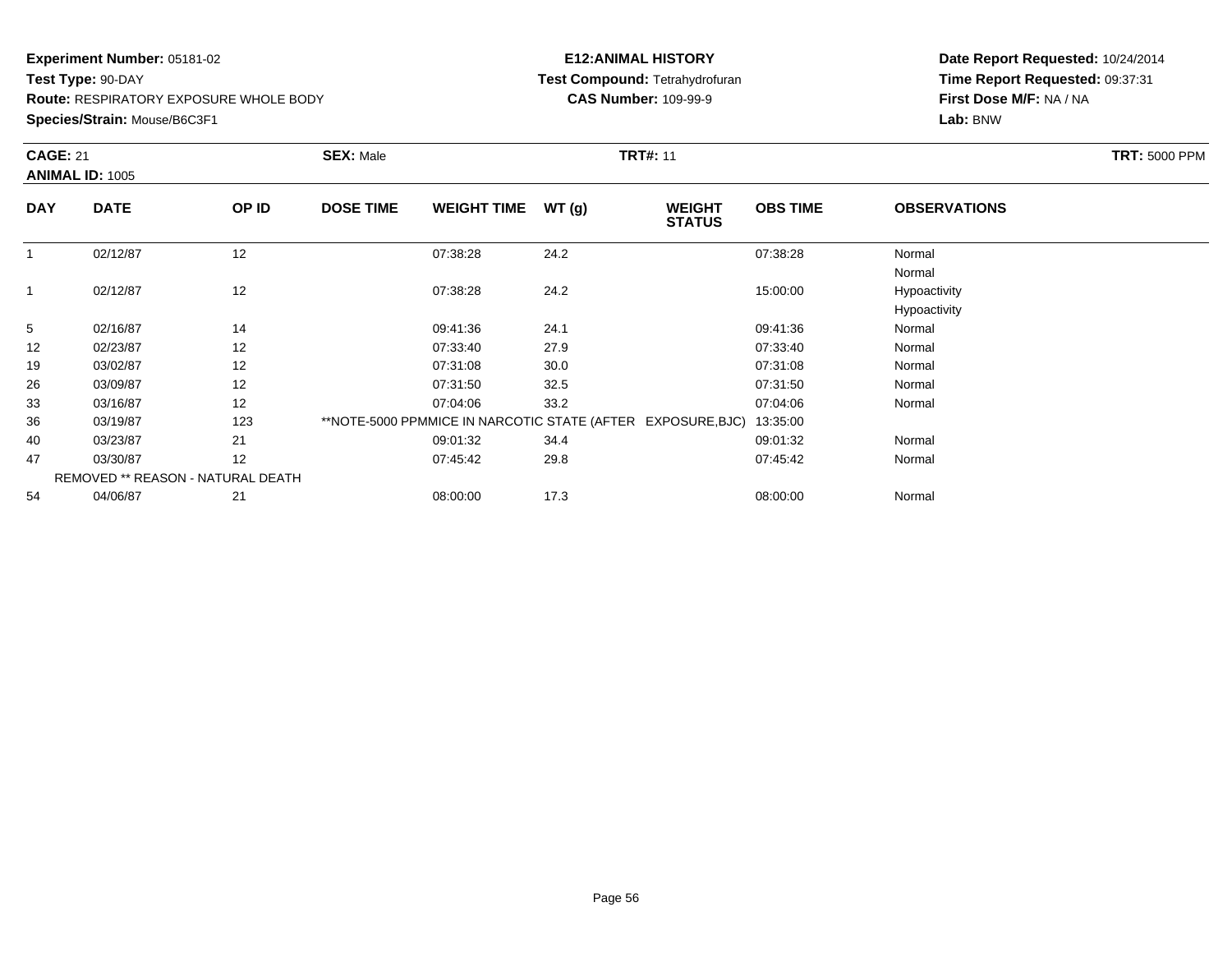**Experiment Number:** 05181-02
**Test Type:** 90-DAY
**Route:** RESPIRATORY EXPOSURE WHOLE BODY
**Species/Strain:** Mouse/B6C3F1

**E12:ANIMAL HISTORY**
**Test Compound:** Tetrahydrofuran
**CAS Number:** 109-99-9

**Date Report Requested:** 10/24/2014
**Time Report Requested:** 09:37:31
**First Dose M/F:** NA / NA
**Lab:** BNW

**CAGE:** 21 **SEX:** Male **TRT#:** 11 **TRT:** 5000 PPM
**ANIMAL ID:** 1005

| DAY | DATE | OP ID | DOSE TIME | WEIGHT TIME | WT (g) | WEIGHT STATUS | OBS TIME | OBSERVATIONS |
|---|---|---|---|---|---|---|---|---|
| 1 | 02/12/87 | 12 | | 07:38:28 | 24.2 | | 07:38:28 | Normal |
| | | | | | | | | Normal |
| 1 | 02/12/87 | 12 | | 07:38:28 | 24.2 | | 15:00:00 | Hypoactivity |
| | | | | | | | | Hypoactivity |
| 5 | 02/16/87 | 14 | | 09:41:36 | 24.1 | | 09:41:36 | Normal |
| 12 | 02/23/87 | 12 | | 07:33:40 | 27.9 | | 07:33:40 | Normal |
| 19 | 03/02/87 | 12 | | 07:31:08 | 30.0 | | 07:31:08 | Normal |
| 26 | 03/09/87 | 12 | | 07:31:50 | 32.5 | | 07:31:50 | Normal |
| 33 | 03/16/87 | 12 | | 07:04:06 | 33.2 | | 07:04:06 | Normal |
| 36 | 03/19/87 | 123 | **NOTE-5000 PPMMICE IN NARCOTIC STATE (AFTER EXPOSURE,BJC) | | | | 13:35:00 | |
| 40 | 03/23/87 | 21 | | 09:01:32 | 34.4 | | 09:01:32 | Normal |
| 47 | 03/30/87 | 12 | | 07:45:42 | 29.8 | | 07:45:42 | Normal |
| | REMOVED ** REASON - NATURAL DEATH | | | | | | | |
| 54 | 04/06/87 | 21 | | 08:00:00 | 17.3 | | 08:00:00 | Normal |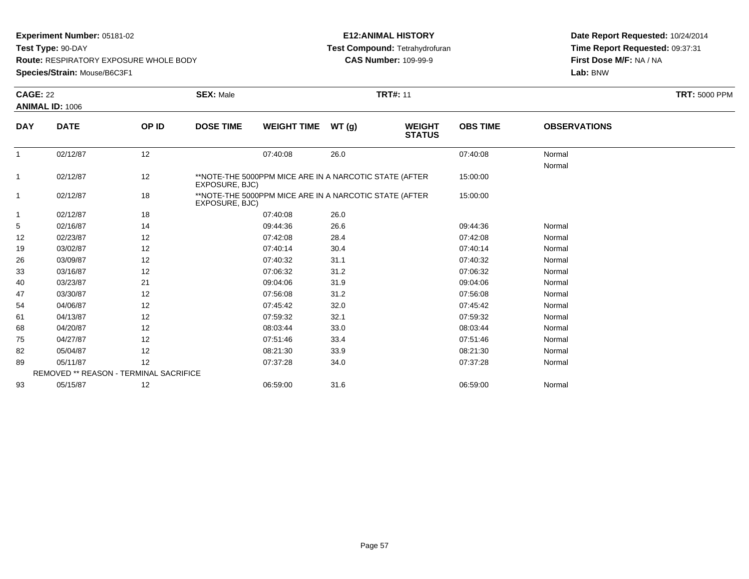**Experiment Number:** 05181-02
**Test Type:** 90-DAY
**Route:** RESPIRATORY EXPOSURE WHOLE BODY
**Species/Strain:** Mouse/B6C3F1

**E12:ANIMAL HISTORY**
**Test Compound:** Tetrahydrofuran
**CAS Number:** 109-99-9

**Date Report Requested:** 10/24/2014
**Time Report Requested:** 09:37:31
**First Dose M/F:** NA / NA
**Lab:** BNW

**CAGE:** 22 **SEX:** Male **TRT#:** 11 **TRT:** 5000 PPM
**ANIMAL ID:** 1006

| DAY | DATE | OP ID | DOSE TIME | WEIGHT TIME | WT (g) | WEIGHT STATUS | OBS TIME | OBSERVATIONS |
|---|---|---|---|---|---|---|---|---|
| 1 | 02/12/87 | 12 | | 07:40:08 | 26.0 | | 07:40:08 | Normal |
| | | | | | | | | Normal |
| 1 | 02/12/87 | 12 | **NOTE-THE 5000PPM MICE ARE IN A NARCOTIC STATE (AFTER EXPOSURE, BJC) | | | | 15:00:00 | |
| 1 | 02/12/87 | 18 | **NOTE-THE 5000PPM MICE ARE IN A NARCOTIC STATE (AFTER EXPOSURE, BJC) | | | | 15:00:00 | |
| 1 | 02/12/87 | 18 | | 07:40:08 | 26.0 | | | |
| 5 | 02/16/87 | 14 | | 09:44:36 | 26.6 | | 09:44:36 | Normal |
| 12 | 02/23/87 | 12 | | 07:42:08 | 28.4 | | 07:42:08 | Normal |
| 19 | 03/02/87 | 12 | | 07:40:14 | 30.4 | | 07:40:14 | Normal |
| 26 | 03/09/87 | 12 | | 07:40:32 | 31.1 | | 07:40:32 | Normal |
| 33 | 03/16/87 | 12 | | 07:06:32 | 31.2 | | 07:06:32 | Normal |
| 40 | 03/23/87 | 21 | | 09:04:06 | 31.9 | | 09:04:06 | Normal |
| 47 | 03/30/87 | 12 | | 07:56:08 | 31.2 | | 07:56:08 | Normal |
| 54 | 04/06/87 | 12 | | 07:45:42 | 32.0 | | 07:45:42 | Normal |
| 61 | 04/13/87 | 12 | | 07:59:32 | 32.1 | | 07:59:32 | Normal |
| 68 | 04/20/87 | 12 | | 08:03:44 | 33.0 | | 08:03:44 | Normal |
| 75 | 04/27/87 | 12 | | 07:51:46 | 33.4 | | 07:51:46 | Normal |
| 82 | 05/04/87 | 12 | | 08:21:30 | 33.9 | | 08:21:30 | Normal |
| 89 | 05/11/87 | 12 | | 07:37:28 | 34.0 | | 07:37:28 | Normal |
| | REMOVED ** REASON - TERMINAL SACRIFICE | | | | | | | |
| 93 | 05/15/87 | 12 | | 06:59:00 | 31.6 | | 06:59:00 | Normal |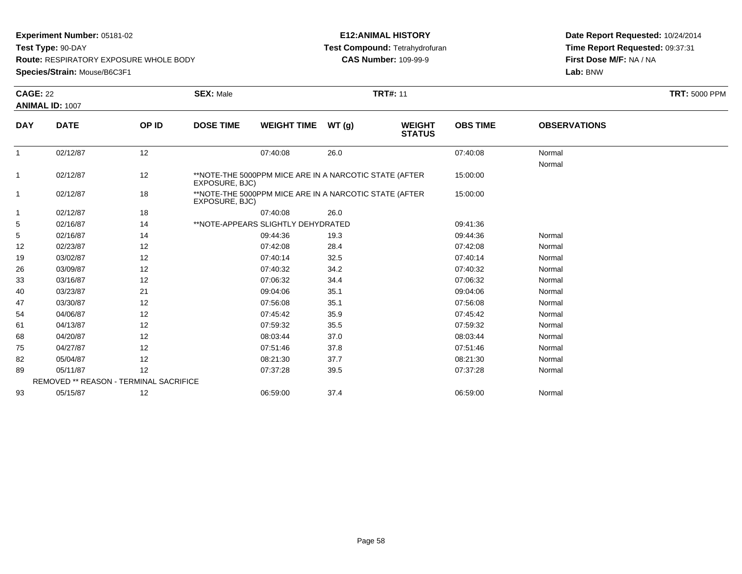**Experiment Number:** 05181-02
**Test Type:** 90-DAY
**Route:** RESPIRATORY EXPOSURE WHOLE BODY
**Species/Strain:** Mouse/B6C3F1

**E12:ANIMAL HISTORY**
**Test Compound:** Tetrahydrofuran
**CAS Number:** 109-99-9

**Date Report Requested:** 10/24/2014
**Time Report Requested:** 09:37:31
**First Dose M/F:** NA / NA
**Lab:** BNW

**CAGE:** 22 **SEX:** Male **TRT#:** 11 **TRT:** 5000 PPM
**ANIMAL ID:** 1007

| DAY | DATE | OP ID | DOSE TIME | WEIGHT TIME | WT (g) | WEIGHT STATUS | OBS TIME | OBSERVATIONS |
|---|---|---|---|---|---|---|---|---|
| 1 | 02/12/87 | 12 | | 07:40:08 | 26.0 | | 07:40:08 | Normal<br>Normal |
| 1 | 02/12/87 | 12 | **NOTE-THE 5000PPM MICE ARE IN A NARCOTIC STATE (AFTER EXPOSURE, BJC) | | | | 15:00:00 | |
| 1 | 02/12/87 | 18 | **NOTE-THE 5000PPM MICE ARE IN A NARCOTIC STATE (AFTER EXPOSURE, BJC) | | | | 15:00:00 | |
| 1 | 02/12/87 | 18 | | 07:40:08 | 26.0 | | | |
| 5 | 02/16/87 | 14 | **NOTE-APPEARS SLIGHTLY DEHYDRATED | | | | 09:41:36 | |
| 5 | 02/16/87 | 14 | | 09:44:36 | 19.3 | | 09:44:36 | Normal |
| 12 | 02/23/87 | 12 | | 07:42:08 | 28.4 | | 07:42:08 | Normal |
| 19 | 03/02/87 | 12 | | 07:40:14 | 32.5 | | 07:40:14 | Normal |
| 26 | 03/09/87 | 12 | | 07:40:32 | 34.2 | | 07:40:32 | Normal |
| 33 | 03/16/87 | 12 | | 07:06:32 | 34.4 | | 07:06:32 | Normal |
| 40 | 03/23/87 | 21 | | 09:04:06 | 35.1 | | 09:04:06 | Normal |
| 47 | 03/30/87 | 12 | | 07:56:08 | 35.1 | | 07:56:08 | Normal |
| 54 | 04/06/87 | 12 | | 07:45:42 | 35.9 | | 07:45:42 | Normal |
| 61 | 04/13/87 | 12 | | 07:59:32 | 35.5 | | 07:59:32 | Normal |
| 68 | 04/20/87 | 12 | | 08:03:44 | 37.0 | | 08:03:44 | Normal |
| 75 | 04/27/87 | 12 | | 07:51:46 | 37.8 | | 07:51:46 | Normal |
| 82 | 05/04/87 | 12 | | 08:21:30 | 37.7 | | 08:21:30 | Normal |
| 89 | 05/11/87 | 12 | | 07:37:28 | 39.5 | | 07:37:28 | Normal |
| REMOVED ** REASON - TERMINAL SACRIFICE | | | | | | | | |
| 93 | 05/15/87 | 12 | | 06:59:00 | 37.4 | | 06:59:00 | Normal |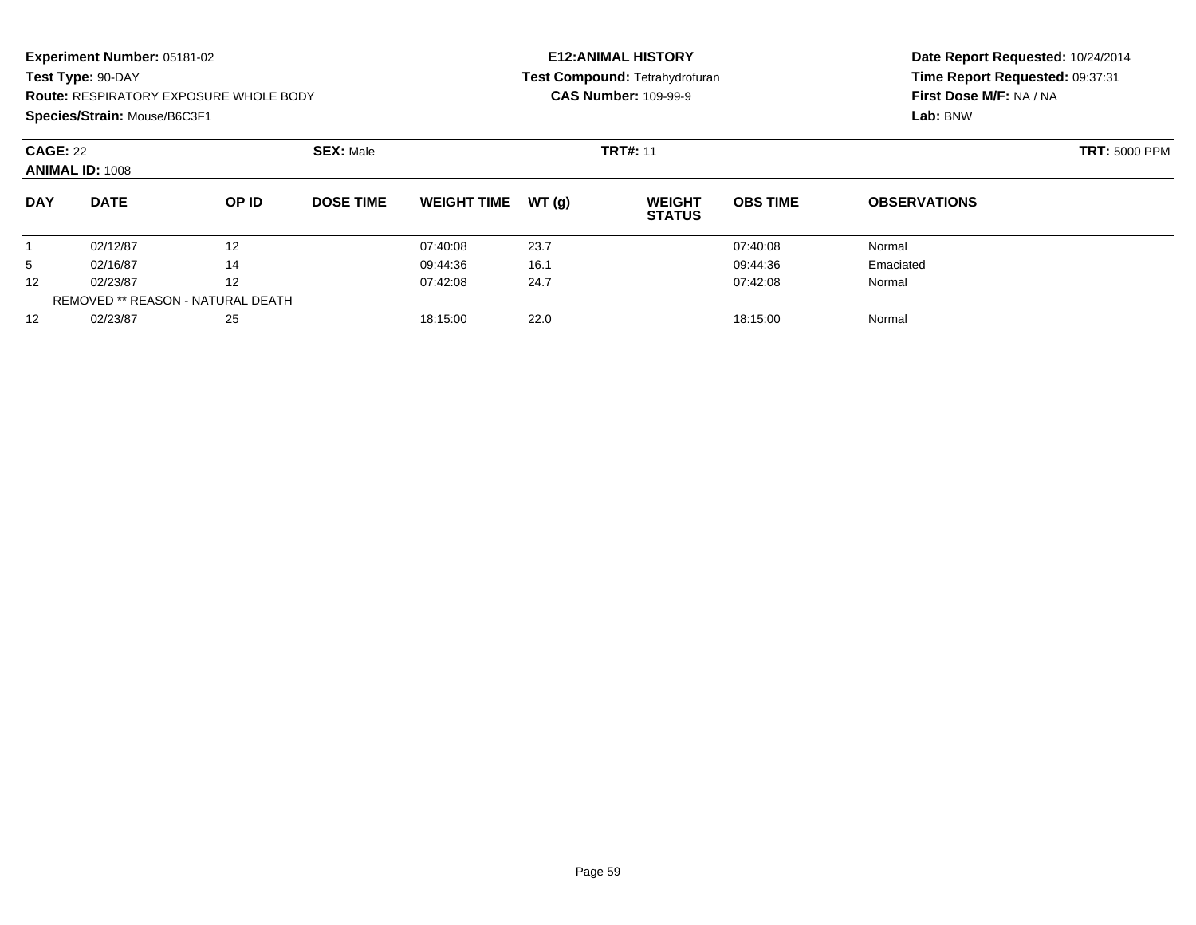**Experiment Number:** 05181-02
**Test Type:** 90-DAY
**Route:** RESPIRATORY EXPOSURE WHOLE BODY
**Species/Strain:** Mouse/B6C3F1

**E12:ANIMAL HISTORY**
**Test Compound:** Tetrahydrofuran
**CAS Number:** 109-99-9

**Date Report Requested:** 10/24/2014
**Time Report Requested:** 09:37:31
**First Dose M/F:** NA / NA
**Lab:** BNW

**CAGE:** 22 **SEX:** Male **TRT#:** 11 **TRT:** 5000 PPM
**ANIMAL ID:** 1008

| DAY | DATE | OP ID | DOSE TIME | WEIGHT TIME | WT (g) | WEIGHT STATUS | OBS TIME | OBSERVATIONS |
|---|---|---|---|---|---|---|---|---|
| 1 | 02/12/87 | 12 | | 07:40:08 | 23.7 | | 07:40:08 | Normal |
| 5 | 02/16/87 | 14 | | 09:44:36 | 16.1 | | 09:44:36 | Emaciated |
| 12 | 02/23/87 | 12 | | 07:42:08 | 24.7 | | 07:42:08 | Normal |
| REMOVED ** REASON - NATURAL DEATH | | | | | | | | |
| 12 | 02/23/87 | 25 | | 18:15:00 | 22.0 | | 18:15:00 | Normal |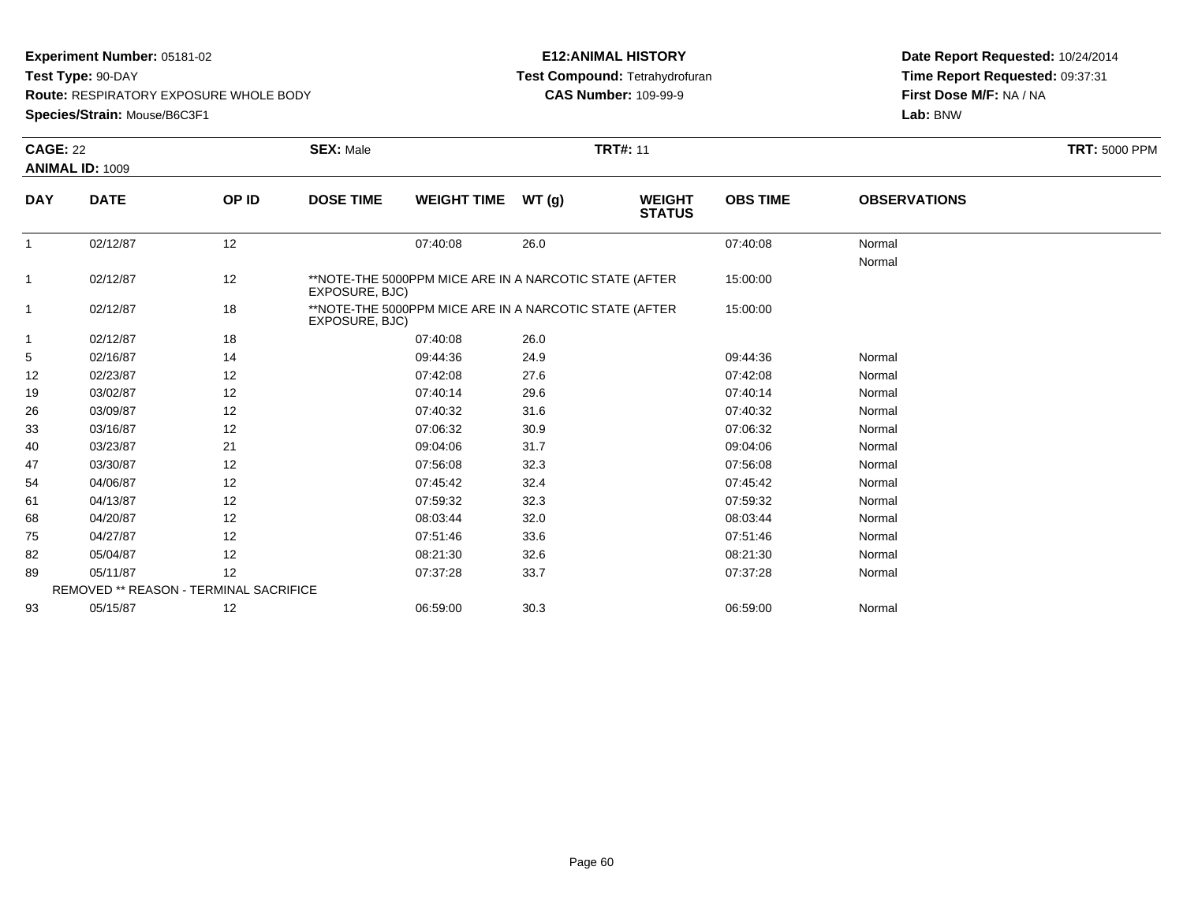**Experiment Number:** 05181-02
**Test Type:** 90-DAY
**Route:** RESPIRATORY EXPOSURE WHOLE BODY
**Species/Strain:** Mouse/B6C3F1

**E12:ANIMAL HISTORY**
**Test Compound:** Tetrahydrofuran
**CAS Number:** 109-99-9

**Date Report Requested:** 10/24/2014
**Time Report Requested:** 09:37:31
**First Dose M/F:** NA / NA
**Lab:** BNW

**CAGE:** 22
**ANIMAL ID:** 1009
**SEX:** Male
**TRT#:** 11
**TRT:** 5000 PPM

| DAY | DATE | OP ID | DOSE TIME | WEIGHT TIME | WT (g) | WEIGHT STATUS | OBS TIME | OBSERVATIONS |
|---|---|---|---|---|---|---|---|---|
| 1 | 02/12/87 | 12 | | 07:40:08 | 26.0 | | 07:40:08 | Normal |
| | | | | | | | | Normal |
| 1 | 02/12/87 | 12 | **NOTE-THE 5000PPM MICE ARE IN A NARCOTIC STATE (AFTER EXPOSURE, BJC) | | | | 15:00:00 | |
| 1 | 02/12/87 | 18 | **NOTE-THE 5000PPM MICE ARE IN A NARCOTIC STATE (AFTER EXPOSURE, BJC) | | | | 15:00:00 | |
| 1 | 02/12/87 | 18 | | 07:40:08 | 26.0 | | | |
| 5 | 02/16/87 | 14 | | 09:44:36 | 24.9 | | 09:44:36 | Normal |
| 12 | 02/23/87 | 12 | | 07:42:08 | 27.6 | | 07:42:08 | Normal |
| 19 | 03/02/87 | 12 | | 07:40:14 | 29.6 | | 07:40:14 | Normal |
| 26 | 03/09/87 | 12 | | 07:40:32 | 31.6 | | 07:40:32 | Normal |
| 33 | 03/16/87 | 12 | | 07:06:32 | 30.9 | | 07:06:32 | Normal |
| 40 | 03/23/87 | 21 | | 09:04:06 | 31.7 | | 09:04:06 | Normal |
| 47 | 03/30/87 | 12 | | 07:56:08 | 32.3 | | 07:56:08 | Normal |
| 54 | 04/06/87 | 12 | | 07:45:42 | 32.4 | | 07:45:42 | Normal |
| 61 | 04/13/87 | 12 | | 07:59:32 | 32.3 | | 07:59:32 | Normal |
| 68 | 04/20/87 | 12 | | 08:03:44 | 32.0 | | 08:03:44 | Normal |
| 75 | 04/27/87 | 12 | | 07:51:46 | 33.6 | | 07:51:46 | Normal |
| 82 | 05/04/87 | 12 | | 08:21:30 | 32.6 | | 08:21:30 | Normal |
| 89 | 05/11/87 | 12 | | 07:37:28 | 33.7 | | 07:37:28 | Normal |
| | REMOVED ** REASON - TERMINAL SACRIFICE | | | | | | | |
| 93 | 05/15/87 | 12 | | 06:59:00 | 30.3 | | 06:59:00 | Normal |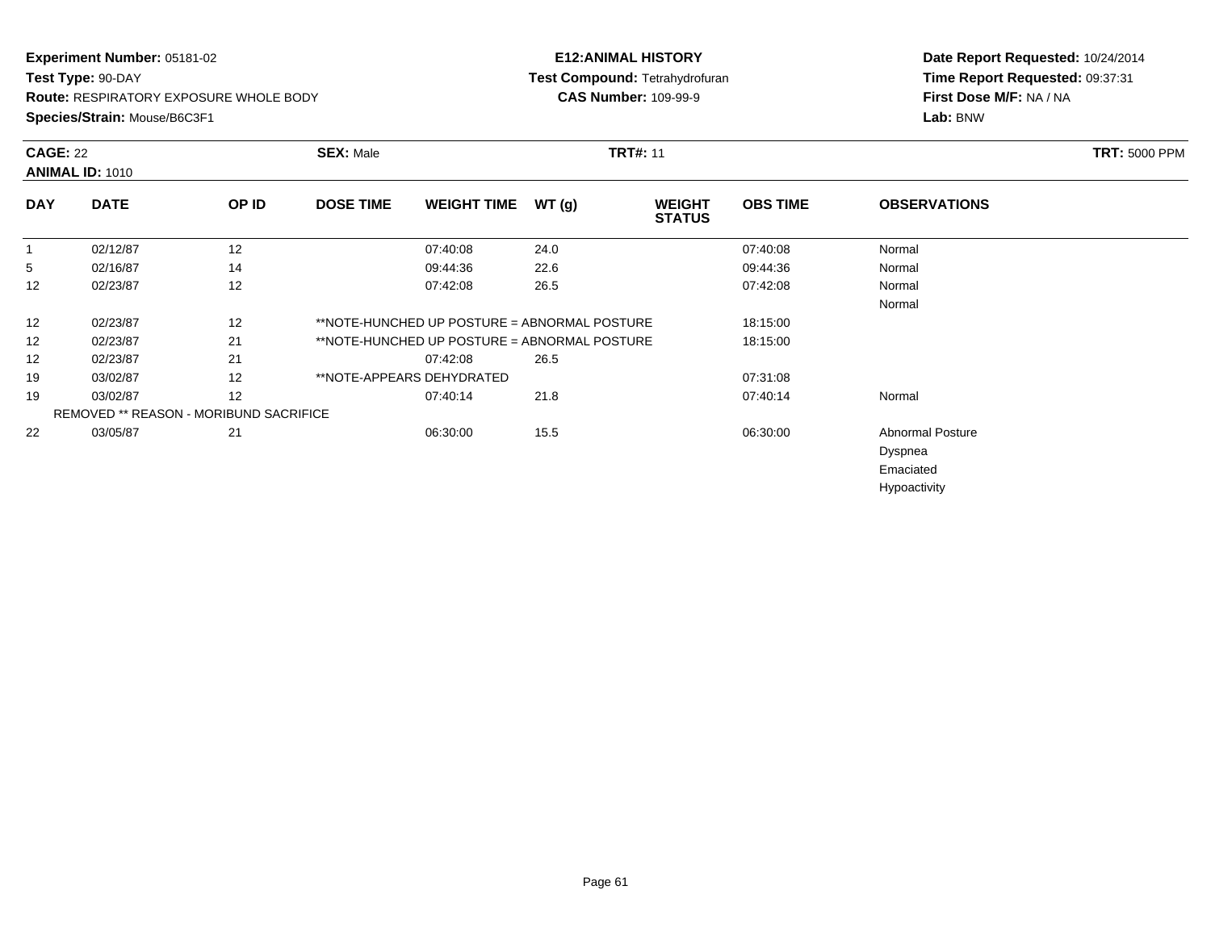**Experiment Number:** 05181-02
**Test Type:** 90-DAY
**Route:** RESPIRATORY EXPOSURE WHOLE BODY
**Species/Strain:** Mouse/B6C3F1

**E12:ANIMAL HISTORY**
**Test Compound:** Tetrahydrofuran
**CAS Number:** 109-99-9

**Date Report Requested:** 10/24/2014
**Time Report Requested:** 09:37:31
**First Dose M/F:** NA / NA
**Lab:** BNW

**CAGE:** 22 **SEX:** Male **TRT#:** 11 **TRT:** 5000 PPM
**ANIMAL ID:** 1010

| DAY | DATE | OP ID | DOSE TIME | WEIGHT TIME | WT (g) | WEIGHT STATUS | OBS TIME | OBSERVATIONS |
|---|---|---|---|---|---|---|---|---|
| 1 | 02/12/87 | 12 | | 07:40:08 | 24.0 | | 07:40:08 | Normal |
| 5 | 02/16/87 | 14 | | 09:44:36 | 22.6 | | 09:44:36 | Normal |
| 12 | 02/23/87 | 12 | | 07:42:08 | 26.5 | | 07:42:08 | Normal<br>Normal |
| 12 | 02/23/87 | 12 | **NOTE-HUNCHED UP POSTURE = ABNORMAL POSTURE | | | | 18:15:00 | |
| 12 | 02/23/87 | 21 | **NOTE-HUNCHED UP POSTURE = ABNORMAL POSTURE | | | | 18:15:00 | |
| 12 | 02/23/87 | 21 | | 07:42:08 | 26.5 | | | |
| 19 | 03/02/87 | 12 | **NOTE-APPEARS DEHYDRATED | | | | 07:31:08 | |
| 19 | 03/02/87 | 12 | | 07:40:14 | 21.8 | | 07:40:14 | Normal |
| REMOVED ** REASON - MORIBUND SACRIFICE | | | | | | | | |
| 22 | 03/05/87 | 21 | | 06:30:00 | 15.5 | | 06:30:00 | Abnormal Posture<br>Dyspnea<br>Emaciated<br>Hypoactivity |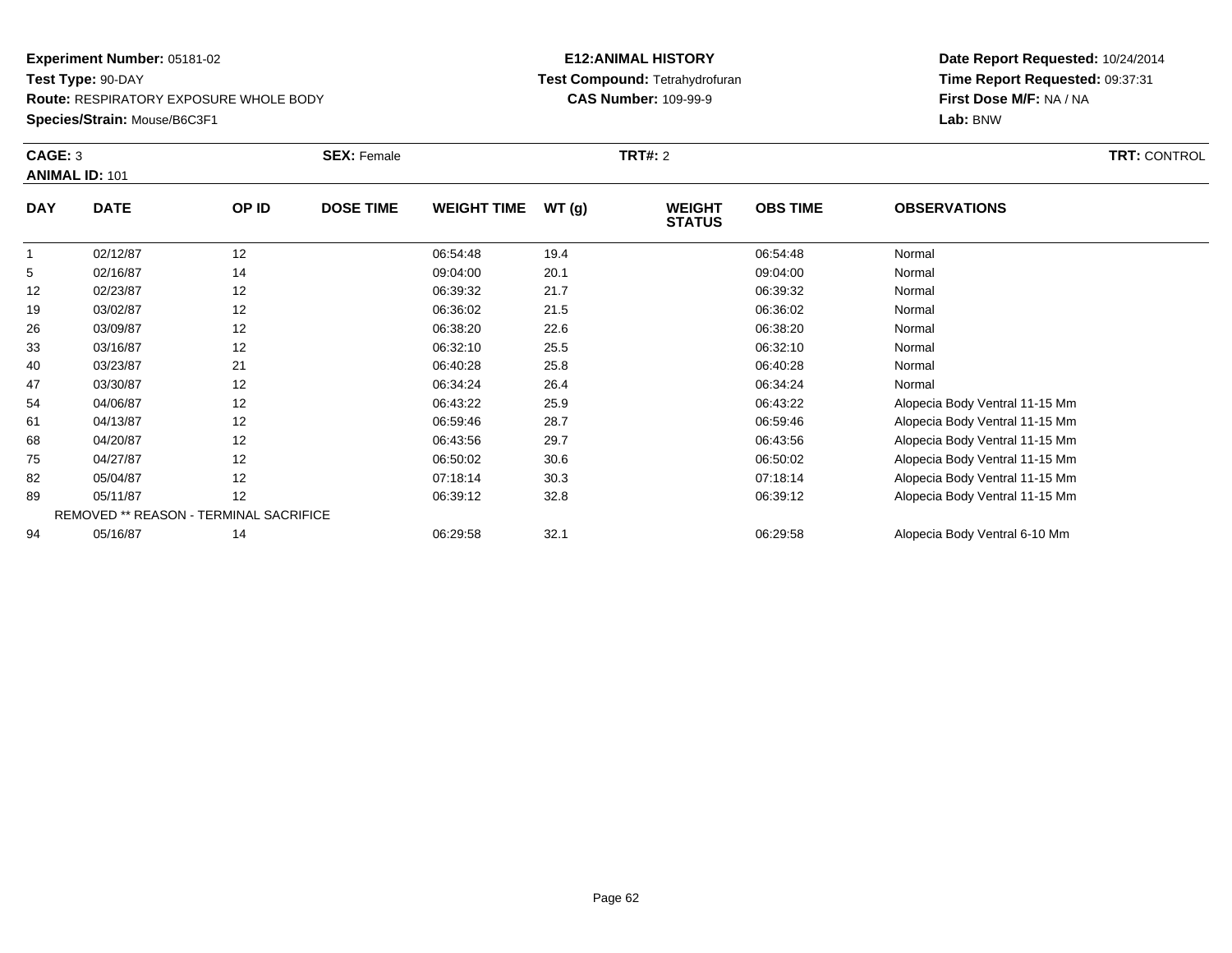**Experiment Number:** 05181-02
**Test Type:** 90-DAY
**Route:** RESPIRATORY EXPOSURE WHOLE BODY
**Species/Strain:** Mouse/B6C3F1

**E12:ANIMAL HISTORY**
**Test Compound:** Tetrahydrofuran
**CAS Number:** 109-99-9

**Date Report Requested:** 10/24/2014
**Time Report Requested:** 09:37:31
**First Dose M/F:** NA / NA
**Lab:** BNW

**CAGE:** 3 **SEX:** Female **TRT#:** 2 **TRT:** CONTROL
**ANIMAL ID:** 101

| DAY | DATE | OP ID | DOSE TIME | WEIGHT TIME | WT (g) | WEIGHT STATUS | OBS TIME | OBSERVATIONS |
|---|---|---|---|---|---|---|---|---|
| 1 | 02/12/87 | 12 | | 06:54:48 | 19.4 | | 06:54:48 | Normal |
| 5 | 02/16/87 | 14 | | 09:04:00 | 20.1 | | 09:04:00 | Normal |
| 12 | 02/23/87 | 12 | | 06:39:32 | 21.7 | | 06:39:32 | Normal |
| 19 | 03/02/87 | 12 | | 06:36:02 | 21.5 | | 06:36:02 | Normal |
| 26 | 03/09/87 | 12 | | 06:38:20 | 22.6 | | 06:38:20 | Normal |
| 33 | 03/16/87 | 12 | | 06:32:10 | 25.5 | | 06:32:10 | Normal |
| 40 | 03/23/87 | 21 | | 06:40:28 | 25.8 | | 06:40:28 | Normal |
| 47 | 03/30/87 | 12 | | 06:34:24 | 26.4 | | 06:34:24 | Normal |
| 54 | 04/06/87 | 12 | | 06:43:22 | 25.9 | | 06:43:22 | Alopecia Body Ventral 11-15 Mm |
| 61 | 04/13/87 | 12 | | 06:59:46 | 28.7 | | 06:59:46 | Alopecia Body Ventral 11-15 Mm |
| 68 | 04/20/87 | 12 | | 06:43:56 | 29.7 | | 06:43:56 | Alopecia Body Ventral 11-15 Mm |
| 75 | 04/27/87 | 12 | | 06:50:02 | 30.6 | | 06:50:02 | Alopecia Body Ventral 11-15 Mm |
| 82 | 05/04/87 | 12 | | 07:18:14 | 30.3 | | 07:18:14 | Alopecia Body Ventral 11-15 Mm |
| 89 | 05/11/87 | 12 | | 06:39:12 | 32.8 | | 06:39:12 | Alopecia Body Ventral 11-15 Mm |
| REMOVED ** REASON - TERMINAL SACRIFICE | | | | | | | | |
| 94 | 05/16/87 | 14 | | 06:29:58 | 32.1 | | 06:29:58 | Alopecia Body Ventral 6-10 Mm |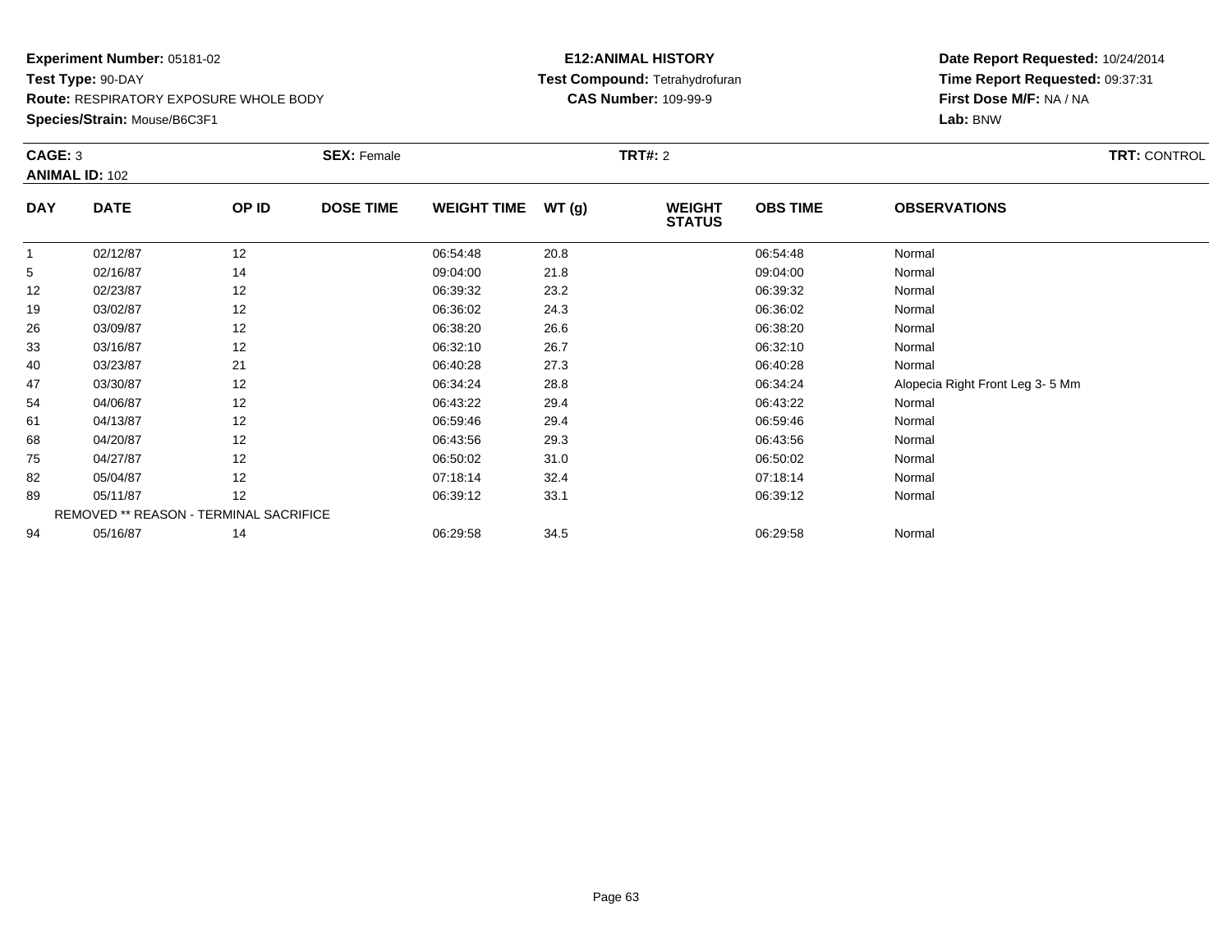**Experiment Number:** 05181-02
**Test Type:** 90-DAY
**Route:** RESPIRATORY EXPOSURE WHOLE BODY
**Species/Strain:** Mouse/B6C3F1

**E12:ANIMAL HISTORY**
**Test Compound:** Tetrahydrofuran
**CAS Number:** 109-99-9

**Date Report Requested:** 10/24/2014
**Time Report Requested:** 09:37:31
**First Dose M/F:** NA / NA
**Lab:** BNW

**CAGE:** 3
**ANIMAL ID:** 102
**SEX:** Female
**TRT#:** 2
**TRT:** CONTROL

| DAY | DATE | OP ID | DOSE TIME | WEIGHT TIME | WT (g) | WEIGHT STATUS | OBS TIME | OBSERVATIONS |
|---|---|---|---|---|---|---|---|---|
| 1 | 02/12/87 | 12 | | 06:54:48 | 20.8 | | 06:54:48 | Normal |
| 5 | 02/16/87 | 14 | | 09:04:00 | 21.8 | | 09:04:00 | Normal |
| 12 | 02/23/87 | 12 | | 06:39:32 | 23.2 | | 06:39:32 | Normal |
| 19 | 03/02/87 | 12 | | 06:36:02 | 24.3 | | 06:36:02 | Normal |
| 26 | 03/09/87 | 12 | | 06:38:20 | 26.6 | | 06:38:20 | Normal |
| 33 | 03/16/87 | 12 | | 06:32:10 | 26.7 | | 06:32:10 | Normal |
| 40 | 03/23/87 | 21 | | 06:40:28 | 27.3 | | 06:40:28 | Normal |
| 47 | 03/30/87 | 12 | | 06:34:24 | 28.8 | | 06:34:24 | Alopecia Right Front Leg 3- 5 Mm |
| 54 | 04/06/87 | 12 | | 06:43:22 | 29.4 | | 06:43:22 | Normal |
| 61 | 04/13/87 | 12 | | 06:59:46 | 29.4 | | 06:59:46 | Normal |
| 68 | 04/20/87 | 12 | | 06:43:56 | 29.3 | | 06:43:56 | Normal |
| 75 | 04/27/87 | 12 | | 06:50:02 | 31.0 | | 06:50:02 | Normal |
| 82 | 05/04/87 | 12 | | 07:18:14 | 32.4 | | 07:18:14 | Normal |
| 89 | 05/11/87 | 12 | | 06:39:12 | 33.1 | | 06:39:12 | Normal |
| | REMOVED ** REASON - TERMINAL SACRIFICE | | | | | | | |
| 94 | 05/16/87 | 14 | | 06:29:58 | 34.5 | | 06:29:58 | Normal |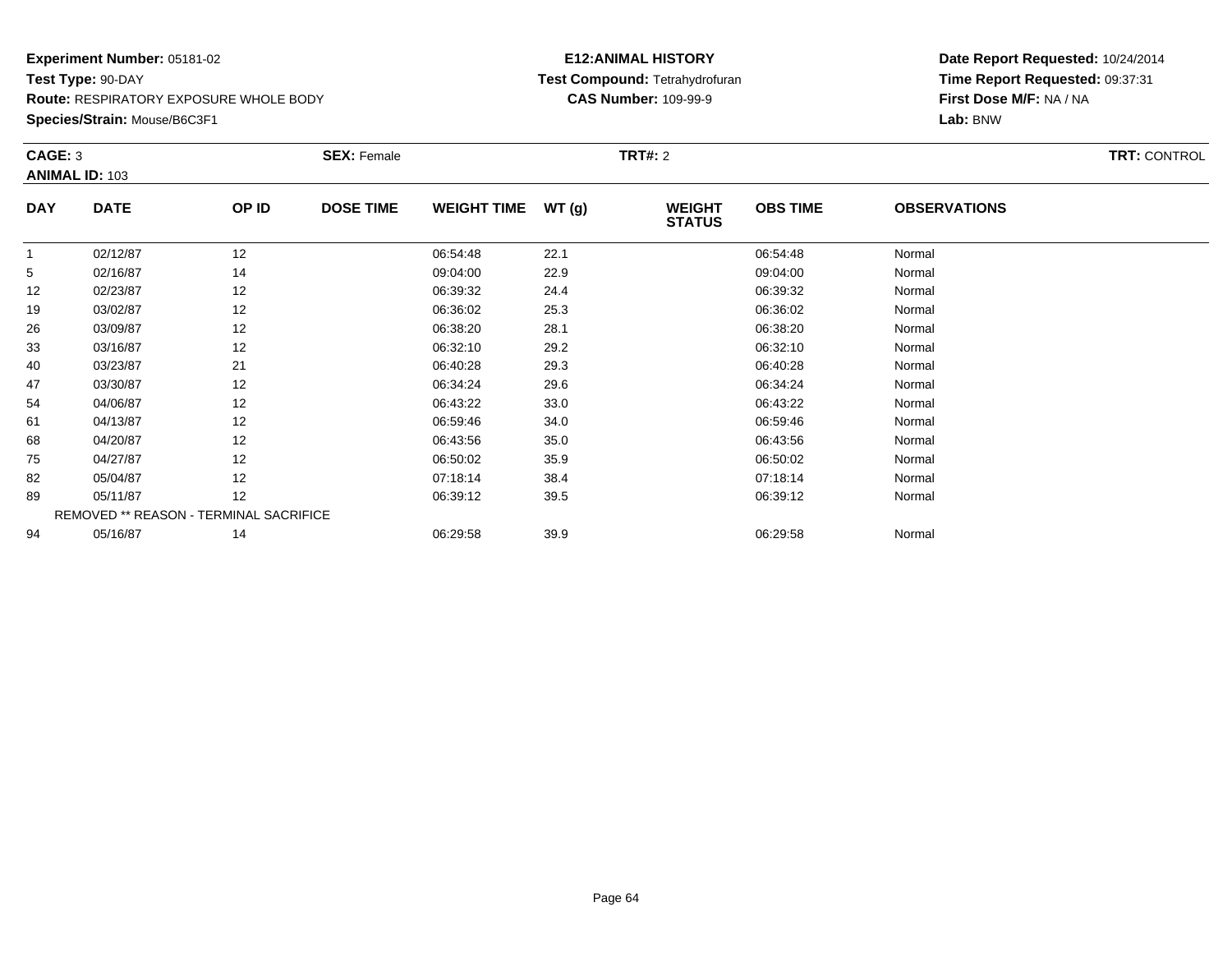**Experiment Number:** 05181-02
**Test Type:** 90-DAY
**Route:** RESPIRATORY EXPOSURE WHOLE BODY
**Species/Strain:** Mouse/B6C3F1

**E12:ANIMAL HISTORY**
**Test Compound:** Tetrahydrofuran
**CAS Number:** 109-99-9

**Date Report Requested:** 10/24/2014
**Time Report Requested:** 09:37:31
**First Dose M/F:** NA / NA
**Lab:** BNW

**CAGE:** 3 **SEX:** Female **TRT#:** 2 **TRT:** CONTROL
**ANIMAL ID:** 103

| DAY | DATE | OP ID | DOSE TIME | WEIGHT TIME | WT (g) | WEIGHT STATUS | OBS TIME | OBSERVATIONS |
|---|---|---|---|---|---|---|---|---|
| 1 | 02/12/87 | 12 | | 06:54:48 | 22.1 | | 06:54:48 | Normal |
| 5 | 02/16/87 | 14 | | 09:04:00 | 22.9 | | 09:04:00 | Normal |
| 12 | 02/23/87 | 12 | | 06:39:32 | 24.4 | | 06:39:32 | Normal |
| 19 | 03/02/87 | 12 | | 06:36:02 | 25.3 | | 06:36:02 | Normal |
| 26 | 03/09/87 | 12 | | 06:38:20 | 28.1 | | 06:38:20 | Normal |
| 33 | 03/16/87 | 12 | | 06:32:10 | 29.2 | | 06:32:10 | Normal |
| 40 | 03/23/87 | 21 | | 06:40:28 | 29.3 | | 06:40:28 | Normal |
| 47 | 03/30/87 | 12 | | 06:34:24 | 29.6 | | 06:34:24 | Normal |
| 54 | 04/06/87 | 12 | | 06:43:22 | 33.0 | | 06:43:22 | Normal |
| 61 | 04/13/87 | 12 | | 06:59:46 | 34.0 | | 06:59:46 | Normal |
| 68 | 04/20/87 | 12 | | 06:43:56 | 35.0 | | 06:43:56 | Normal |
| 75 | 04/27/87 | 12 | | 06:50:02 | 35.9 | | 06:50:02 | Normal |
| 82 | 05/04/87 | 12 | | 07:18:14 | 38.4 | | 07:18:14 | Normal |
| 89 | 05/11/87 | 12 | | 06:39:12 | 39.5 | | 06:39:12 | Normal |
| | REMOVED ** REASON - TERMINAL SACRIFICE | | | | | | | |
| 94 | 05/16/87 | 14 | | 06:29:58 | 39.9 | | 06:29:58 | Normal |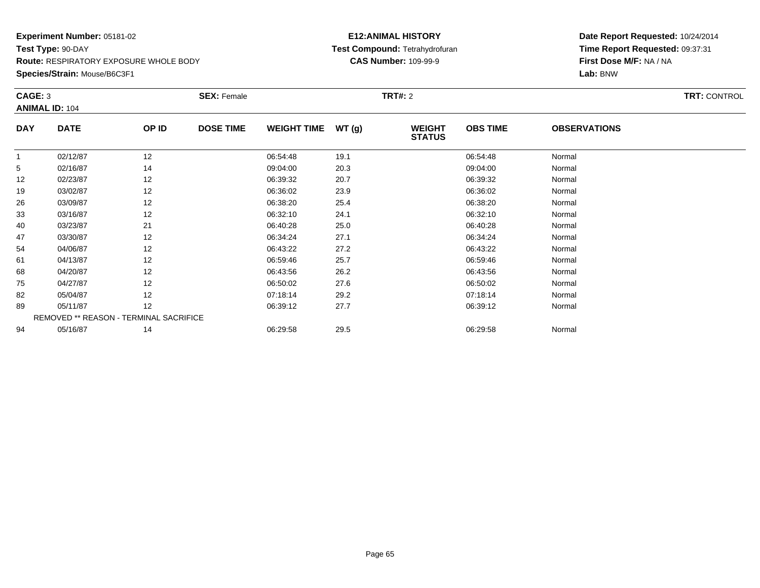**Experiment Number:** 05181-02
**Test Type:** 90-DAY
**Route:** RESPIRATORY EXPOSURE WHOLE BODY
**Species/Strain:** Mouse/B6C3F1

**E12:ANIMAL HISTORY**
**Test Compound:** Tetrahydrofuran
**CAS Number:** 109-99-9

**Date Report Requested:** 10/24/2014
**Time Report Requested:** 09:37:31
**First Dose M/F:** NA / NA
**Lab:** BNW

**CAGE:** 3 **SEX:** Female **TRT#:** 2 **TRT:** CONTROL
**ANIMAL ID:** 104

| DAY | DATE | OP ID | DOSE TIME | WEIGHT TIME | WT (g) | WEIGHT STATUS | OBS TIME | OBSERVATIONS |
|---|---|---|---|---|---|---|---|---|
| 1 | 02/12/87 | 12 | | 06:54:48 | 19.1 | | 06:54:48 | Normal |
| 5 | 02/16/87 | 14 | | 09:04:00 | 20.3 | | 09:04:00 | Normal |
| 12 | 02/23/87 | 12 | | 06:39:32 | 20.7 | | 06:39:32 | Normal |
| 19 | 03/02/87 | 12 | | 06:36:02 | 23.9 | | 06:36:02 | Normal |
| 26 | 03/09/87 | 12 | | 06:38:20 | 25.4 | | 06:38:20 | Normal |
| 33 | 03/16/87 | 12 | | 06:32:10 | 24.1 | | 06:32:10 | Normal |
| 40 | 03/23/87 | 21 | | 06:40:28 | 25.0 | | 06:40:28 | Normal |
| 47 | 03/30/87 | 12 | | 06:34:24 | 27.1 | | 06:34:24 | Normal |
| 54 | 04/06/87 | 12 | | 06:43:22 | 27.2 | | 06:43:22 | Normal |
| 61 | 04/13/87 | 12 | | 06:59:46 | 25.7 | | 06:59:46 | Normal |
| 68 | 04/20/87 | 12 | | 06:43:56 | 26.2 | | 06:43:56 | Normal |
| 75 | 04/27/87 | 12 | | 06:50:02 | 27.6 | | 06:50:02 | Normal |
| 82 | 05/04/87 | 12 | | 07:18:14 | 29.2 | | 07:18:14 | Normal |
| 89 | 05/11/87 | 12 | | 06:39:12 | 27.7 | | 06:39:12 | Normal |
| REMOVED ** REASON - TERMINAL SACRIFICE | | | | | | | | |
| 94 | 05/16/87 | 14 | | 06:29:58 | 29.5 | | 06:29:58 | Normal |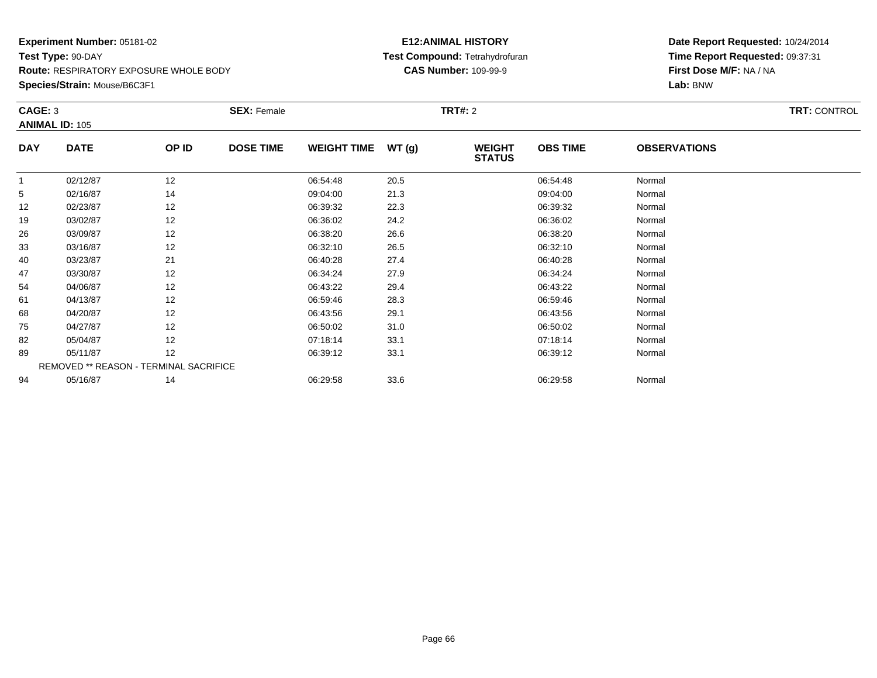**Experiment Number:** 05181-02
**Test Type:** 90-DAY
**Route:** RESPIRATORY EXPOSURE WHOLE BODY
**Species/Strain:** Mouse/B6C3F1

**E12:ANIMAL HISTORY**
**Test Compound:** Tetrahydrofuran
**CAS Number:** 109-99-9

**Date Report Requested:** 10/24/2014
**Time Report Requested:** 09:37:31
**First Dose M/F:** NA / NA
**Lab:** BNW

**CAGE:** 3 **SEX:** Female **TRT#:** 2 **TRT:** CONTROL
**ANIMAL ID:** 105

| DAY | DATE | OP ID | DOSE TIME | WEIGHT TIME | WT (g) | WEIGHT STATUS | OBS TIME | OBSERVATIONS |
|---|---|---|---|---|---|---|---|---|
| 1 | 02/12/87 | 12 | | 06:54:48 | 20.5 | | 06:54:48 | Normal |
| 5 | 02/16/87 | 14 | | 09:04:00 | 21.3 | | 09:04:00 | Normal |
| 12 | 02/23/87 | 12 | | 06:39:32 | 22.3 | | 06:39:32 | Normal |
| 19 | 03/02/87 | 12 | | 06:36:02 | 24.2 | | 06:36:02 | Normal |
| 26 | 03/09/87 | 12 | | 06:38:20 | 26.6 | | 06:38:20 | Normal |
| 33 | 03/16/87 | 12 | | 06:32:10 | 26.5 | | 06:32:10 | Normal |
| 40 | 03/23/87 | 21 | | 06:40:28 | 27.4 | | 06:40:28 | Normal |
| 47 | 03/30/87 | 12 | | 06:34:24 | 27.9 | | 06:34:24 | Normal |
| 54 | 04/06/87 | 12 | | 06:43:22 | 29.4 | | 06:43:22 | Normal |
| 61 | 04/13/87 | 12 | | 06:59:46 | 28.3 | | 06:59:46 | Normal |
| 68 | 04/20/87 | 12 | | 06:43:56 | 29.1 | | 06:43:56 | Normal |
| 75 | 04/27/87 | 12 | | 06:50:02 | 31.0 | | 06:50:02 | Normal |
| 82 | 05/04/87 | 12 | | 07:18:14 | 33.1 | | 07:18:14 | Normal |
| 89 | 05/11/87 | 12 | | 06:39:12 | 33.1 | | 06:39:12 | Normal |
| | REMOVED ** REASON - TERMINAL SACRIFICE | | | | | | | |
| 94 | 05/16/87 | 14 | | 06:29:58 | 33.6 | | 06:29:58 | Normal |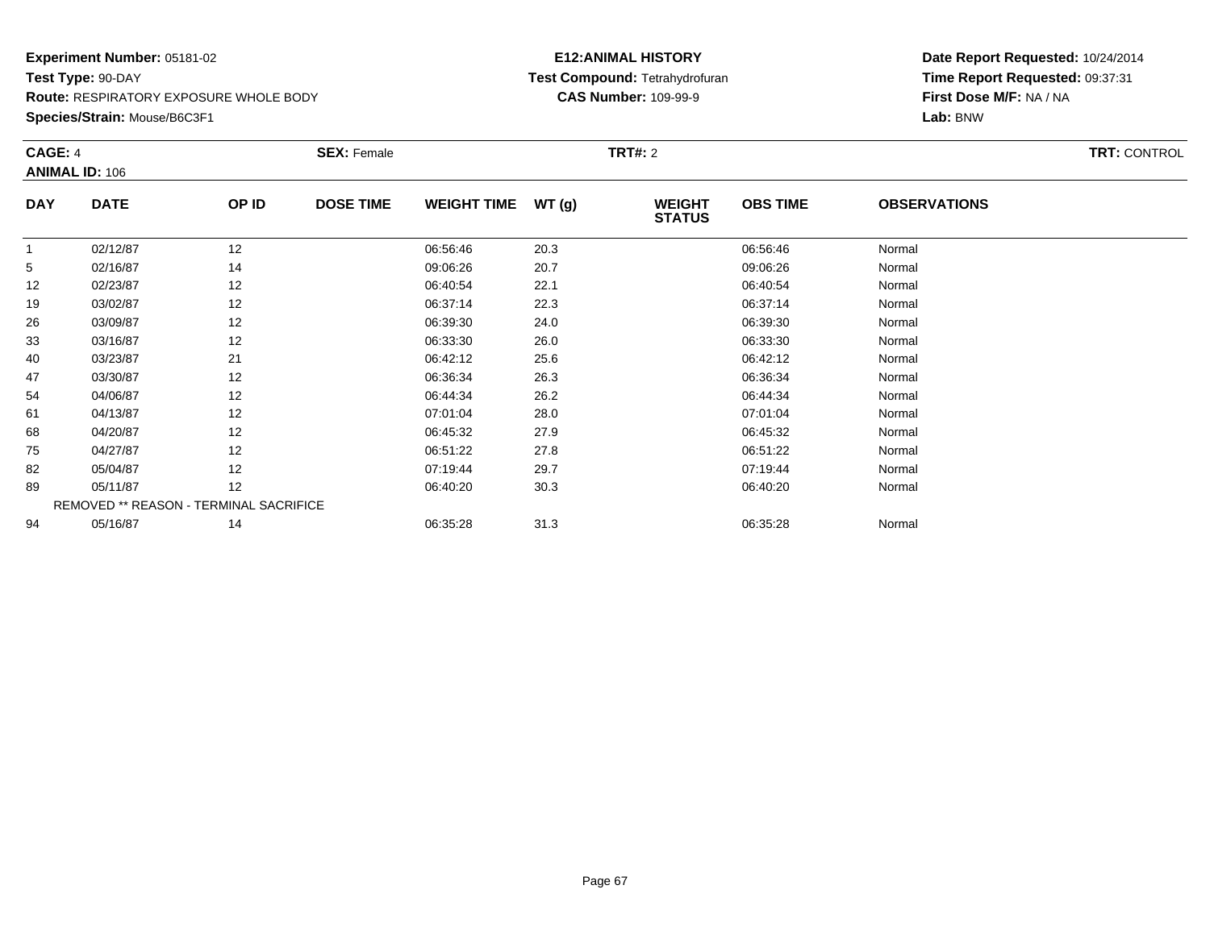**Experiment Number:** 05181-02
**Test Type:** 90-DAY
**Route:** RESPIRATORY EXPOSURE WHOLE BODY
**Species/Strain:** Mouse/B6C3F1

**E12:ANIMAL HISTORY**
**Test Compound:** Tetrahydrofuran
**CAS Number:** 109-99-9

**Date Report Requested:** 10/24/2014
**Time Report Requested:** 09:37:31
**First Dose M/F:** NA / NA
**Lab:** BNW

**CAGE:** 4 **SEX:** Female **TRT#:** 2 **TRT:** CONTROL
**ANIMAL ID:** 106

| DAY | DATE | OP ID | DOSE TIME | WEIGHT TIME | WT (g) | WEIGHT STATUS | OBS TIME | OBSERVATIONS |
|---|---|---|---|---|---|---|---|---|
| 1 | 02/12/87 | 12 | | 06:56:46 | 20.3 | | 06:56:46 | Normal |
| 5 | 02/16/87 | 14 | | 09:06:26 | 20.7 | | 09:06:26 | Normal |
| 12 | 02/23/87 | 12 | | 06:40:54 | 22.1 | | 06:40:54 | Normal |
| 19 | 03/02/87 | 12 | | 06:37:14 | 22.3 | | 06:37:14 | Normal |
| 26 | 03/09/87 | 12 | | 06:39:30 | 24.0 | | 06:39:30 | Normal |
| 33 | 03/16/87 | 12 | | 06:33:30 | 26.0 | | 06:33:30 | Normal |
| 40 | 03/23/87 | 21 | | 06:42:12 | 25.6 | | 06:42:12 | Normal |
| 47 | 03/30/87 | 12 | | 06:36:34 | 26.3 | | 06:36:34 | Normal |
| 54 | 04/06/87 | 12 | | 06:44:34 | 26.2 | | 06:44:34 | Normal |
| 61 | 04/13/87 | 12 | | 07:01:04 | 28.0 | | 07:01:04 | Normal |
| 68 | 04/20/87 | 12 | | 06:45:32 | 27.9 | | 06:45:32 | Normal |
| 75 | 04/27/87 | 12 | | 06:51:22 | 27.8 | | 06:51:22 | Normal |
| 82 | 05/04/87 | 12 | | 07:19:44 | 29.7 | | 07:19:44 | Normal |
| 89 | 05/11/87 | 12 | | 06:40:20 | 30.3 | | 06:40:20 | Normal |
| | REMOVED ** REASON - TERMINAL SACRIFICE | | | | | | | |
| 94 | 05/16/87 | 14 | | 06:35:28 | 31.3 | | 06:35:28 | Normal |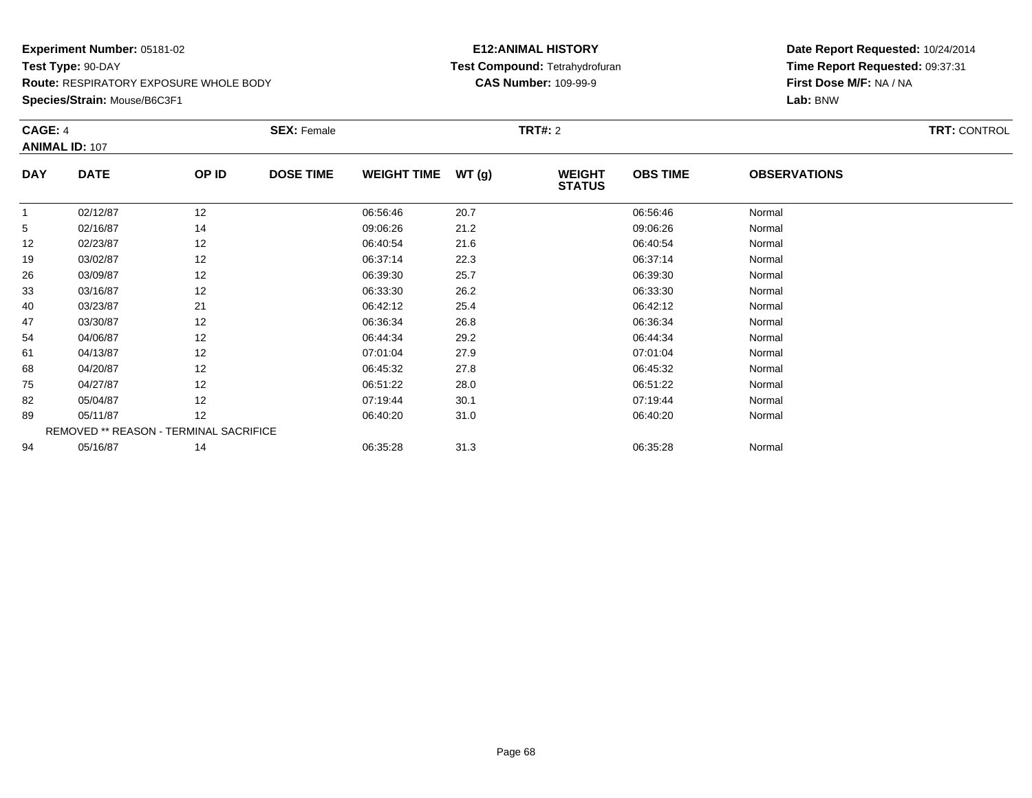**Experiment Number:** 05181-02
**Test Type:** 90-DAY
**Route:** RESPIRATORY EXPOSURE WHOLE BODY
**Species/Strain:** Mouse/B6C3F1

**E12:ANIMAL HISTORY**
**Test Compound:** Tetrahydrofuran
**CAS Number:** 109-99-9

**Date Report Requested:** 10/24/2014
**Time Report Requested:** 09:37:31
**First Dose M/F:** NA / NA
**Lab:** BNW

**CAGE:** 4 **SEX:** Female **TRT#:** 2 **TRT:** CONTROL
**ANIMAL ID:** 107

| DAY | DATE | OP ID | DOSE TIME | WEIGHT TIME | WT (g) | WEIGHT STATUS | OBS TIME | OBSERVATIONS |
|---|---|---|---|---|---|---|---|---|
| 1 | 02/12/87 | 12 | | 06:56:46 | 20.7 | | 06:56:46 | Normal |
| 5 | 02/16/87 | 14 | | 09:06:26 | 21.2 | | 09:06:26 | Normal |
| 12 | 02/23/87 | 12 | | 06:40:54 | 21.6 | | 06:40:54 | Normal |
| 19 | 03/02/87 | 12 | | 06:37:14 | 22.3 | | 06:37:14 | Normal |
| 26 | 03/09/87 | 12 | | 06:39:30 | 25.7 | | 06:39:30 | Normal |
| 33 | 03/16/87 | 12 | | 06:33:30 | 26.2 | | 06:33:30 | Normal |
| 40 | 03/23/87 | 21 | | 06:42:12 | 25.4 | | 06:42:12 | Normal |
| 47 | 03/30/87 | 12 | | 06:36:34 | 26.8 | | 06:36:34 | Normal |
| 54 | 04/06/87 | 12 | | 06:44:34 | 29.2 | | 06:44:34 | Normal |
| 61 | 04/13/87 | 12 | | 07:01:04 | 27.9 | | 07:01:04 | Normal |
| 68 | 04/20/87 | 12 | | 06:45:32 | 27.8 | | 06:45:32 | Normal |
| 75 | 04/27/87 | 12 | | 06:51:22 | 28.0 | | 06:51:22 | Normal |
| 82 | 05/04/87 | 12 | | 07:19:44 | 30.1 | | 07:19:44 | Normal |
| 89 | 05/11/87 | 12 | | 06:40:20 | 31.0 | | 06:40:20 | Normal |
| | REMOVED ** REASON - TERMINAL SACRIFICE | | | | | | | |
| 94 | 05/16/87 | 14 | | 06:35:28 | 31.3 | | 06:35:28 | Normal |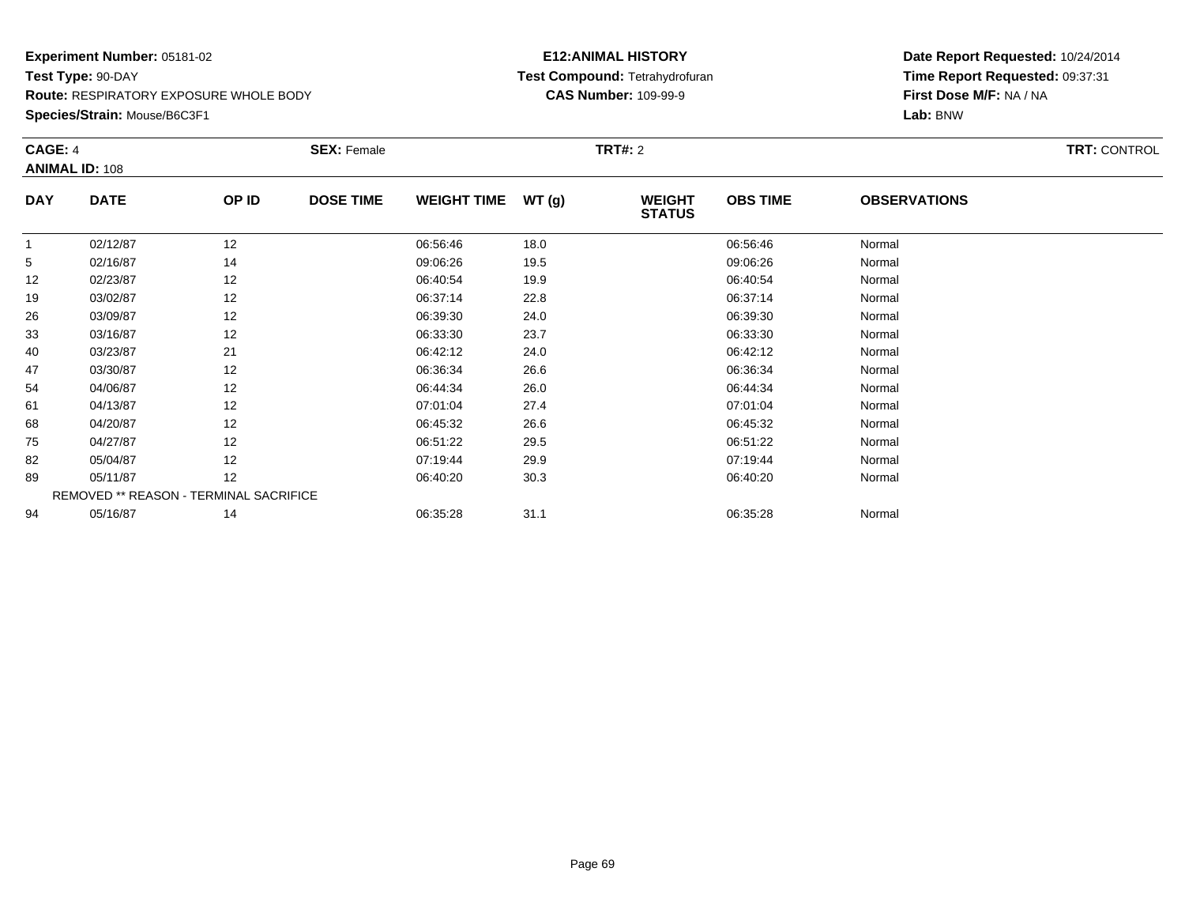**Experiment Number:** 05181-02
**Test Type:** 90-DAY
**Route:** RESPIRATORY EXPOSURE WHOLE BODY
**Species/Strain:** Mouse/B6C3F1

**E12:ANIMAL HISTORY**
**Test Compound:** Tetrahydrofuran
**CAS Number:** 109-99-9

**Date Report Requested:** 10/24/2014
**Time Report Requested:** 09:37:31
**First Dose M/F:** NA / NA
**Lab:** BNW

**CAGE:** 4 **SEX:** Female **TRT#:** 2 **TRT:** CONTROL
**ANIMAL ID:** 108

| DAY | DATE | OP ID | DOSE TIME | WEIGHT TIME | WT (g) | WEIGHT STATUS | OBS TIME | OBSERVATIONS |
|---|---|---|---|---|---|---|---|---|
| 1 | 02/12/87 | 12 | | 06:56:46 | 18.0 | | 06:56:46 | Normal |
| 5 | 02/16/87 | 14 | | 09:06:26 | 19.5 | | 09:06:26 | Normal |
| 12 | 02/23/87 | 12 | | 06:40:54 | 19.9 | | 06:40:54 | Normal |
| 19 | 03/02/87 | 12 | | 06:37:14 | 22.8 | | 06:37:14 | Normal |
| 26 | 03/09/87 | 12 | | 06:39:30 | 24.0 | | 06:39:30 | Normal |
| 33 | 03/16/87 | 12 | | 06:33:30 | 23.7 | | 06:33:30 | Normal |
| 40 | 03/23/87 | 21 | | 06:42:12 | 24.0 | | 06:42:12 | Normal |
| 47 | 03/30/87 | 12 | | 06:36:34 | 26.6 | | 06:36:34 | Normal |
| 54 | 04/06/87 | 12 | | 06:44:34 | 26.0 | | 06:44:34 | Normal |
| 61 | 04/13/87 | 12 | | 07:01:04 | 27.4 | | 07:01:04 | Normal |
| 68 | 04/20/87 | 12 | | 06:45:32 | 26.6 | | 06:45:32 | Normal |
| 75 | 04/27/87 | 12 | | 06:51:22 | 29.5 | | 06:51:22 | Normal |
| 82 | 05/04/87 | 12 | | 07:19:44 | 29.9 | | 07:19:44 | Normal |
| 89 | 05/11/87 | 12 | | 06:40:20 | 30.3 | | 06:40:20 | Normal |
| REMOVED ** REASON - TERMINAL SACRIFICE | | | | | | | | |
| 94 | 05/16/87 | 14 | | 06:35:28 | 31.1 | | 06:35:28 | Normal |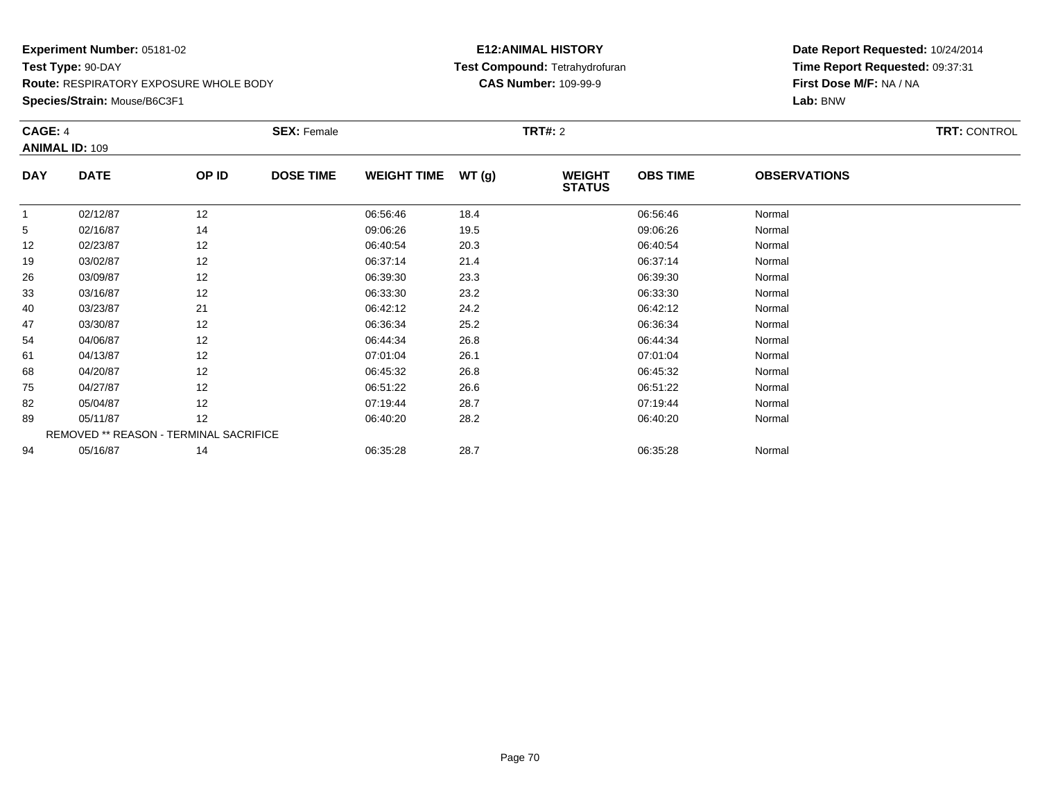**Experiment Number:** 05181-02
**Test Type:** 90-DAY
**Route:** RESPIRATORY EXPOSURE WHOLE BODY
**Species/Strain:** Mouse/B6C3F1

**E12:ANIMAL HISTORY**
**Test Compound:** Tetrahydrofuran
**CAS Number:** 109-99-9

**Date Report Requested:** 10/24/2014
**Time Report Requested:** 09:37:31
**First Dose M/F:** NA / NA
**Lab:** BNW

**CAGE:** 4 **SEX:** Female **TRT#:** 2 **TRT:** CONTROL
**ANIMAL ID:** 109

| DAY | DATE | OP ID | DOSE TIME | WEIGHT TIME | WT (g) | WEIGHT STATUS | OBS TIME | OBSERVATIONS |
|---|---|---|---|---|---|---|---|---|
| 1 | 02/12/87 | 12 | | 06:56:46 | 18.4 | | 06:56:46 | Normal |
| 5 | 02/16/87 | 14 | | 09:06:26 | 19.5 | | 09:06:26 | Normal |
| 12 | 02/23/87 | 12 | | 06:40:54 | 20.3 | | 06:40:54 | Normal |
| 19 | 03/02/87 | 12 | | 06:37:14 | 21.4 | | 06:37:14 | Normal |
| 26 | 03/09/87 | 12 | | 06:39:30 | 23.3 | | 06:39:30 | Normal |
| 33 | 03/16/87 | 12 | | 06:33:30 | 23.2 | | 06:33:30 | Normal |
| 40 | 03/23/87 | 21 | | 06:42:12 | 24.2 | | 06:42:12 | Normal |
| 47 | 03/30/87 | 12 | | 06:36:34 | 25.2 | | 06:36:34 | Normal |
| 54 | 04/06/87 | 12 | | 06:44:34 | 26.8 | | 06:44:34 | Normal |
| 61 | 04/13/87 | 12 | | 07:01:04 | 26.1 | | 07:01:04 | Normal |
| 68 | 04/20/87 | 12 | | 06:45:32 | 26.8 | | 06:45:32 | Normal |
| 75 | 04/27/87 | 12 | | 06:51:22 | 26.6 | | 06:51:22 | Normal |
| 82 | 05/04/87 | 12 | | 07:19:44 | 28.7 | | 07:19:44 | Normal |
| 89 | 05/11/87 | 12 | | 06:40:20 | 28.2 | | 06:40:20 | Normal |
| | REMOVED ** REASON - TERMINAL SACRIFICE | | | | | | | |
| 94 | 05/16/87 | 14 | | 06:35:28 | 28.7 | | 06:35:28 | Normal |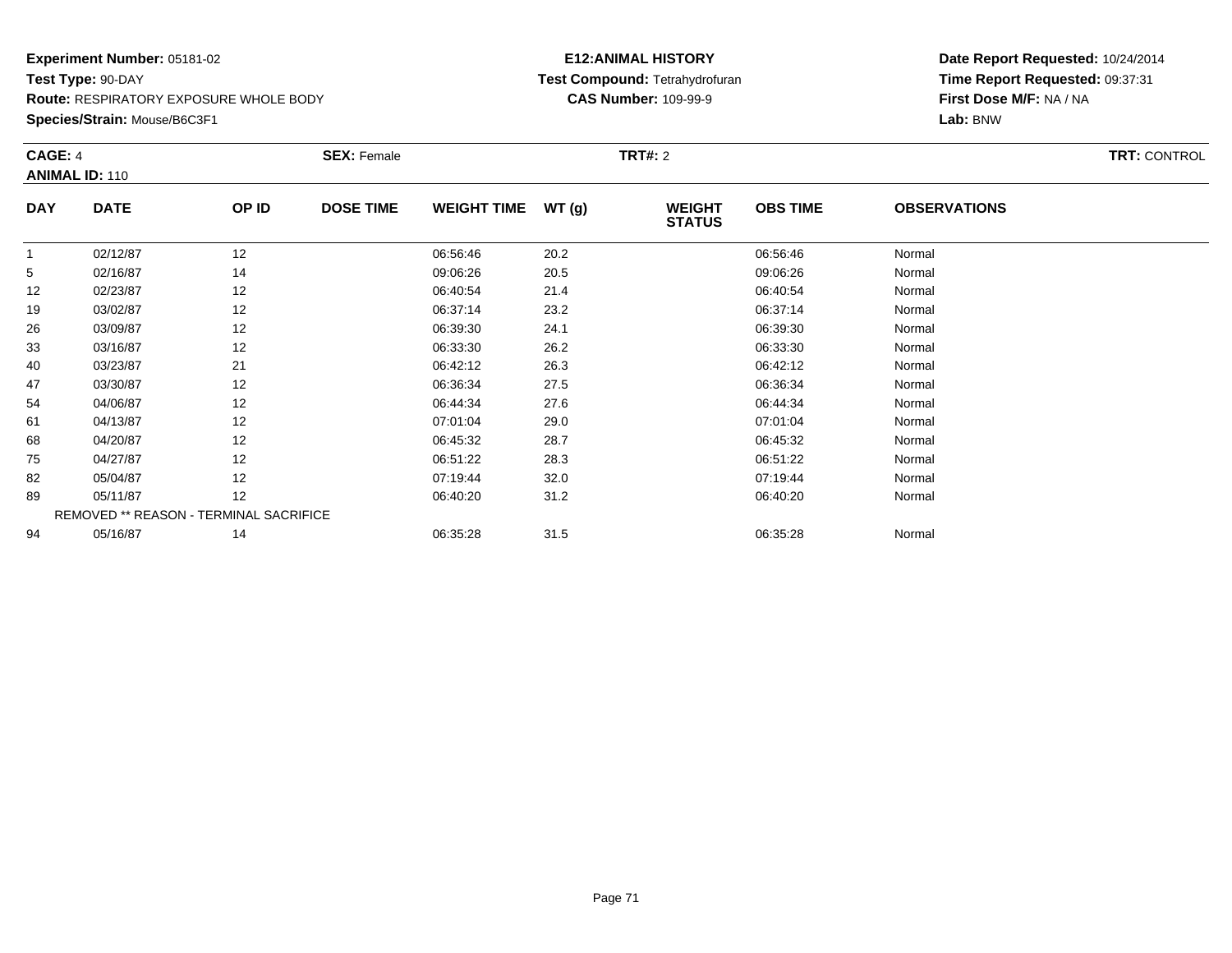**Experiment Number:** 05181-02
**Test Type:** 90-DAY
**Route:** RESPIRATORY EXPOSURE WHOLE BODY
**Species/Strain:** Mouse/B6C3F1

**E12:ANIMAL HISTORY**
**Test Compound:** Tetrahydrofuran
**CAS Number:** 109-99-9

**Date Report Requested:** 10/24/2014
**Time Report Requested:** 09:37:31
**First Dose M/F:** NA / NA
**Lab:** BNW

**CAGE:** 4 **SEX:** Female **TRT#:** 2 **TRT:** CONTROL
**ANIMAL ID:** 110

| DAY | DATE | OP ID | DOSE TIME | WEIGHT TIME | WT (g) | WEIGHT STATUS | OBS TIME | OBSERVATIONS |
|---|---|---|---|---|---|---|---|---|
| 1 | 02/12/87 | 12 | | 06:56:46 | 20.2 | | 06:56:46 | Normal |
| 5 | 02/16/87 | 14 | | 09:06:26 | 20.5 | | 09:06:26 | Normal |
| 12 | 02/23/87 | 12 | | 06:40:54 | 21.4 | | 06:40:54 | Normal |
| 19 | 03/02/87 | 12 | | 06:37:14 | 23.2 | | 06:37:14 | Normal |
| 26 | 03/09/87 | 12 | | 06:39:30 | 24.1 | | 06:39:30 | Normal |
| 33 | 03/16/87 | 12 | | 06:33:30 | 26.2 | | 06:33:30 | Normal |
| 40 | 03/23/87 | 21 | | 06:42:12 | 26.3 | | 06:42:12 | Normal |
| 47 | 03/30/87 | 12 | | 06:36:34 | 27.5 | | 06:36:34 | Normal |
| 54 | 04/06/87 | 12 | | 06:44:34 | 27.6 | | 06:44:34 | Normal |
| 61 | 04/13/87 | 12 | | 07:01:04 | 29.0 | | 07:01:04 | Normal |
| 68 | 04/20/87 | 12 | | 06:45:32 | 28.7 | | 06:45:32 | Normal |
| 75 | 04/27/87 | 12 | | 06:51:22 | 28.3 | | 06:51:22 | Normal |
| 82 | 05/04/87 | 12 | | 07:19:44 | 32.0 | | 07:19:44 | Normal |
| 89 | 05/11/87 | 12 | | 06:40:20 | 31.2 | | 06:40:20 | Normal |
| REMOVED ** REASON - TERMINAL SACRIFICE | | | | | | | | |
| 94 | 05/16/87 | 14 | | 06:35:28 | 31.5 | | 06:35:28 | Normal |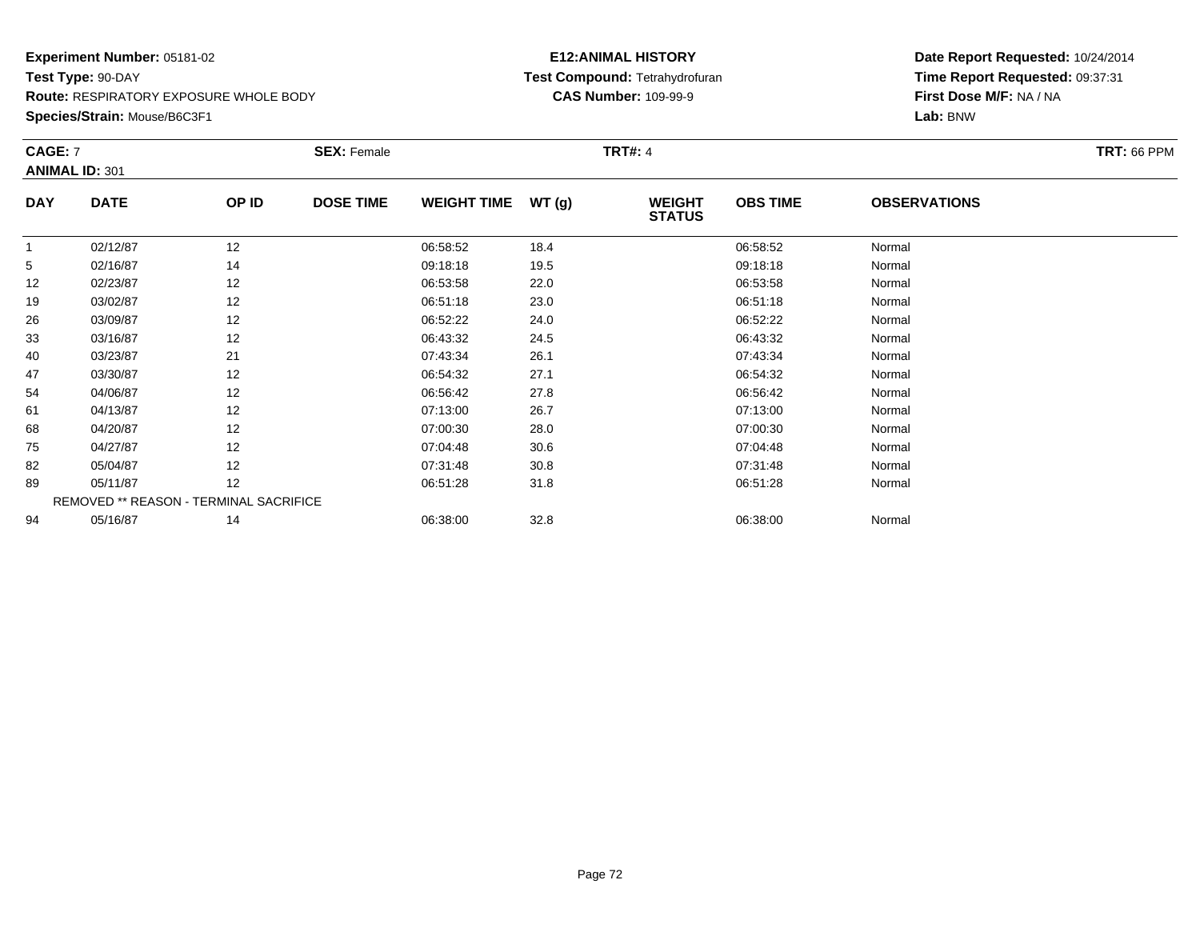**Experiment Number:** 05181-02
**Test Type:** 90-DAY
**Route:** RESPIRATORY EXPOSURE WHOLE BODY
**Species/Strain:** Mouse/B6C3F1

**E12:ANIMAL HISTORY**
**Test Compound:** Tetrahydrofuran
**CAS Number:** 109-99-9

**Date Report Requested:** 10/24/2014
**Time Report Requested:** 09:37:31
**First Dose M/F:** NA / NA
**Lab:** BNW

**CAGE:** 7 **SEX:** Female **TRT#:** 4 **TRT:** 66 PPM
**ANIMAL ID:** 301

| DAY | DATE | OP ID | DOSE TIME | WEIGHT TIME | WT (g) | WEIGHT STATUS | OBS TIME | OBSERVATIONS |
|---|---|---|---|---|---|---|---|---|
| 1 | 02/12/87 | 12 | | 06:58:52 | 18.4 | | 06:58:52 | Normal |
| 5 | 02/16/87 | 14 | | 09:18:18 | 19.5 | | 09:18:18 | Normal |
| 12 | 02/23/87 | 12 | | 06:53:58 | 22.0 | | 06:53:58 | Normal |
| 19 | 03/02/87 | 12 | | 06:51:18 | 23.0 | | 06:51:18 | Normal |
| 26 | 03/09/87 | 12 | | 06:52:22 | 24.0 | | 06:52:22 | Normal |
| 33 | 03/16/87 | 12 | | 06:43:32 | 24.5 | | 06:43:32 | Normal |
| 40 | 03/23/87 | 21 | | 07:43:34 | 26.1 | | 07:43:34 | Normal |
| 47 | 03/30/87 | 12 | | 06:54:32 | 27.1 | | 06:54:32 | Normal |
| 54 | 04/06/87 | 12 | | 06:56:42 | 27.8 | | 06:56:42 | Normal |
| 61 | 04/13/87 | 12 | | 07:13:00 | 26.7 | | 07:13:00 | Normal |
| 68 | 04/20/87 | 12 | | 07:00:30 | 28.0 | | 07:00:30 | Normal |
| 75 | 04/27/87 | 12 | | 07:04:48 | 30.6 | | 07:04:48 | Normal |
| 82 | 05/04/87 | 12 | | 07:31:48 | 30.8 | | 07:31:48 | Normal |
| 89 | 05/11/87 | 12 | | 06:51:28 | 31.8 | | 06:51:28 | Normal |
| | REMOVED ** REASON - TERMINAL SACRIFICE | | | | | | | |
| 94 | 05/16/87 | 14 | | 06:38:00 | 32.8 | | 06:38:00 | Normal |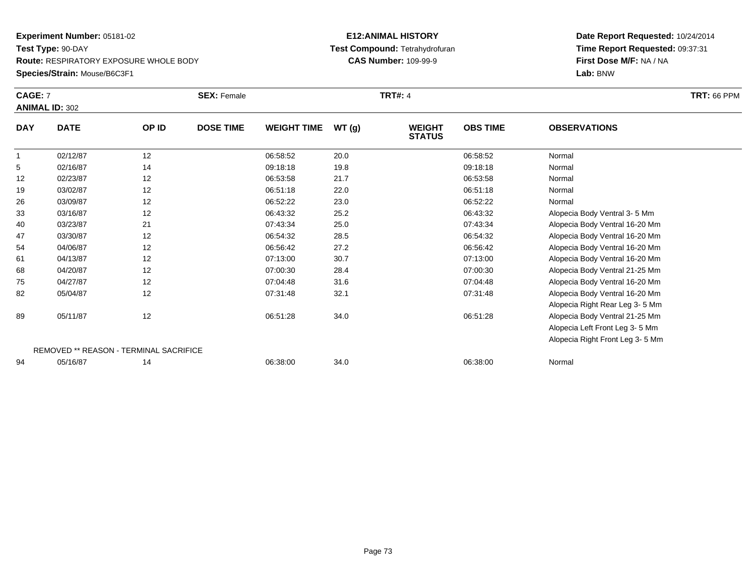**Experiment Number:** 05181-02
**Test Type:** 90-DAY
**Route:** RESPIRATORY EXPOSURE WHOLE BODY
**Species/Strain:** Mouse/B6C3F1

**E12:ANIMAL HISTORY**
**Test Compound:** Tetrahydrofuran
**CAS Number:** 109-99-9

**Date Report Requested:** 10/24/2014
**Time Report Requested:** 09:37:31
**First Dose M/F:** NA / NA
**Lab:** BNW

**CAGE:** 7 **SEX:** Female **TRT#:** 4 **TRT:** 66 PPM
**ANIMAL ID:** 302

| DAY | DATE | OP ID | DOSE TIME | WEIGHT TIME | WT (g) | WEIGHT STATUS | OBS TIME | OBSERVATIONS |
|---|---|---|---|---|---|---|---|---|
| 1 | 02/12/87 | 12 | | 06:58:52 | 20.0 | | 06:58:52 | Normal |
| 5 | 02/16/87 | 14 | | 09:18:18 | 19.8 | | 09:18:18 | Normal |
| 12 | 02/23/87 | 12 | | 06:53:58 | 21.7 | | 06:53:58 | Normal |
| 19 | 03/02/87 | 12 | | 06:51:18 | 22.0 | | 06:51:18 | Normal |
| 26 | 03/09/87 | 12 | | 06:52:22 | 23.0 | | 06:52:22 | Normal |
| 33 | 03/16/87 | 12 | | 06:43:32 | 25.2 | | 06:43:32 | Alopecia Body Ventral 3- 5 Mm |
| 40 | 03/23/87 | 21 | | 07:43:34 | 25.0 | | 07:43:34 | Alopecia Body Ventral 16-20 Mm |
| 47 | 03/30/87 | 12 | | 06:54:32 | 28.5 | | 06:54:32 | Alopecia Body Ventral 16-20 Mm |
| 54 | 04/06/87 | 12 | | 06:56:42 | 27.2 | | 06:56:42 | Alopecia Body Ventral 16-20 Mm |
| 61 | 04/13/87 | 12 | | 07:13:00 | 30.7 | | 07:13:00 | Alopecia Body Ventral 16-20 Mm |
| 68 | 04/20/87 | 12 | | 07:00:30 | 28.4 | | 07:00:30 | Alopecia Body Ventral 21-25 Mm |
| 75 | 04/27/87 | 12 | | 07:04:48 | 31.6 | | 07:04:48 | Alopecia Body Ventral 16-20 Mm |
| 82 | 05/04/87 | 12 | | 07:31:48 | 32.1 | | 07:31:48 | Alopecia Body Ventral 16-20 Mm |
| | | | | | | | | Alopecia Right Rear Leg 3- 5 Mm |
| 89 | 05/11/87 | 12 | | 06:51:28 | 34.0 | | 06:51:28 | Alopecia Body Ventral 21-25 Mm |
| | | | | | | | | Alopecia Left Front Leg 3- 5 Mm |
| | | | | | | | | Alopecia Right Front Leg 3- 5 Mm |
| | REMOVED ** REASON - TERMINAL SACRIFICE | | | | | | | |
| 94 | 05/16/87 | 14 | | 06:38:00 | 34.0 | | 06:38:00 | Normal |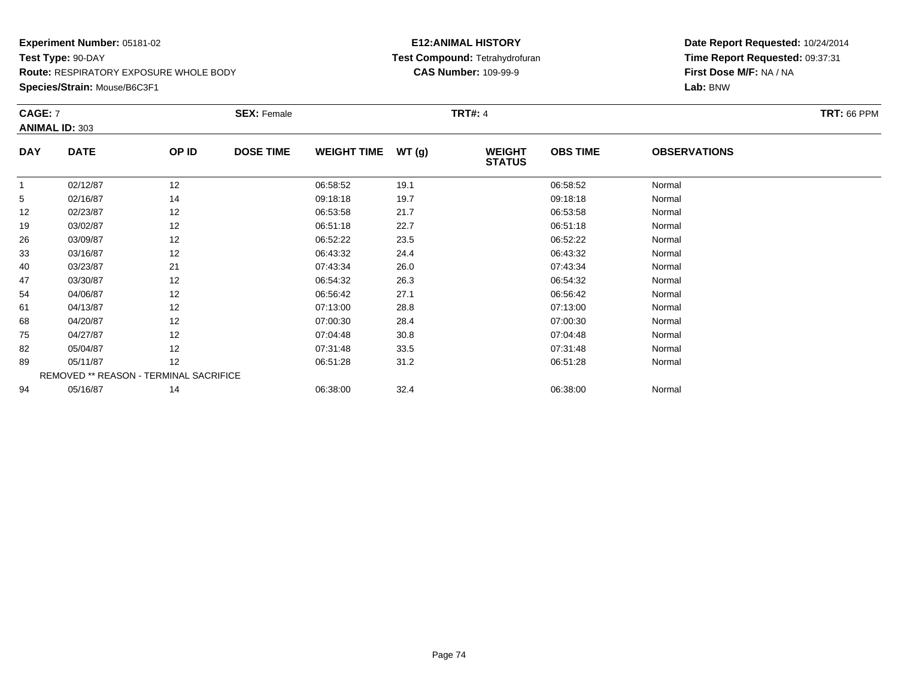**Experiment Number:** 05181-02
**Test Type:** 90-DAY
**Route:** RESPIRATORY EXPOSURE WHOLE BODY
**Species/Strain:** Mouse/B6C3F1

**E12:ANIMAL HISTORY**
**Test Compound:** Tetrahydrofuran
**CAS Number:** 109-99-9

**Date Report Requested:** 10/24/2014
**Time Report Requested:** 09:37:31
**First Dose M/F:** NA / NA
**Lab:** BNW

**CAGE:** 7 **SEX:** Female **TRT#:** 4 **TRT:** 66 PPM
**ANIMAL ID:** 303

| DAY | DATE | OP ID | DOSE TIME | WEIGHT TIME | WT (g) | WEIGHT STATUS | OBS TIME | OBSERVATIONS |
|---|---|---|---|---|---|---|---|---|
| 1 | 02/12/87 | 12 | | 06:58:52 | 19.1 | | 06:58:52 | Normal |
| 5 | 02/16/87 | 14 | | 09:18:18 | 19.7 | | 09:18:18 | Normal |
| 12 | 02/23/87 | 12 | | 06:53:58 | 21.7 | | 06:53:58 | Normal |
| 19 | 03/02/87 | 12 | | 06:51:18 | 22.7 | | 06:51:18 | Normal |
| 26 | 03/09/87 | 12 | | 06:52:22 | 23.5 | | 06:52:22 | Normal |
| 33 | 03/16/87 | 12 | | 06:43:32 | 24.4 | | 06:43:32 | Normal |
| 40 | 03/23/87 | 21 | | 07:43:34 | 26.0 | | 07:43:34 | Normal |
| 47 | 03/30/87 | 12 | | 06:54:32 | 26.3 | | 06:54:32 | Normal |
| 54 | 04/06/87 | 12 | | 06:56:42 | 27.1 | | 06:56:42 | Normal |
| 61 | 04/13/87 | 12 | | 07:13:00 | 28.8 | | 07:13:00 | Normal |
| 68 | 04/20/87 | 12 | | 07:00:30 | 28.4 | | 07:00:30 | Normal |
| 75 | 04/27/87 | 12 | | 07:04:48 | 30.8 | | 07:04:48 | Normal |
| 82 | 05/04/87 | 12 | | 07:31:48 | 33.5 | | 07:31:48 | Normal |
| 89 | 05/11/87 | 12 | | 06:51:28 | 31.2 | | 06:51:28 | Normal |
| REMOVED ** REASON - TERMINAL SACRIFICE | | | | | | | | |
| 94 | 05/16/87 | 14 | | 06:38:00 | 32.4 | | 06:38:00 | Normal |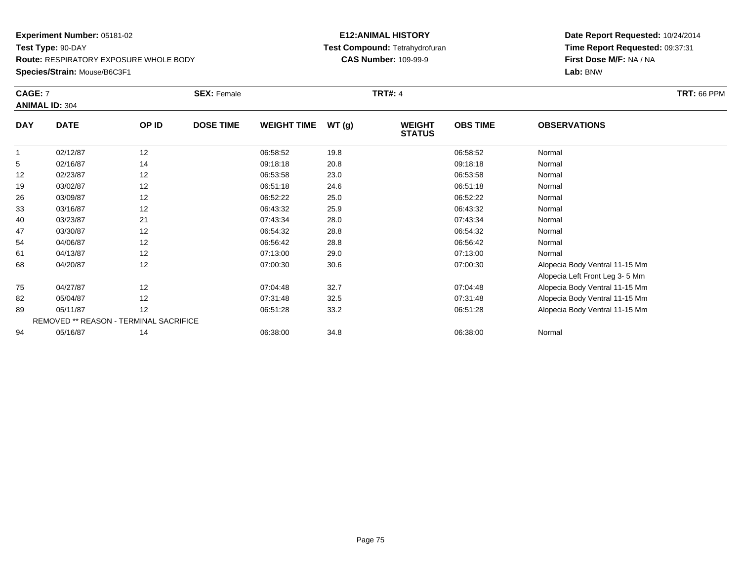**Experiment Number:** 05181-02
**Test Type:** 90-DAY
**Route:** RESPIRATORY EXPOSURE WHOLE BODY
**Species/Strain:** Mouse/B6C3F1

**E12:ANIMAL HISTORY**
**Test Compound:** Tetrahydrofuran
**CAS Number:** 109-99-9

**Date Report Requested:** 10/24/2014
**Time Report Requested:** 09:37:31
**First Dose M/F:** NA / NA
**Lab:** BNW

**CAGE:** 7 **SEX:** Female **TRT#:** 4 **TRT:** 66 PPM
**ANIMAL ID:** 304

| DAY | DATE | OP ID | DOSE TIME | WEIGHT TIME | WT (g) | WEIGHT STATUS | OBS TIME | OBSERVATIONS |
|---|---|---|---|---|---|---|---|---|
| 1 | 02/12/87 | 12 | | 06:58:52 | 19.8 | | 06:58:52 | Normal |
| 5 | 02/16/87 | 14 | | 09:18:18 | 20.8 | | 09:18:18 | Normal |
| 12 | 02/23/87 | 12 | | 06:53:58 | 23.0 | | 06:53:58 | Normal |
| 19 | 03/02/87 | 12 | | 06:51:18 | 24.6 | | 06:51:18 | Normal |
| 26 | 03/09/87 | 12 | | 06:52:22 | 25.0 | | 06:52:22 | Normal |
| 33 | 03/16/87 | 12 | | 06:43:32 | 25.9 | | 06:43:32 | Normal |
| 40 | 03/23/87 | 21 | | 07:43:34 | 28.0 | | 07:43:34 | Normal |
| 47 | 03/30/87 | 12 | | 06:54:32 | 28.8 | | 06:54:32 | Normal |
| 54 | 04/06/87 | 12 | | 06:56:42 | 28.8 | | 06:56:42 | Normal |
| 61 | 04/13/87 | 12 | | 07:13:00 | 29.0 | | 07:13:00 | Normal |
| 68 | 04/20/87 | 12 | | 07:00:30 | 30.6 | | 07:00:30 | Alopecia Body Ventral 11-15 Mm |
| | | | | | | | | Alopecia Left Front Leg 3- 5 Mm |
| 75 | 04/27/87 | 12 | | 07:04:48 | 32.7 | | 07:04:48 | Alopecia Body Ventral 11-15 Mm |
| 82 | 05/04/87 | 12 | | 07:31:48 | 32.5 | | 07:31:48 | Alopecia Body Ventral 11-15 Mm |
| 89 | 05/11/87 | 12 | | 06:51:28 | 33.2 | | 06:51:28 | Alopecia Body Ventral 11-15 Mm |
| | REMOVED ** REASON - TERMINAL SACRIFICE | | | | | | | |
| 94 | 05/16/87 | 14 | | 06:38:00 | 34.8 | | 06:38:00 | Normal |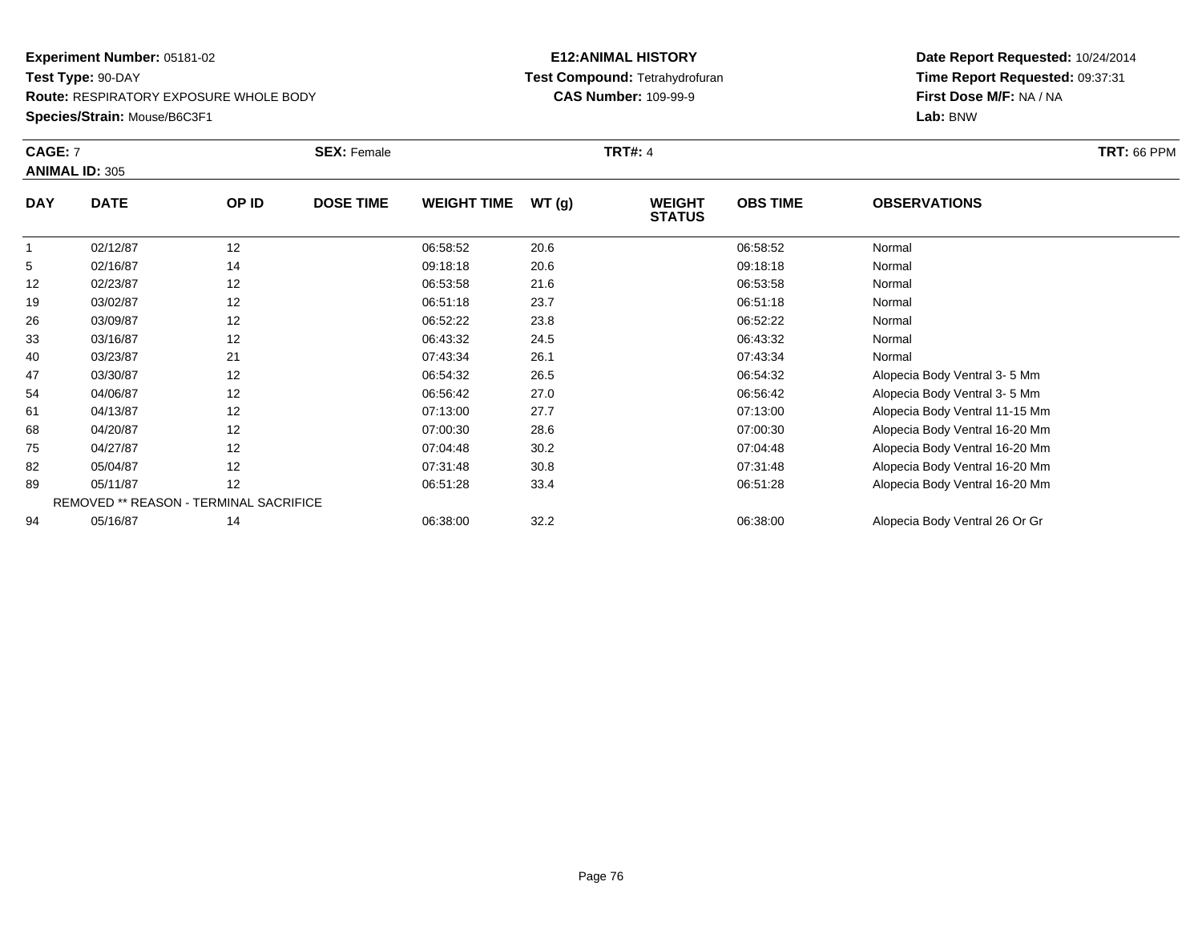**Experiment Number:** 05181-02
**Test Type:** 90-DAY
**Route:** RESPIRATORY EXPOSURE WHOLE BODY
**Species/Strain:** Mouse/B6C3F1

**E12:ANIMAL HISTORY**
**Test Compound:** Tetrahydrofuran
**CAS Number:** 109-99-9

**Date Report Requested:** 10/24/2014
**Time Report Requested:** 09:37:31
**First Dose M/F:** NA / NA
**Lab:** BNW

**CAGE:** 7 **SEX:** Female **TRT#:** 4 **TRT:** 66 PPM
**ANIMAL ID:** 305

| DAY | DATE | OP ID | DOSE TIME | WEIGHT TIME | WT (g) | WEIGHT STATUS | OBS TIME | OBSERVATIONS |
|---|---|---|---|---|---|---|---|---|
| 1 | 02/12/87 | 12 | | 06:58:52 | 20.6 | | 06:58:52 | Normal |
| 5 | 02/16/87 | 14 | | 09:18:18 | 20.6 | | 09:18:18 | Normal |
| 12 | 02/23/87 | 12 | | 06:53:58 | 21.6 | | 06:53:58 | Normal |
| 19 | 03/02/87 | 12 | | 06:51:18 | 23.7 | | 06:51:18 | Normal |
| 26 | 03/09/87 | 12 | | 06:52:22 | 23.8 | | 06:52:22 | Normal |
| 33 | 03/16/87 | 12 | | 06:43:32 | 24.5 | | 06:43:32 | Normal |
| 40 | 03/23/87 | 21 | | 07:43:34 | 26.1 | | 07:43:34 | Normal |
| 47 | 03/30/87 | 12 | | 06:54:32 | 26.5 | | 06:54:32 | Alopecia Body Ventral 3- 5 Mm |
| 54 | 04/06/87 | 12 | | 06:56:42 | 27.0 | | 06:56:42 | Alopecia Body Ventral 3- 5 Mm |
| 61 | 04/13/87 | 12 | | 07:13:00 | 27.7 | | 07:13:00 | Alopecia Body Ventral 11-15 Mm |
| 68 | 04/20/87 | 12 | | 07:00:30 | 28.6 | | 07:00:30 | Alopecia Body Ventral 16-20 Mm |
| 75 | 04/27/87 | 12 | | 07:04:48 | 30.2 | | 07:04:48 | Alopecia Body Ventral 16-20 Mm |
| 82 | 05/04/87 | 12 | | 07:31:48 | 30.8 | | 07:31:48 | Alopecia Body Ventral 16-20 Mm |
| 89 | 05/11/87 | 12 | | 06:51:28 | 33.4 | | 06:51:28 | Alopecia Body Ventral 16-20 Mm |
| REMOVED ** REASON - TERMINAL SACRIFICE | | | | | | | | |
| 94 | 05/16/87 | 14 | | 06:38:00 | 32.2 | | 06:38:00 | Alopecia Body Ventral 26 Or Gr |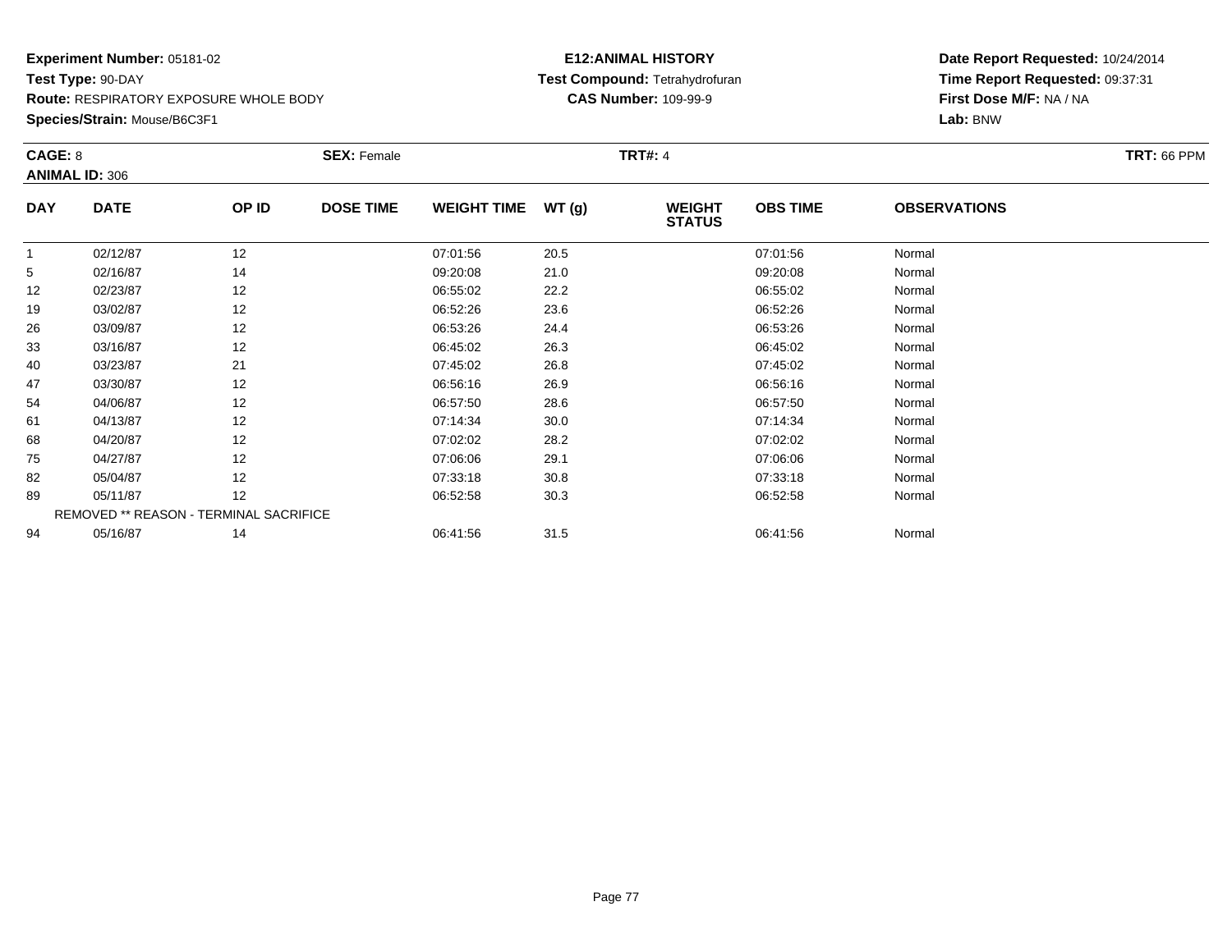**Experiment Number:** 05181-02
**Test Type:** 90-DAY
**Route:** RESPIRATORY EXPOSURE WHOLE BODY
**Species/Strain:** Mouse/B6C3F1

**E12:ANIMAL HISTORY**
**Test Compound:** Tetrahydrofuran
**CAS Number:** 109-99-9

**Date Report Requested:** 10/24/2014
**Time Report Requested:** 09:37:31
**First Dose M/F:** NA / NA
**Lab:** BNW

**CAGE:** 8 **SEX:** Female **TRT#:** 4 **TRT:** 66 PPM
**ANIMAL ID:** 306

| DAY | DATE | OP ID | DOSE TIME | WEIGHT TIME | WT (g) | WEIGHT STATUS | OBS TIME | OBSERVATIONS |
|---|---|---|---|---|---|---|---|---|
| 1 | 02/12/87 | 12 | | 07:01:56 | 20.5 | | 07:01:56 | Normal |
| 5 | 02/16/87 | 14 | | 09:20:08 | 21.0 | | 09:20:08 | Normal |
| 12 | 02/23/87 | 12 | | 06:55:02 | 22.2 | | 06:55:02 | Normal |
| 19 | 03/02/87 | 12 | | 06:52:26 | 23.6 | | 06:52:26 | Normal |
| 26 | 03/09/87 | 12 | | 06:53:26 | 24.4 | | 06:53:26 | Normal |
| 33 | 03/16/87 | 12 | | 06:45:02 | 26.3 | | 06:45:02 | Normal |
| 40 | 03/23/87 | 21 | | 07:45:02 | 26.8 | | 07:45:02 | Normal |
| 47 | 03/30/87 | 12 | | 06:56:16 | 26.9 | | 06:56:16 | Normal |
| 54 | 04/06/87 | 12 | | 06:57:50 | 28.6 | | 06:57:50 | Normal |
| 61 | 04/13/87 | 12 | | 07:14:34 | 30.0 | | 07:14:34 | Normal |
| 68 | 04/20/87 | 12 | | 07:02:02 | 28.2 | | 07:02:02 | Normal |
| 75 | 04/27/87 | 12 | | 07:06:06 | 29.1 | | 07:06:06 | Normal |
| 82 | 05/04/87 | 12 | | 07:33:18 | 30.8 | | 07:33:18 | Normal |
| 89 | 05/11/87 | 12 | | 06:52:58 | 30.3 | | 06:52:58 | Normal |
| | REMOVED ** REASON - TERMINAL SACRIFICE | | | | | | | |
| 94 | 05/16/87 | 14 | | 06:41:56 | 31.5 | | 06:41:56 | Normal |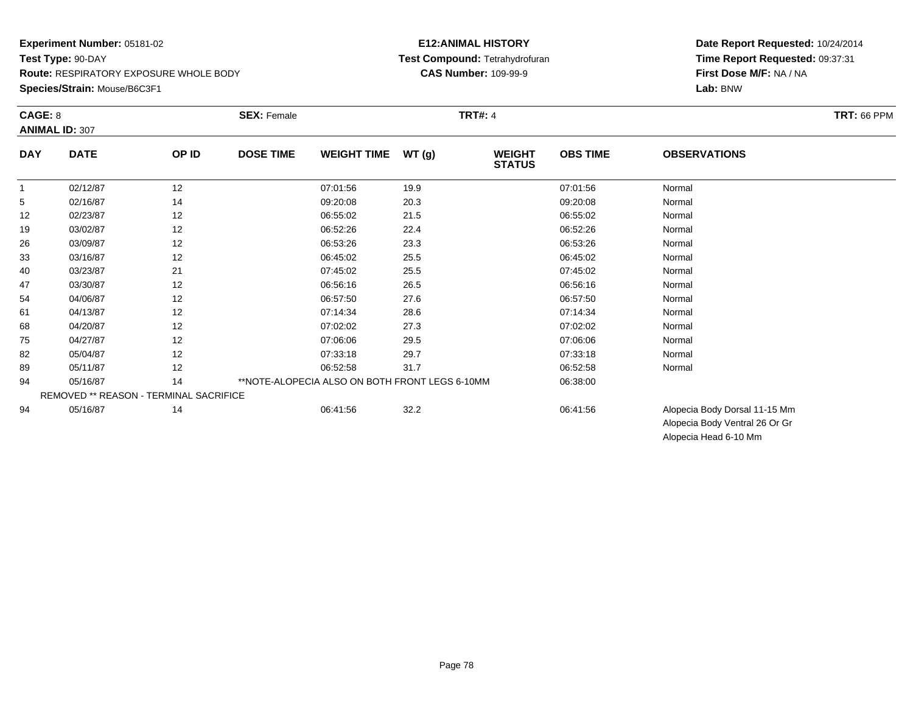**Experiment Number:** 05181-02
**Test Type:** 90-DAY
**Route:** RESPIRATORY EXPOSURE WHOLE BODY
**Species/Strain:** Mouse/B6C3F1

**E12:ANIMAL HISTORY**
**Test Compound:** Tetrahydrofuran
**CAS Number:** 109-99-9

**Date Report Requested:** 10/24/2014
**Time Report Requested:** 09:37:31
**First Dose M/F:** NA / NA
**Lab:** BNW

**CAGE:** 8 **SEX:** Female **TRT#:** 4 **TRT:** 66 PPM
**ANIMAL ID:** 307

| DAY | DATE | OP ID | DOSE TIME | WEIGHT TIME | WT (g) | WEIGHT STATUS | OBS TIME | OBSERVATIONS |
|---|---|---|---|---|---|---|---|---|
| 1 | 02/12/87 | 12 | | 07:01:56 | 19.9 | | 07:01:56 | Normal |
| 5 | 02/16/87 | 14 | | 09:20:08 | 20.3 | | 09:20:08 | Normal |
| 12 | 02/23/87 | 12 | | 06:55:02 | 21.5 | | 06:55:02 | Normal |
| 19 | 03/02/87 | 12 | | 06:52:26 | 22.4 | | 06:52:26 | Normal |
| 26 | 03/09/87 | 12 | | 06:53:26 | 23.3 | | 06:53:26 | Normal |
| 33 | 03/16/87 | 12 | | 06:45:02 | 25.5 | | 06:45:02 | Normal |
| 40 | 03/23/87 | 21 | | 07:45:02 | 25.5 | | 07:45:02 | Normal |
| 47 | 03/30/87 | 12 | | 06:56:16 | 26.5 | | 06:56:16 | Normal |
| 54 | 04/06/87 | 12 | | 06:57:50 | 27.6 | | 06:57:50 | Normal |
| 61 | 04/13/87 | 12 | | 07:14:34 | 28.6 | | 07:14:34 | Normal |
| 68 | 04/20/87 | 12 | | 07:02:02 | 27.3 | | 07:02:02 | Normal |
| 75 | 04/27/87 | 12 | | 07:06:06 | 29.5 | | 07:06:06 | Normal |
| 82 | 05/04/87 | 12 | | 07:33:18 | 29.7 | | 07:33:18 | Normal |
| 89 | 05/11/87 | 12 | | 06:52:58 | 31.7 | | 06:52:58 | Normal |
| 94 | 05/16/87 | 14 | **NOTE-ALOPECIA ALSO ON BOTH FRONT LEGS 6-10MM | | | | 06:38:00 | |
| REMOVED ** REASON - TERMINAL SACRIFICE | | | | | | | | |
| 94 | 05/16/87 | 14 | | 06:41:56 | 32.2 | | 06:41:56 | Alopecia Body Dorsal 11-15 Mm<br>Alopecia Body Ventral 26 Or Gr<br>Alopecia Head 6-10 Mm |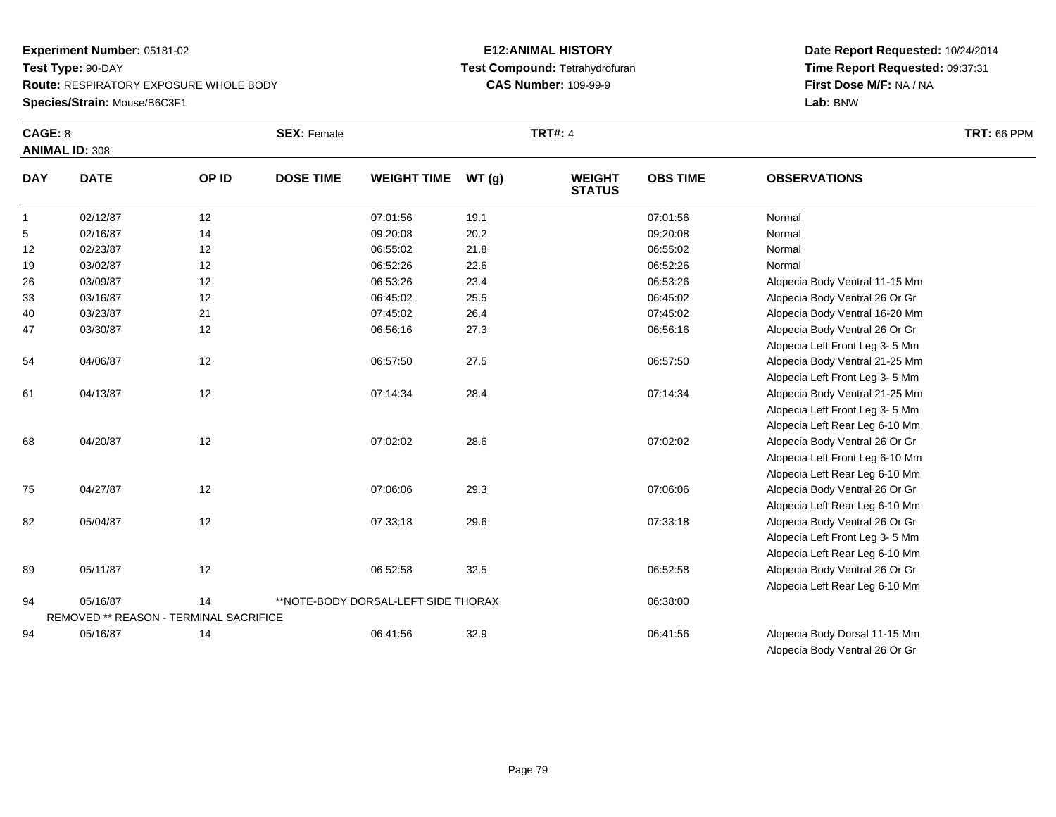**Experiment Number:** 05181-02
**Test Type:** 90-DAY
**Route:** RESPIRATORY EXPOSURE WHOLE BODY
**Species/Strain:** Mouse/B6C3F1

**E12:ANIMAL HISTORY**
**Test Compound:** Tetrahydrofuran
**CAS Number:** 109-99-9

**Date Report Requested:** 10/24/2014
**Time Report Requested:** 09:37:31
**First Dose M/F:** NA / NA
**Lab:** BNW

**CAGE:** 8 **SEX:** Female **TRT#:** 4 **TRT:** 66 PPM
**ANIMAL ID:** 308

| DAY | DATE | OP ID | DOSE TIME | WEIGHT TIME | WT (g) | WEIGHT STATUS | OBS TIME | OBSERVATIONS |
|---|---|---|---|---|---|---|---|---|
| 1 | 02/12/87 | 12 | | 07:01:56 | 19.1 | | 07:01:56 | Normal |
| 5 | 02/16/87 | 14 | | 09:20:08 | 20.2 | | 09:20:08 | Normal |
| 12 | 02/23/87 | 12 | | 06:55:02 | 21.8 | | 06:55:02 | Normal |
| 19 | 03/02/87 | 12 | | 06:52:26 | 22.6 | | 06:52:26 | Normal |
| 26 | 03/09/87 | 12 | | 06:53:26 | 23.4 | | 06:53:26 | Alopecia Body Ventral 11-15 Mm |
| 33 | 03/16/87 | 12 | | 06:45:02 | 25.5 | | 06:45:02 | Alopecia Body Ventral 26 Or Gr |
| 40 | 03/23/87 | 21 | | 07:45:02 | 26.4 | | 07:45:02 | Alopecia Body Ventral 16-20 Mm |
| 47 | 03/30/87 | 12 | | 06:56:16 | 27.3 | | 06:56:16 | Alopecia Body Ventral 26 Or Gr |
| | | | | | | | | Alopecia Left Front Leg 3- 5 Mm |
| 54 | 04/06/87 | 12 | | 06:57:50 | 27.5 | | 06:57:50 | Alopecia Body Ventral 21-25 Mm |
| | | | | | | | | Alopecia Left Front Leg 3- 5 Mm |
| 61 | 04/13/87 | 12 | | 07:14:34 | 28.4 | | 07:14:34 | Alopecia Body Ventral 21-25 Mm |
| | | | | | | | | Alopecia Left Front Leg 3- 5 Mm |
| | | | | | | | | Alopecia Left Rear Leg 6-10 Mm |
| 68 | 04/20/87 | 12 | | 07:02:02 | 28.6 | | 07:02:02 | Alopecia Body Ventral 26 Or Gr |
| | | | | | | | | Alopecia Left Front Leg 6-10 Mm |
| | | | | | | | | Alopecia Left Rear Leg 6-10 Mm |
| 75 | 04/27/87 | 12 | | 07:06:06 | 29.3 | | 07:06:06 | Alopecia Body Ventral 26 Or Gr |
| | | | | | | | | Alopecia Left Rear Leg 6-10 Mm |
| 82 | 05/04/87 | 12 | | 07:33:18 | 29.6 | | 07:33:18 | Alopecia Body Ventral 26 Or Gr |
| | | | | | | | | Alopecia Left Front Leg 3- 5 Mm |
| | | | | | | | | Alopecia Left Rear Leg 6-10 Mm |
| 89 | 05/11/87 | 12 | | 06:52:58 | 32.5 | | 06:52:58 | Alopecia Body Ventral 26 Or Gr |
| | | | | | | | | Alopecia Left Rear Leg 6-10 Mm |
| 94 | 05/16/87 | 14 | **NOTE-BODY DORSAL-LEFT SIDE THORAX | | | | 06:38:00 | |
| | REMOVED ** REASON - TERMINAL SACRIFICE | | | | | | | |
| 94 | 05/16/87 | 14 | | 06:41:56 | 32.9 | | 06:41:56 | Alopecia Body Dorsal 11-15 Mm |
| | | | | | | | | Alopecia Body Ventral 26 Or Gr |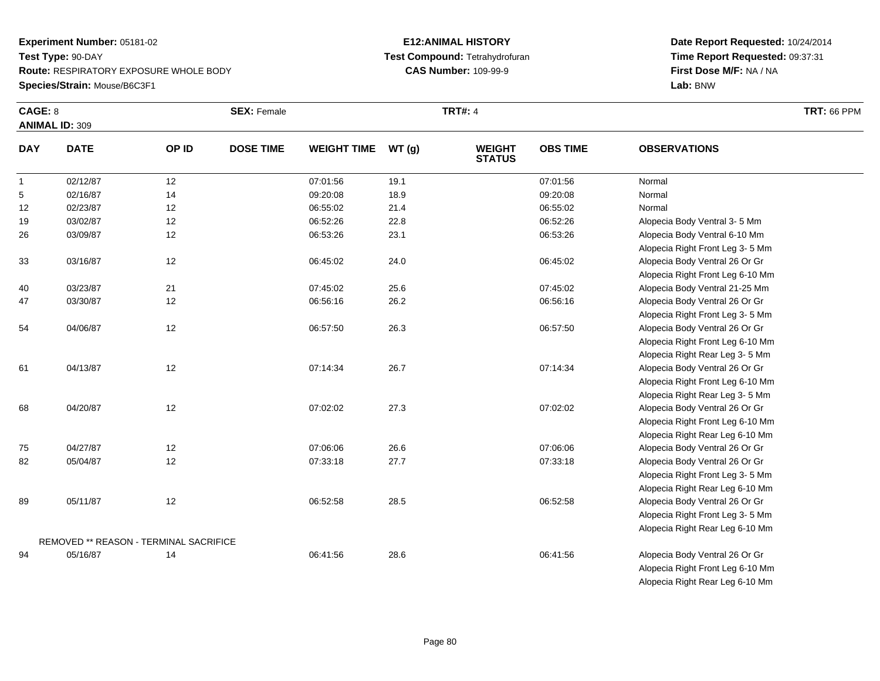**Experiment Number:** 05181-02
**Test Type:** 90-DAY
**Route:** RESPIRATORY EXPOSURE WHOLE BODY
**Species/Strain:** Mouse/B6C3F1

**E12:ANIMAL HISTORY**
**Test Compound:** Tetrahydrofuran
**CAS Number:** 109-99-9

**Date Report Requested:** 10/24/2014
**Time Report Requested:** 09:37:31
**First Dose M/F:** NA / NA
**Lab:** BNW

**CAGE:** 8 **SEX:** Female **TRT#:** 4 **TRT:** 66 PPM
**ANIMAL ID:** 309

| DAY | DATE | OP ID | DOSE TIME | WEIGHT TIME | WT (g) | WEIGHT STATUS | OBS TIME | OBSERVATIONS |
|---|---|---|---|---|---|---|---|---|
| 1 | 02/12/87 | 12 | | 07:01:56 | 19.1 | | 07:01:56 | Normal |
| 5 | 02/16/87 | 14 | | 09:20:08 | 18.9 | | 09:20:08 | Normal |
| 12 | 02/23/87 | 12 | | 06:55:02 | 21.4 | | 06:55:02 | Normal |
| 19 | 03/02/87 | 12 | | 06:52:26 | 22.8 | | 06:52:26 | Alopecia Body Ventral 3- 5 Mm |
| 26 | 03/09/87 | 12 | | 06:53:26 | 23.1 | | 06:53:26 | Alopecia Body Ventral 6-10 Mm |
| | | | | | | | | Alopecia Right Front Leg 3- 5 Mm |
| 33 | 03/16/87 | 12 | | 06:45:02 | 24.0 | | 06:45:02 | Alopecia Body Ventral 26 Or Gr |
| | | | | | | | | Alopecia Right Front Leg 6-10 Mm |
| 40 | 03/23/87 | 21 | | 07:45:02 | 25.6 | | 07:45:02 | Alopecia Body Ventral 21-25 Mm |
| 47 | 03/30/87 | 12 | | 06:56:16 | 26.2 | | 06:56:16 | Alopecia Body Ventral 26 Or Gr |
| | | | | | | | | Alopecia Right Front Leg 3- 5 Mm |
| 54 | 04/06/87 | 12 | | 06:57:50 | 26.3 | | 06:57:50 | Alopecia Body Ventral 26 Or Gr |
| | | | | | | | | Alopecia Right Front Leg 6-10 Mm |
| | | | | | | | | Alopecia Right Rear Leg 3- 5 Mm |
| 61 | 04/13/87 | 12 | | 07:14:34 | 26.7 | | 07:14:34 | Alopecia Body Ventral 26 Or Gr |
| | | | | | | | | Alopecia Right Front Leg 6-10 Mm |
| | | | | | | | | Alopecia Right Rear Leg 3- 5 Mm |
| 68 | 04/20/87 | 12 | | 07:02:02 | 27.3 | | 07:02:02 | Alopecia Body Ventral 26 Or Gr |
| | | | | | | | | Alopecia Right Front Leg 6-10 Mm |
| | | | | | | | | Alopecia Right Rear Leg 6-10 Mm |
| 75 | 04/27/87 | 12 | | 07:06:06 | 26.6 | | 07:06:06 | Alopecia Body Ventral 26 Or Gr |
| 82 | 05/04/87 | 12 | | 07:33:18 | 27.7 | | 07:33:18 | Alopecia Body Ventral 26 Or Gr |
| | | | | | | | | Alopecia Right Front Leg 3- 5 Mm |
| | | | | | | | | Alopecia Right Rear Leg 6-10 Mm |
| 89 | 05/11/87 | 12 | | 06:52:58 | 28.5 | | 06:52:58 | Alopecia Body Ventral 26 Or Gr |
| | | | | | | | | Alopecia Right Front Leg 3- 5 Mm |
| | | | | | | | | Alopecia Right Rear Leg 6-10 Mm |
| | REMOVED ** REASON - TERMINAL SACRIFICE | | | | | | | |
| 94 | 05/16/87 | 14 | | 06:41:56 | 28.6 | | 06:41:56 | Alopecia Body Ventral 26 Or Gr |
| | | | | | | | | Alopecia Right Front Leg 6-10 Mm |
| | | | | | | | | Alopecia Right Rear Leg 6-10 Mm |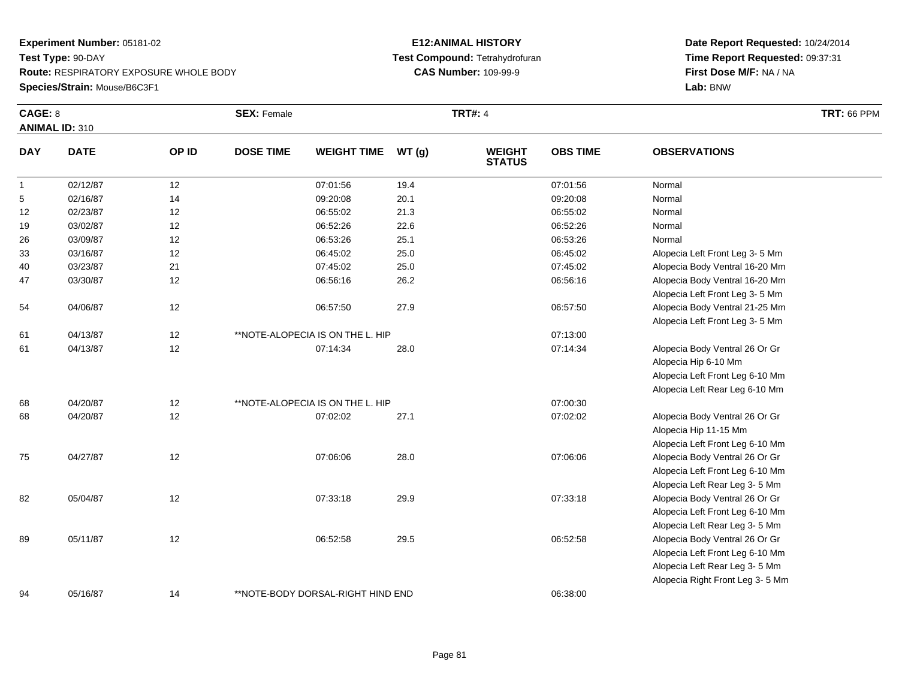**Experiment Number:** 05181-02
**Test Type:** 90-DAY
**Route:** RESPIRATORY EXPOSURE WHOLE BODY
**Species/Strain:** Mouse/B6C3F1

**E12:ANIMAL HISTORY**
**Test Compound:** Tetrahydrofuran
**CAS Number:** 109-99-9

**Date Report Requested:** 10/24/2014
**Time Report Requested:** 09:37:31
**First Dose M/F:** NA / NA
**Lab:** BNW

**CAGE:** 8
**ANIMAL ID:** 310
**SEX:** Female
**TRT#:** 4
**TRT:** 66 PPM

| DAY | DATE | OP ID | DOSE TIME | WEIGHT TIME | WT (g) | WEIGHT STATUS | OBS TIME | OBSERVATIONS |
|---|---|---|---|---|---|---|---|---|
| 1 | 02/12/87 | 12 | | 07:01:56 | 19.4 | | 07:01:56 | Normal |
| 5 | 02/16/87 | 14 | | 09:20:08 | 20.1 | | 09:20:08 | Normal |
| 12 | 02/23/87 | 12 | | 06:55:02 | 21.3 | | 06:55:02 | Normal |
| 19 | 03/02/87 | 12 | | 06:52:26 | 22.6 | | 06:52:26 | Normal |
| 26 | 03/09/87 | 12 | | 06:53:26 | 25.1 | | 06:53:26 | Normal |
| 33 | 03/16/87 | 12 | | 06:45:02 | 25.0 | | 06:45:02 | Alopecia Left Front Leg 3- 5 Mm |
| 40 | 03/23/87 | 21 | | 07:45:02 | 25.0 | | 07:45:02 | Alopecia Body Ventral 16-20 Mm |
| 47 | 03/30/87 | 12 | | 06:56:16 | 26.2 | | 06:56:16 | Alopecia Body Ventral 16-20 Mm<br>Alopecia Left Front Leg 3- 5 Mm |
| 54 | 04/06/87 | 12 | | 06:57:50 | 27.9 | | 06:57:50 | Alopecia Body Ventral 21-25 Mm<br>Alopecia Left Front Leg 3- 5 Mm |
| 61 | 04/13/87 | 12 | **NOTE-ALOPECIA IS ON THE L. HIP | | | | 07:13:00 | |
| 61 | 04/13/87 | 12 | | 07:14:34 | 28.0 | | 07:14:34 | Alopecia Body Ventral 26 Or Gr<br>Alopecia Hip 6-10 Mm<br>Alopecia Left Front Leg 6-10 Mm<br>Alopecia Left Rear Leg 6-10 Mm |
| 68 | 04/20/87 | 12 | **NOTE-ALOPECIA IS ON THE L. HIP | | | | 07:00:30 | |
| 68 | 04/20/87 | 12 | | 07:02:02 | 27.1 | | 07:02:02 | Alopecia Body Ventral 26 Or Gr<br>Alopecia Hip 11-15 Mm<br>Alopecia Left Front Leg 6-10 Mm |
| 75 | 04/27/87 | 12 | | 07:06:06 | 28.0 | | 07:06:06 | Alopecia Body Ventral 26 Or Gr<br>Alopecia Left Front Leg 6-10 Mm<br>Alopecia Left Rear Leg 3- 5 Mm |
| 82 | 05/04/87 | 12 | | 07:33:18 | 29.9 | | 07:33:18 | Alopecia Body Ventral 26 Or Gr<br>Alopecia Left Front Leg 6-10 Mm<br>Alopecia Left Rear Leg 3- 5 Mm |
| 89 | 05/11/87 | 12 | | 06:52:58 | 29.5 | | 06:52:58 | Alopecia Body Ventral 26 Or Gr<br>Alopecia Left Front Leg 6-10 Mm<br>Alopecia Left Rear Leg 3- 5 Mm<br>Alopecia Right Front Leg 3- 5 Mm |
| 94 | 05/16/87 | 14 | **NOTE-BODY DORSAL-RIGHT HIND END | | | | 06:38:00 | |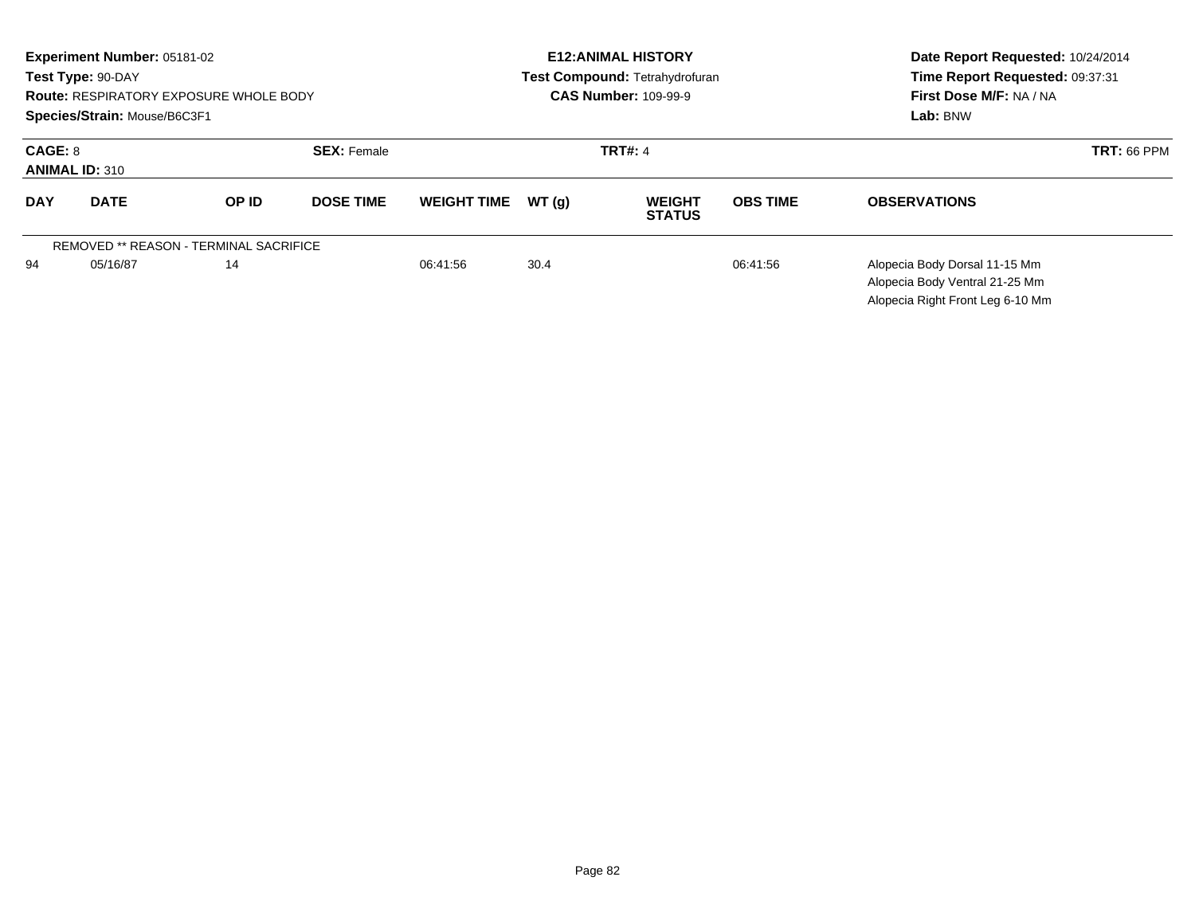**Experiment Number:** 05181-02
**Test Type:** 90-DAY
**Route:** RESPIRATORY EXPOSURE WHOLE BODY
**Species/Strain:** Mouse/B6C3F1

**E12:ANIMAL HISTORY**
**Test Compound:** Tetrahydrofuran
**CAS Number:** 109-99-9

**Date Report Requested:** 10/24/2014
**Time Report Requested:** 09:37:31
**First Dose M/F:** NA / NA
**Lab:** BNW

**CAGE:** 8
**ANIMAL ID:** 310
**SEX:** Female
**TRT#:** 4
**TRT:** 66 PPM

| DAY | DATE | OP ID | DOSE TIME | WEIGHT TIME | WT (g) | WEIGHT STATUS | OBS TIME | OBSERVATIONS |
|---|---|---|---|---|---|---|---|---|
| REMOVED ** REASON - TERMINAL SACRIFICE | | | | | | | | |
| 94 | 05/16/87 | 14 | | 06:41:56 | 30.4 | | 06:41:56 | Alopecia Body Dorsal 11-15 Mm<br>Alopecia Body Ventral 21-25 Mm<br>Alopecia Right Front Leg 6-10 Mm |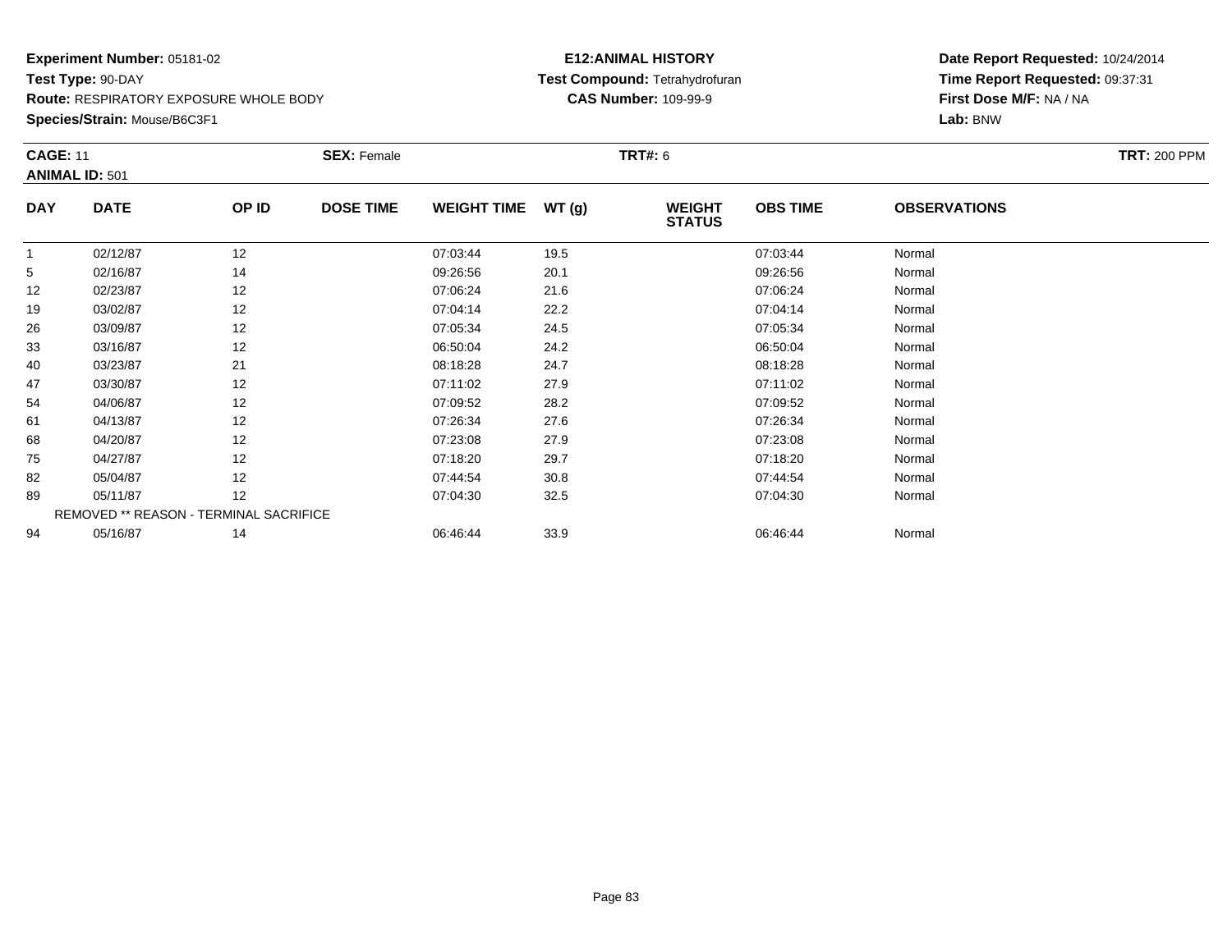**Experiment Number:** 05181-02
**Test Type:** 90-DAY
**Route:** RESPIRATORY EXPOSURE WHOLE BODY
**Species/Strain:** Mouse/B6C3F1

**E12:ANIMAL HISTORY**
**Test Compound:** Tetrahydrofuran
**CAS Number:** 109-99-9

**Date Report Requested:** 10/24/2014
**Time Report Requested:** 09:37:31
**First Dose M/F:** NA / NA
**Lab:** BNW

**CAGE:** 11 **SEX:** Female **TRT#:** 6 **TRT:** 200 PPM
**ANIMAL ID:** 501

| DAY | DATE | OP ID | DOSE TIME | WEIGHT TIME | WT (g) | WEIGHT STATUS | OBS TIME | OBSERVATIONS |
|---|---|---|---|---|---|---|---|---|
| 1 | 02/12/87 | 12 | | 07:03:44 | 19.5 | | 07:03:44 | Normal |
| 5 | 02/16/87 | 14 | | 09:26:56 | 20.1 | | 09:26:56 | Normal |
| 12 | 02/23/87 | 12 | | 07:06:24 | 21.6 | | 07:06:24 | Normal |
| 19 | 03/02/87 | 12 | | 07:04:14 | 22.2 | | 07:04:14 | Normal |
| 26 | 03/09/87 | 12 | | 07:05:34 | 24.5 | | 07:05:34 | Normal |
| 33 | 03/16/87 | 12 | | 06:50:04 | 24.2 | | 06:50:04 | Normal |
| 40 | 03/23/87 | 21 | | 08:18:28 | 24.7 | | 08:18:28 | Normal |
| 47 | 03/30/87 | 12 | | 07:11:02 | 27.9 | | 07:11:02 | Normal |
| 54 | 04/06/87 | 12 | | 07:09:52 | 28.2 | | 07:09:52 | Normal |
| 61 | 04/13/87 | 12 | | 07:26:34 | 27.6 | | 07:26:34 | Normal |
| 68 | 04/20/87 | 12 | | 07:23:08 | 27.9 | | 07:23:08 | Normal |
| 75 | 04/27/87 | 12 | | 07:18:20 | 29.7 | | 07:18:20 | Normal |
| 82 | 05/04/87 | 12 | | 07:44:54 | 30.8 | | 07:44:54 | Normal |
| 89 | 05/11/87 | 12 | | 07:04:30 | 32.5 | | 07:04:30 | Normal |
| REMOVED ** REASON - TERMINAL SACRIFICE | | | | | | | | |
| 94 | 05/16/87 | 14 | | 06:46:44 | 33.9 | | 06:46:44 | Normal |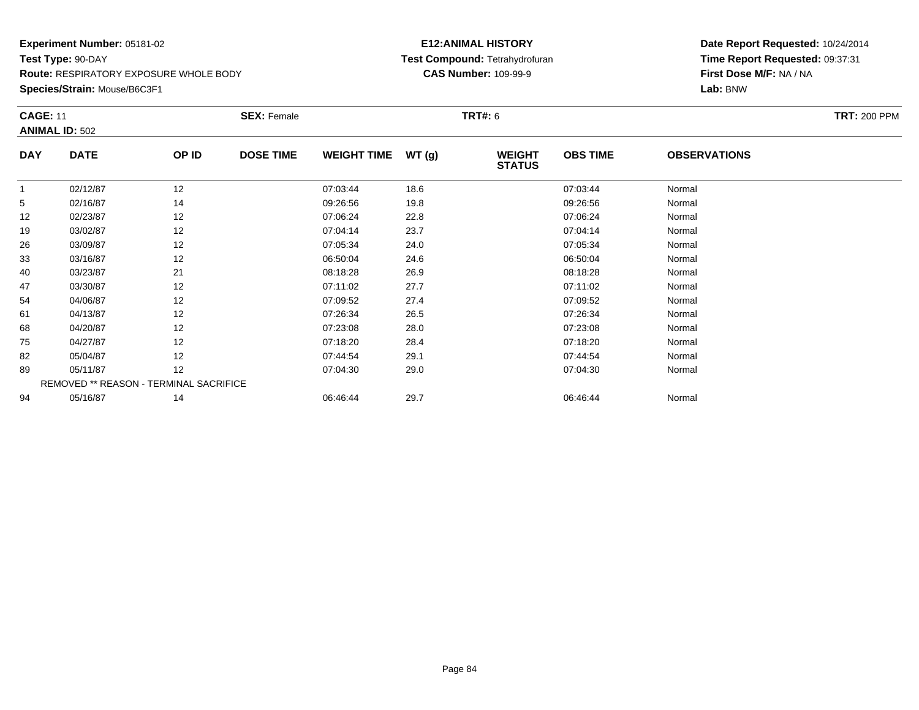**Experiment Number:** 05181-02
**Test Type:** 90-DAY
**Route:** RESPIRATORY EXPOSURE WHOLE BODY
**Species/Strain:** Mouse/B6C3F1

**E12:ANIMAL HISTORY**
**Test Compound:** Tetrahydrofuran
**CAS Number:** 109-99-9

**Date Report Requested:** 10/24/2014
**Time Report Requested:** 09:37:31
**First Dose M/F:** NA / NA
**Lab:** BNW

**CAGE:** 11 **SEX:** Female **TRT#:** 6 **TRT:** 200 PPM
**ANIMAL ID:** 502

| DAY | DATE | OP ID | DOSE TIME | WEIGHT TIME | WT (g) | WEIGHT STATUS | OBS TIME | OBSERVATIONS |
|---|---|---|---|---|---|---|---|---|
| 1 | 02/12/87 | 12 | | 07:03:44 | 18.6 | | 07:03:44 | Normal |
| 5 | 02/16/87 | 14 | | 09:26:56 | 19.8 | | 09:26:56 | Normal |
| 12 | 02/23/87 | 12 | | 07:06:24 | 22.8 | | 07:06:24 | Normal |
| 19 | 03/02/87 | 12 | | 07:04:14 | 23.7 | | 07:04:14 | Normal |
| 26 | 03/09/87 | 12 | | 07:05:34 | 24.0 | | 07:05:34 | Normal |
| 33 | 03/16/87 | 12 | | 06:50:04 | 24.6 | | 06:50:04 | Normal |
| 40 | 03/23/87 | 21 | | 08:18:28 | 26.9 | | 08:18:28 | Normal |
| 47 | 03/30/87 | 12 | | 07:11:02 | 27.7 | | 07:11:02 | Normal |
| 54 | 04/06/87 | 12 | | 07:09:52 | 27.4 | | 07:09:52 | Normal |
| 61 | 04/13/87 | 12 | | 07:26:34 | 26.5 | | 07:26:34 | Normal |
| 68 | 04/20/87 | 12 | | 07:23:08 | 28.0 | | 07:23:08 | Normal |
| 75 | 04/27/87 | 12 | | 07:18:20 | 28.4 | | 07:18:20 | Normal |
| 82 | 05/04/87 | 12 | | 07:44:54 | 29.1 | | 07:44:54 | Normal |
| 89 | 05/11/87 | 12 | | 07:04:30 | 29.0 | | 07:04:30 | Normal |
| REMOVED ** REASON - TERMINAL SACRIFICE | | | | | | | | |
| 94 | 05/16/87 | 14 | | 06:46:44 | 29.7 | | 06:46:44 | Normal |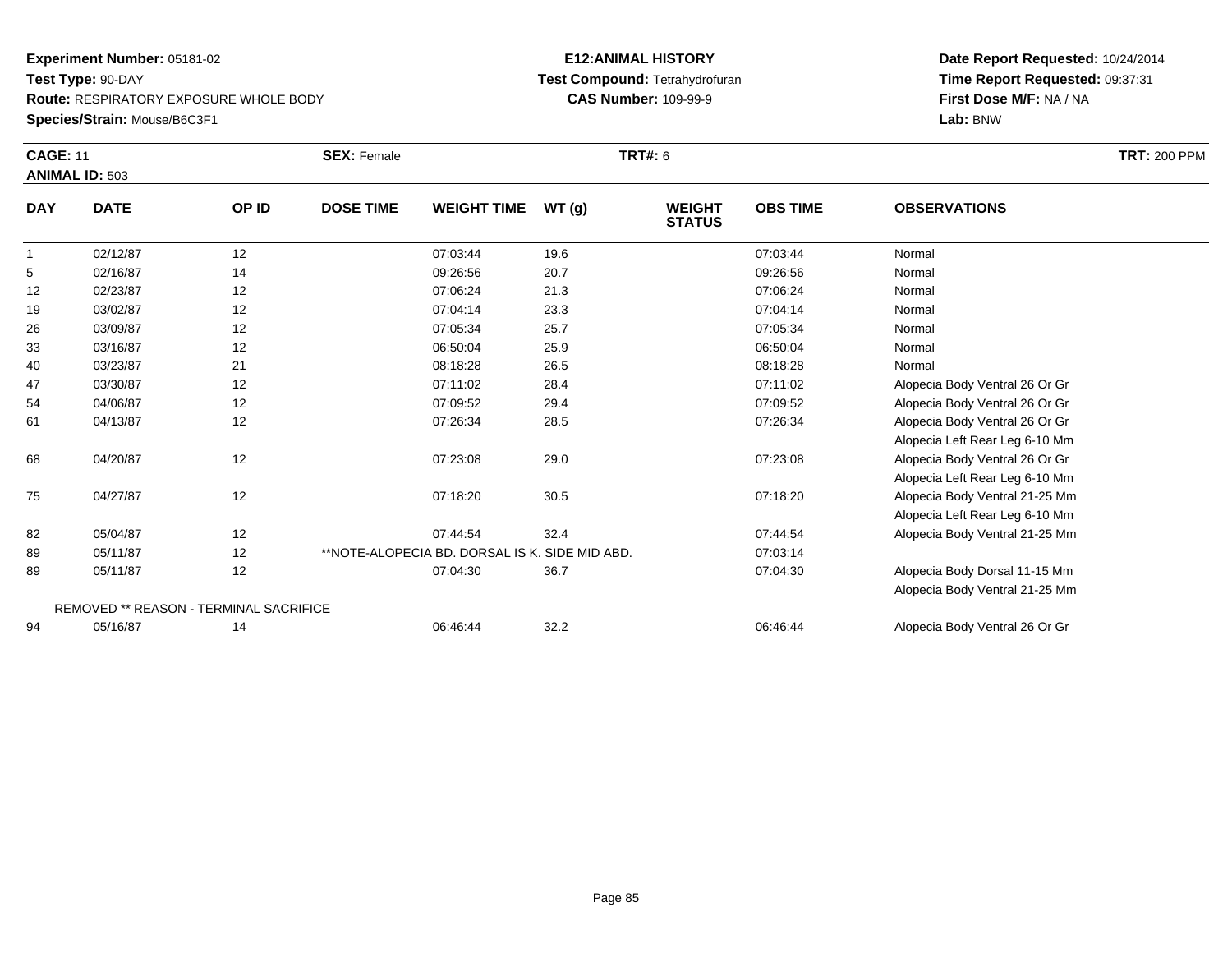**Experiment Number:** 05181-02
**Test Type:** 90-DAY
**Route:** RESPIRATORY EXPOSURE WHOLE BODY
**Species/Strain:** Mouse/B6C3F1

**E12:ANIMAL HISTORY**
**Test Compound:** Tetrahydrofuran
**CAS Number:** 109-99-9

**Date Report Requested:** 10/24/2014
**Time Report Requested:** 09:37:31
**First Dose M/F:** NA / NA
**Lab:** BNW

**CAGE:** 11 **SEX:** Female **TRT#:** 6 **TRT:** 200 PPM
**ANIMAL ID:** 503

| DAY | DATE | OP ID | DOSE TIME | WEIGHT TIME | WT (g) | WEIGHT STATUS | OBS TIME | OBSERVATIONS |
|---|---|---|---|---|---|---|---|---|
| 1 | 02/12/87 | 12 | | 07:03:44 | 19.6 | | 07:03:44 | Normal |
| 5 | 02/16/87 | 14 | | 09:26:56 | 20.7 | | 09:26:56 | Normal |
| 12 | 02/23/87 | 12 | | 07:06:24 | 21.3 | | 07:06:24 | Normal |
| 19 | 03/02/87 | 12 | | 07:04:14 | 23.3 | | 07:04:14 | Normal |
| 26 | 03/09/87 | 12 | | 07:05:34 | 25.7 | | 07:05:34 | Normal |
| 33 | 03/16/87 | 12 | | 06:50:04 | 25.9 | | 06:50:04 | Normal |
| 40 | 03/23/87 | 21 | | 08:18:28 | 26.5 | | 08:18:28 | Normal |
| 47 | 03/30/87 | 12 | | 07:11:02 | 28.4 | | 07:11:02 | Alopecia Body Ventral 26 Or Gr |
| 54 | 04/06/87 | 12 | | 07:09:52 | 29.4 | | 07:09:52 | Alopecia Body Ventral 26 Or Gr |
| 61 | 04/13/87 | 12 | | 07:26:34 | 28.5 | | 07:26:34 | Alopecia Body Ventral 26 Or Gr |
| | | | | | | | | Alopecia Left Rear Leg 6-10 Mm |
| 68 | 04/20/87 | 12 | | 07:23:08 | 29.0 | | 07:23:08 | Alopecia Body Ventral 26 Or Gr |
| | | | | | | | | Alopecia Left Rear Leg 6-10 Mm |
| 75 | 04/27/87 | 12 | | 07:18:20 | 30.5 | | 07:18:20 | Alopecia Body Ventral 21-25 Mm |
| | | | | | | | | Alopecia Left Rear Leg 6-10 Mm |
| 82 | 05/04/87 | 12 | | 07:44:54 | 32.4 | | 07:44:54 | Alopecia Body Ventral 21-25 Mm |
| 89 | 05/11/87 | 12 | **NOTE-ALOPECIA BD. DORSAL IS K. SIDE MID ABD. | | | | 07:03:14 | |
| 89 | 05/11/87 | 12 | | 07:04:30 | 36.7 | | 07:04:30 | Alopecia Body Dorsal 11-15 Mm |
| | | | | | | | | Alopecia Body Ventral 21-25 Mm |
| | REMOVED ** REASON - TERMINAL SACRIFICE | | | | | | | |
| 94 | 05/16/87 | 14 | | 06:46:44 | 32.2 | | 06:46:44 | Alopecia Body Ventral 26 Or Gr |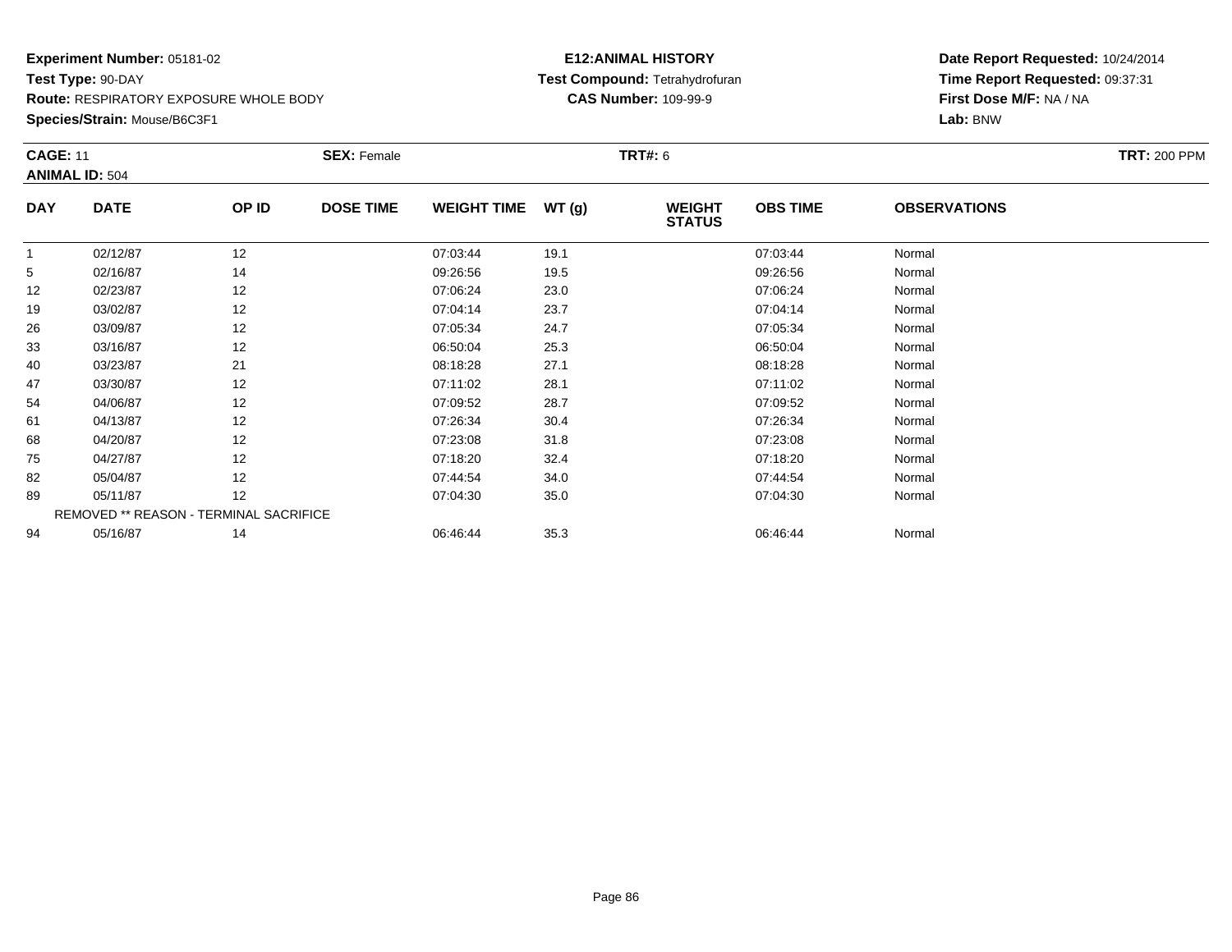**Experiment Number:** 05181-02
**Test Type:** 90-DAY
**Route:** RESPIRATORY EXPOSURE WHOLE BODY
**Species/Strain:** Mouse/B6C3F1

**E12:ANIMAL HISTORY**
**Test Compound:** Tetrahydrofuran
**CAS Number:** 109-99-9

**Date Report Requested:** 10/24/2014
**Time Report Requested:** 09:37:31
**First Dose M/F:** NA / NA
**Lab:** BNW

**CAGE:** 11
**ANIMAL ID:** 504
**SEX:** Female
**TRT#:** 6
**TRT:** 200 PPM

| DAY | DATE | OP ID | DOSE TIME | WEIGHT TIME | WT (g) | WEIGHT STATUS | OBS TIME | OBSERVATIONS |
|---|---|---|---|---|---|---|---|---|
| 1 | 02/12/87 | 12 | | 07:03:44 | 19.1 | | 07:03:44 | Normal |
| 5 | 02/16/87 | 14 | | 09:26:56 | 19.5 | | 09:26:56 | Normal |
| 12 | 02/23/87 | 12 | | 07:06:24 | 23.0 | | 07:06:24 | Normal |
| 19 | 03/02/87 | 12 | | 07:04:14 | 23.7 | | 07:04:14 | Normal |
| 26 | 03/09/87 | 12 | | 07:05:34 | 24.7 | | 07:05:34 | Normal |
| 33 | 03/16/87 | 12 | | 06:50:04 | 25.3 | | 06:50:04 | Normal |
| 40 | 03/23/87 | 21 | | 08:18:28 | 27.1 | | 08:18:28 | Normal |
| 47 | 03/30/87 | 12 | | 07:11:02 | 28.1 | | 07:11:02 | Normal |
| 54 | 04/06/87 | 12 | | 07:09:52 | 28.7 | | 07:09:52 | Normal |
| 61 | 04/13/87 | 12 | | 07:26:34 | 30.4 | | 07:26:34 | Normal |
| 68 | 04/20/87 | 12 | | 07:23:08 | 31.8 | | 07:23:08 | Normal |
| 75 | 04/27/87 | 12 | | 07:18:20 | 32.4 | | 07:18:20 | Normal |
| 82 | 05/04/87 | 12 | | 07:44:54 | 34.0 | | 07:44:54 | Normal |
| 89 | 05/11/87 | 12 | | 07:04:30 | 35.0 | | 07:04:30 | Normal |
| REMOVED ** REASON - TERMINAL SACRIFICE | | | | | | | | |
| 94 | 05/16/87 | 14 | | 06:46:44 | 35.3 | | 06:46:44 | Normal |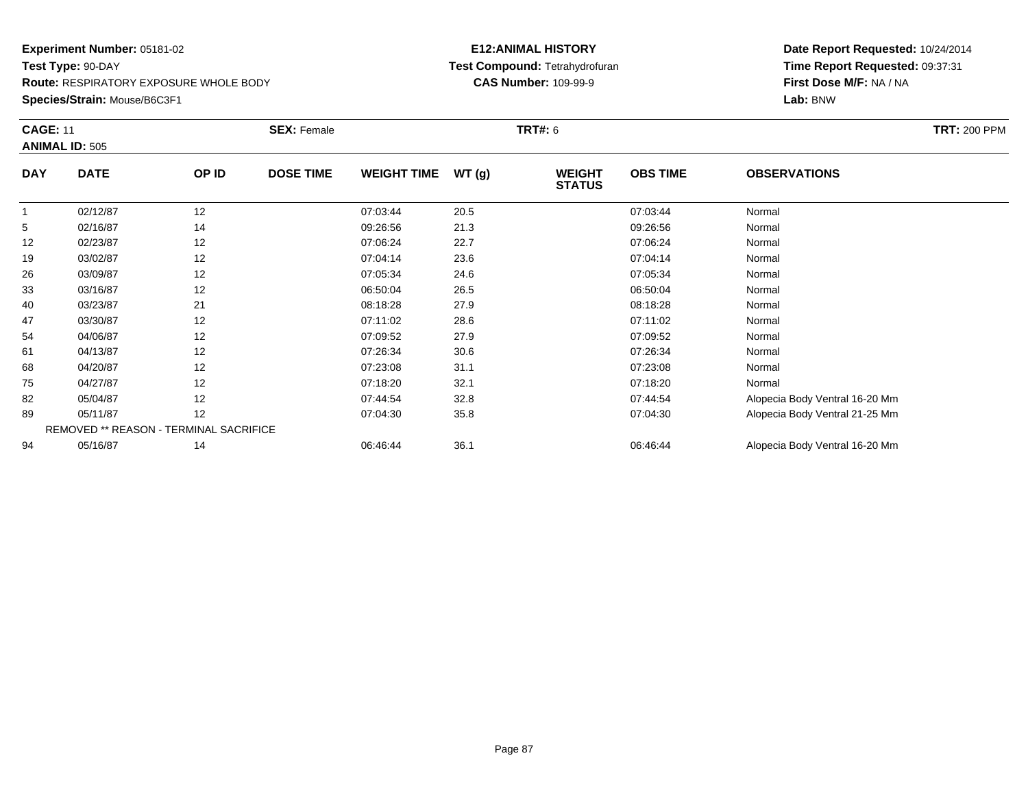**Experiment Number:** 05181-02
**Test Type:** 90-DAY
**Route:** RESPIRATORY EXPOSURE WHOLE BODY
**Species/Strain:** Mouse/B6C3F1

**E12:ANIMAL HISTORY**
**Test Compound:** Tetrahydrofuran
**CAS Number:** 109-99-9

**Date Report Requested:** 10/24/2014
**Time Report Requested:** 09:37:31
**First Dose M/F:** NA / NA
**Lab:** BNW

**CAGE:** 11 **SEX:** Female **TRT#:** 6 **TRT:** 200 PPM
**ANIMAL ID:** 505

| DAY | DATE | OP ID | DOSE TIME | WEIGHT TIME | WT (g) | WEIGHT STATUS | OBS TIME | OBSERVATIONS |
|---|---|---|---|---|---|---|---|---|
| 1 | 02/12/87 | 12 | | 07:03:44 | 20.5 | | 07:03:44 | Normal |
| 5 | 02/16/87 | 14 | | 09:26:56 | 21.3 | | 09:26:56 | Normal |
| 12 | 02/23/87 | 12 | | 07:06:24 | 22.7 | | 07:06:24 | Normal |
| 19 | 03/02/87 | 12 | | 07:04:14 | 23.6 | | 07:04:14 | Normal |
| 26 | 03/09/87 | 12 | | 07:05:34 | 24.6 | | 07:05:34 | Normal |
| 33 | 03/16/87 | 12 | | 06:50:04 | 26.5 | | 06:50:04 | Normal |
| 40 | 03/23/87 | 21 | | 08:18:28 | 27.9 | | 08:18:28 | Normal |
| 47 | 03/30/87 | 12 | | 07:11:02 | 28.6 | | 07:11:02 | Normal |
| 54 | 04/06/87 | 12 | | 07:09:52 | 27.9 | | 07:09:52 | Normal |
| 61 | 04/13/87 | 12 | | 07:26:34 | 30.6 | | 07:26:34 | Normal |
| 68 | 04/20/87 | 12 | | 07:23:08 | 31.1 | | 07:23:08 | Normal |
| 75 | 04/27/87 | 12 | | 07:18:20 | 32.1 | | 07:18:20 | Normal |
| 82 | 05/04/87 | 12 | | 07:44:54 | 32.8 | | 07:44:54 | Alopecia Body Ventral 16-20 Mm |
| 89 | 05/11/87 | 12 | | 07:04:30 | 35.8 | | 07:04:30 | Alopecia Body Ventral 21-25 Mm |
| REMOVED ** REASON - TERMINAL SACRIFICE | | | | | | | | |
| 94 | 05/16/87 | 14 | | 06:46:44 | 36.1 | | 06:46:44 | Alopecia Body Ventral 16-20 Mm |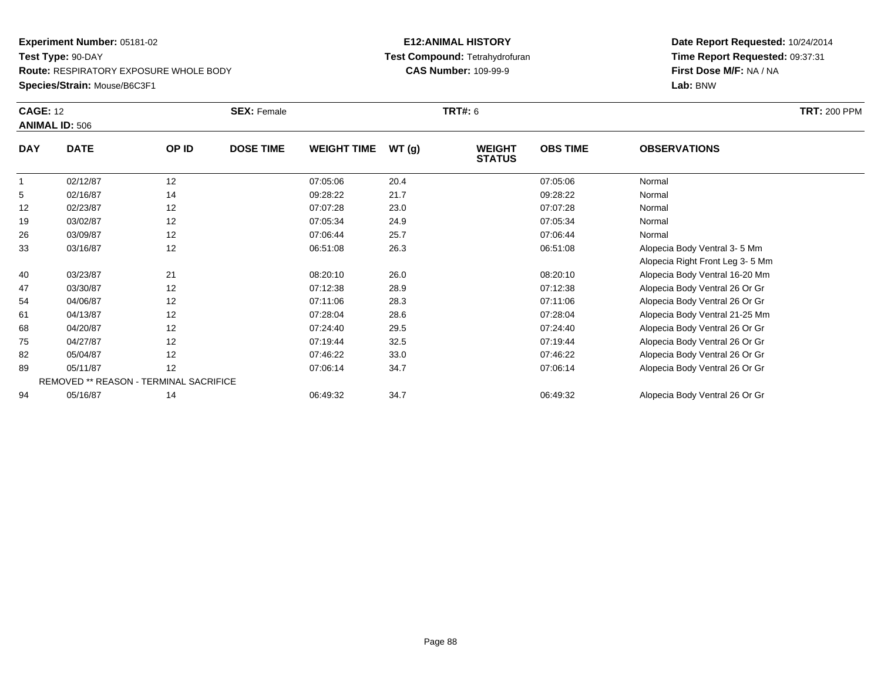**Experiment Number:** 05181-02
**Test Type:** 90-DAY
**Route:** RESPIRATORY EXPOSURE WHOLE BODY
**Species/Strain:** Mouse/B6C3F1

**E12:ANIMAL HISTORY**
**Test Compound:** Tetrahydrofuran
**CAS Number:** 109-99-9

**Date Report Requested:** 10/24/2014
**Time Report Requested:** 09:37:31
**First Dose M/F:** NA / NA
**Lab:** BNW

**CAGE:** 12 **SEX:** Female **TRT#:** 6 **TRT:** 200 PPM
**ANIMAL ID:** 506

| DAY | DATE | OP ID | DOSE TIME | WEIGHT TIME | WT (g) | WEIGHT STATUS | OBS TIME | OBSERVATIONS |
|---|---|---|---|---|---|---|---|---|
| 1 | 02/12/87 | 12 | | 07:05:06 | 20.4 | | 07:05:06 | Normal |
| 5 | 02/16/87 | 14 | | 09:28:22 | 21.7 | | 09:28:22 | Normal |
| 12 | 02/23/87 | 12 | | 07:07:28 | 23.0 | | 07:07:28 | Normal |
| 19 | 03/02/87 | 12 | | 07:05:34 | 24.9 | | 07:05:34 | Normal |
| 26 | 03/09/87 | 12 | | 07:06:44 | 25.7 | | 07:06:44 | Normal |
| 33 | 03/16/87 | 12 | | 06:51:08 | 26.3 | | 06:51:08 | Alopecia Body Ventral 3- 5 Mm |
| | | | | | | | | Alopecia Right Front Leg 3- 5 Mm |
| 40 | 03/23/87 | 21 | | 08:20:10 | 26.0 | | 08:20:10 | Alopecia Body Ventral 16-20 Mm |
| 47 | 03/30/87 | 12 | | 07:12:38 | 28.9 | | 07:12:38 | Alopecia Body Ventral 26 Or Gr |
| 54 | 04/06/87 | 12 | | 07:11:06 | 28.3 | | 07:11:06 | Alopecia Body Ventral 26 Or Gr |
| 61 | 04/13/87 | 12 | | 07:28:04 | 28.6 | | 07:28:04 | Alopecia Body Ventral 21-25 Mm |
| 68 | 04/20/87 | 12 | | 07:24:40 | 29.5 | | 07:24:40 | Alopecia Body Ventral 26 Or Gr |
| 75 | 04/27/87 | 12 | | 07:19:44 | 32.5 | | 07:19:44 | Alopecia Body Ventral 26 Or Gr |
| 82 | 05/04/87 | 12 | | 07:46:22 | 33.0 | | 07:46:22 | Alopecia Body Ventral 26 Or Gr |
| 89 | 05/11/87 | 12 | | 07:06:14 | 34.7 | | 07:06:14 | Alopecia Body Ventral 26 Or Gr |
| | REMOVED ** REASON - TERMINAL SACRIFICE | | | | | | | |
| 94 | 05/16/87 | 14 | | 06:49:32 | 34.7 | | 06:49:32 | Alopecia Body Ventral 26 Or Gr |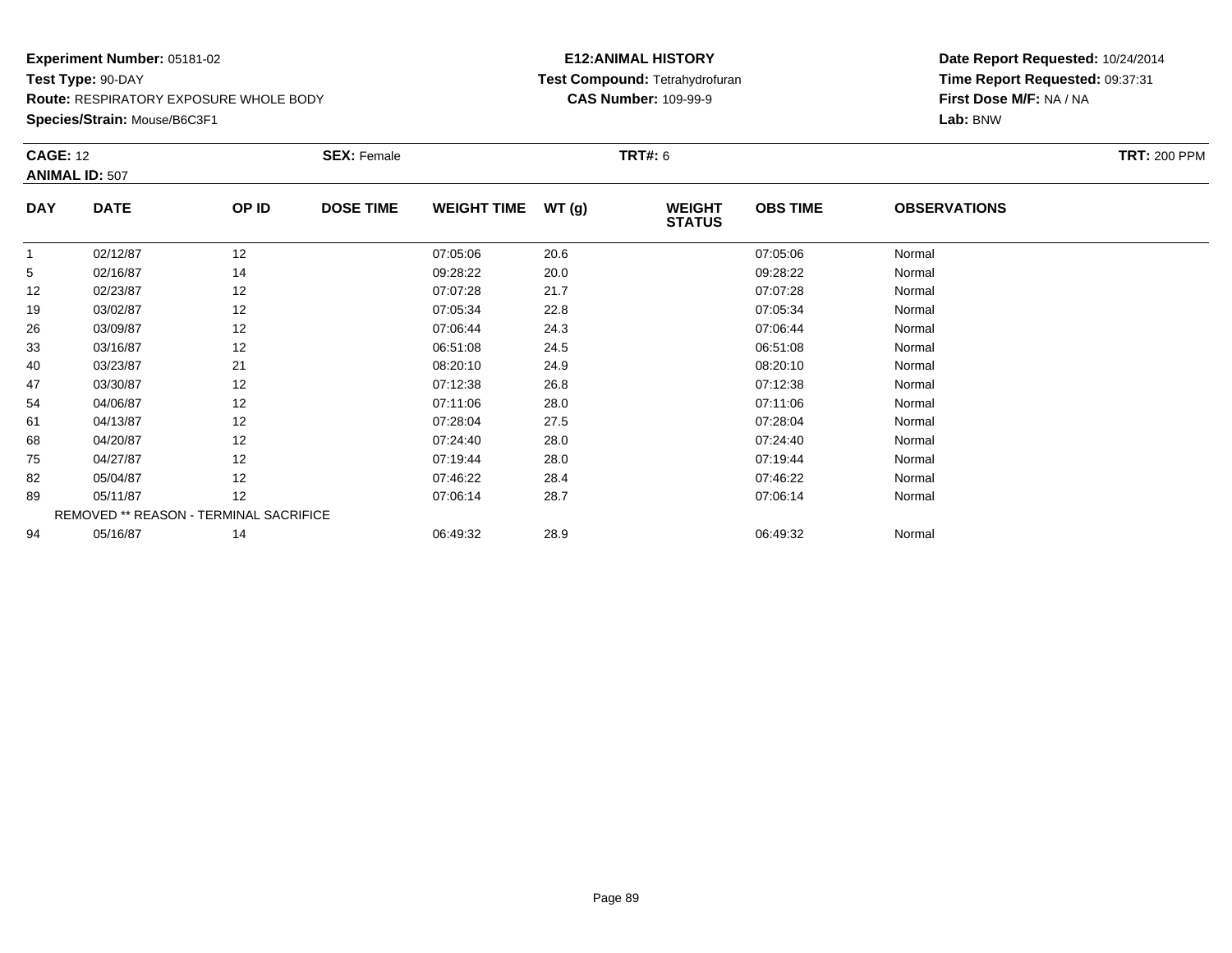**Experiment Number:** 05181-02
**Test Type:** 90-DAY
**Route:** RESPIRATORY EXPOSURE WHOLE BODY
**Species/Strain:** Mouse/B6C3F1

**E12:ANIMAL HISTORY**
**Test Compound:** Tetrahydrofuran
**CAS Number:** 109-99-9

**Date Report Requested:** 10/24/2014
**Time Report Requested:** 09:37:31
**First Dose M/F:** NA / NA
**Lab:** BNW

**CAGE:** 12 **SEX:** Female **TRT#:** 6 **TRT:** 200 PPM
**ANIMAL ID:** 507

| DAY | DATE | OP ID | DOSE TIME | WEIGHT TIME | WT (g) | WEIGHT STATUS | OBS TIME | OBSERVATIONS |
|---|---|---|---|---|---|---|---|---|
| 1 | 02/12/87 | 12 | | 07:05:06 | 20.6 | | 07:05:06 | Normal |
| 5 | 02/16/87 | 14 | | 09:28:22 | 20.0 | | 09:28:22 | Normal |
| 12 | 02/23/87 | 12 | | 07:07:28 | 21.7 | | 07:07:28 | Normal |
| 19 | 03/02/87 | 12 | | 07:05:34 | 22.8 | | 07:05:34 | Normal |
| 26 | 03/09/87 | 12 | | 07:06:44 | 24.3 | | 07:06:44 | Normal |
| 33 | 03/16/87 | 12 | | 06:51:08 | 24.5 | | 06:51:08 | Normal |
| 40 | 03/23/87 | 21 | | 08:20:10 | 24.9 | | 08:20:10 | Normal |
| 47 | 03/30/87 | 12 | | 07:12:38 | 26.8 | | 07:12:38 | Normal |
| 54 | 04/06/87 | 12 | | 07:11:06 | 28.0 | | 07:11:06 | Normal |
| 61 | 04/13/87 | 12 | | 07:28:04 | 27.5 | | 07:28:04 | Normal |
| 68 | 04/20/87 | 12 | | 07:24:40 | 28.0 | | 07:24:40 | Normal |
| 75 | 04/27/87 | 12 | | 07:19:44 | 28.0 | | 07:19:44 | Normal |
| 82 | 05/04/87 | 12 | | 07:46:22 | 28.4 | | 07:46:22 | Normal |
| 89 | 05/11/87 | 12 | | 07:06:14 | 28.7 | | 07:06:14 | Normal |
| REMOVED ** REASON - TERMINAL SACRIFICE | | | | | | | | |
| 94 | 05/16/87 | 14 | | 06:49:32 | 28.9 | | 06:49:32 | Normal |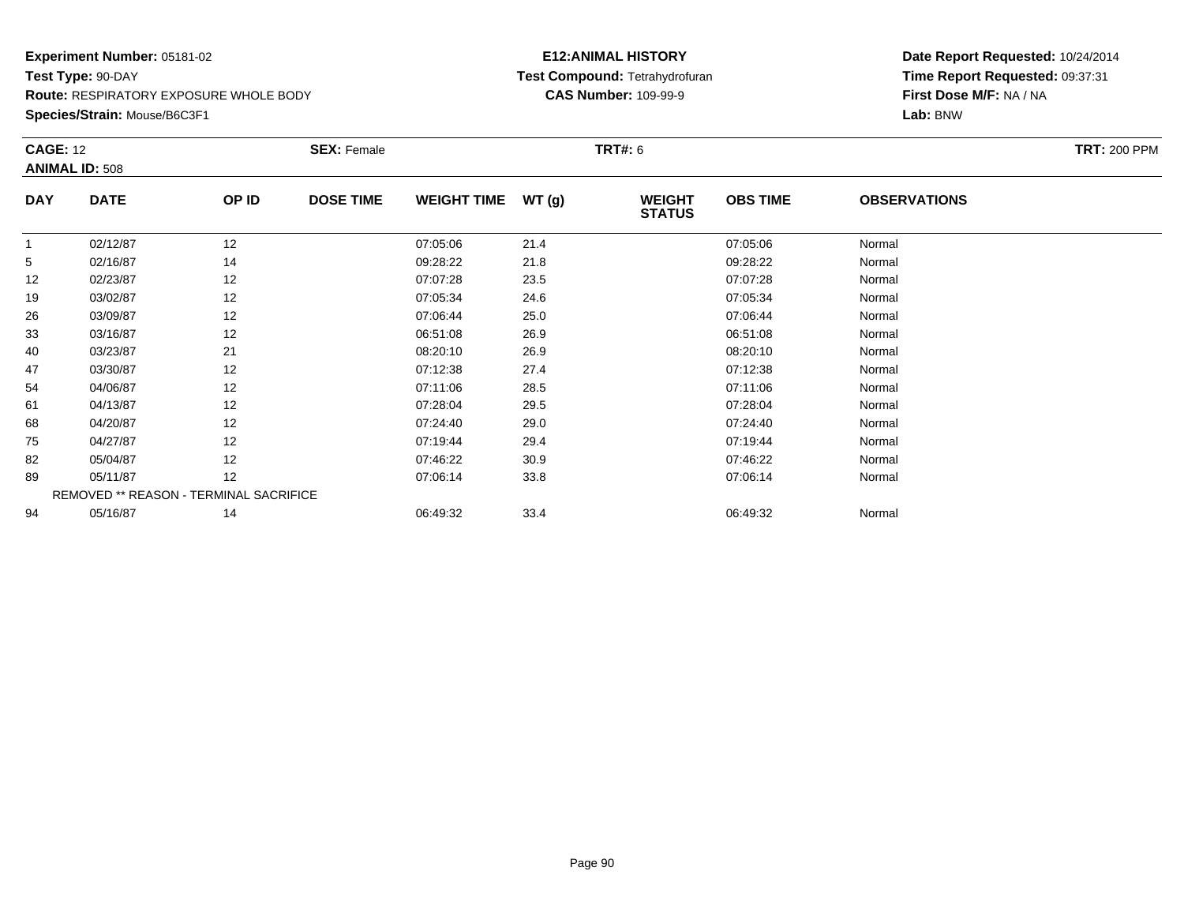**Experiment Number:** 05181-02
**Test Type:** 90-DAY
**Route:** RESPIRATORY EXPOSURE WHOLE BODY
**Species/Strain:** Mouse/B6C3F1

**E12:ANIMAL HISTORY**
**Test Compound:** Tetrahydrofuran
**CAS Number:** 109-99-9

**Date Report Requested:** 10/24/2014
**Time Report Requested:** 09:37:31
**First Dose M/F:** NA / NA
**Lab:** BNW

**CAGE:** 12 **SEX:** Female **TRT#:** 6 **TRT:** 200 PPM
**ANIMAL ID:** 508

| DAY | DATE | OP ID | DOSE TIME | WEIGHT TIME | WT (g) | WEIGHT STATUS | OBS TIME | OBSERVATIONS |
|---|---|---|---|---|---|---|---|---|
| 1 | 02/12/87 | 12 | | 07:05:06 | 21.4 | | 07:05:06 | Normal |
| 5 | 02/16/87 | 14 | | 09:28:22 | 21.8 | | 09:28:22 | Normal |
| 12 | 02/23/87 | 12 | | 07:07:28 | 23.5 | | 07:07:28 | Normal |
| 19 | 03/02/87 | 12 | | 07:05:34 | 24.6 | | 07:05:34 | Normal |
| 26 | 03/09/87 | 12 | | 07:06:44 | 25.0 | | 07:06:44 | Normal |
| 33 | 03/16/87 | 12 | | 06:51:08 | 26.9 | | 06:51:08 | Normal |
| 40 | 03/23/87 | 21 | | 08:20:10 | 26.9 | | 08:20:10 | Normal |
| 47 | 03/30/87 | 12 | | 07:12:38 | 27.4 | | 07:12:38 | Normal |
| 54 | 04/06/87 | 12 | | 07:11:06 | 28.5 | | 07:11:06 | Normal |
| 61 | 04/13/87 | 12 | | 07:28:04 | 29.5 | | 07:28:04 | Normal |
| 68 | 04/20/87 | 12 | | 07:24:40 | 29.0 | | 07:24:40 | Normal |
| 75 | 04/27/87 | 12 | | 07:19:44 | 29.4 | | 07:19:44 | Normal |
| 82 | 05/04/87 | 12 | | 07:46:22 | 30.9 | | 07:46:22 | Normal |
| 89 | 05/11/87 | 12 | | 07:06:14 | 33.8 | | 07:06:14 | Normal |
| | REMOVED ** REASON - TERMINAL SACRIFICE | | | | | | | |
| 94 | 05/16/87 | 14 | | 06:49:32 | 33.4 | | 06:49:32 | Normal |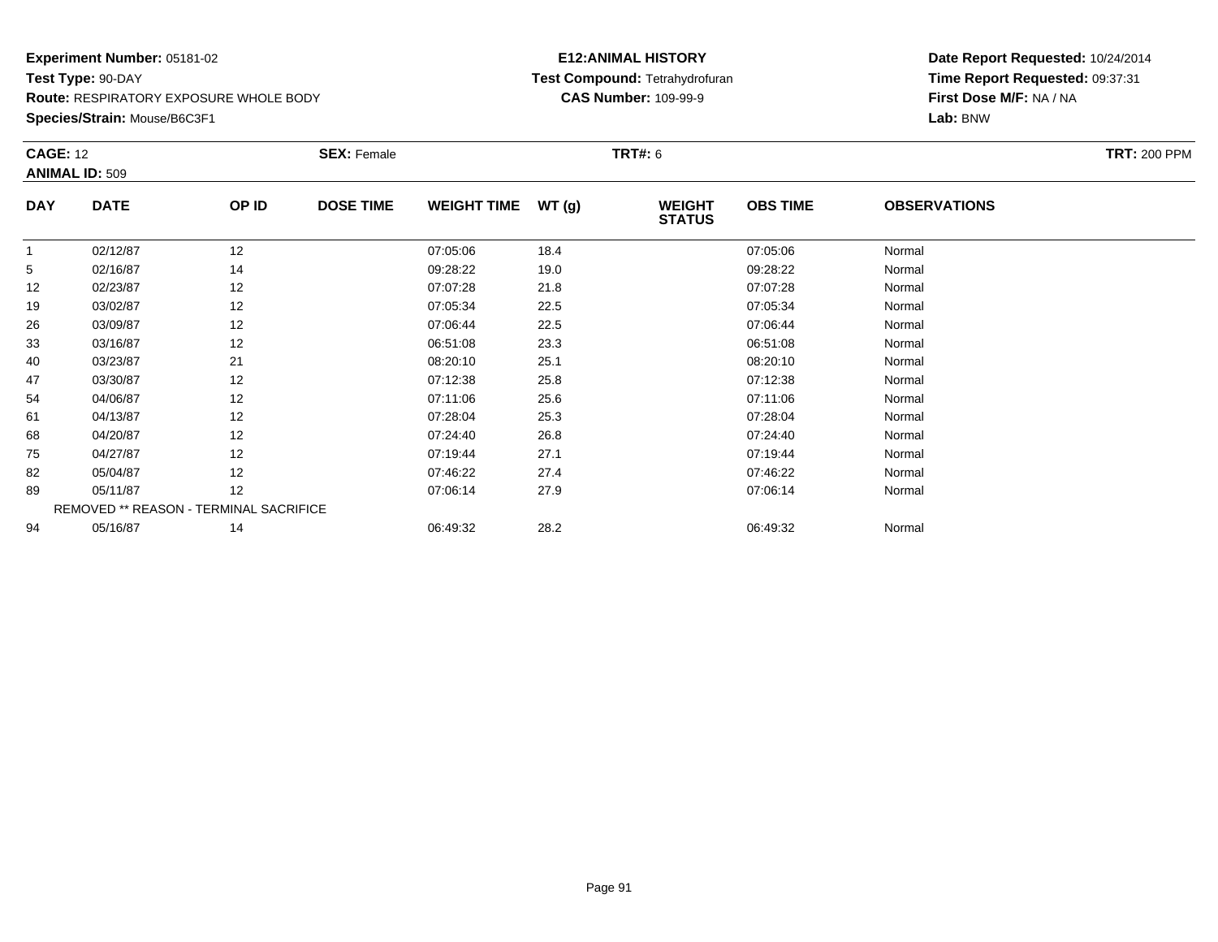**Experiment Number:** 05181-02
**Test Type:** 90-DAY
**Route:** RESPIRATORY EXPOSURE WHOLE BODY
**Species/Strain:** Mouse/B6C3F1

**E12:ANIMAL HISTORY**
**Test Compound:** Tetrahydrofuran
**CAS Number:** 109-99-9

**Date Report Requested:** 10/24/2014
**Time Report Requested:** 09:37:31
**First Dose M/F:** NA / NA
**Lab:** BNW

**CAGE:** 12 **SEX:** Female **TRT#:** 6 **TRT:** 200 PPM
**ANIMAL ID:** 509

| DAY | DATE | OP ID | DOSE TIME | WEIGHT TIME | WT (g) | WEIGHT STATUS | OBS TIME | OBSERVATIONS |
|---|---|---|---|---|---|---|---|---|
| 1 | 02/12/87 | 12 | | 07:05:06 | 18.4 | | 07:05:06 | Normal |
| 5 | 02/16/87 | 14 | | 09:28:22 | 19.0 | | 09:28:22 | Normal |
| 12 | 02/23/87 | 12 | | 07:07:28 | 21.8 | | 07:07:28 | Normal |
| 19 | 03/02/87 | 12 | | 07:05:34 | 22.5 | | 07:05:34 | Normal |
| 26 | 03/09/87 | 12 | | 07:06:44 | 22.5 | | 07:06:44 | Normal |
| 33 | 03/16/87 | 12 | | 06:51:08 | 23.3 | | 06:51:08 | Normal |
| 40 | 03/23/87 | 21 | | 08:20:10 | 25.1 | | 08:20:10 | Normal |
| 47 | 03/30/87 | 12 | | 07:12:38 | 25.8 | | 07:12:38 | Normal |
| 54 | 04/06/87 | 12 | | 07:11:06 | 25.6 | | 07:11:06 | Normal |
| 61 | 04/13/87 | 12 | | 07:28:04 | 25.3 | | 07:28:04 | Normal |
| 68 | 04/20/87 | 12 | | 07:24:40 | 26.8 | | 07:24:40 | Normal |
| 75 | 04/27/87 | 12 | | 07:19:44 | 27.1 | | 07:19:44 | Normal |
| 82 | 05/04/87 | 12 | | 07:46:22 | 27.4 | | 07:46:22 | Normal |
| 89 | 05/11/87 | 12 | | 07:06:14 | 27.9 | | 07:06:14 | Normal |
| | REMOVED ** REASON - TERMINAL SACRIFICE | | | | | | | |
| 94 | 05/16/87 | 14 | | 06:49:32 | 28.2 | | 06:49:32 | Normal |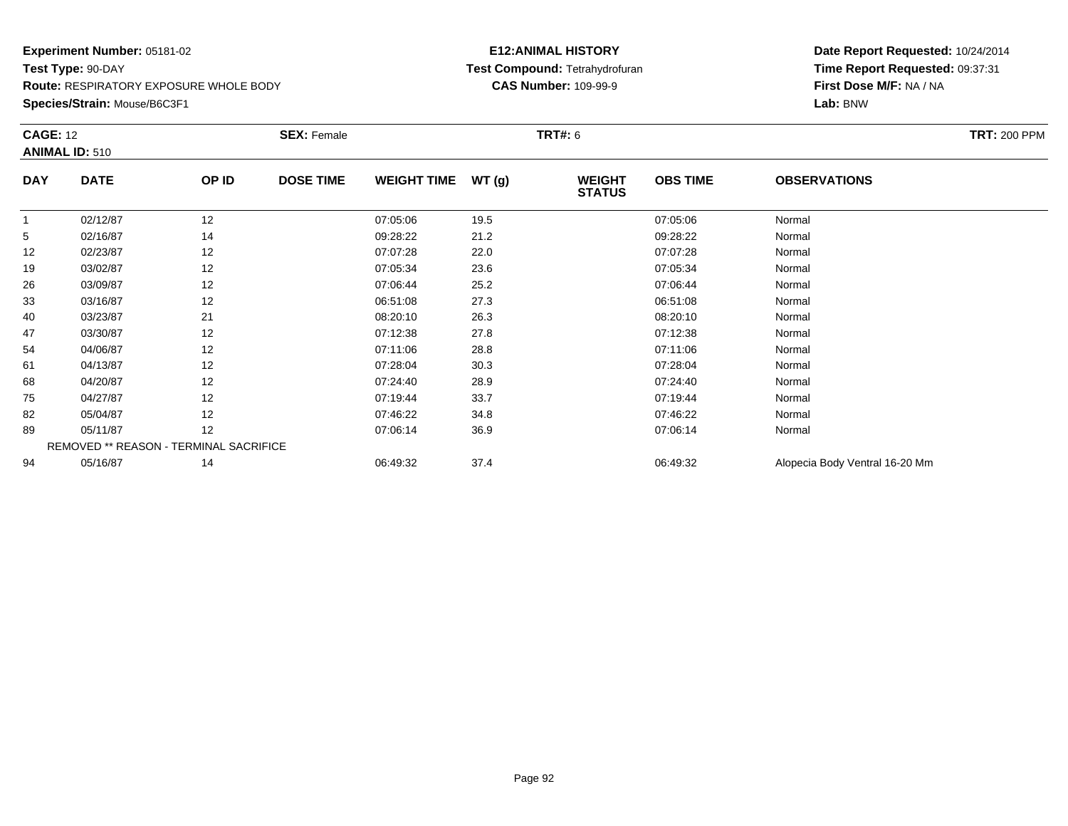**Experiment Number:** 05181-02
**Test Type:** 90-DAY
**Route:** RESPIRATORY EXPOSURE WHOLE BODY
**Species/Strain:** Mouse/B6C3F1

**E12:ANIMAL HISTORY**
**Test Compound:** Tetrahydrofuran
**CAS Number:** 109-99-9

**Date Report Requested:** 10/24/2014
**Time Report Requested:** 09:37:31
**First Dose M/F:** NA / NA
**Lab:** BNW

**CAGE:** 12 **SEX:** Female **TRT#:** 6 **TRT:** 200 PPM
**ANIMAL ID:** 510

| DAY | DATE | OP ID | DOSE TIME | WEIGHT TIME | WT (g) | WEIGHT STATUS | OBS TIME | OBSERVATIONS |
|---|---|---|---|---|---|---|---|---|
| 1 | 02/12/87 | 12 | | 07:05:06 | 19.5 | | 07:05:06 | Normal |
| 5 | 02/16/87 | 14 | | 09:28:22 | 21.2 | | 09:28:22 | Normal |
| 12 | 02/23/87 | 12 | | 07:07:28 | 22.0 | | 07:07:28 | Normal |
| 19 | 03/02/87 | 12 | | 07:05:34 | 23.6 | | 07:05:34 | Normal |
| 26 | 03/09/87 | 12 | | 07:06:44 | 25.2 | | 07:06:44 | Normal |
| 33 | 03/16/87 | 12 | | 06:51:08 | 27.3 | | 06:51:08 | Normal |
| 40 | 03/23/87 | 21 | | 08:20:10 | 26.3 | | 08:20:10 | Normal |
| 47 | 03/30/87 | 12 | | 07:12:38 | 27.8 | | 07:12:38 | Normal |
| 54 | 04/06/87 | 12 | | 07:11:06 | 28.8 | | 07:11:06 | Normal |
| 61 | 04/13/87 | 12 | | 07:28:04 | 30.3 | | 07:28:04 | Normal |
| 68 | 04/20/87 | 12 | | 07:24:40 | 28.9 | | 07:24:40 | Normal |
| 75 | 04/27/87 | 12 | | 07:19:44 | 33.7 | | 07:19:44 | Normal |
| 82 | 05/04/87 | 12 | | 07:46:22 | 34.8 | | 07:46:22 | Normal |
| 89 | 05/11/87 | 12 | | 07:06:14 | 36.9 | | 07:06:14 | Normal |
| REMOVED ** REASON - TERMINAL SACRIFICE | | | | | | | | |
| 94 | 05/16/87 | 14 | | 06:49:32 | 37.4 | | 06:49:32 | Alopecia Body Ventral 16-20 Mm |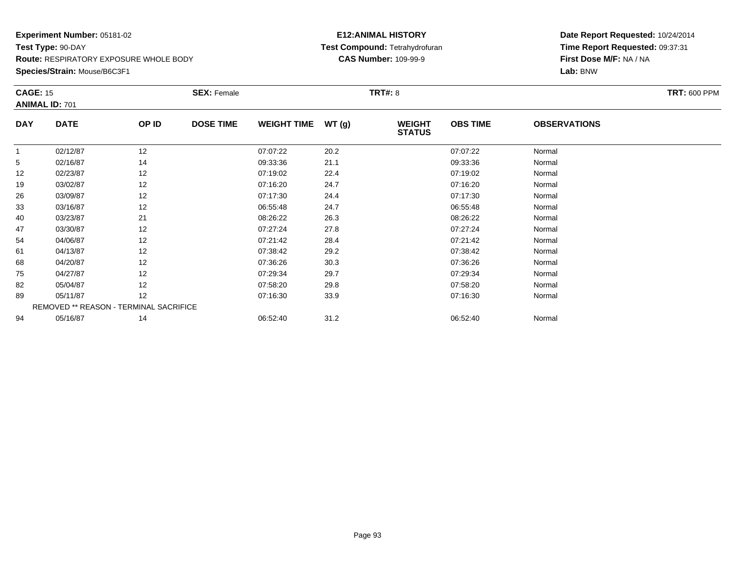**Experiment Number:** 05181-02
**Test Type:** 90-DAY
**Route:** RESPIRATORY EXPOSURE WHOLE BODY
**Species/Strain:** Mouse/B6C3F1

**E12:ANIMAL HISTORY**
**Test Compound:** Tetrahydrofuran
**CAS Number:** 109-99-9

**Date Report Requested:** 10/24/2014
**Time Report Requested:** 09:37:31
**First Dose M/F:** NA / NA
**Lab:** BNW

**CAGE:** 15 **SEX:** Female **TRT#:** 8 **TRT:** 600 PPM
**ANIMAL ID:** 701

| DAY | DATE | OP ID | DOSE TIME | WEIGHT TIME | WT (g) | WEIGHT STATUS | OBS TIME | OBSERVATIONS |
|---|---|---|---|---|---|---|---|---|
| 1 | 02/12/87 | 12 | | 07:07:22 | 20.2 | | 07:07:22 | Normal |
| 5 | 02/16/87 | 14 | | 09:33:36 | 21.1 | | 09:33:36 | Normal |
| 12 | 02/23/87 | 12 | | 07:19:02 | 22.4 | | 07:19:02 | Normal |
| 19 | 03/02/87 | 12 | | 07:16:20 | 24.7 | | 07:16:20 | Normal |
| 26 | 03/09/87 | 12 | | 07:17:30 | 24.4 | | 07:17:30 | Normal |
| 33 | 03/16/87 | 12 | | 06:55:48 | 24.7 | | 06:55:48 | Normal |
| 40 | 03/23/87 | 21 | | 08:26:22 | 26.3 | | 08:26:22 | Normal |
| 47 | 03/30/87 | 12 | | 07:27:24 | 27.8 | | 07:27:24 | Normal |
| 54 | 04/06/87 | 12 | | 07:21:42 | 28.4 | | 07:21:42 | Normal |
| 61 | 04/13/87 | 12 | | 07:38:42 | 29.2 | | 07:38:42 | Normal |
| 68 | 04/20/87 | 12 | | 07:36:26 | 30.3 | | 07:36:26 | Normal |
| 75 | 04/27/87 | 12 | | 07:29:34 | 29.7 | | 07:29:34 | Normal |
| 82 | 05/04/87 | 12 | | 07:58:20 | 29.8 | | 07:58:20 | Normal |
| 89 | 05/11/87 | 12 | | 07:16:30 | 33.9 | | 07:16:30 | Normal |
| | REMOVED ** REASON - TERMINAL SACRIFICE | | | | | | | |
| 94 | 05/16/87 | 14 | | 06:52:40 | 31.2 | | 06:52:40 | Normal |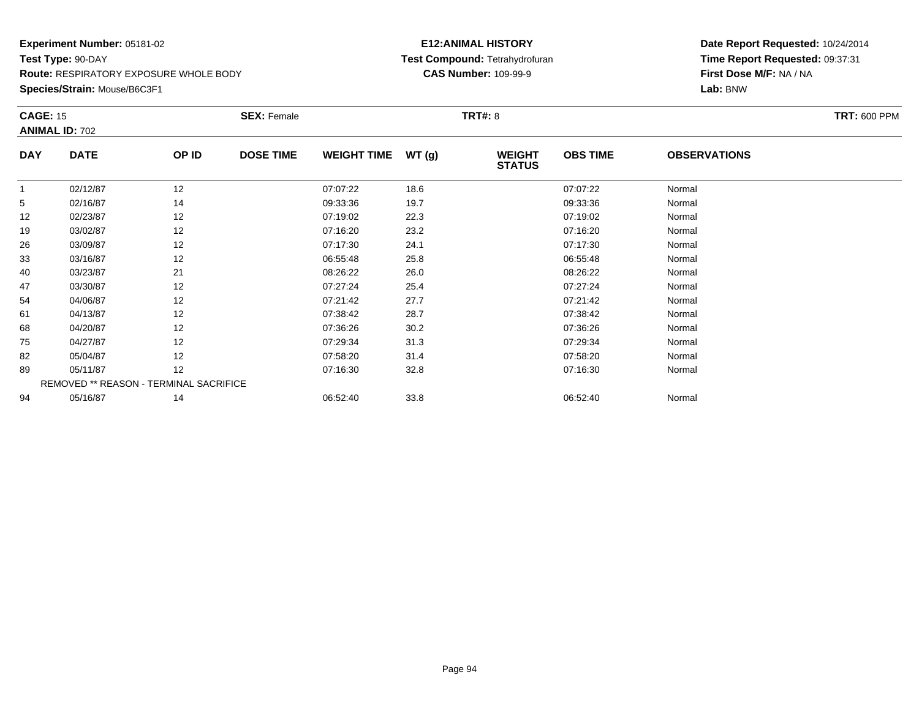**Experiment Number:** 05181-02
**Test Type:** 90-DAY
**Route:** RESPIRATORY EXPOSURE WHOLE BODY
**Species/Strain:** Mouse/B6C3F1

**E12:ANIMAL HISTORY**
**Test Compound:** Tetrahydrofuran
**CAS Number:** 109-99-9

**Date Report Requested:** 10/24/2014
**Time Report Requested:** 09:37:31
**First Dose M/F:** NA / NA
**Lab:** BNW

**CAGE:** 15 **SEX:** Female **TRT#:** 8 **TRT:** 600 PPM
**ANIMAL ID:** 702

| DAY | DATE | OP ID | DOSE TIME | WEIGHT TIME | WT (g) | WEIGHT STATUS | OBS TIME | OBSERVATIONS |
|---|---|---|---|---|---|---|---|---|
| 1 | 02/12/87 | 12 | | 07:07:22 | 18.6 | | 07:07:22 | Normal |
| 5 | 02/16/87 | 14 | | 09:33:36 | 19.7 | | 09:33:36 | Normal |
| 12 | 02/23/87 | 12 | | 07:19:02 | 22.3 | | 07:19:02 | Normal |
| 19 | 03/02/87 | 12 | | 07:16:20 | 23.2 | | 07:16:20 | Normal |
| 26 | 03/09/87 | 12 | | 07:17:30 | 24.1 | | 07:17:30 | Normal |
| 33 | 03/16/87 | 12 | | 06:55:48 | 25.8 | | 06:55:48 | Normal |
| 40 | 03/23/87 | 21 | | 08:26:22 | 26.0 | | 08:26:22 | Normal |
| 47 | 03/30/87 | 12 | | 07:27:24 | 25.4 | | 07:27:24 | Normal |
| 54 | 04/06/87 | 12 | | 07:21:42 | 27.7 | | 07:21:42 | Normal |
| 61 | 04/13/87 | 12 | | 07:38:42 | 28.7 | | 07:38:42 | Normal |
| 68 | 04/20/87 | 12 | | 07:36:26 | 30.2 | | 07:36:26 | Normal |
| 75 | 04/27/87 | 12 | | 07:29:34 | 31.3 | | 07:29:34 | Normal |
| 82 | 05/04/87 | 12 | | 07:58:20 | 31.4 | | 07:58:20 | Normal |
| 89 | 05/11/87 | 12 | | 07:16:30 | 32.8 | | 07:16:30 | Normal |
| | REMOVED ** REASON - TERMINAL SACRIFICE | | | | | | | |
| 94 | 05/16/87 | 14 | | 06:52:40 | 33.8 | | 06:52:40 | Normal |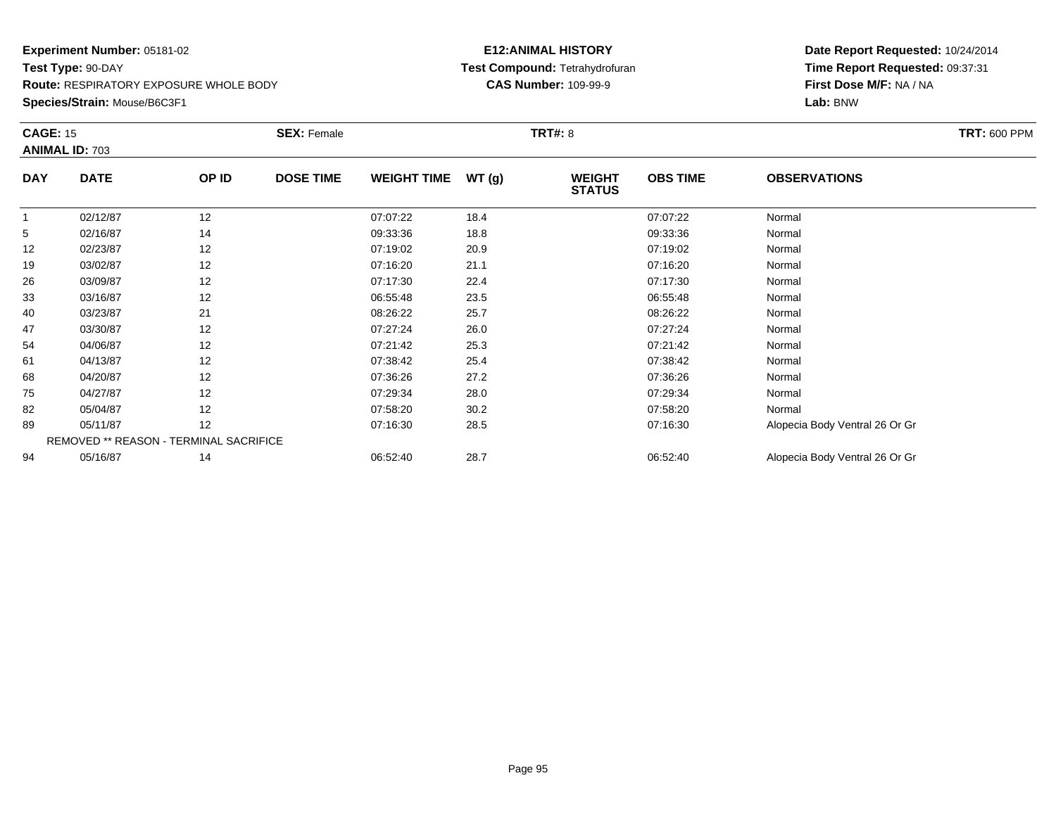**Experiment Number:** 05181-02
**Test Type:** 90-DAY
**Route:** RESPIRATORY EXPOSURE WHOLE BODY
**Species/Strain:** Mouse/B6C3F1

**E12:ANIMAL HISTORY**
**Test Compound:** Tetrahydrofuran
**CAS Number:** 109-99-9

**Date Report Requested:** 10/24/2014
**Time Report Requested:** 09:37:31
**First Dose M/F:** NA / NA
**Lab:** BNW

**CAGE:** 15 **SEX:** Female **TRT#:** 8 **TRT:** 600 PPM
**ANIMAL ID:** 703

| DAY | DATE | OP ID | DOSE TIME | WEIGHT TIME | WT (g) | WEIGHT STATUS | OBS TIME | OBSERVATIONS |
|---|---|---|---|---|---|---|---|---|
| 1 | 02/12/87 | 12 | | 07:07:22 | 18.4 | | 07:07:22 | Normal |
| 5 | 02/16/87 | 14 | | 09:33:36 | 18.8 | | 09:33:36 | Normal |
| 12 | 02/23/87 | 12 | | 07:19:02 | 20.9 | | 07:19:02 | Normal |
| 19 | 03/02/87 | 12 | | 07:16:20 | 21.1 | | 07:16:20 | Normal |
| 26 | 03/09/87 | 12 | | 07:17:30 | 22.4 | | 07:17:30 | Normal |
| 33 | 03/16/87 | 12 | | 06:55:48 | 23.5 | | 06:55:48 | Normal |
| 40 | 03/23/87 | 21 | | 08:26:22 | 25.7 | | 08:26:22 | Normal |
| 47 | 03/30/87 | 12 | | 07:27:24 | 26.0 | | 07:27:24 | Normal |
| 54 | 04/06/87 | 12 | | 07:21:42 | 25.3 | | 07:21:42 | Normal |
| 61 | 04/13/87 | 12 | | 07:38:42 | 25.4 | | 07:38:42 | Normal |
| 68 | 04/20/87 | 12 | | 07:36:26 | 27.2 | | 07:36:26 | Normal |
| 75 | 04/27/87 | 12 | | 07:29:34 | 28.0 | | 07:29:34 | Normal |
| 82 | 05/04/87 | 12 | | 07:58:20 | 30.2 | | 07:58:20 | Normal |
| 89 | 05/11/87 | 12 | | 07:16:30 | 28.5 | | 07:16:30 | Alopecia Body Ventral 26 Or Gr |
| REMOVED ** REASON - TERMINAL SACRIFICE | | | | | | | | |
| 94 | 05/16/87 | 14 | | 06:52:40 | 28.7 | | 06:52:40 | Alopecia Body Ventral 26 Or Gr |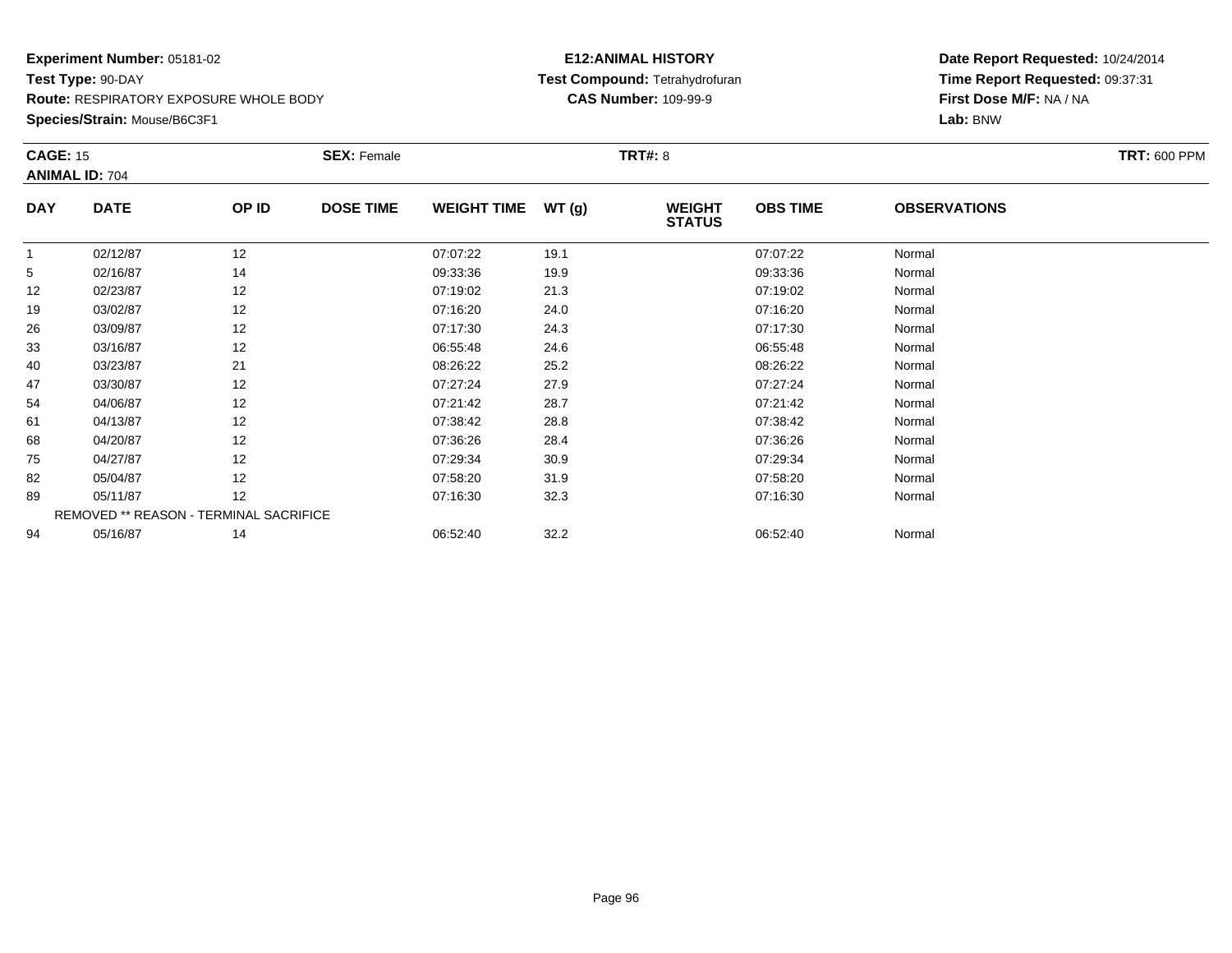**Experiment Number:** 05181-02
**Test Type:** 90-DAY
**Route:** RESPIRATORY EXPOSURE WHOLE BODY
**Species/Strain:** Mouse/B6C3F1

**E12:ANIMAL HISTORY**
**Test Compound:** Tetrahydrofuran
**CAS Number:** 109-99-9

**Date Report Requested:** 10/24/2014
**Time Report Requested:** 09:37:31
**First Dose M/F:** NA / NA
**Lab:** BNW

**CAGE:** 15 **SEX:** Female **TRT#:** 8 **TRT:** 600 PPM
**ANIMAL ID:** 704

| DAY | DATE | OP ID | DOSE TIME | WEIGHT TIME | WT (g) | WEIGHT STATUS | OBS TIME | OBSERVATIONS |
|---|---|---|---|---|---|---|---|---|
| 1 | 02/12/87 | 12 | | 07:07:22 | 19.1 | | 07:07:22 | Normal |
| 5 | 02/16/87 | 14 | | 09:33:36 | 19.9 | | 09:33:36 | Normal |
| 12 | 02/23/87 | 12 | | 07:19:02 | 21.3 | | 07:19:02 | Normal |
| 19 | 03/02/87 | 12 | | 07:16:20 | 24.0 | | 07:16:20 | Normal |
| 26 | 03/09/87 | 12 | | 07:17:30 | 24.3 | | 07:17:30 | Normal |
| 33 | 03/16/87 | 12 | | 06:55:48 | 24.6 | | 06:55:48 | Normal |
| 40 | 03/23/87 | 21 | | 08:26:22 | 25.2 | | 08:26:22 | Normal |
| 47 | 03/30/87 | 12 | | 07:27:24 | 27.9 | | 07:27:24 | Normal |
| 54 | 04/06/87 | 12 | | 07:21:42 | 28.7 | | 07:21:42 | Normal |
| 61 | 04/13/87 | 12 | | 07:38:42 | 28.8 | | 07:38:42 | Normal |
| 68 | 04/20/87 | 12 | | 07:36:26 | 28.4 | | 07:36:26 | Normal |
| 75 | 04/27/87 | 12 | | 07:29:34 | 30.9 | | 07:29:34 | Normal |
| 82 | 05/04/87 | 12 | | 07:58:20 | 31.9 | | 07:58:20 | Normal |
| 89 | 05/11/87 | 12 | | 07:16:30 | 32.3 | | 07:16:30 | Normal |
| | REMOVED ** REASON - TERMINAL SACRIFICE | | | | | | | |
| 94 | 05/16/87 | 14 | | 06:52:40 | 32.2 | | 06:52:40 | Normal |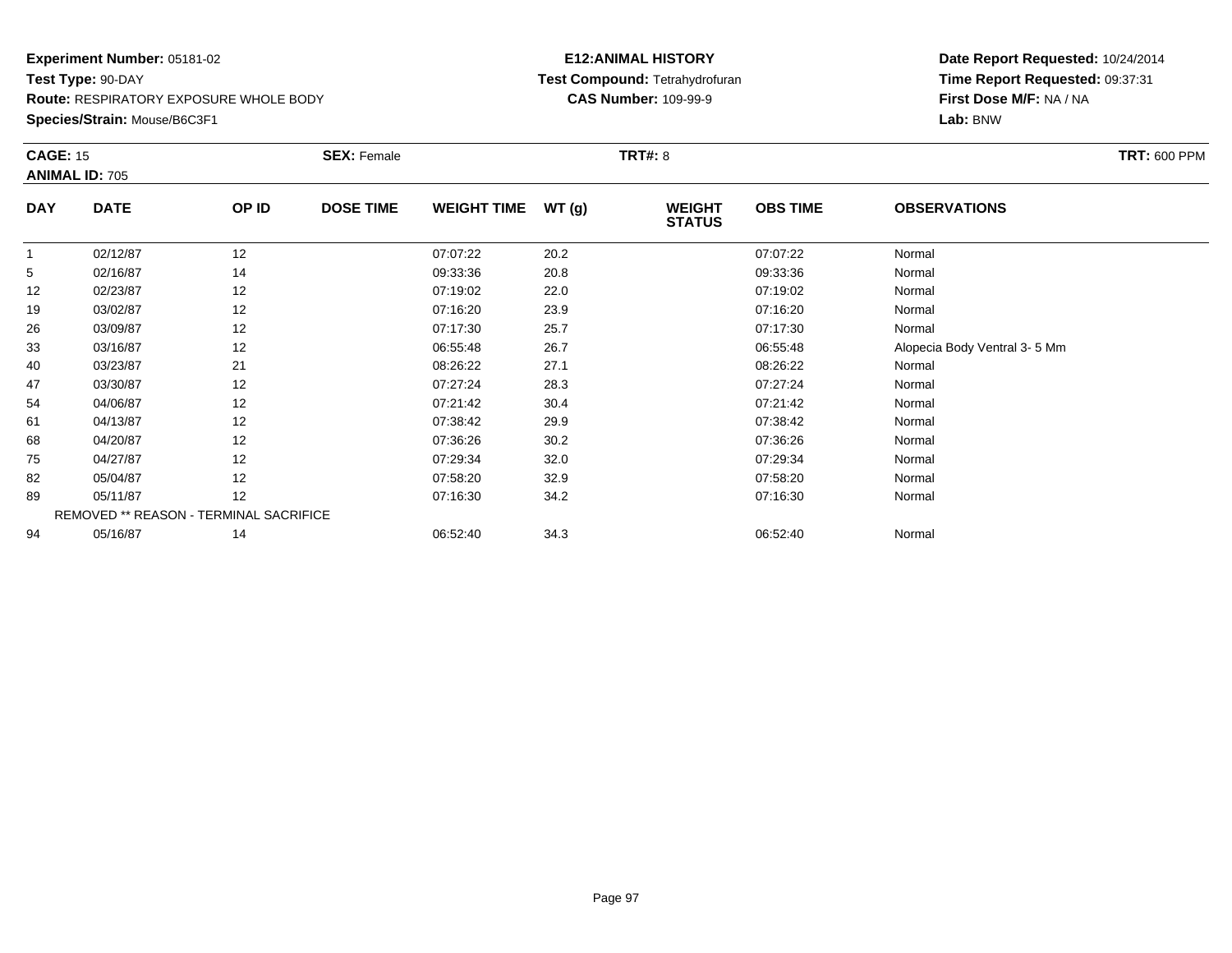**Experiment Number:** 05181-02
**Test Type:** 90-DAY
**Route:** RESPIRATORY EXPOSURE WHOLE BODY
**Species/Strain:** Mouse/B6C3F1

**E12:ANIMAL HISTORY**
**Test Compound:** Tetrahydrofuran
**CAS Number:** 109-99-9

**Date Report Requested:** 10/24/2014
**Time Report Requested:** 09:37:31
**First Dose M/F:** NA / NA
**Lab:** BNW

**CAGE:** 15 **SEX:** Female **TRT#:** 8 **TRT:** 600 PPM
**ANIMAL ID:** 705

| DAY | DATE | OP ID | DOSE TIME | WEIGHT TIME | WT (g) | WEIGHT STATUS | OBS TIME | OBSERVATIONS |
|---|---|---|---|---|---|---|---|---|
| 1 | 02/12/87 | 12 | | 07:07:22 | 20.2 | | 07:07:22 | Normal |
| 5 | 02/16/87 | 14 | | 09:33:36 | 20.8 | | 09:33:36 | Normal |
| 12 | 02/23/87 | 12 | | 07:19:02 | 22.0 | | 07:19:02 | Normal |
| 19 | 03/02/87 | 12 | | 07:16:20 | 23.9 | | 07:16:20 | Normal |
| 26 | 03/09/87 | 12 | | 07:17:30 | 25.7 | | 07:17:30 | Normal |
| 33 | 03/16/87 | 12 | | 06:55:48 | 26.7 | | 06:55:48 | Alopecia Body Ventral 3- 5 Mm |
| 40 | 03/23/87 | 21 | | 08:26:22 | 27.1 | | 08:26:22 | Normal |
| 47 | 03/30/87 | 12 | | 07:27:24 | 28.3 | | 07:27:24 | Normal |
| 54 | 04/06/87 | 12 | | 07:21:42 | 30.4 | | 07:21:42 | Normal |
| 61 | 04/13/87 | 12 | | 07:38:42 | 29.9 | | 07:38:42 | Normal |
| 68 | 04/20/87 | 12 | | 07:36:26 | 30.2 | | 07:36:26 | Normal |
| 75 | 04/27/87 | 12 | | 07:29:34 | 32.0 | | 07:29:34 | Normal |
| 82 | 05/04/87 | 12 | | 07:58:20 | 32.9 | | 07:58:20 | Normal |
| 89 | 05/11/87 | 12 | | 07:16:30 | 34.2 | | 07:16:30 | Normal |
| | REMOVED ** REASON - TERMINAL SACRIFICE | | | | | | | |
| 94 | 05/16/87 | 14 | | 06:52:40 | 34.3 | | 06:52:40 | Normal |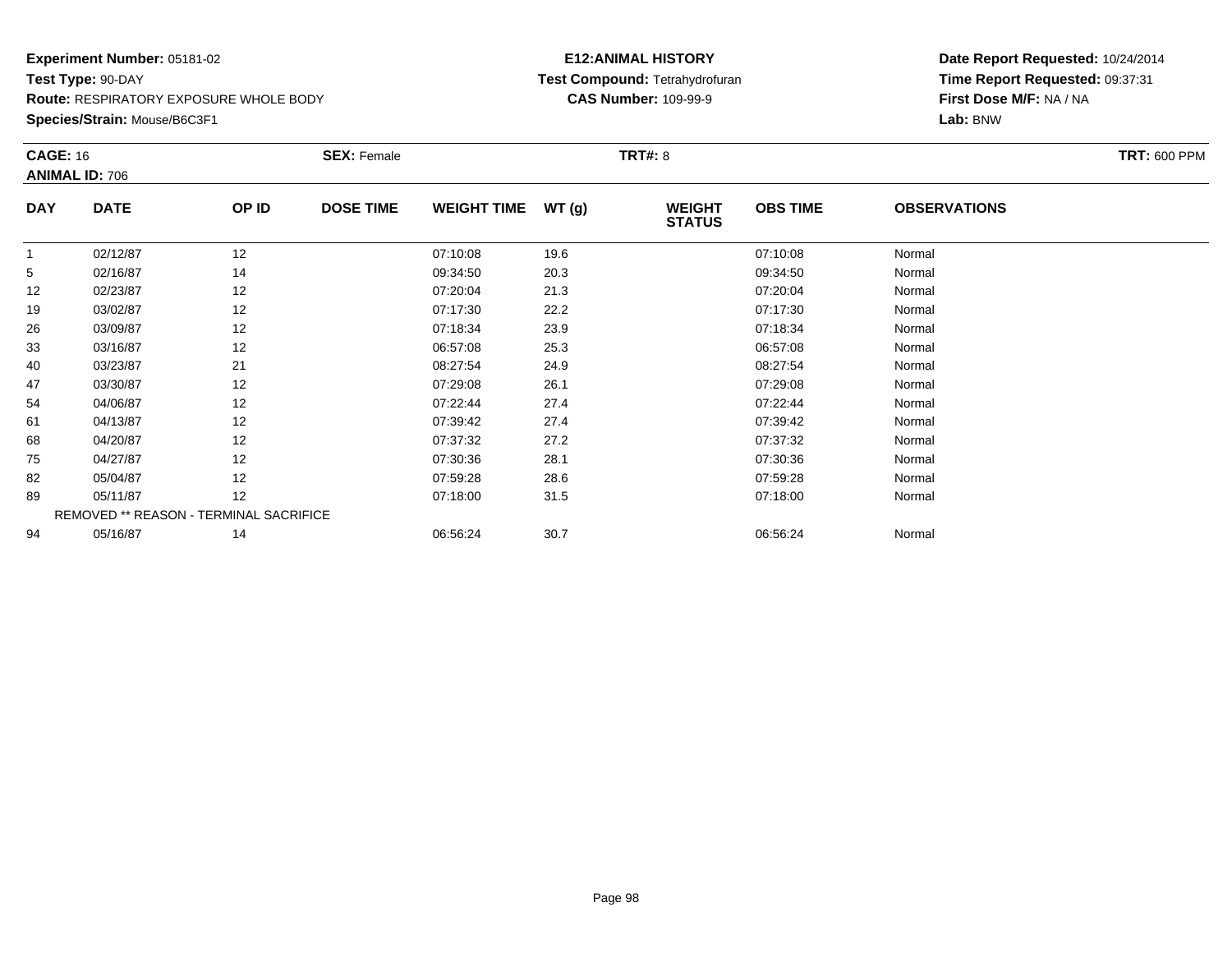**Experiment Number:** 05181-02
**Test Type:** 90-DAY
**Route:** RESPIRATORY EXPOSURE WHOLE BODY
**Species/Strain:** Mouse/B6C3F1

**E12:ANIMAL HISTORY**
**Test Compound:** Tetrahydrofuran
**CAS Number:** 109-99-9

**Date Report Requested:** 10/24/2014
**Time Report Requested:** 09:37:31
**First Dose M/F:** NA / NA
**Lab:** BNW

**CAGE:** 16 **SEX:** Female **TRT#:** 8 **TRT:** 600 PPM
**ANIMAL ID:** 706

| DAY | DATE | OP ID | DOSE TIME | WEIGHT TIME | WT (g) | WEIGHT STATUS | OBS TIME | OBSERVATIONS |
|---|---|---|---|---|---|---|---|---|
| 1 | 02/12/87 | 12 | | 07:10:08 | 19.6 | | 07:10:08 | Normal |
| 5 | 02/16/87 | 14 | | 09:34:50 | 20.3 | | 09:34:50 | Normal |
| 12 | 02/23/87 | 12 | | 07:20:04 | 21.3 | | 07:20:04 | Normal |
| 19 | 03/02/87 | 12 | | 07:17:30 | 22.2 | | 07:17:30 | Normal |
| 26 | 03/09/87 | 12 | | 07:18:34 | 23.9 | | 07:18:34 | Normal |
| 33 | 03/16/87 | 12 | | 06:57:08 | 25.3 | | 06:57:08 | Normal |
| 40 | 03/23/87 | 21 | | 08:27:54 | 24.9 | | 08:27:54 | Normal |
| 47 | 03/30/87 | 12 | | 07:29:08 | 26.1 | | 07:29:08 | Normal |
| 54 | 04/06/87 | 12 | | 07:22:44 | 27.4 | | 07:22:44 | Normal |
| 61 | 04/13/87 | 12 | | 07:39:42 | 27.4 | | 07:39:42 | Normal |
| 68 | 04/20/87 | 12 | | 07:37:32 | 27.2 | | 07:37:32 | Normal |
| 75 | 04/27/87 | 12 | | 07:30:36 | 28.1 | | 07:30:36 | Normal |
| 82 | 05/04/87 | 12 | | 07:59:28 | 28.6 | | 07:59:28 | Normal |
| 89 | 05/11/87 | 12 | | 07:18:00 | 31.5 | | 07:18:00 | Normal |
| REMOVED ** REASON - TERMINAL SACRIFICE | | | | | | | | |
| 94 | 05/16/87 | 14 | | 06:56:24 | 30.7 | | 06:56:24 | Normal |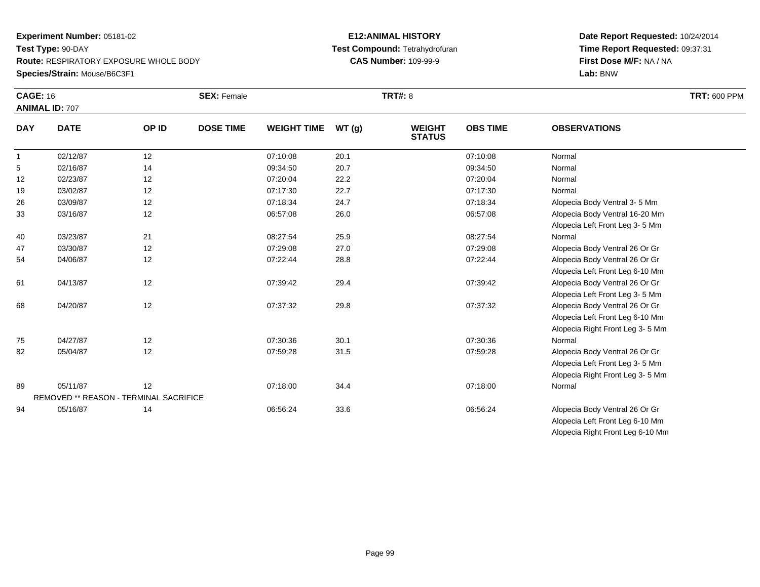**Experiment Number:** 05181-02
**Test Type:** 90-DAY
**Route:** RESPIRATORY EXPOSURE WHOLE BODY
**Species/Strain:** Mouse/B6C3F1

**E12:ANIMAL HISTORY**
**Test Compound:** Tetrahydrofuran
**CAS Number:** 109-99-9

**Date Report Requested:** 10/24/2014
**Time Report Requested:** 09:37:31
**First Dose M/F:** NA / NA
**Lab:** BNW

**CAGE:** 16 **SEX:** Female **TRT#:** 8 **TRT:** 600 PPM
**ANIMAL ID:** 707

| DAY | DATE | OP ID | DOSE TIME | WEIGHT TIME | WT (g) | WEIGHT STATUS | OBS TIME | OBSERVATIONS |
|---|---|---|---|---|---|---|---|---|
| 1 | 02/12/87 | 12 | | 07:10:08 | 20.1 | | 07:10:08 | Normal |
| 5 | 02/16/87 | 14 | | 09:34:50 | 20.7 | | 09:34:50 | Normal |
| 12 | 02/23/87 | 12 | | 07:20:04 | 22.2 | | 07:20:04 | Normal |
| 19 | 03/02/87 | 12 | | 07:17:30 | 22.7 | | 07:17:30 | Normal |
| 26 | 03/09/87 | 12 | | 07:18:34 | 24.7 | | 07:18:34 | Alopecia Body Ventral 3- 5 Mm |
| 33 | 03/16/87 | 12 | | 06:57:08 | 26.0 | | 06:57:08 | Alopecia Body Ventral 16-20 Mm |
| | | | | | | | | Alopecia Left Front Leg 3- 5 Mm |
| 40 | 03/23/87 | 21 | | 08:27:54 | 25.9 | | 08:27:54 | Normal |
| 47 | 03/30/87 | 12 | | 07:29:08 | 27.0 | | 07:29:08 | Alopecia Body Ventral 26 Or Gr |
| 54 | 04/06/87 | 12 | | 07:22:44 | 28.8 | | 07:22:44 | Alopecia Body Ventral 26 Or Gr |
| | | | | | | | | Alopecia Left Front Leg 6-10 Mm |
| 61 | 04/13/87 | 12 | | 07:39:42 | 29.4 | | 07:39:42 | Alopecia Body Ventral 26 Or Gr |
| | | | | | | | | Alopecia Left Front Leg 3- 5 Mm |
| 68 | 04/20/87 | 12 | | 07:37:32 | 29.8 | | 07:37:32 | Alopecia Body Ventral 26 Or Gr |
| | | | | | | | | Alopecia Left Front Leg 6-10 Mm |
| | | | | | | | | Alopecia Right Front Leg 3- 5 Mm |
| 75 | 04/27/87 | 12 | | 07:30:36 | 30.1 | | 07:30:36 | Normal |
| 82 | 05/04/87 | 12 | | 07:59:28 | 31.5 | | 07:59:28 | Alopecia Body Ventral 26 Or Gr |
| | | | | | | | | Alopecia Left Front Leg 3- 5 Mm |
| | | | | | | | | Alopecia Right Front Leg 3- 5 Mm |
| 89 | 05/11/87 | 12 | | 07:18:00 | 34.4 | | 07:18:00 | Normal |
| | REMOVED ** REASON - TERMINAL SACRIFICE | | | | | | | |
| 94 | 05/16/87 | 14 | | 06:56:24 | 33.6 | | 06:56:24 | Alopecia Body Ventral 26 Or Gr |
| | | | | | | | | Alopecia Left Front Leg 6-10 Mm |
| | | | | | | | | Alopecia Right Front Leg 6-10 Mm |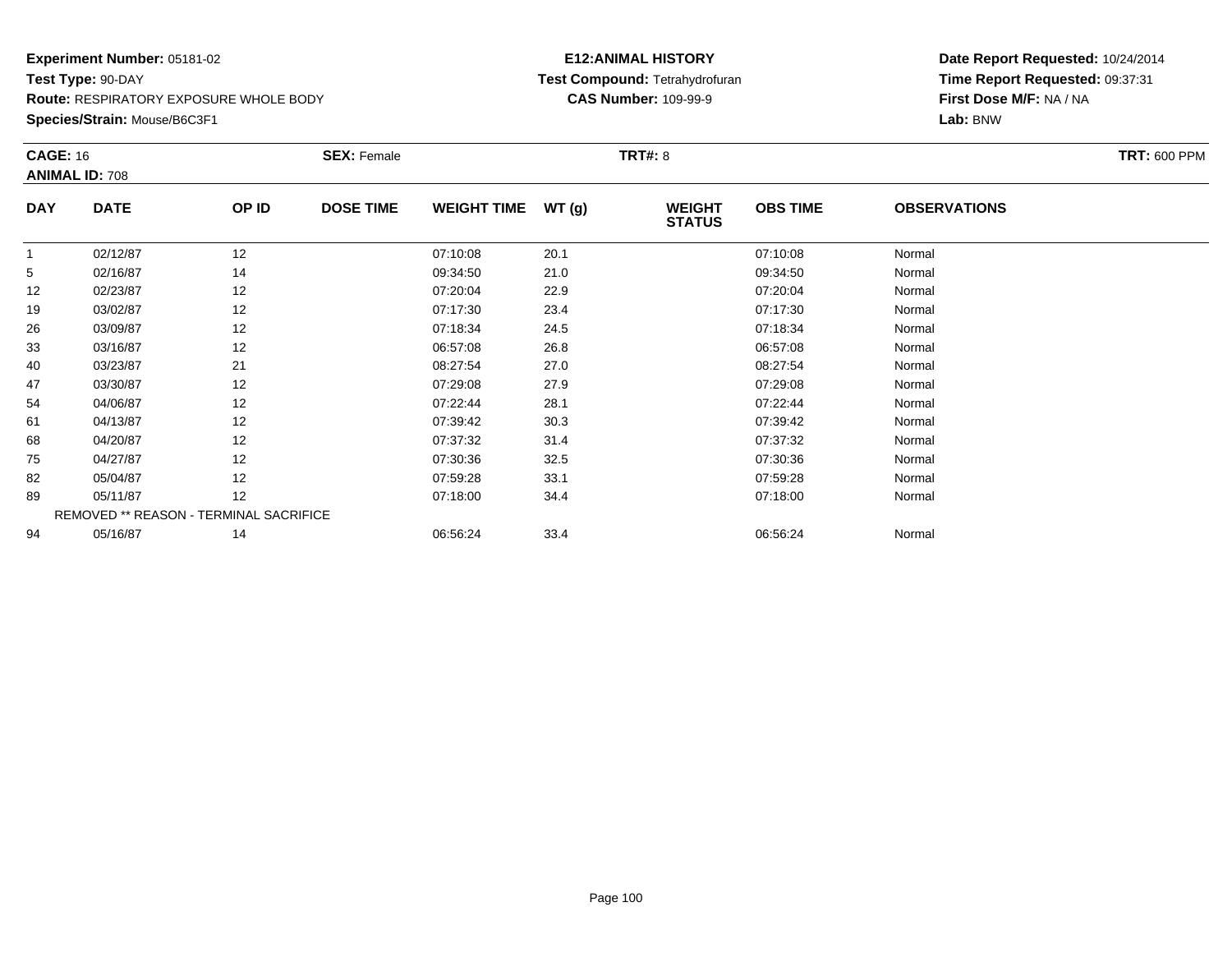**Experiment Number:** 05181-02
**Test Type:** 90-DAY
**Route:** RESPIRATORY EXPOSURE WHOLE BODY
**Species/Strain:** Mouse/B6C3F1

**E12:ANIMAL HISTORY**
**Test Compound:** Tetrahydrofuran
**CAS Number:** 109-99-9

**Date Report Requested:** 10/24/2014
**Time Report Requested:** 09:37:31
**First Dose M/F:** NA / NA
**Lab:** BNW

**CAGE:** 16 **SEX:** Female **TRT#:** 8 **TRT:** 600 PPM
**ANIMAL ID:** 708

| DAY | DATE | OP ID | DOSE TIME | WEIGHT TIME | WT (g) | WEIGHT STATUS | OBS TIME | OBSERVATIONS |
|---|---|---|---|---|---|---|---|---|
| 1 | 02/12/87 | 12 | | 07:10:08 | 20.1 | | 07:10:08 | Normal |
| 5 | 02/16/87 | 14 | | 09:34:50 | 21.0 | | 09:34:50 | Normal |
| 12 | 02/23/87 | 12 | | 07:20:04 | 22.9 | | 07:20:04 | Normal |
| 19 | 03/02/87 | 12 | | 07:17:30 | 23.4 | | 07:17:30 | Normal |
| 26 | 03/09/87 | 12 | | 07:18:34 | 24.5 | | 07:18:34 | Normal |
| 33 | 03/16/87 | 12 | | 06:57:08 | 26.8 | | 06:57:08 | Normal |
| 40 | 03/23/87 | 21 | | 08:27:54 | 27.0 | | 08:27:54 | Normal |
| 47 | 03/30/87 | 12 | | 07:29:08 | 27.9 | | 07:29:08 | Normal |
| 54 | 04/06/87 | 12 | | 07:22:44 | 28.1 | | 07:22:44 | Normal |
| 61 | 04/13/87 | 12 | | 07:39:42 | 30.3 | | 07:39:42 | Normal |
| 68 | 04/20/87 | 12 | | 07:37:32 | 31.4 | | 07:37:32 | Normal |
| 75 | 04/27/87 | 12 | | 07:30:36 | 32.5 | | 07:30:36 | Normal |
| 82 | 05/04/87 | 12 | | 07:59:28 | 33.1 | | 07:59:28 | Normal |
| 89 | 05/11/87 | 12 | | 07:18:00 | 34.4 | | 07:18:00 | Normal |
| | REMOVED ** REASON - TERMINAL SACRIFICE | | | | | | | |
| 94 | 05/16/87 | 14 | | 06:56:24 | 33.4 | | 06:56:24 | Normal |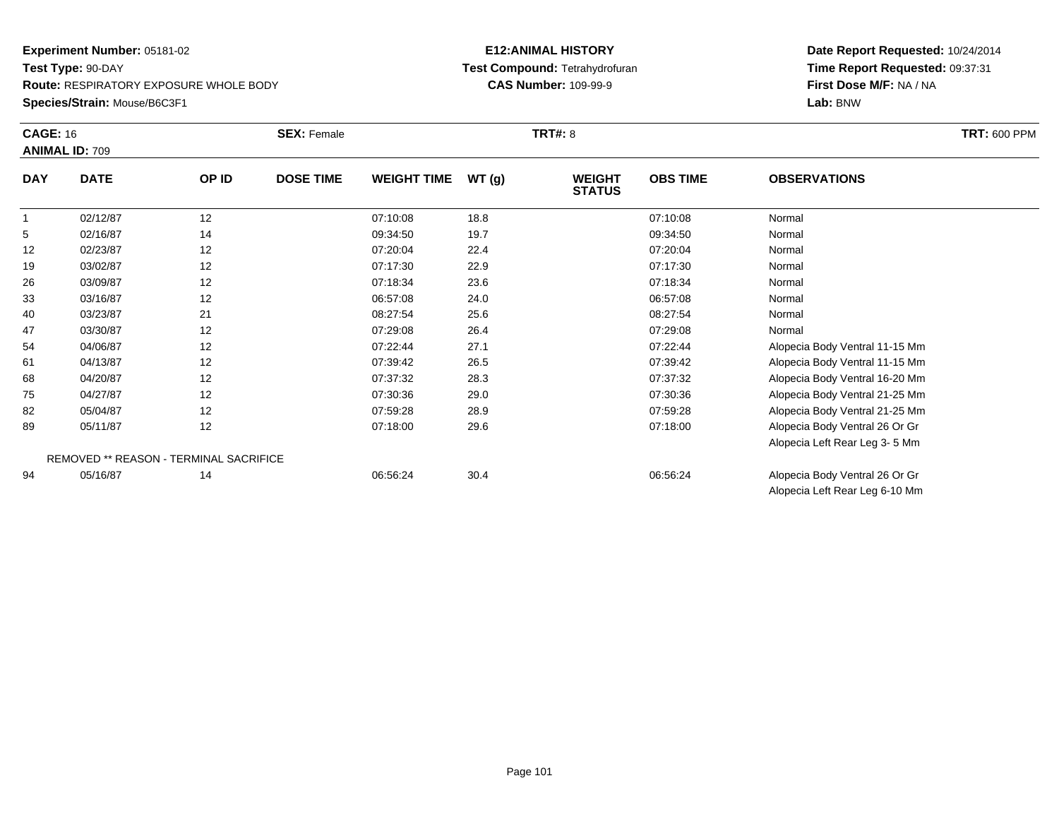**Experiment Number:** 05181-02
**Test Type:** 90-DAY
**Route:** RESPIRATORY EXPOSURE WHOLE BODY
**Species/Strain:** Mouse/B6C3F1

**E12:ANIMAL HISTORY**
**Test Compound:** Tetrahydrofuran
**CAS Number:** 109-99-9

**Date Report Requested:** 10/24/2014
**Time Report Requested:** 09:37:31
**First Dose M/F:** NA / NA
**Lab:** BNW

**CAGE:** 16 **SEX:** Female **TRT#:** 8 **TRT:** 600 PPM
**ANIMAL ID:** 709

| DAY | DATE | OP ID | DOSE TIME | WEIGHT TIME | WT (g) | WEIGHT STATUS | OBS TIME | OBSERVATIONS |
|---|---|---|---|---|---|---|---|---|
| 1 | 02/12/87 | 12 | | 07:10:08 | 18.8 | | 07:10:08 | Normal |
| 5 | 02/16/87 | 14 | | 09:34:50 | 19.7 | | 09:34:50 | Normal |
| 12 | 02/23/87 | 12 | | 07:20:04 | 22.4 | | 07:20:04 | Normal |
| 19 | 03/02/87 | 12 | | 07:17:30 | 22.9 | | 07:17:30 | Normal |
| 26 | 03/09/87 | 12 | | 07:18:34 | 23.6 | | 07:18:34 | Normal |
| 33 | 03/16/87 | 12 | | 06:57:08 | 24.0 | | 06:57:08 | Normal |
| 40 | 03/23/87 | 21 | | 08:27:54 | 25.6 | | 08:27:54 | Normal |
| 47 | 03/30/87 | 12 | | 07:29:08 | 26.4 | | 07:29:08 | Normal |
| 54 | 04/06/87 | 12 | | 07:22:44 | 27.1 | | 07:22:44 | Alopecia Body Ventral 11-15 Mm |
| 61 | 04/13/87 | 12 | | 07:39:42 | 26.5 | | 07:39:42 | Alopecia Body Ventral 11-15 Mm |
| 68 | 04/20/87 | 12 | | 07:37:32 | 28.3 | | 07:37:32 | Alopecia Body Ventral 16-20 Mm |
| 75 | 04/27/87 | 12 | | 07:30:36 | 29.0 | | 07:30:36 | Alopecia Body Ventral 21-25 Mm |
| 82 | 05/04/87 | 12 | | 07:59:28 | 28.9 | | 07:59:28 | Alopecia Body Ventral 21-25 Mm |
| 89 | 05/11/87 | 12 | | 07:18:00 | 29.6 | | 07:18:00 | Alopecia Body Ventral 26 Or Gr<br>Alopecia Left Rear Leg 3- 5 Mm |
| REMOVED ** REASON - TERMINAL SACRIFICE | | | | | | | | |
| 94 | 05/16/87 | 14 | | 06:56:24 | 30.4 | | 06:56:24 | Alopecia Body Ventral 26 Or Gr<br>Alopecia Left Rear Leg 6-10 Mm |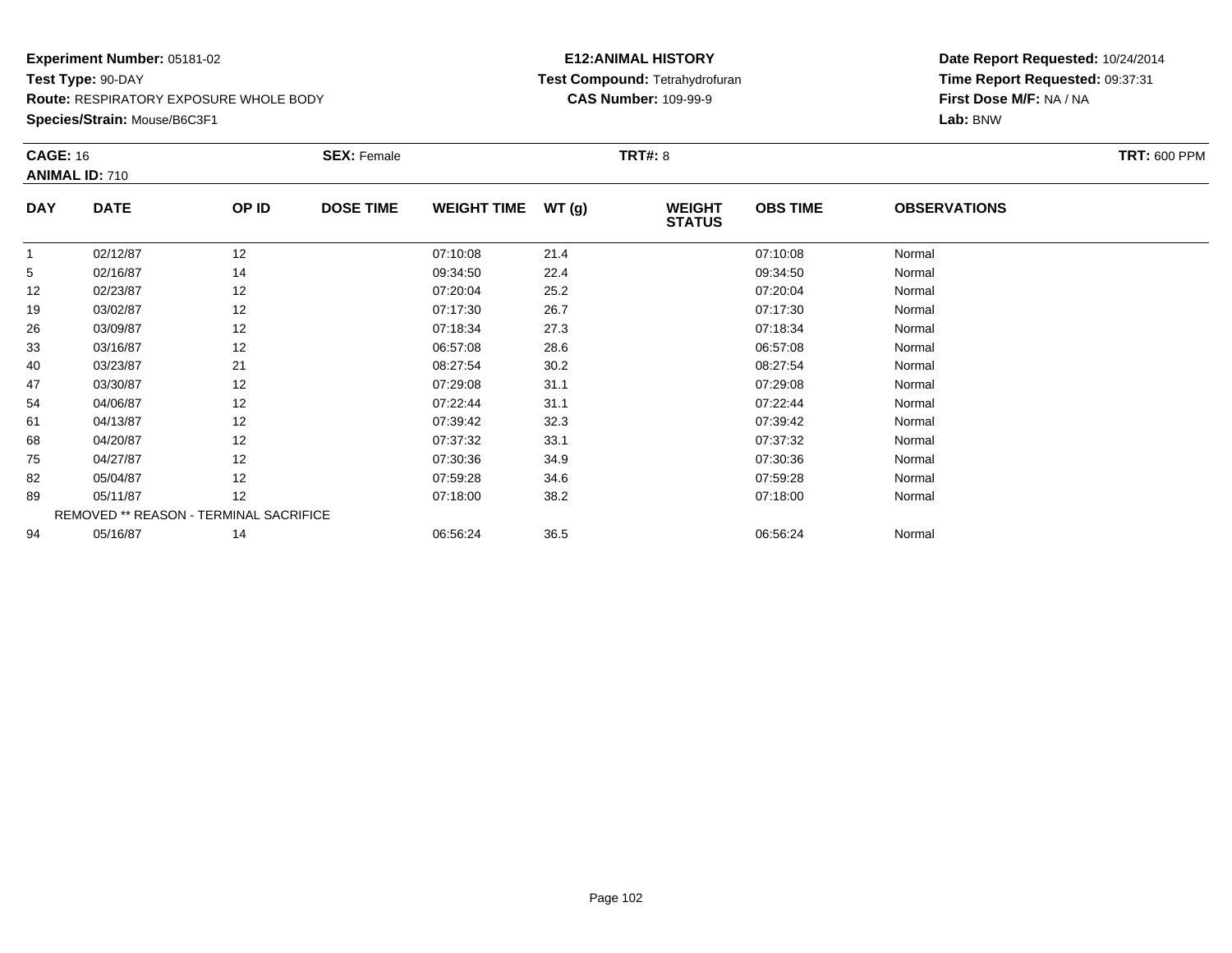**Experiment Number:** 05181-02
**Test Type:** 90-DAY
**Route:** RESPIRATORY EXPOSURE WHOLE BODY
**Species/Strain:** Mouse/B6C3F1

**E12:ANIMAL HISTORY**
**Test Compound:** Tetrahydrofuran
**CAS Number:** 109-99-9

**Date Report Requested:** 10/24/2014
**Time Report Requested:** 09:37:31
**First Dose M/F:** NA / NA
**Lab:** BNW

**CAGE:** 16 **SEX:** Female **TRT#:** 8 **TRT:** 600 PPM
**ANIMAL ID:** 710

| DAY | DATE | OP ID | DOSE TIME | WEIGHT TIME | WT (g) | WEIGHT STATUS | OBS TIME | OBSERVATIONS |
|---|---|---|---|---|---|---|---|---|
| 1 | 02/12/87 | 12 | | 07:10:08 | 21.4 | | 07:10:08 | Normal |
| 5 | 02/16/87 | 14 | | 09:34:50 | 22.4 | | 09:34:50 | Normal |
| 12 | 02/23/87 | 12 | | 07:20:04 | 25.2 | | 07:20:04 | Normal |
| 19 | 03/02/87 | 12 | | 07:17:30 | 26.7 | | 07:17:30 | Normal |
| 26 | 03/09/87 | 12 | | 07:18:34 | 27.3 | | 07:18:34 | Normal |
| 33 | 03/16/87 | 12 | | 06:57:08 | 28.6 | | 06:57:08 | Normal |
| 40 | 03/23/87 | 21 | | 08:27:54 | 30.2 | | 08:27:54 | Normal |
| 47 | 03/30/87 | 12 | | 07:29:08 | 31.1 | | 07:29:08 | Normal |
| 54 | 04/06/87 | 12 | | 07:22:44 | 31.1 | | 07:22:44 | Normal |
| 61 | 04/13/87 | 12 | | 07:39:42 | 32.3 | | 07:39:42 | Normal |
| 68 | 04/20/87 | 12 | | 07:37:32 | 33.1 | | 07:37:32 | Normal |
| 75 | 04/27/87 | 12 | | 07:30:36 | 34.9 | | 07:30:36 | Normal |
| 82 | 05/04/87 | 12 | | 07:59:28 | 34.6 | | 07:59:28 | Normal |
| 89 | 05/11/87 | 12 | | 07:18:00 | 38.2 | | 07:18:00 | Normal |
| | REMOVED ** REASON - TERMINAL SACRIFICE | | | | | | | |
| 94 | 05/16/87 | 14 | | 06:56:24 | 36.5 | | 06:56:24 | Normal |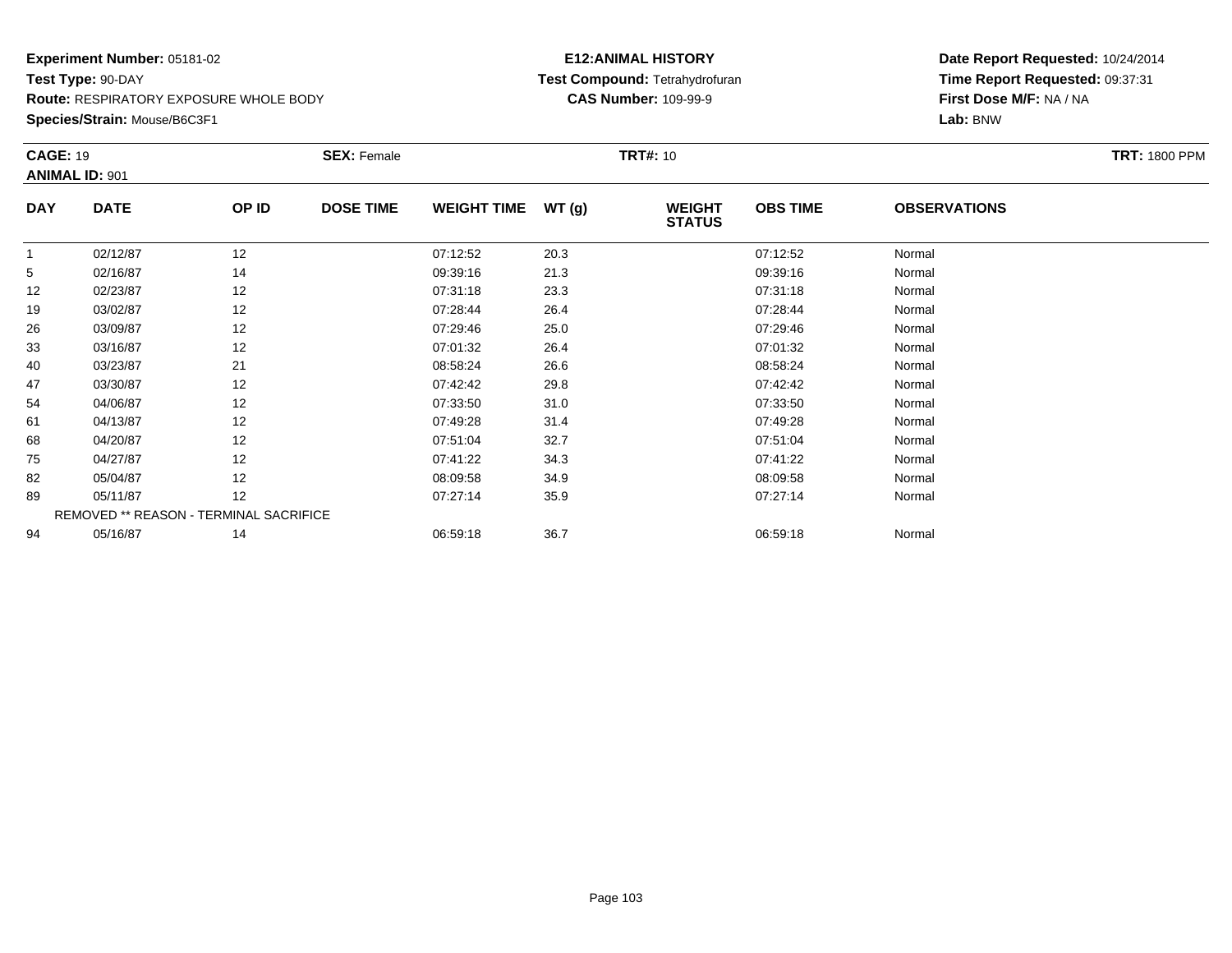**Experiment Number:** 05181-02
**Test Type:** 90-DAY
**Route:** RESPIRATORY EXPOSURE WHOLE BODY
**Species/Strain:** Mouse/B6C3F1

**E12:ANIMAL HISTORY**
**Test Compound:** Tetrahydrofuran
**CAS Number:** 109-99-9

**Date Report Requested:** 10/24/2014
**Time Report Requested:** 09:37:31
**First Dose M/F:** NA / NA
**Lab:** BNW

**CAGE:** 19 **SEX:** Female **TRT#:** 10 **TRT:** 1800 PPM
**ANIMAL ID:** 901

| DAY | DATE | OP ID | DOSE TIME | WEIGHT TIME | WT (g) | WEIGHT STATUS | OBS TIME | OBSERVATIONS |
|---|---|---|---|---|---|---|---|---|
| 1 | 02/12/87 | 12 | | 07:12:52 | 20.3 | | 07:12:52 | Normal |
| 5 | 02/16/87 | 14 | | 09:39:16 | 21.3 | | 09:39:16 | Normal |
| 12 | 02/23/87 | 12 | | 07:31:18 | 23.3 | | 07:31:18 | Normal |
| 19 | 03/02/87 | 12 | | 07:28:44 | 26.4 | | 07:28:44 | Normal |
| 26 | 03/09/87 | 12 | | 07:29:46 | 25.0 | | 07:29:46 | Normal |
| 33 | 03/16/87 | 12 | | 07:01:32 | 26.4 | | 07:01:32 | Normal |
| 40 | 03/23/87 | 21 | | 08:58:24 | 26.6 | | 08:58:24 | Normal |
| 47 | 03/30/87 | 12 | | 07:42:42 | 29.8 | | 07:42:42 | Normal |
| 54 | 04/06/87 | 12 | | 07:33:50 | 31.0 | | 07:33:50 | Normal |
| 61 | 04/13/87 | 12 | | 07:49:28 | 31.4 | | 07:49:28 | Normal |
| 68 | 04/20/87 | 12 | | 07:51:04 | 32.7 | | 07:51:04 | Normal |
| 75 | 04/27/87 | 12 | | 07:41:22 | 34.3 | | 07:41:22 | Normal |
| 82 | 05/04/87 | 12 | | 08:09:58 | 34.9 | | 08:09:58 | Normal |
| 89 | 05/11/87 | 12 | | 07:27:14 | 35.9 | | 07:27:14 | Normal |
| REMOVED ** REASON - TERMINAL SACRIFICE | | | | | | | | |
| 94 | 05/16/87 | 14 | | 06:59:18 | 36.7 | | 06:59:18 | Normal |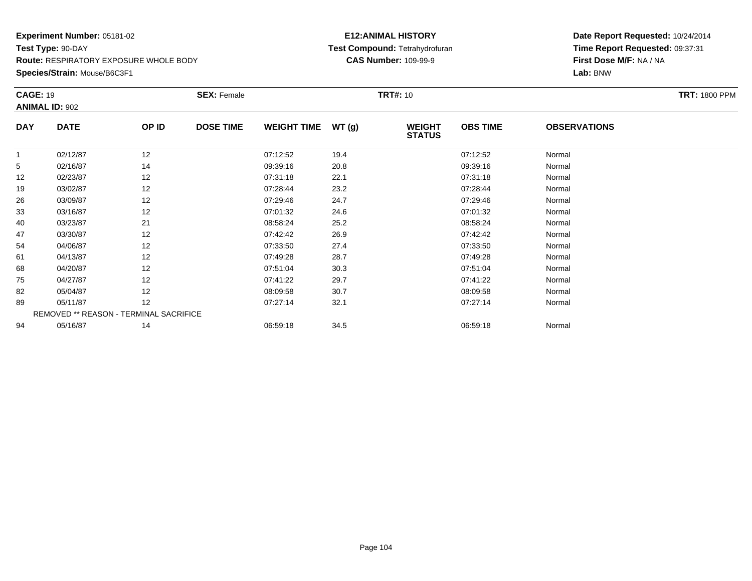**Experiment Number:** 05181-02
**Test Type:** 90-DAY
**Route:** RESPIRATORY EXPOSURE WHOLE BODY
**Species/Strain:** Mouse/B6C3F1

**E12:ANIMAL HISTORY**
**Test Compound:** Tetrahydrofuran
**CAS Number:** 109-99-9

**Date Report Requested:** 10/24/2014
**Time Report Requested:** 09:37:31
**First Dose M/F:** NA / NA
**Lab:** BNW

**CAGE:** 19 **SEX:** Female **TRT#:** 10 **TRT:** 1800 PPM
**ANIMAL ID:** 902

| DAY | DATE | OP ID | DOSE TIME | WEIGHT TIME | WT (g) | WEIGHT STATUS | OBS TIME | OBSERVATIONS |
|---|---|---|---|---|---|---|---|---|
| 1 | 02/12/87 | 12 | | 07:12:52 | 19.4 | | 07:12:52 | Normal |
| 5 | 02/16/87 | 14 | | 09:39:16 | 20.8 | | 09:39:16 | Normal |
| 12 | 02/23/87 | 12 | | 07:31:18 | 22.1 | | 07:31:18 | Normal |
| 19 | 03/02/87 | 12 | | 07:28:44 | 23.2 | | 07:28:44 | Normal |
| 26 | 03/09/87 | 12 | | 07:29:46 | 24.7 | | 07:29:46 | Normal |
| 33 | 03/16/87 | 12 | | 07:01:32 | 24.6 | | 07:01:32 | Normal |
| 40 | 03/23/87 | 21 | | 08:58:24 | 25.2 | | 08:58:24 | Normal |
| 47 | 03/30/87 | 12 | | 07:42:42 | 26.9 | | 07:42:42 | Normal |
| 54 | 04/06/87 | 12 | | 07:33:50 | 27.4 | | 07:33:50 | Normal |
| 61 | 04/13/87 | 12 | | 07:49:28 | 28.7 | | 07:49:28 | Normal |
| 68 | 04/20/87 | 12 | | 07:51:04 | 30.3 | | 07:51:04 | Normal |
| 75 | 04/27/87 | 12 | | 07:41:22 | 29.7 | | 07:41:22 | Normal |
| 82 | 05/04/87 | 12 | | 08:09:58 | 30.7 | | 08:09:58 | Normal |
| 89 | 05/11/87 | 12 | | 07:27:14 | 32.1 | | 07:27:14 | Normal |
| | REMOVED ** REASON - TERMINAL SACRIFICE | | | | | | | |
| 94 | 05/16/87 | 14 | | 06:59:18 | 34.5 | | 06:59:18 | Normal |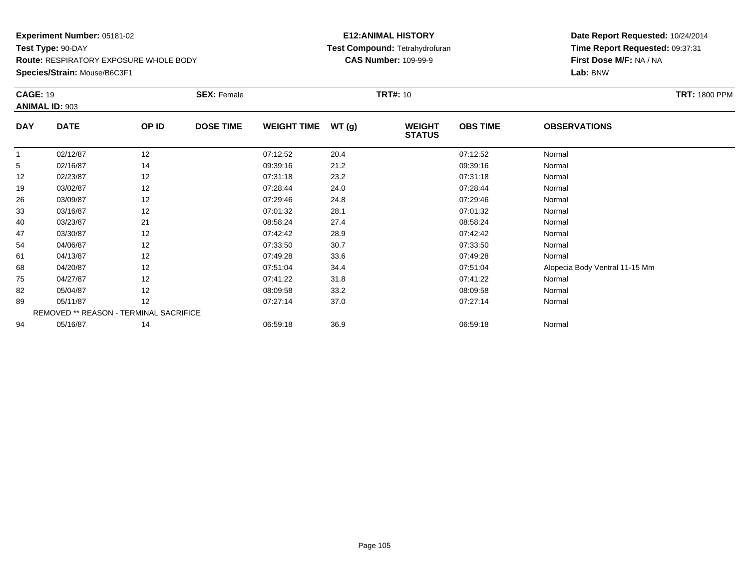**Experiment Number:** 05181-02
**Test Type:** 90-DAY
**Route:** RESPIRATORY EXPOSURE WHOLE BODY
**Species/Strain:** Mouse/B6C3F1

**E12:ANIMAL HISTORY**
**Test Compound:** Tetrahydrofuran
**CAS Number:** 109-99-9

**Date Report Requested:** 10/24/2014
**Time Report Requested:** 09:37:31
**First Dose M/F:** NA / NA
**Lab:** BNW

**CAGE:** 19
**ANIMAL ID:** 903
**SEX:** Female
**TRT#:** 10
**TRT:** 1800 PPM

| DAY | DATE | OP ID | DOSE TIME | WEIGHT TIME | WT (g) | WEIGHT STATUS | OBS TIME | OBSERVATIONS |
|---|---|---|---|---|---|---|---|---|
| 1 | 02/12/87 | 12 | | 07:12:52 | 20.4 | | 07:12:52 | Normal |
| 5 | 02/16/87 | 14 | | 09:39:16 | 21.2 | | 09:39:16 | Normal |
| 12 | 02/23/87 | 12 | | 07:31:18 | 23.2 | | 07:31:18 | Normal |
| 19 | 03/02/87 | 12 | | 07:28:44 | 24.0 | | 07:28:44 | Normal |
| 26 | 03/09/87 | 12 | | 07:29:46 | 24.8 | | 07:29:46 | Normal |
| 33 | 03/16/87 | 12 | | 07:01:32 | 28.1 | | 07:01:32 | Normal |
| 40 | 03/23/87 | 21 | | 08:58:24 | 27.4 | | 08:58:24 | Normal |
| 47 | 03/30/87 | 12 | | 07:42:42 | 28.9 | | 07:42:42 | Normal |
| 54 | 04/06/87 | 12 | | 07:33:50 | 30.7 | | 07:33:50 | Normal |
| 61 | 04/13/87 | 12 | | 07:49:28 | 33.6 | | 07:49:28 | Normal |
| 68 | 04/20/87 | 12 | | 07:51:04 | 34.4 | | 07:51:04 | Alopecia Body Ventral 11-15 Mm |
| 75 | 04/27/87 | 12 | | 07:41:22 | 31.8 | | 07:41:22 | Normal |
| 82 | 05/04/87 | 12 | | 08:09:58 | 33.2 | | 08:09:58 | Normal |
| 89 | 05/11/87 | 12 | | 07:27:14 | 37.0 | | 07:27:14 | Normal |
| REMOVED ** REASON - TERMINAL SACRIFICE | | | | | | | | |
| 94 | 05/16/87 | 14 | | 06:59:18 | 36.9 | | 06:59:18 | Normal |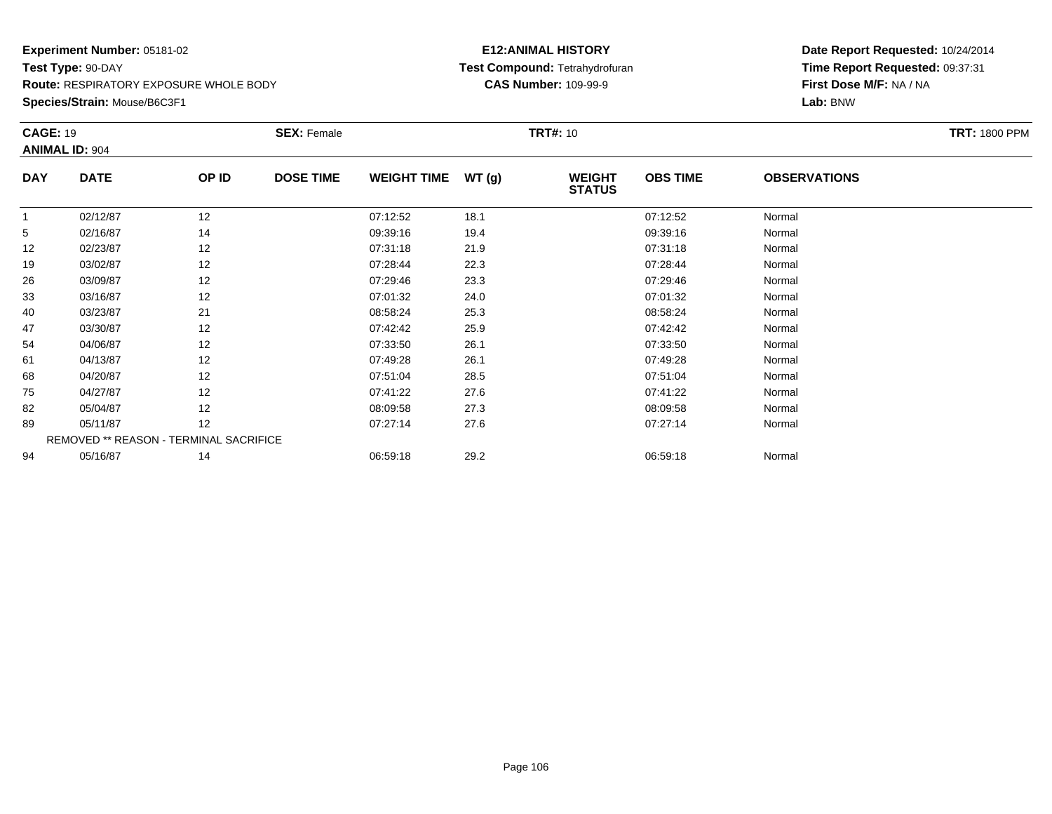**Experiment Number:** 05181-02
**Test Type:** 90-DAY
**Route:** RESPIRATORY EXPOSURE WHOLE BODY
**Species/Strain:** Mouse/B6C3F1

**E12:ANIMAL HISTORY**
**Test Compound:** Tetrahydrofuran
**CAS Number:** 109-99-9

**Date Report Requested:** 10/24/2014
**Time Report Requested:** 09:37:31
**First Dose M/F:** NA / NA
**Lab:** BNW

**CAGE:** 19 **SEX:** Female **TRT#:** 10 **TRT:** 1800 PPM
**ANIMAL ID:** 904

| DAY | DATE | OP ID | DOSE TIME | WEIGHT TIME | WT (g) | WEIGHT STATUS | OBS TIME | OBSERVATIONS |
|---|---|---|---|---|---|---|---|---|
| 1 | 02/12/87 | 12 | | 07:12:52 | 18.1 | | 07:12:52 | Normal |
| 5 | 02/16/87 | 14 | | 09:39:16 | 19.4 | | 09:39:16 | Normal |
| 12 | 02/23/87 | 12 | | 07:31:18 | 21.9 | | 07:31:18 | Normal |
| 19 | 03/02/87 | 12 | | 07:28:44 | 22.3 | | 07:28:44 | Normal |
| 26 | 03/09/87 | 12 | | 07:29:46 | 23.3 | | 07:29:46 | Normal |
| 33 | 03/16/87 | 12 | | 07:01:32 | 24.0 | | 07:01:32 | Normal |
| 40 | 03/23/87 | 21 | | 08:58:24 | 25.3 | | 08:58:24 | Normal |
| 47 | 03/30/87 | 12 | | 07:42:42 | 25.9 | | 07:42:42 | Normal |
| 54 | 04/06/87 | 12 | | 07:33:50 | 26.1 | | 07:33:50 | Normal |
| 61 | 04/13/87 | 12 | | 07:49:28 | 26.1 | | 07:49:28 | Normal |
| 68 | 04/20/87 | 12 | | 07:51:04 | 28.5 | | 07:51:04 | Normal |
| 75 | 04/27/87 | 12 | | 07:41:22 | 27.6 | | 07:41:22 | Normal |
| 82 | 05/04/87 | 12 | | 08:09:58 | 27.3 | | 08:09:58 | Normal |
| 89 | 05/11/87 | 12 | | 07:27:14 | 27.6 | | 07:27:14 | Normal |
| REMOVED ** REASON - TERMINAL SACRIFICE | | | | | | | | |
| 94 | 05/16/87 | 14 | | 06:59:18 | 29.2 | | 06:59:18 | Normal |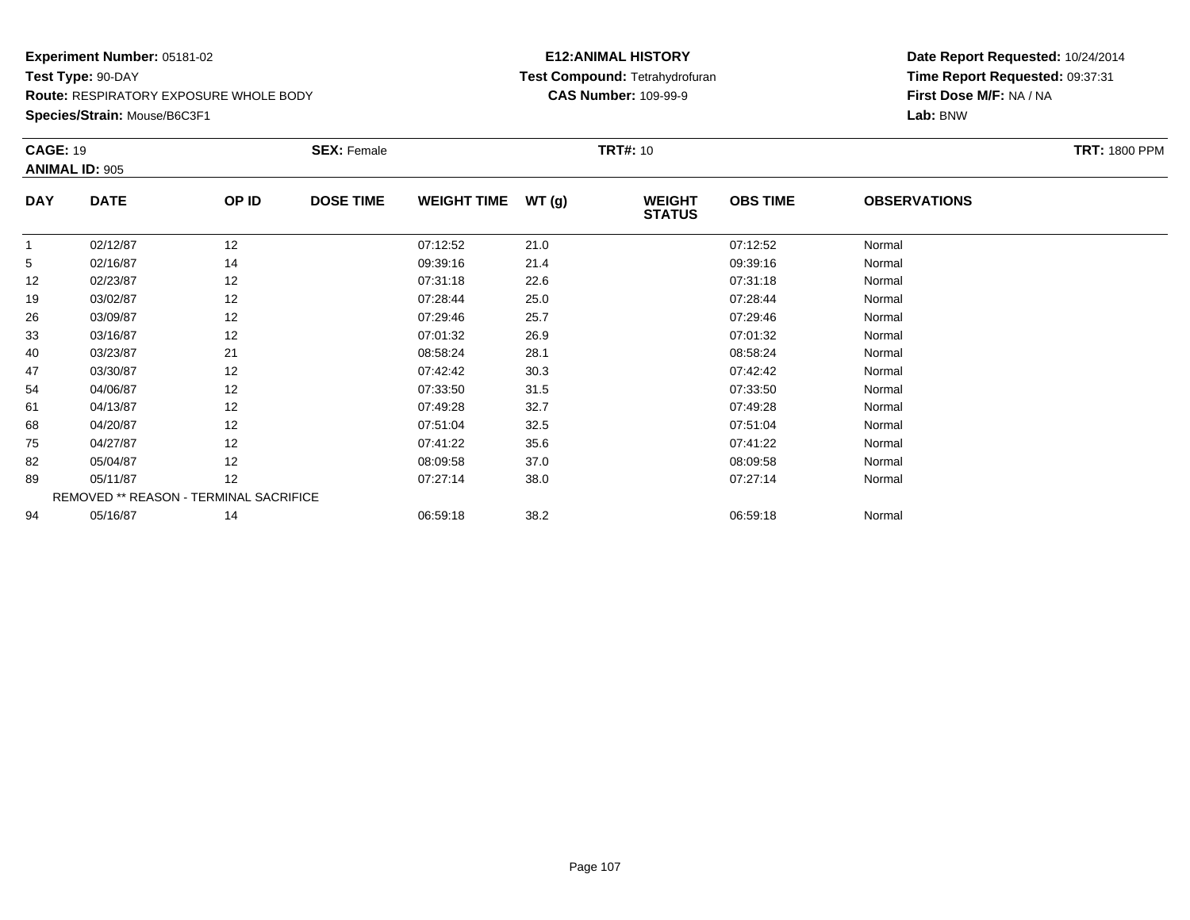**Experiment Number:** 05181-02
**Test Type:** 90-DAY
**Route:** RESPIRATORY EXPOSURE WHOLE BODY
**Species/Strain:** Mouse/B6C3F1

**E12:ANIMAL HISTORY**
**Test Compound:** Tetrahydrofuran
**CAS Number:** 109-99-9

**Date Report Requested:** 10/24/2014
**Time Report Requested:** 09:37:31
**First Dose M/F:** NA / NA
**Lab:** BNW

**CAGE:** 19
**ANIMAL ID:** 905
**SEX:** Female
**TRT#:** 10
**TRT:** 1800 PPM

| DAY | DATE | OP ID | DOSE TIME | WEIGHT TIME | WT (g) | WEIGHT STATUS | OBS TIME | OBSERVATIONS |
|---|---|---|---|---|---|---|---|---|
| 1 | 02/12/87 | 12 | | 07:12:52 | 21.0 | | 07:12:52 | Normal |
| 5 | 02/16/87 | 14 | | 09:39:16 | 21.4 | | 09:39:16 | Normal |
| 12 | 02/23/87 | 12 | | 07:31:18 | 22.6 | | 07:31:18 | Normal |
| 19 | 03/02/87 | 12 | | 07:28:44 | 25.0 | | 07:28:44 | Normal |
| 26 | 03/09/87 | 12 | | 07:29:46 | 25.7 | | 07:29:46 | Normal |
| 33 | 03/16/87 | 12 | | 07:01:32 | 26.9 | | 07:01:32 | Normal |
| 40 | 03/23/87 | 21 | | 08:58:24 | 28.1 | | 08:58:24 | Normal |
| 47 | 03/30/87 | 12 | | 07:42:42 | 30.3 | | 07:42:42 | Normal |
| 54 | 04/06/87 | 12 | | 07:33:50 | 31.5 | | 07:33:50 | Normal |
| 61 | 04/13/87 | 12 | | 07:49:28 | 32.7 | | 07:49:28 | Normal |
| 68 | 04/20/87 | 12 | | 07:51:04 | 32.5 | | 07:51:04 | Normal |
| 75 | 04/27/87 | 12 | | 07:41:22 | 35.6 | | 07:41:22 | Normal |
| 82 | 05/04/87 | 12 | | 08:09:58 | 37.0 | | 08:09:58 | Normal |
| 89 | 05/11/87 | 12 | | 07:27:14 | 38.0 | | 07:27:14 | Normal |
| REMOVED ** REASON - TERMINAL SACRIFICE | | | | | | | | |
| 94 | 05/16/87 | 14 | | 06:59:18 | 38.2 | | 06:59:18 | Normal |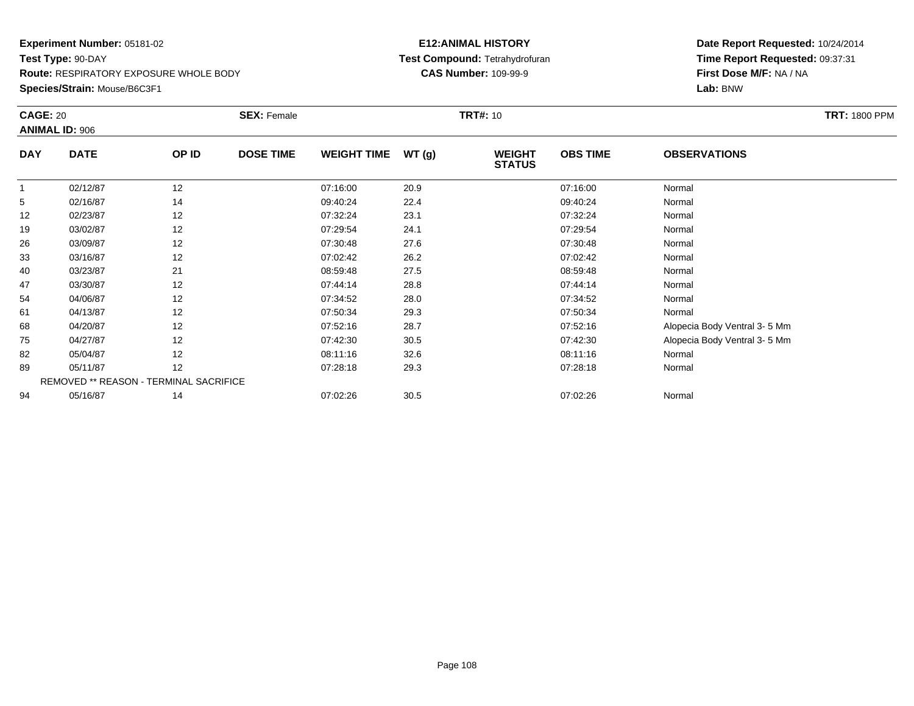**Experiment Number:** 05181-02
**Test Type:** 90-DAY
**Route:** RESPIRATORY EXPOSURE WHOLE BODY
**Species/Strain:** Mouse/B6C3F1

**E12:ANIMAL HISTORY**
**Test Compound:** Tetrahydrofuran
**CAS Number:** 109-99-9

**Date Report Requested:** 10/24/2014
**Time Report Requested:** 09:37:31
**First Dose M/F:** NA / NA
**Lab:** BNW

**CAGE:** 20 **SEX:** Female **TRT#:** 10 **TRT:** 1800 PPM
**ANIMAL ID:** 906

| DAY | DATE | OP ID | DOSE TIME | WEIGHT TIME | WT (g) | WEIGHT STATUS | OBS TIME | OBSERVATIONS |
|---|---|---|---|---|---|---|---|---|
| 1 | 02/12/87 | 12 | | 07:16:00 | 20.9 | | 07:16:00 | Normal |
| 5 | 02/16/87 | 14 | | 09:40:24 | 22.4 | | 09:40:24 | Normal |
| 12 | 02/23/87 | 12 | | 07:32:24 | 23.1 | | 07:32:24 | Normal |
| 19 | 03/02/87 | 12 | | 07:29:54 | 24.1 | | 07:29:54 | Normal |
| 26 | 03/09/87 | 12 | | 07:30:48 | 27.6 | | 07:30:48 | Normal |
| 33 | 03/16/87 | 12 | | 07:02:42 | 26.2 | | 07:02:42 | Normal |
| 40 | 03/23/87 | 21 | | 08:59:48 | 27.5 | | 08:59:48 | Normal |
| 47 | 03/30/87 | 12 | | 07:44:14 | 28.8 | | 07:44:14 | Normal |
| 54 | 04/06/87 | 12 | | 07:34:52 | 28.0 | | 07:34:52 | Normal |
| 61 | 04/13/87 | 12 | | 07:50:34 | 29.3 | | 07:50:34 | Normal |
| 68 | 04/20/87 | 12 | | 07:52:16 | 28.7 | | 07:52:16 | Alopecia Body Ventral 3- 5 Mm |
| 75 | 04/27/87 | 12 | | 07:42:30 | 30.5 | | 07:42:30 | Alopecia Body Ventral 3- 5 Mm |
| 82 | 05/04/87 | 12 | | 08:11:16 | 32.6 | | 08:11:16 | Normal |
| 89 | 05/11/87 | 12 | | 07:28:18 | 29.3 | | 07:28:18 | Normal |
| REMOVED ** REASON - TERMINAL SACRIFICE | | | | | | | | |
| 94 | 05/16/87 | 14 | | 07:02:26 | 30.5 | | 07:02:26 | Normal |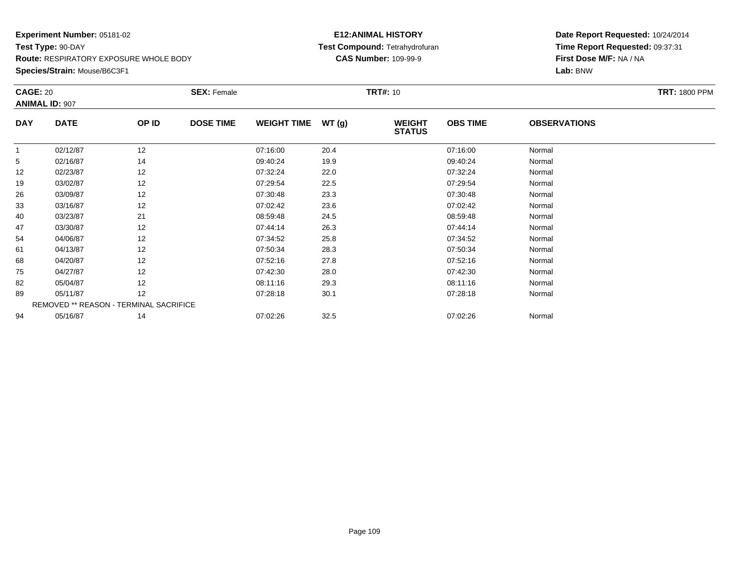**Experiment Number:** 05181-02
**Test Type:** 90-DAY
**Route:** RESPIRATORY EXPOSURE WHOLE BODY
**Species/Strain:** Mouse/B6C3F1

**E12:ANIMAL HISTORY**
**Test Compound:** Tetrahydrofuran
**CAS Number:** 109-99-9

**Date Report Requested:** 10/24/2014
**Time Report Requested:** 09:37:31
**First Dose M/F:** NA / NA
**Lab:** BNW

**CAGE:** 20 **SEX:** Female **TRT#:** 10 **TRT:** 1800 PPM
**ANIMAL ID:** 907

| DAY | DATE | OP ID | DOSE TIME | WEIGHT TIME | WT (g) | WEIGHT STATUS | OBS TIME | OBSERVATIONS |
|---|---|---|---|---|---|---|---|---|
| 1 | 02/12/87 | 12 | | 07:16:00 | 20.4 | | 07:16:00 | Normal |
| 5 | 02/16/87 | 14 | | 09:40:24 | 19.9 | | 09:40:24 | Normal |
| 12 | 02/23/87 | 12 | | 07:32:24 | 22.0 | | 07:32:24 | Normal |
| 19 | 03/02/87 | 12 | | 07:29:54 | 22.5 | | 07:29:54 | Normal |
| 26 | 03/09/87 | 12 | | 07:30:48 | 23.3 | | 07:30:48 | Normal |
| 33 | 03/16/87 | 12 | | 07:02:42 | 23.6 | | 07:02:42 | Normal |
| 40 | 03/23/87 | 21 | | 08:59:48 | 24.5 | | 08:59:48 | Normal |
| 47 | 03/30/87 | 12 | | 07:44:14 | 26.3 | | 07:44:14 | Normal |
| 54 | 04/06/87 | 12 | | 07:34:52 | 25.8 | | 07:34:52 | Normal |
| 61 | 04/13/87 | 12 | | 07:50:34 | 28.3 | | 07:50:34 | Normal |
| 68 | 04/20/87 | 12 | | 07:52:16 | 27.8 | | 07:52:16 | Normal |
| 75 | 04/27/87 | 12 | | 07:42:30 | 28.0 | | 07:42:30 | Normal |
| 82 | 05/04/87 | 12 | | 08:11:16 | 29.3 | | 08:11:16 | Normal |
| 89 | 05/11/87 | 12 | | 07:28:18 | 30.1 | | 07:28:18 | Normal |
| | REMOVED ** REASON - TERMINAL SACRIFICE | | | | | | | |
| 94 | 05/16/87 | 14 | | 07:02:26 | 32.5 | | 07:02:26 | Normal |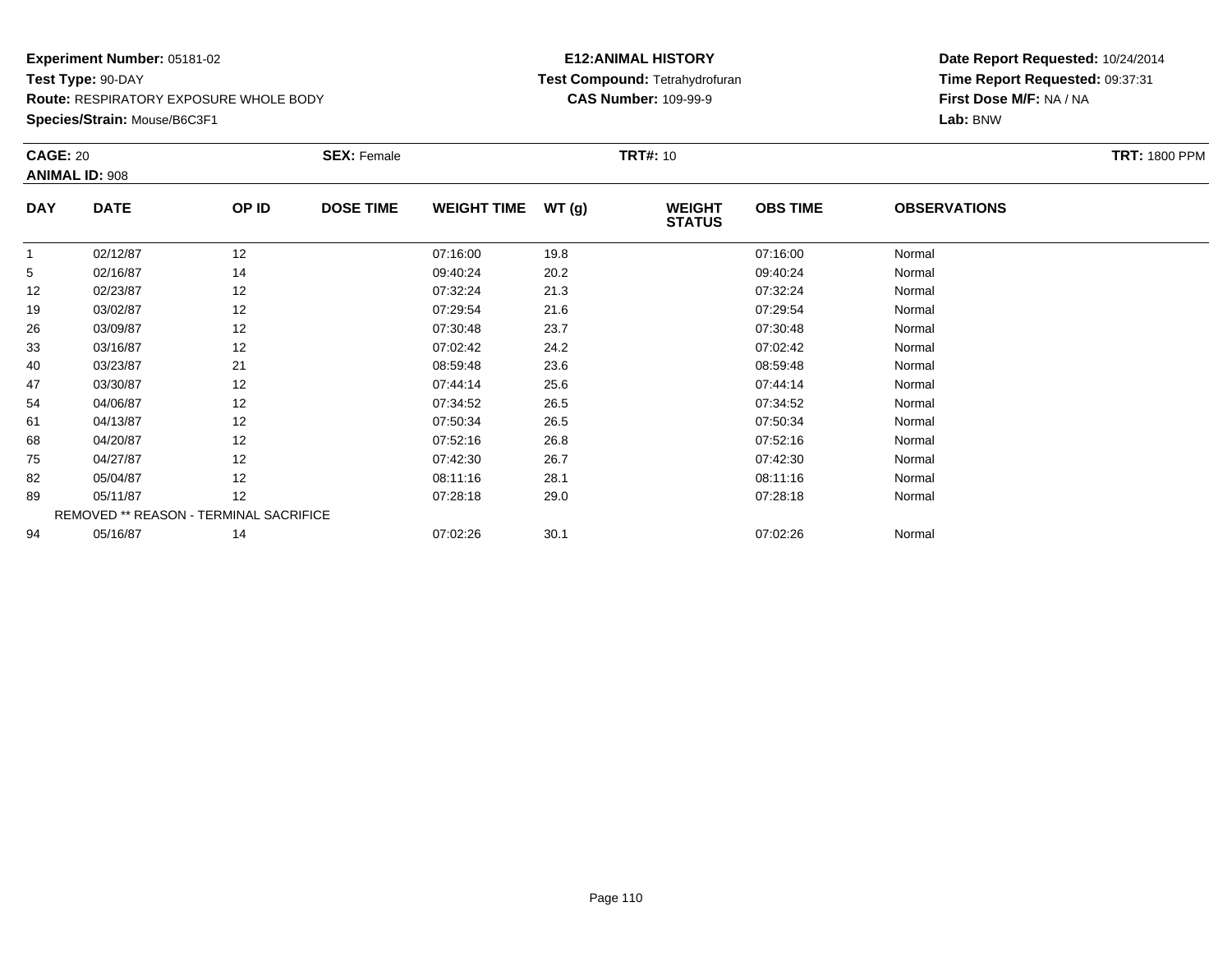**Experiment Number:** 05181-02
**Test Type:** 90-DAY
**Route:** RESPIRATORY EXPOSURE WHOLE BODY
**Species/Strain:** Mouse/B6C3F1

**E12:ANIMAL HISTORY**
**Test Compound:** Tetrahydrofuran
**CAS Number:** 109-99-9

**Date Report Requested:** 10/24/2014
**Time Report Requested:** 09:37:31
**First Dose M/F:** NA / NA
**Lab:** BNW

**CAGE:** 20 **SEX:** Female **TRT#:** 10 **TRT:** 1800 PPM
**ANIMAL ID:** 908

| DAY | DATE | OP ID | DOSE TIME | WEIGHT TIME | WT (g) | WEIGHT STATUS | OBS TIME | OBSERVATIONS |
|---|---|---|---|---|---|---|---|---|
| 1 | 02/12/87 | 12 | | 07:16:00 | 19.8 | | 07:16:00 | Normal |
| 5 | 02/16/87 | 14 | | 09:40:24 | 20.2 | | 09:40:24 | Normal |
| 12 | 02/23/87 | 12 | | 07:32:24 | 21.3 | | 07:32:24 | Normal |
| 19 | 03/02/87 | 12 | | 07:29:54 | 21.6 | | 07:29:54 | Normal |
| 26 | 03/09/87 | 12 | | 07:30:48 | 23.7 | | 07:30:48 | Normal |
| 33 | 03/16/87 | 12 | | 07:02:42 | 24.2 | | 07:02:42 | Normal |
| 40 | 03/23/87 | 21 | | 08:59:48 | 23.6 | | 08:59:48 | Normal |
| 47 | 03/30/87 | 12 | | 07:44:14 | 25.6 | | 07:44:14 | Normal |
| 54 | 04/06/87 | 12 | | 07:34:52 | 26.5 | | 07:34:52 | Normal |
| 61 | 04/13/87 | 12 | | 07:50:34 | 26.5 | | 07:50:34 | Normal |
| 68 | 04/20/87 | 12 | | 07:52:16 | 26.8 | | 07:52:16 | Normal |
| 75 | 04/27/87 | 12 | | 07:42:30 | 26.7 | | 07:42:30 | Normal |
| 82 | 05/04/87 | 12 | | 08:11:16 | 28.1 | | 08:11:16 | Normal |
| 89 | 05/11/87 | 12 | | 07:28:18 | 29.0 | | 07:28:18 | Normal |
| | REMOVED ** REASON - TERMINAL SACRIFICE | | | | | | | |
| 94 | 05/16/87 | 14 | | 07:02:26 | 30.1 | | 07:02:26 | Normal |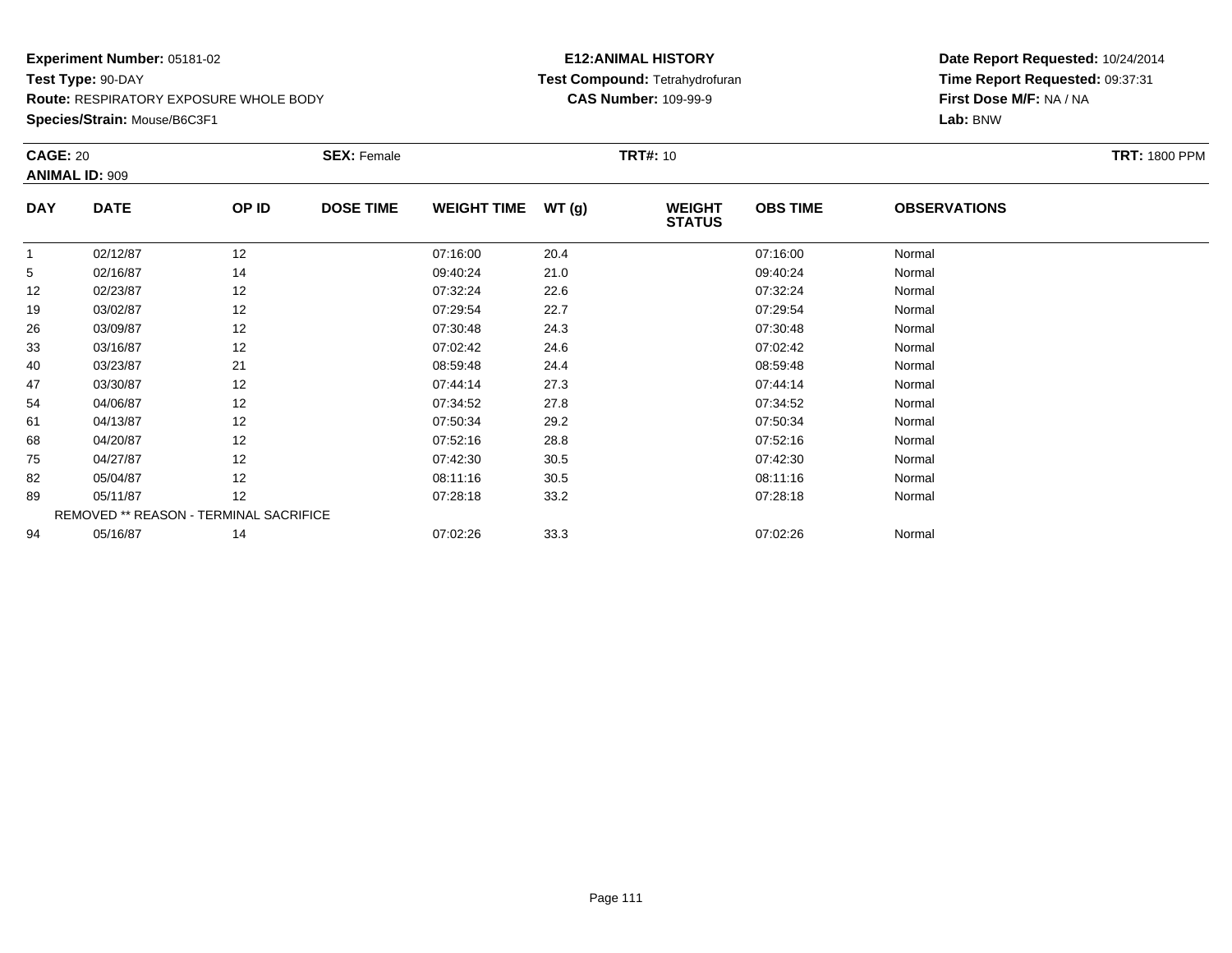**Experiment Number:** 05181-02
**Test Type:** 90-DAY
**Route:** RESPIRATORY EXPOSURE WHOLE BODY
**Species/Strain:** Mouse/B6C3F1

**E12:ANIMAL HISTORY**
**Test Compound:** Tetrahydrofuran
**CAS Number:** 109-99-9

**Date Report Requested:** 10/24/2014
**Time Report Requested:** 09:37:31
**First Dose M/F:** NA / NA
**Lab:** BNW

**CAGE:** 20 **SEX:** Female **TRT#:** 10 **TRT:** 1800 PPM
**ANIMAL ID:** 909

| DAY | DATE | OP ID | DOSE TIME | WEIGHT TIME | WT (g) | WEIGHT STATUS | OBS TIME | OBSERVATIONS |
|---|---|---|---|---|---|---|---|---|
| 1 | 02/12/87 | 12 | | 07:16:00 | 20.4 | | 07:16:00 | Normal |
| 5 | 02/16/87 | 14 | | 09:40:24 | 21.0 | | 09:40:24 | Normal |
| 12 | 02/23/87 | 12 | | 07:32:24 | 22.6 | | 07:32:24 | Normal |
| 19 | 03/02/87 | 12 | | 07:29:54 | 22.7 | | 07:29:54 | Normal |
| 26 | 03/09/87 | 12 | | 07:30:48 | 24.3 | | 07:30:48 | Normal |
| 33 | 03/16/87 | 12 | | 07:02:42 | 24.6 | | 07:02:42 | Normal |
| 40 | 03/23/87 | 21 | | 08:59:48 | 24.4 | | 08:59:48 | Normal |
| 47 | 03/30/87 | 12 | | 07:44:14 | 27.3 | | 07:44:14 | Normal |
| 54 | 04/06/87 | 12 | | 07:34:52 | 27.8 | | 07:34:52 | Normal |
| 61 | 04/13/87 | 12 | | 07:50:34 | 29.2 | | 07:50:34 | Normal |
| 68 | 04/20/87 | 12 | | 07:52:16 | 28.8 | | 07:52:16 | Normal |
| 75 | 04/27/87 | 12 | | 07:42:30 | 30.5 | | 07:42:30 | Normal |
| 82 | 05/04/87 | 12 | | 08:11:16 | 30.5 | | 08:11:16 | Normal |
| 89 | 05/11/87 | 12 | | 07:28:18 | 33.2 | | 07:28:18 | Normal |
| REMOVED ** REASON - TERMINAL SACRIFICE | | | | | | | | |
| 94 | 05/16/87 | 14 | | 07:02:26 | 33.3 | | 07:02:26 | Normal |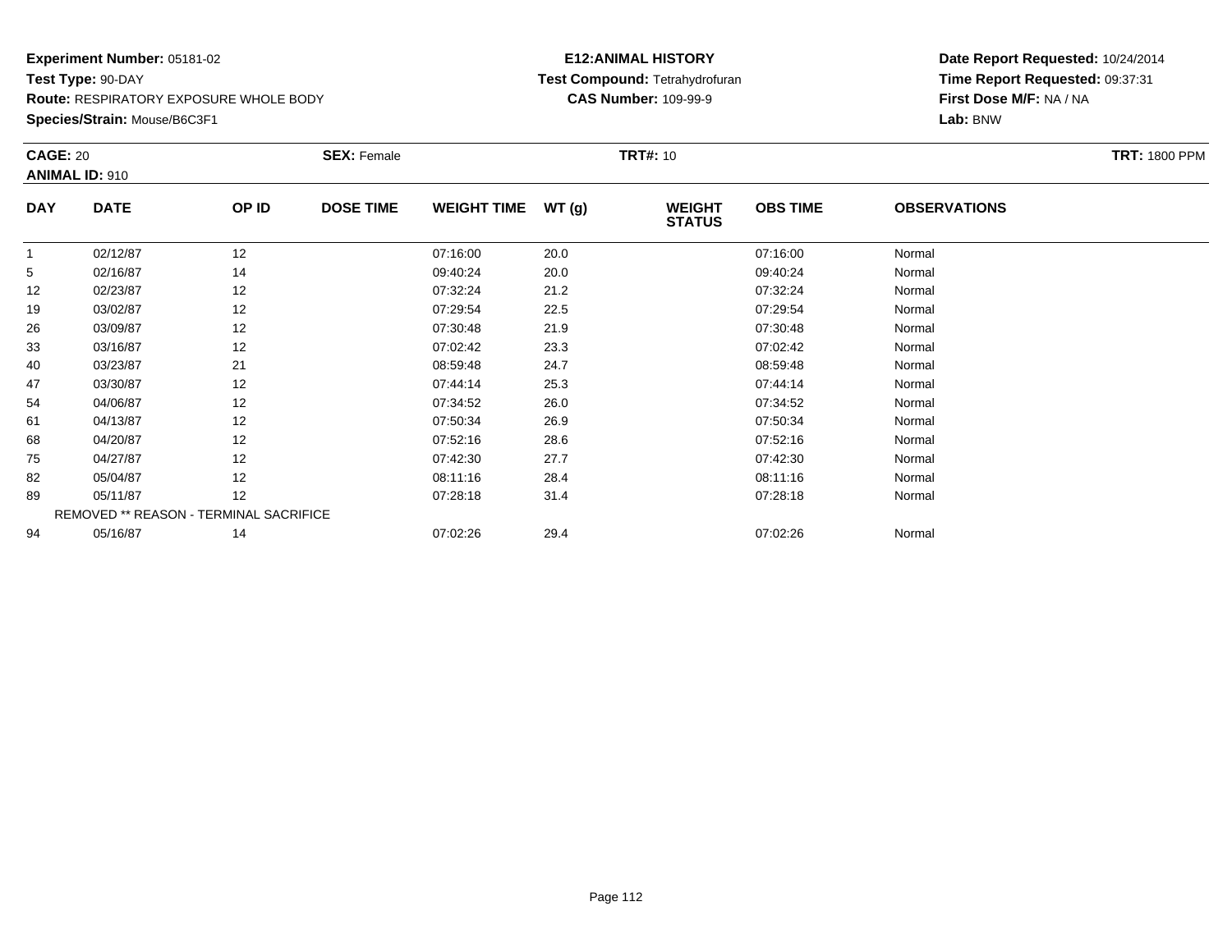**Experiment Number:** 05181-02
**Test Type:** 90-DAY
**Route:** RESPIRATORY EXPOSURE WHOLE BODY
**Species/Strain:** Mouse/B6C3F1

**E12:ANIMAL HISTORY**
**Test Compound:** Tetrahydrofuran
**CAS Number:** 109-99-9

**Date Report Requested:** 10/24/2014
**Time Report Requested:** 09:37:31
**First Dose M/F:** NA / NA
**Lab:** BNW

**CAGE:** 20 **SEX:** Female **TRT#:** 10 **TRT:** 1800 PPM
**ANIMAL ID:** 910

| DAY | DATE | OP ID | DOSE TIME | WEIGHT TIME | WT (g) | WEIGHT STATUS | OBS TIME | OBSERVATIONS |
|---|---|---|---|---|---|---|---|---|
| 1 | 02/12/87 | 12 | | 07:16:00 | 20.0 | | 07:16:00 | Normal |
| 5 | 02/16/87 | 14 | | 09:40:24 | 20.0 | | 09:40:24 | Normal |
| 12 | 02/23/87 | 12 | | 07:32:24 | 21.2 | | 07:32:24 | Normal |
| 19 | 03/02/87 | 12 | | 07:29:54 | 22.5 | | 07:29:54 | Normal |
| 26 | 03/09/87 | 12 | | 07:30:48 | 21.9 | | 07:30:48 | Normal |
| 33 | 03/16/87 | 12 | | 07:02:42 | 23.3 | | 07:02:42 | Normal |
| 40 | 03/23/87 | 21 | | 08:59:48 | 24.7 | | 08:59:48 | Normal |
| 47 | 03/30/87 | 12 | | 07:44:14 | 25.3 | | 07:44:14 | Normal |
| 54 | 04/06/87 | 12 | | 07:34:52 | 26.0 | | 07:34:52 | Normal |
| 61 | 04/13/87 | 12 | | 07:50:34 | 26.9 | | 07:50:34 | Normal |
| 68 | 04/20/87 | 12 | | 07:52:16 | 28.6 | | 07:52:16 | Normal |
| 75 | 04/27/87 | 12 | | 07:42:30 | 27.7 | | 07:42:30 | Normal |
| 82 | 05/04/87 | 12 | | 08:11:16 | 28.4 | | 08:11:16 | Normal |
| 89 | 05/11/87 | 12 | | 07:28:18 | 31.4 | | 07:28:18 | Normal |
| REMOVED ** REASON - TERMINAL SACRIFICE | | | | | | | | |
| 94 | 05/16/87 | 14 | | 07:02:26 | 29.4 | | 07:02:26 | Normal |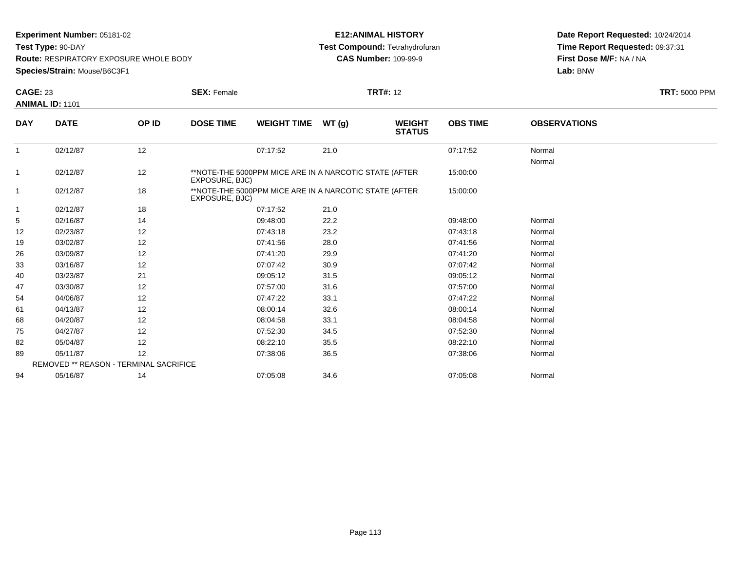**Experiment Number:** 05181-02
**Test Type:** 90-DAY
**Route:** RESPIRATORY EXPOSURE WHOLE BODY
**Species/Strain:** Mouse/B6C3F1

**E12:ANIMAL HISTORY**
**Test Compound:** Tetrahydrofuran
**CAS Number:** 109-99-9

**Date Report Requested:** 10/24/2014
**Time Report Requested:** 09:37:31
**First Dose M/F:** NA / NA
**Lab:** BNW

**CAGE:** 23 **SEX:** Female **TRT#:** 12 **TRT:** 5000 PPM
**ANIMAL ID:** 1101

| DAY | DATE | OP ID | DOSE TIME | WEIGHT TIME | WT (g) | WEIGHT STATUS | OBS TIME | OBSERVATIONS |
|---|---|---|---|---|---|---|---|---|
| 1 | 02/12/87 | 12 | | 07:17:52 | 21.0 | | 07:17:52 | Normal |
| | | | | | | | | Normal |
| 1 | 02/12/87 | 12 | **NOTE-THE 5000PPM MICE ARE IN A NARCOTIC STATE (AFTER EXPOSURE, BJC) | | | | 15:00:00 | |
| 1 | 02/12/87 | 18 | **NOTE-THE 5000PPM MICE ARE IN A NARCOTIC STATE (AFTER EXPOSURE, BJC) | | | | 15:00:00 | |
| 1 | 02/12/87 | 18 | | 07:17:52 | 21.0 | | | |
| 5 | 02/16/87 | 14 | | 09:48:00 | 22.2 | | 09:48:00 | Normal |
| 12 | 02/23/87 | 12 | | 07:43:18 | 23.2 | | 07:43:18 | Normal |
| 19 | 03/02/87 | 12 | | 07:41:56 | 28.0 | | 07:41:56 | Normal |
| 26 | 03/09/87 | 12 | | 07:41:20 | 29.9 | | 07:41:20 | Normal |
| 33 | 03/16/87 | 12 | | 07:07:42 | 30.9 | | 07:07:42 | Normal |
| 40 | 03/23/87 | 21 | | 09:05:12 | 31.5 | | 09:05:12 | Normal |
| 47 | 03/30/87 | 12 | | 07:57:00 | 31.6 | | 07:57:00 | Normal |
| 54 | 04/06/87 | 12 | | 07:47:22 | 33.1 | | 07:47:22 | Normal |
| 61 | 04/13/87 | 12 | | 08:00:14 | 32.6 | | 08:00:14 | Normal |
| 68 | 04/20/87 | 12 | | 08:04:58 | 33.1 | | 08:04:58 | Normal |
| 75 | 04/27/87 | 12 | | 07:52:30 | 34.5 | | 07:52:30 | Normal |
| 82 | 05/04/87 | 12 | | 08:22:10 | 35.5 | | 08:22:10 | Normal |
| 89 | 05/11/87 | 12 | | 07:38:06 | 36.5 | | 07:38:06 | Normal |
| | REMOVED ** REASON - TERMINAL SACRIFICE | | | | | | | |
| 94 | 05/16/87 | 14 | | 07:05:08 | 34.6 | | 07:05:08 | Normal |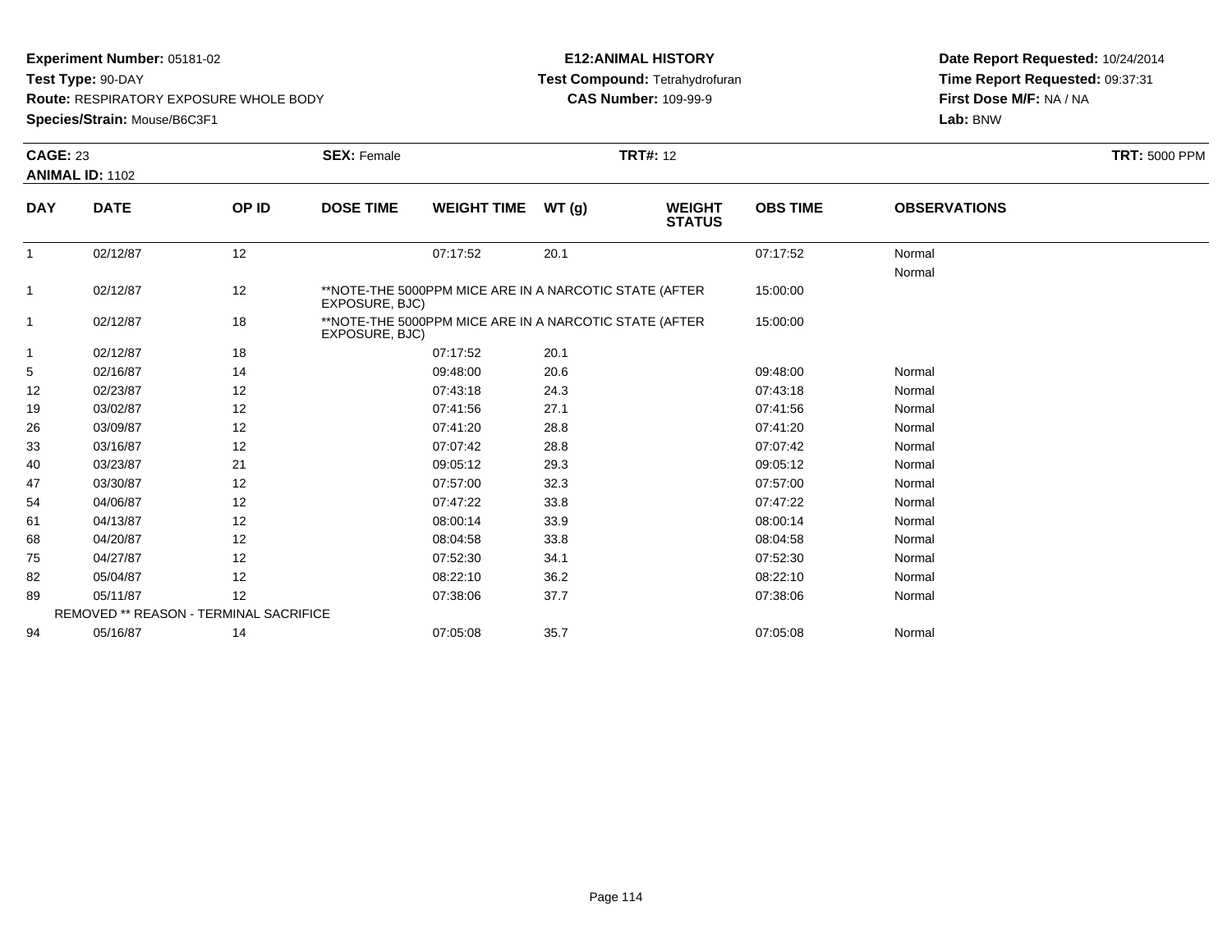**Experiment Number:** 05181-02
**Test Type:** 90-DAY
**Route:** RESPIRATORY EXPOSURE WHOLE BODY
**Species/Strain:** Mouse/B6C3F1

**E12:ANIMAL HISTORY**
**Test Compound:** Tetrahydrofuran
**CAS Number:** 109-99-9

**Date Report Requested:** 10/24/2014
**Time Report Requested:** 09:37:31
**First Dose M/F:** NA / NA
**Lab:** BNW

**CAGE:** 23 **SEX:** Female **TRT#:** 12 **TRT:** 5000 PPM
**ANIMAL ID:** 1102

| DAY | DATE | OP ID | DOSE TIME | WEIGHT TIME | WT (g) | WEIGHT STATUS | OBS TIME | OBSERVATIONS |
|---|---|---|---|---|---|---|---|---|
| 1 | 02/12/87 | 12 | | 07:17:52 | 20.1 | | 07:17:52 | Normal |
| | | | | | | | | Normal |
| 1 | 02/12/87 | 12 | **NOTE-THE 5000PPM MICE ARE IN A NARCOTIC STATE (AFTER EXPOSURE, BJC) | | | | 15:00:00 | |
| 1 | 02/12/87 | 18 | **NOTE-THE 5000PPM MICE ARE IN A NARCOTIC STATE (AFTER EXPOSURE, BJC) | | | | 15:00:00 | |
| 1 | 02/12/87 | 18 | | 07:17:52 | 20.1 | | | |
| 5 | 02/16/87 | 14 | | 09:48:00 | 20.6 | | 09:48:00 | Normal |
| 12 | 02/23/87 | 12 | | 07:43:18 | 24.3 | | 07:43:18 | Normal |
| 19 | 03/02/87 | 12 | | 07:41:56 | 27.1 | | 07:41:56 | Normal |
| 26 | 03/09/87 | 12 | | 07:41:20 | 28.8 | | 07:41:20 | Normal |
| 33 | 03/16/87 | 12 | | 07:07:42 | 28.8 | | 07:07:42 | Normal |
| 40 | 03/23/87 | 21 | | 09:05:12 | 29.3 | | 09:05:12 | Normal |
| 47 | 03/30/87 | 12 | | 07:57:00 | 32.3 | | 07:57:00 | Normal |
| 54 | 04/06/87 | 12 | | 07:47:22 | 33.8 | | 07:47:22 | Normal |
| 61 | 04/13/87 | 12 | | 08:00:14 | 33.9 | | 08:00:14 | Normal |
| 68 | 04/20/87 | 12 | | 08:04:58 | 33.8 | | 08:04:58 | Normal |
| 75 | 04/27/87 | 12 | | 07:52:30 | 34.1 | | 07:52:30 | Normal |
| 82 | 05/04/87 | 12 | | 08:22:10 | 36.2 | | 08:22:10 | Normal |
| 89 | 05/11/87 | 12 | | 07:38:06 | 37.7 | | 07:38:06 | Normal |
| | REMOVED ** REASON - TERMINAL SACRIFICE | | | | | | | |
| 94 | 05/16/87 | 14 | | 07:05:08 | 35.7 | | 07:05:08 | Normal |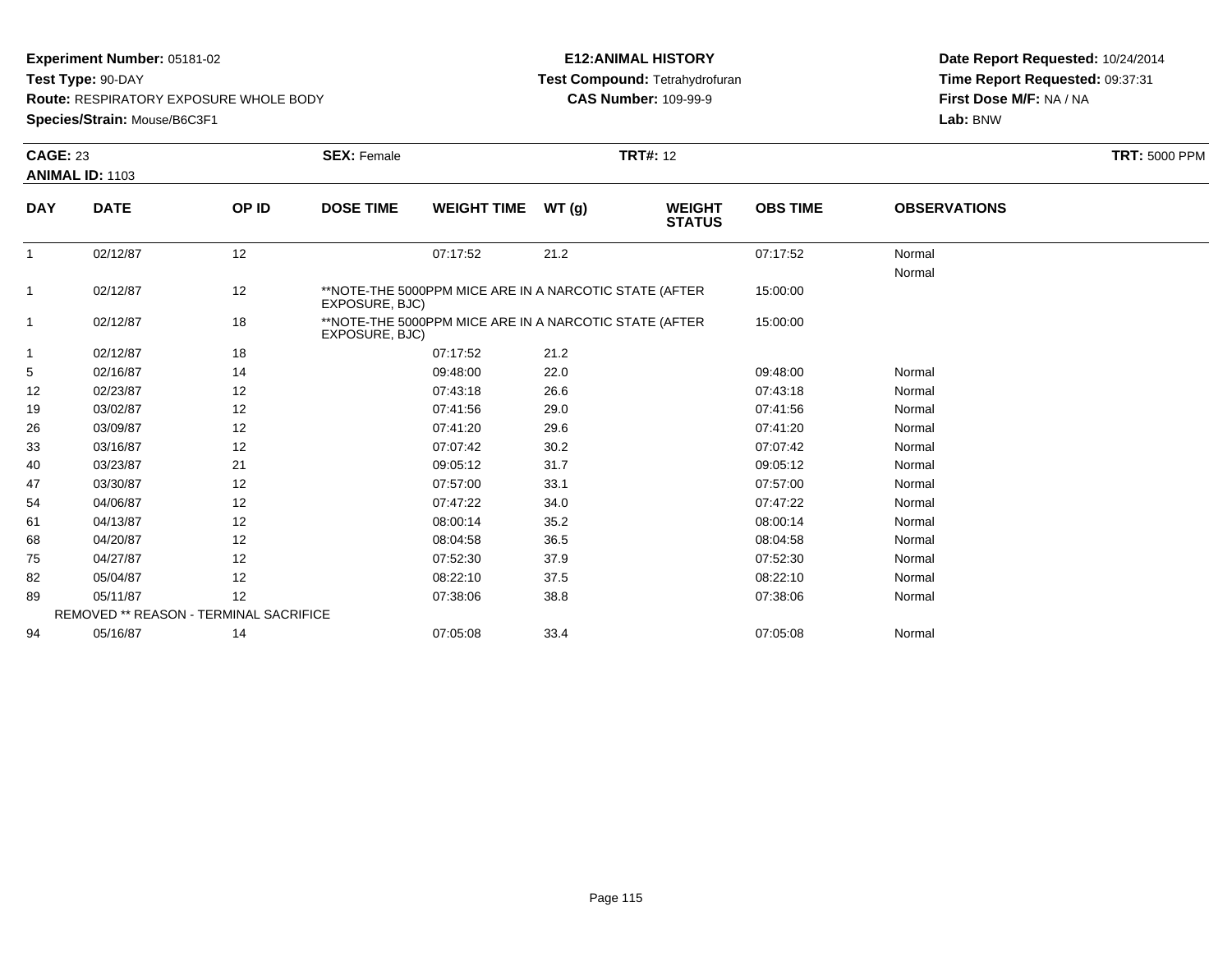**Experiment Number:** 05181-02
**Test Type:** 90-DAY
**Route:** RESPIRATORY EXPOSURE WHOLE BODY
**Species/Strain:** Mouse/B6C3F1

**E12:ANIMAL HISTORY**
**Test Compound:** Tetrahydrofuran
**CAS Number:** 109-99-9

**Date Report Requested:** 10/24/2014
**Time Report Requested:** 09:37:31
**First Dose M/F:** NA / NA
**Lab:** BNW

**CAGE:** 23 **SEX:** Female **TRT#:** 12 **TRT:** 5000 PPM
**ANIMAL ID:** 1103

| DAY | DATE | OP ID | DOSE TIME | WEIGHT TIME | WT (g) | WEIGHT STATUS | OBS TIME | OBSERVATIONS |
|---|---|---|---|---|---|---|---|---|
| 1 | 02/12/87 | 12 | | 07:17:52 | 21.2 | | 07:17:52 | Normal |
| | | | | | | | | Normal |
| 1 | 02/12/87 | 12 | **NOTE-THE 5000PPM MICE ARE IN A NARCOTIC STATE (AFTER EXPOSURE, BJC) | | | | 15:00:00 | |
| 1 | 02/12/87 | 18 | **NOTE-THE 5000PPM MICE ARE IN A NARCOTIC STATE (AFTER EXPOSURE, BJC) | | | | 15:00:00 | |
| 1 | 02/12/87 | 18 | | 07:17:52 | 21.2 | | | |
| 5 | 02/16/87 | 14 | | 09:48:00 | 22.0 | | 09:48:00 | Normal |
| 12 | 02/23/87 | 12 | | 07:43:18 | 26.6 | | 07:43:18 | Normal |
| 19 | 03/02/87 | 12 | | 07:41:56 | 29.0 | | 07:41:56 | Normal |
| 26 | 03/09/87 | 12 | | 07:41:20 | 29.6 | | 07:41:20 | Normal |
| 33 | 03/16/87 | 12 | | 07:07:42 | 30.2 | | 07:07:42 | Normal |
| 40 | 03/23/87 | 21 | | 09:05:12 | 31.7 | | 09:05:12 | Normal |
| 47 | 03/30/87 | 12 | | 07:57:00 | 33.1 | | 07:57:00 | Normal |
| 54 | 04/06/87 | 12 | | 07:47:22 | 34.0 | | 07:47:22 | Normal |
| 61 | 04/13/87 | 12 | | 08:00:14 | 35.2 | | 08:00:14 | Normal |
| 68 | 04/20/87 | 12 | | 08:04:58 | 36.5 | | 08:04:58 | Normal |
| 75 | 04/27/87 | 12 | | 07:52:30 | 37.9 | | 07:52:30 | Normal |
| 82 | 05/04/87 | 12 | | 08:22:10 | 37.5 | | 08:22:10 | Normal |
| 89 | 05/11/87 | 12 | | 07:38:06 | 38.8 | | 07:38:06 | Normal |
| | REMOVED ** REASON - TERMINAL SACRIFICE | | | | | | | |
| 94 | 05/16/87 | 14 | | 07:05:08 | 33.4 | | 07:05:08 | Normal |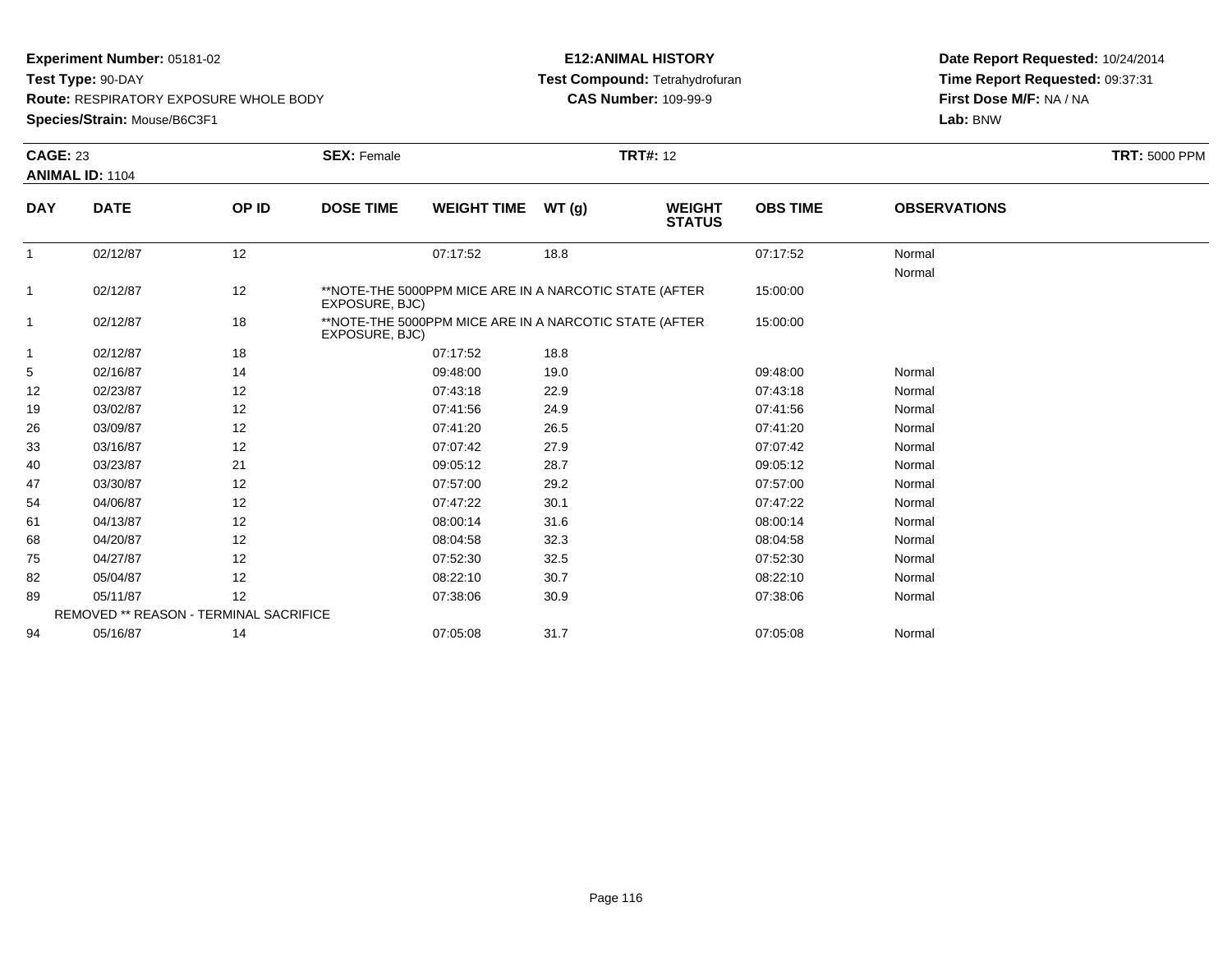**Experiment Number:** 05181-02
**Test Type:** 90-DAY
**Route:** RESPIRATORY EXPOSURE WHOLE BODY
**Species/Strain:** Mouse/B6C3F1

**E12:ANIMAL HISTORY**
**Test Compound:** Tetrahydrofuran
**CAS Number:** 109-99-9

**Date Report Requested:** 10/24/2014
**Time Report Requested:** 09:37:31
**First Dose M/F:** NA / NA
**Lab:** BNW

**CAGE:** 23 **SEX:** Female **TRT#:** 12 **TRT:** 5000 PPM
**ANIMAL ID:** 1104

| DAY | DATE | OP ID | DOSE TIME | WEIGHT TIME | WT (g) | WEIGHT STATUS | OBS TIME | OBSERVATIONS |
|---|---|---|---|---|---|---|---|---|
| 1 | 02/12/87 | 12 | | 07:17:52 | 18.8 | | 07:17:52 | Normal |
| | | | | | | | | Normal |
| 1 | 02/12/87 | 12 | **NOTE-THE 5000PPM MICE ARE IN A NARCOTIC STATE (AFTER EXPOSURE, BJC) | | | | 15:00:00 | |
| 1 | 02/12/87 | 18 | **NOTE-THE 5000PPM MICE ARE IN A NARCOTIC STATE (AFTER EXPOSURE, BJC) | | | | 15:00:00 | |
| 1 | 02/12/87 | 18 | | 07:17:52 | 18.8 | | | |
| 5 | 02/16/87 | 14 | | 09:48:00 | 19.0 | | 09:48:00 | Normal |
| 12 | 02/23/87 | 12 | | 07:43:18 | 22.9 | | 07:43:18 | Normal |
| 19 | 03/02/87 | 12 | | 07:41:56 | 24.9 | | 07:41:56 | Normal |
| 26 | 03/09/87 | 12 | | 07:41:20 | 26.5 | | 07:41:20 | Normal |
| 33 | 03/16/87 | 12 | | 07:07:42 | 27.9 | | 07:07:42 | Normal |
| 40 | 03/23/87 | 21 | | 09:05:12 | 28.7 | | 09:05:12 | Normal |
| 47 | 03/30/87 | 12 | | 07:57:00 | 29.2 | | 07:57:00 | Normal |
| 54 | 04/06/87 | 12 | | 07:47:22 | 30.1 | | 07:47:22 | Normal |
| 61 | 04/13/87 | 12 | | 08:00:14 | 31.6 | | 08:00:14 | Normal |
| 68 | 04/20/87 | 12 | | 08:04:58 | 32.3 | | 08:04:58 | Normal |
| 75 | 04/27/87 | 12 | | 07:52:30 | 32.5 | | 07:52:30 | Normal |
| 82 | 05/04/87 | 12 | | 08:22:10 | 30.7 | | 08:22:10 | Normal |
| 89 | 05/11/87 | 12 | | 07:38:06 | 30.9 | | 07:38:06 | Normal |
| | REMOVED ** REASON - TERMINAL SACRIFICE | | | | | | | |
| 94 | 05/16/87 | 14 | | 07:05:08 | 31.7 | | 07:05:08 | Normal |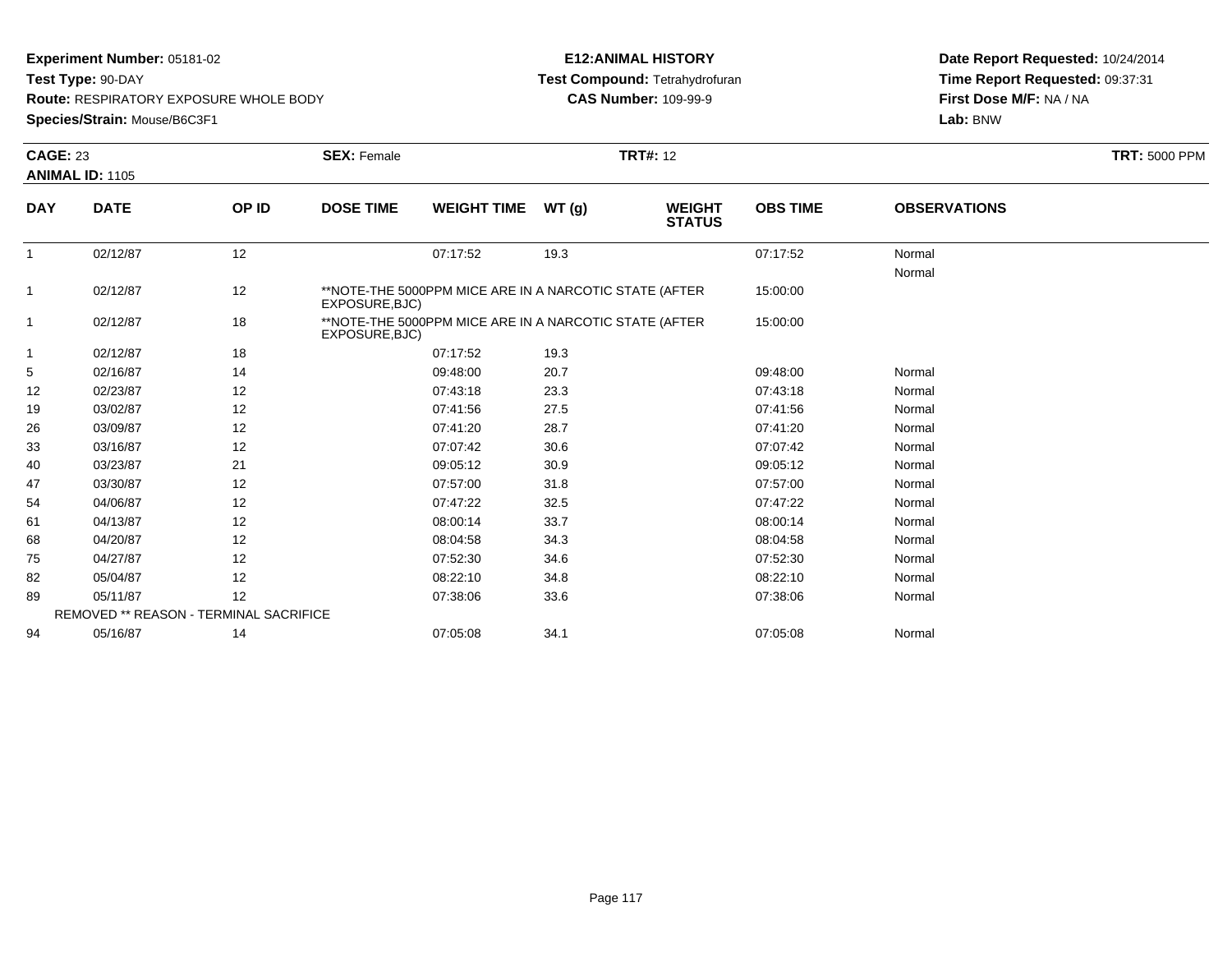**Experiment Number:** 05181-02
**Test Type:** 90-DAY
**Route:** RESPIRATORY EXPOSURE WHOLE BODY
**Species/Strain:** Mouse/B6C3F1

**E12:ANIMAL HISTORY**
**Test Compound:** Tetrahydrofuran
**CAS Number:** 109-99-9

**Date Report Requested:** 10/24/2014
**Time Report Requested:** 09:37:31
**First Dose M/F:** NA / NA
**Lab:** BNW

**CAGE:** 23 **SEX:** Female **TRT#:** 12 **TRT:** 5000 PPM
**ANIMAL ID:** 1105

| DAY | DATE | OP ID | DOSE TIME | WEIGHT TIME | WT (g) | WEIGHT STATUS | OBS TIME | OBSERVATIONS |
|---|---|---|---|---|---|---|---|---|
| 1 | 02/12/87 | 12 | | 07:17:52 | 19.3 | | 07:17:52 | Normal |
| | | | | | | | | Normal |
| 1 | 02/12/87 | 12 | **NOTE-THE 5000PPM MICE ARE IN A NARCOTIC STATE (AFTER EXPOSURE,BJC) | | | | 15:00:00 | |
| 1 | 02/12/87 | 18 | **NOTE-THE 5000PPM MICE ARE IN A NARCOTIC STATE (AFTER EXPOSURE,BJC) | | | | 15:00:00 | |
| 1 | 02/12/87 | 18 | | 07:17:52 | 19.3 | | | |
| 5 | 02/16/87 | 14 | | 09:48:00 | 20.7 | | 09:48:00 | Normal |
| 12 | 02/23/87 | 12 | | 07:43:18 | 23.3 | | 07:43:18 | Normal |
| 19 | 03/02/87 | 12 | | 07:41:56 | 27.5 | | 07:41:56 | Normal |
| 26 | 03/09/87 | 12 | | 07:41:20 | 28.7 | | 07:41:20 | Normal |
| 33 | 03/16/87 | 12 | | 07:07:42 | 30.6 | | 07:07:42 | Normal |
| 40 | 03/23/87 | 21 | | 09:05:12 | 30.9 | | 09:05:12 | Normal |
| 47 | 03/30/87 | 12 | | 07:57:00 | 31.8 | | 07:57:00 | Normal |
| 54 | 04/06/87 | 12 | | 07:47:22 | 32.5 | | 07:47:22 | Normal |
| 61 | 04/13/87 | 12 | | 08:00:14 | 33.7 | | 08:00:14 | Normal |
| 68 | 04/20/87 | 12 | | 08:04:58 | 34.3 | | 08:04:58 | Normal |
| 75 | 04/27/87 | 12 | | 07:52:30 | 34.6 | | 07:52:30 | Normal |
| 82 | 05/04/87 | 12 | | 08:22:10 | 34.8 | | 08:22:10 | Normal |
| 89 | 05/11/87 | 12 | | 07:38:06 | 33.6 | | 07:38:06 | Normal |
| | REMOVED ** REASON - TERMINAL SACRIFICE | | | | | | | |
| 94 | 05/16/87 | 14 | | 07:05:08 | 34.1 | | 07:05:08 | Normal |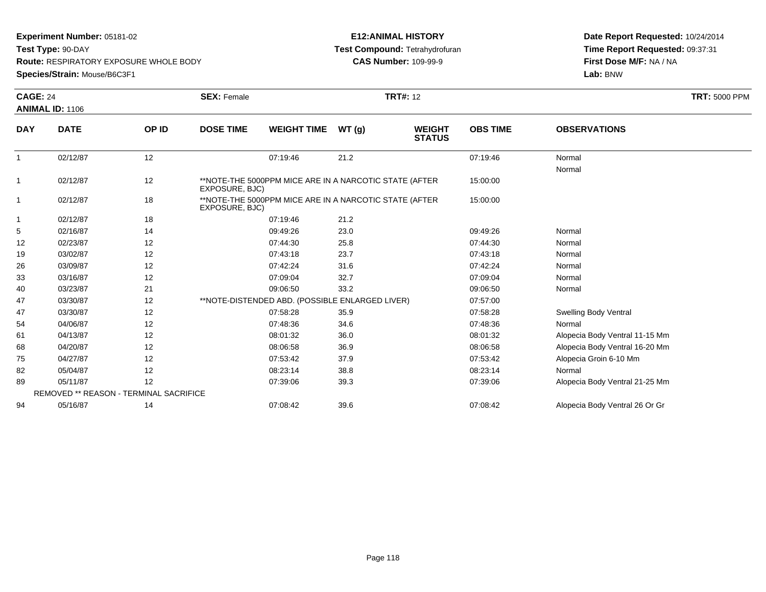**Experiment Number:** 05181-02
**Test Type:** 90-DAY
**Route:** RESPIRATORY EXPOSURE WHOLE BODY
**Species/Strain:** Mouse/B6C3F1

**E12:ANIMAL HISTORY**
**Test Compound:** Tetrahydrofuran
**CAS Number:** 109-99-9

**Date Report Requested:** 10/24/2014
**Time Report Requested:** 09:37:31
**First Dose M/F:** NA / NA
**Lab:** BNW

**CAGE:** 24 **SEX:** Female **TRT#:** 12 **TRT:** 5000 PPM
**ANIMAL ID:** 1106

| DAY | DATE | OP ID | DOSE TIME | WEIGHT TIME | WT (g) | WEIGHT STATUS | OBS TIME | OBSERVATIONS |
|---|---|---|---|---|---|---|---|---|
| 1 | 02/12/87 | 12 | | 07:19:46 | 21.2 | | 07:19:46 | Normal |
| | | | | | | | | Normal |
| 1 | 02/12/87 | 12 | **NOTE-THE 5000PPM MICE ARE IN A NARCOTIC STATE (AFTER EXPOSURE, BJC) | | | | 15:00:00 | |
| 1 | 02/12/87 | 18 | **NOTE-THE 5000PPM MICE ARE IN A NARCOTIC STATE (AFTER EXPOSURE, BJC) | | | | 15:00:00 | |
| 1 | 02/12/87 | 18 | | 07:19:46 | 21.2 | | | |
| 5 | 02/16/87 | 14 | | 09:49:26 | 23.0 | | 09:49:26 | Normal |
| 12 | 02/23/87 | 12 | | 07:44:30 | 25.8 | | 07:44:30 | Normal |
| 19 | 03/02/87 | 12 | | 07:43:18 | 23.7 | | 07:43:18 | Normal |
| 26 | 03/09/87 | 12 | | 07:42:24 | 31.6 | | 07:42:24 | Normal |
| 33 | 03/16/87 | 12 | | 07:09:04 | 32.7 | | 07:09:04 | Normal |
| 40 | 03/23/87 | 21 | | 09:06:50 | 33.2 | | 09:06:50 | Normal |
| 47 | 03/30/87 | 12 | **NOTE-DISTENDED ABD. (POSSIBLE ENLARGED LIVER) | | | | 07:57:00 | |
| 47 | 03/30/87 | 12 | | 07:58:28 | 35.9 | | 07:58:28 | Swelling Body Ventral |
| 54 | 04/06/87 | 12 | | 07:48:36 | 34.6 | | 07:48:36 | Normal |
| 61 | 04/13/87 | 12 | | 08:01:32 | 36.0 | | 08:01:32 | Alopecia Body Ventral 11-15 Mm |
| 68 | 04/20/87 | 12 | | 08:06:58 | 36.9 | | 08:06:58 | Alopecia Body Ventral 16-20 Mm |
| 75 | 04/27/87 | 12 | | 07:53:42 | 37.9 | | 07:53:42 | Alopecia Groin 6-10 Mm |
| 82 | 05/04/87 | 12 | | 08:23:14 | 38.8 | | 08:23:14 | Normal |
| 89 | 05/11/87 | 12 | | 07:39:06 | 39.3 | | 07:39:06 | Alopecia Body Ventral 21-25 Mm |
| REMOVED ** REASON - TERMINAL SACRIFICE | | | | | | | | |
| 94 | 05/16/87 | 14 | | 07:08:42 | 39.6 | | 07:08:42 | Alopecia Body Ventral 26 Or Gr |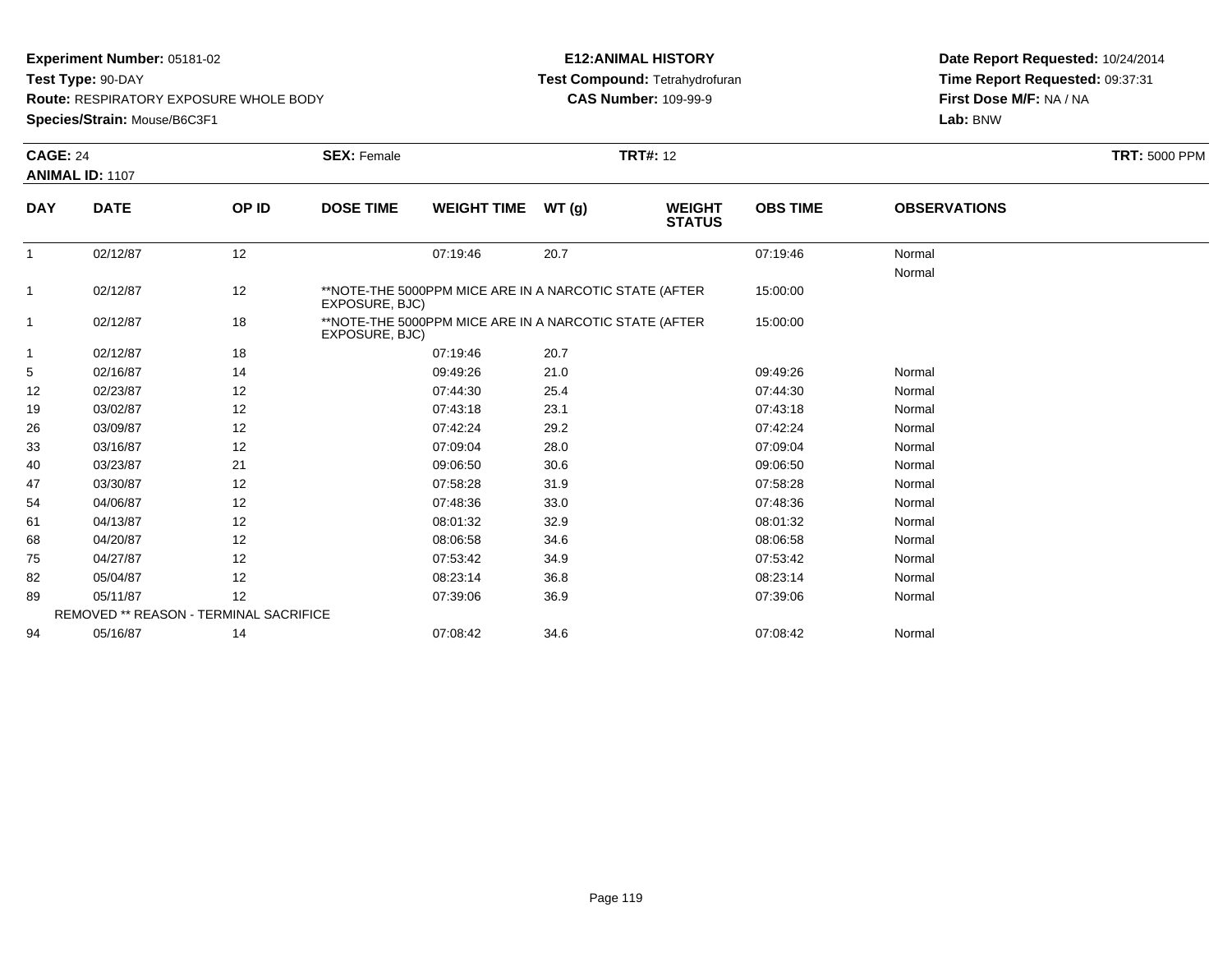**Experiment Number:** 05181-02
**Test Type:** 90-DAY
**Route:** RESPIRATORY EXPOSURE WHOLE BODY
**Species/Strain:** Mouse/B6C3F1

**E12:ANIMAL HISTORY**
**Test Compound:** Tetrahydrofuran
**CAS Number:** 109-99-9

**Date Report Requested:** 10/24/2014
**Time Report Requested:** 09:37:31
**First Dose M/F:** NA / NA
**Lab:** BNW

**CAGE:** 24
**ANIMAL ID:** 1107
**SEX:** Female
**TRT#:** 12
**TRT:** 5000 PPM

| DAY | DATE | OP ID | DOSE TIME | WEIGHT TIME | WT (g) | WEIGHT STATUS | OBS TIME | OBSERVATIONS |
|---|---|---|---|---|---|---|---|---|
| 1 | 02/12/87 | 12 | | 07:19:46 | 20.7 | | 07:19:46 | Normal |
| | | | | | | | | Normal |
| 1 | 02/12/87 | 12 | **NOTE-THE 5000PPM MICE ARE IN A NARCOTIC STATE (AFTER EXPOSURE, BJC) | | | | 15:00:00 | |
| 1 | 02/12/87 | 18 | **NOTE-THE 5000PPM MICE ARE IN A NARCOTIC STATE (AFTER EXPOSURE, BJC) | | | | 15:00:00 | |
| 1 | 02/12/87 | 18 | | 07:19:46 | 20.7 | | | |
| 5 | 02/16/87 | 14 | | 09:49:26 | 21.0 | | 09:49:26 | Normal |
| 12 | 02/23/87 | 12 | | 07:44:30 | 25.4 | | 07:44:30 | Normal |
| 19 | 03/02/87 | 12 | | 07:43:18 | 23.1 | | 07:43:18 | Normal |
| 26 | 03/09/87 | 12 | | 07:42:24 | 29.2 | | 07:42:24 | Normal |
| 33 | 03/16/87 | 12 | | 07:09:04 | 28.0 | | 07:09:04 | Normal |
| 40 | 03/23/87 | 21 | | 09:06:50 | 30.6 | | 09:06:50 | Normal |
| 47 | 03/30/87 | 12 | | 07:58:28 | 31.9 | | 07:58:28 | Normal |
| 54 | 04/06/87 | 12 | | 07:48:36 | 33.0 | | 07:48:36 | Normal |
| 61 | 04/13/87 | 12 | | 08:01:32 | 32.9 | | 08:01:32 | Normal |
| 68 | 04/20/87 | 12 | | 08:06:58 | 34.6 | | 08:06:58 | Normal |
| 75 | 04/27/87 | 12 | | 07:53:42 | 34.9 | | 07:53:42 | Normal |
| 82 | 05/04/87 | 12 | | 08:23:14 | 36.8 | | 08:23:14 | Normal |
| 89 | 05/11/87 | 12 | | 07:39:06 | 36.9 | | 07:39:06 | Normal |
| REMOVED ** REASON - TERMINAL SACRIFICE | | | | | | | | |
| 94 | 05/16/87 | 14 | | 07:08:42 | 34.6 | | 07:08:42 | Normal |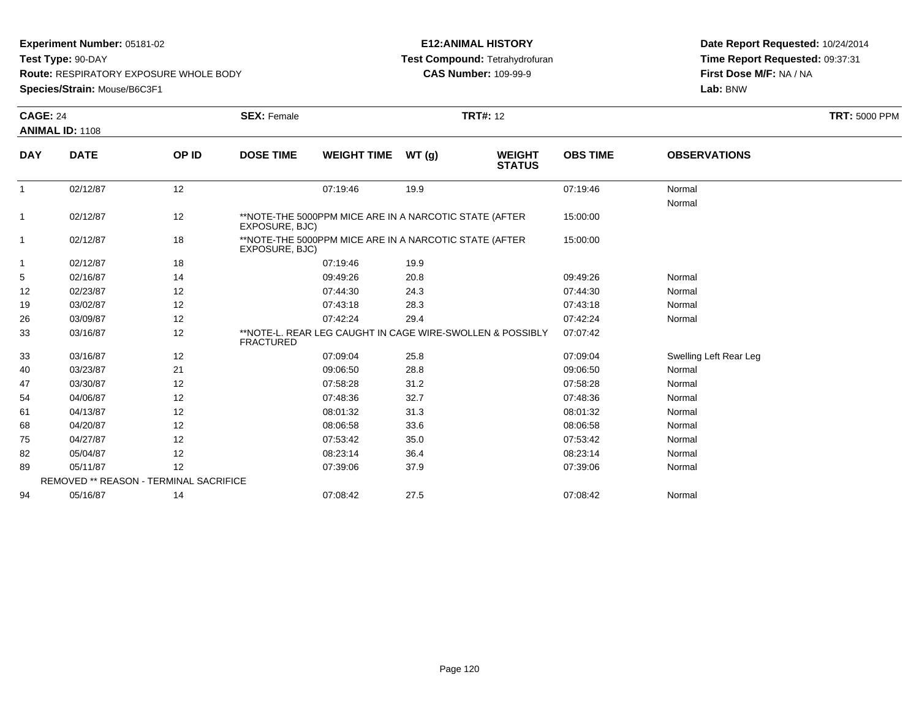**Experiment Number:** 05181-02
**Test Type:** 90-DAY
**Route:** RESPIRATORY EXPOSURE WHOLE BODY
**Species/Strain:** Mouse/B6C3F1

**E12:ANIMAL HISTORY**
**Test Compound:** Tetrahydrofuran
**CAS Number:** 109-99-9

**Date Report Requested:** 10/24/2014
**Time Report Requested:** 09:37:31
**First Dose M/F:** NA / NA
**Lab:** BNW

**CAGE:** 24 **SEX:** Female **TRT#:** 12 **TRT:** 5000 PPM
**ANIMAL ID:** 1108

| DAY | DATE | OP ID | DOSE TIME | WEIGHT TIME | WT (g) | WEIGHT STATUS | OBS TIME | OBSERVATIONS |
|---|---|---|---|---|---|---|---|---|
| 1 | 02/12/87 | 12 | | 07:19:46 | 19.9 | | 07:19:46 | Normal |
| | | | | | | | | Normal |
| 1 | 02/12/87 | 12 | **NOTE-THE 5000PPM MICE ARE IN A NARCOTIC STATE (AFTER EXPOSURE, BJC) | | | | 15:00:00 | |
| 1 | 02/12/87 | 18 | **NOTE-THE 5000PPM MICE ARE IN A NARCOTIC STATE (AFTER EXPOSURE, BJC) | | | | 15:00:00 | |
| 1 | 02/12/87 | 18 | | 07:19:46 | 19.9 | | | |
| 5 | 02/16/87 | 14 | | 09:49:26 | 20.8 | | 09:49:26 | Normal |
| 12 | 02/23/87 | 12 | | 07:44:30 | 24.3 | | 07:44:30 | Normal |
| 19 | 03/02/87 | 12 | | 07:43:18 | 28.3 | | 07:43:18 | Normal |
| 26 | 03/09/87 | 12 | | 07:42:24 | 29.4 | | 07:42:24 | Normal |
| 33 | 03/16/87 | 12 | **NOTE-L. REAR LEG CAUGHT IN CAGE WIRE-SWOLLEN & POSSIBLY FRACTURED | | | | 07:07:42 | |
| 33 | 03/16/87 | 12 | | 07:09:04 | 25.8 | | 07:09:04 | Swelling Left Rear Leg |
| 40 | 03/23/87 | 21 | | 09:06:50 | 28.8 | | 09:06:50 | Normal |
| 47 | 03/30/87 | 12 | | 07:58:28 | 31.2 | | 07:58:28 | Normal |
| 54 | 04/06/87 | 12 | | 07:48:36 | 32.7 | | 07:48:36 | Normal |
| 61 | 04/13/87 | 12 | | 08:01:32 | 31.3 | | 08:01:32 | Normal |
| 68 | 04/20/87 | 12 | | 08:06:58 | 33.6 | | 08:06:58 | Normal |
| 75 | 04/27/87 | 12 | | 07:53:42 | 35.0 | | 07:53:42 | Normal |
| 82 | 05/04/87 | 12 | | 08:23:14 | 36.4 | | 08:23:14 | Normal |
| 89 | 05/11/87 | 12 | | 07:39:06 | 37.9 | | 07:39:06 | Normal |
| REMOVED ** REASON - TERMINAL SACRIFICE | | | | | | | | |
| 94 | 05/16/87 | 14 | | 07:08:42 | 27.5 | | 07:08:42 | Normal |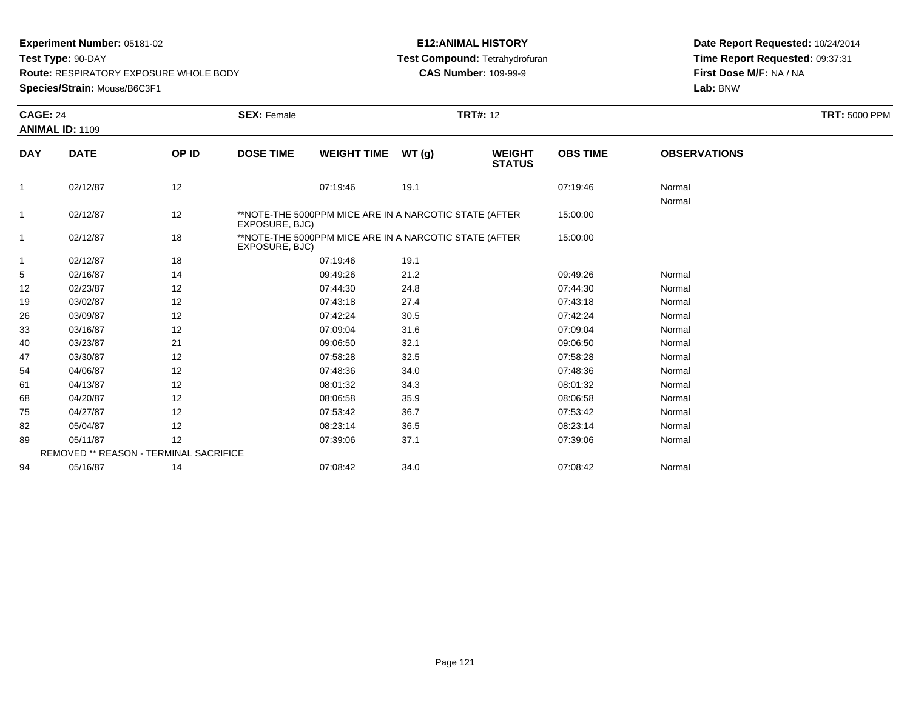**Experiment Number:** 05181-02
**Test Type:** 90-DAY
**Route:** RESPIRATORY EXPOSURE WHOLE BODY
**Species/Strain:** Mouse/B6C3F1

**E12:ANIMAL HISTORY**
**Test Compound:** Tetrahydrofuran
**CAS Number:** 109-99-9

**Date Report Requested:** 10/24/2014
**Time Report Requested:** 09:37:31
**First Dose M/F:** NA / NA
**Lab:** BNW

**CAGE:** 24 **SEX:** Female **TRT#:** 12 **TRT:** 5000 PPM
**ANIMAL ID:** 1109

| DAY | DATE | OP ID | DOSE TIME | WEIGHT TIME | WT (g) | WEIGHT STATUS | OBS TIME | OBSERVATIONS |
|---|---|---|---|---|---|---|---|---|
| 1 | 02/12/87 | 12 | | 07:19:46 | 19.1 | | 07:19:46 | Normal |
| | | | | | | | | Normal |
| 1 | 02/12/87 | 12 | **NOTE-THE 5000PPM MICE ARE IN A NARCOTIC STATE (AFTER EXPOSURE, BJC) | | | | 15:00:00 | |
| 1 | 02/12/87 | 18 | **NOTE-THE 5000PPM MICE ARE IN A NARCOTIC STATE (AFTER EXPOSURE, BJC) | | | | 15:00:00 | |
| 1 | 02/12/87 | 18 | | 07:19:46 | 19.1 | | | |
| 5 | 02/16/87 | 14 | | 09:49:26 | 21.2 | | 09:49:26 | Normal |
| 12 | 02/23/87 | 12 | | 07:44:30 | 24.8 | | 07:44:30 | Normal |
| 19 | 03/02/87 | 12 | | 07:43:18 | 27.4 | | 07:43:18 | Normal |
| 26 | 03/09/87 | 12 | | 07:42:24 | 30.5 | | 07:42:24 | Normal |
| 33 | 03/16/87 | 12 | | 07:09:04 | 31.6 | | 07:09:04 | Normal |
| 40 | 03/23/87 | 21 | | 09:06:50 | 32.1 | | 09:06:50 | Normal |
| 47 | 03/30/87 | 12 | | 07:58:28 | 32.5 | | 07:58:28 | Normal |
| 54 | 04/06/87 | 12 | | 07:48:36 | 34.0 | | 07:48:36 | Normal |
| 61 | 04/13/87 | 12 | | 08:01:32 | 34.3 | | 08:01:32 | Normal |
| 68 | 04/20/87 | 12 | | 08:06:58 | 35.9 | | 08:06:58 | Normal |
| 75 | 04/27/87 | 12 | | 07:53:42 | 36.7 | | 07:53:42 | Normal |
| 82 | 05/04/87 | 12 | | 08:23:14 | 36.5 | | 08:23:14 | Normal |
| 89 | 05/11/87 | 12 | | 07:39:06 | 37.1 | | 07:39:06 | Normal |
| | REMOVED ** REASON - TERMINAL SACRIFICE | | | | | | | |
| 94 | 05/16/87 | 14 | | 07:08:42 | 34.0 | | 07:08:42 | Normal |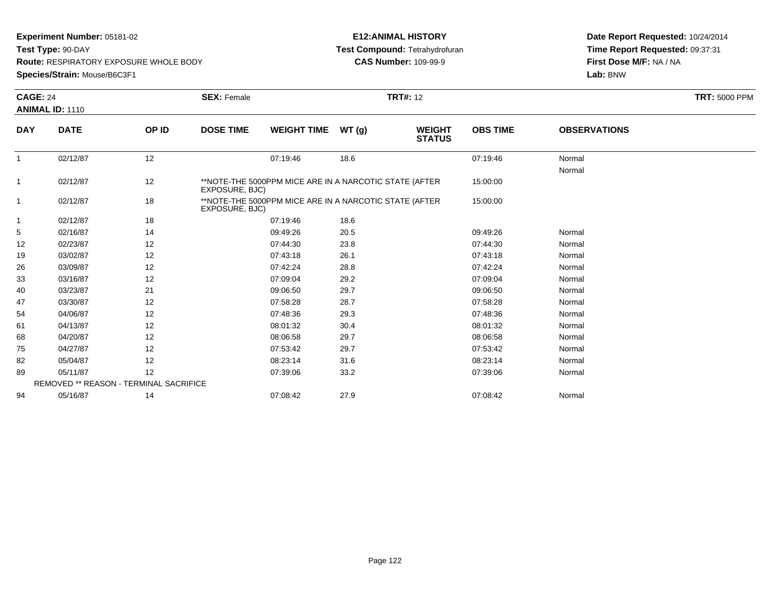**Experiment Number:** 05181-02
**Test Type:** 90-DAY
**Route:** RESPIRATORY EXPOSURE WHOLE BODY
**Species/Strain:** Mouse/B6C3F1

**E12:ANIMAL HISTORY**
**Test Compound:** Tetrahydrofuran
**CAS Number:** 109-99-9

**Date Report Requested:** 10/24/2014
**Time Report Requested:** 09:37:31
**First Dose M/F:** NA / NA
**Lab:** BNW

**CAGE:** 24 **SEX:** Female **TRT#:** 12 **TRT:** 5000 PPM
**ANIMAL ID:** 1110

| DAY | DATE | OP ID | DOSE TIME | WEIGHT TIME | WT (g) | WEIGHT STATUS | OBS TIME | OBSERVATIONS |
|---|---|---|---|---|---|---|---|---|
| 1 | 02/12/87 | 12 | | 07:19:46 | 18.6 | | 07:19:46 | Normal |
| | | | | | | | | Normal |
| 1 | 02/12/87 | 12 | **NOTE-THE 5000PPM MICE ARE IN A NARCOTIC STATE (AFTER EXPOSURE, BJC) | | | | 15:00:00 | |
| 1 | 02/12/87 | 18 | **NOTE-THE 5000PPM MICE ARE IN A NARCOTIC STATE (AFTER EXPOSURE, BJC) | | | | 15:00:00 | |
| 1 | 02/12/87 | 18 | | 07:19:46 | 18.6 | | | |
| 5 | 02/16/87 | 14 | | 09:49:26 | 20.5 | | 09:49:26 | Normal |
| 12 | 02/23/87 | 12 | | 07:44:30 | 23.8 | | 07:44:30 | Normal |
| 19 | 03/02/87 | 12 | | 07:43:18 | 26.1 | | 07:43:18 | Normal |
| 26 | 03/09/87 | 12 | | 07:42:24 | 28.8 | | 07:42:24 | Normal |
| 33 | 03/16/87 | 12 | | 07:09:04 | 29.2 | | 07:09:04 | Normal |
| 40 | 03/23/87 | 21 | | 09:06:50 | 29.7 | | 09:06:50 | Normal |
| 47 | 03/30/87 | 12 | | 07:58:28 | 28.7 | | 07:58:28 | Normal |
| 54 | 04/06/87 | 12 | | 07:48:36 | 29.3 | | 07:48:36 | Normal |
| 61 | 04/13/87 | 12 | | 08:01:32 | 30.4 | | 08:01:32 | Normal |
| 68 | 04/20/87 | 12 | | 08:06:58 | 29.7 | | 08:06:58 | Normal |
| 75 | 04/27/87 | 12 | | 07:53:42 | 29.7 | | 07:53:42 | Normal |
| 82 | 05/04/87 | 12 | | 08:23:14 | 31.6 | | 08:23:14 | Normal |
| 89 | 05/11/87 | 12 | | 07:39:06 | 33.2 | | 07:39:06 | Normal |
| REMOVED ** REASON - TERMINAL SACRIFICE | | | | | | | | |
| 94 | 05/16/87 | 14 | | 07:08:42 | 27.9 | | 07:08:42 | Normal |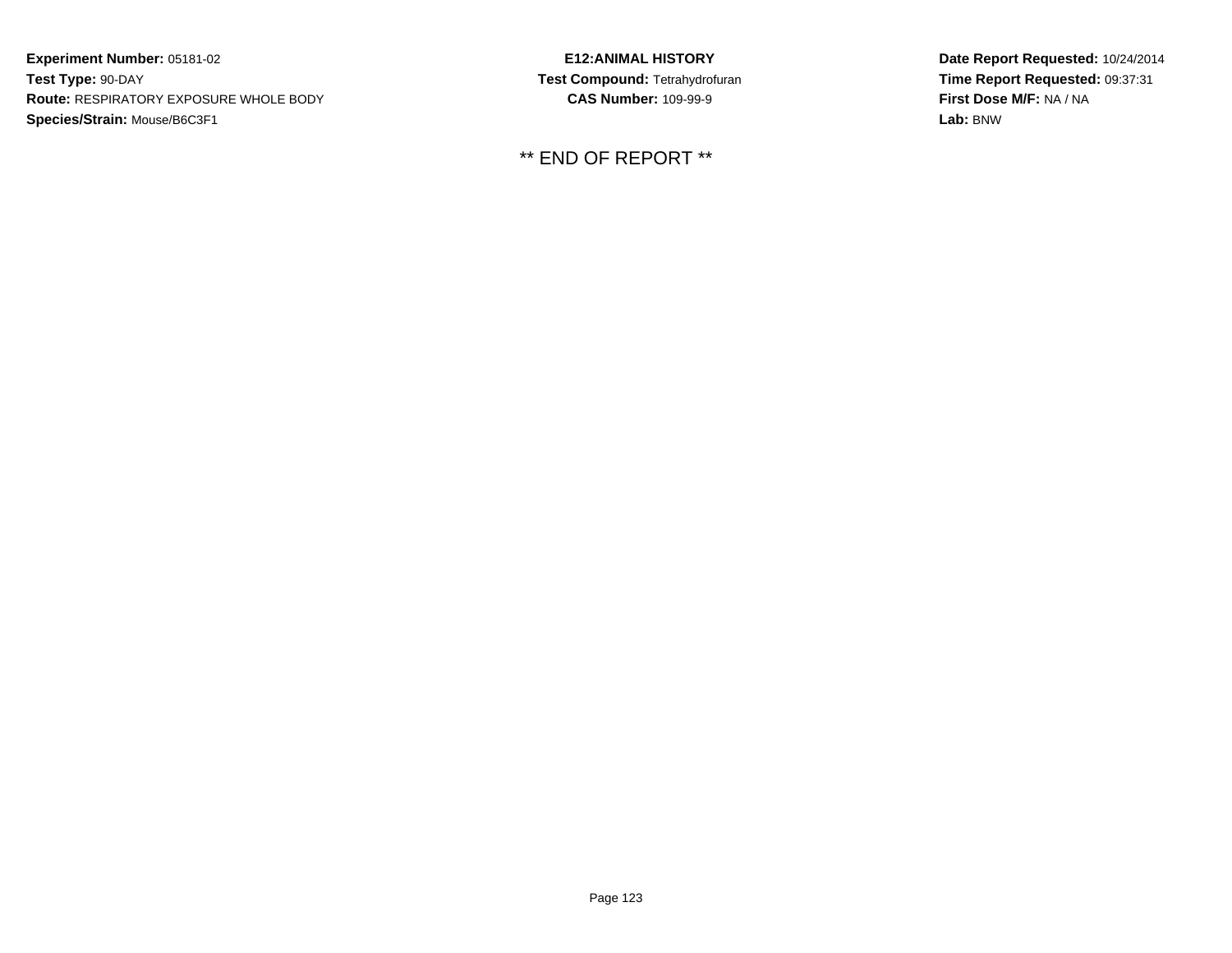**Experiment Number:** 05181-02
**Test Type:** 90-DAY
**Route:** RESPIRATORY EXPOSURE WHOLE BODY
**Species/Strain:** Mouse/B6C3F1

**E12:ANIMAL HISTORY**
**Test Compound:** Tetrahydrofuran
**CAS Number:** 109-99-9

**Date Report Requested:** 10/24/2014
**Time Report Requested:** 09:37:31
**First Dose M/F:** NA / NA
**Lab:** BNW

** END OF REPORT **